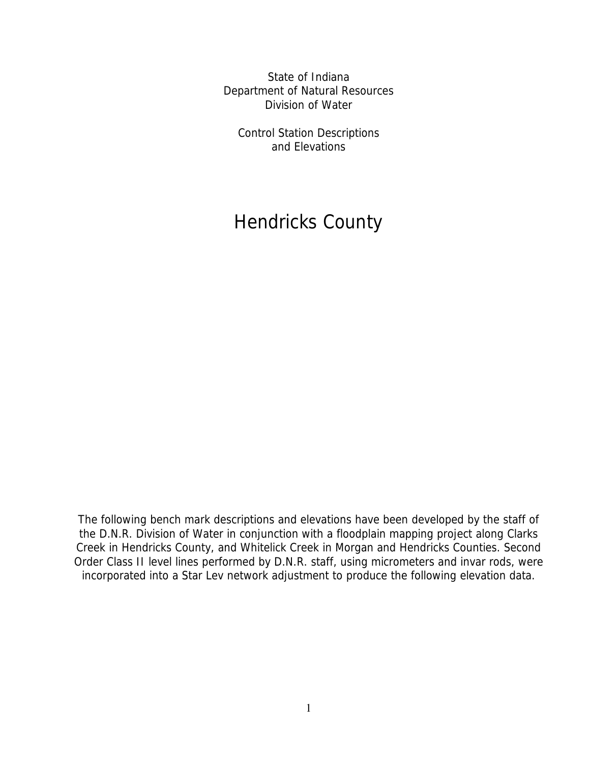State of Indiana
Department of Natural Resources
Division of Water

Control Station Descriptions
and Elevations

# Hendricks County

The following bench mark descriptions and elevations have been developed by the staff of the D.N.R. Division of Water in conjunction with a floodplain mapping project along Clarks Creek in Hendricks County, and Whitelick Creek in Morgan and Hendricks Counties. Second Order Class II level lines performed by D.N.R. staff, using micrometers and invar rods, were incorporated into a Star Lev network adjustment to produce the following elevation data.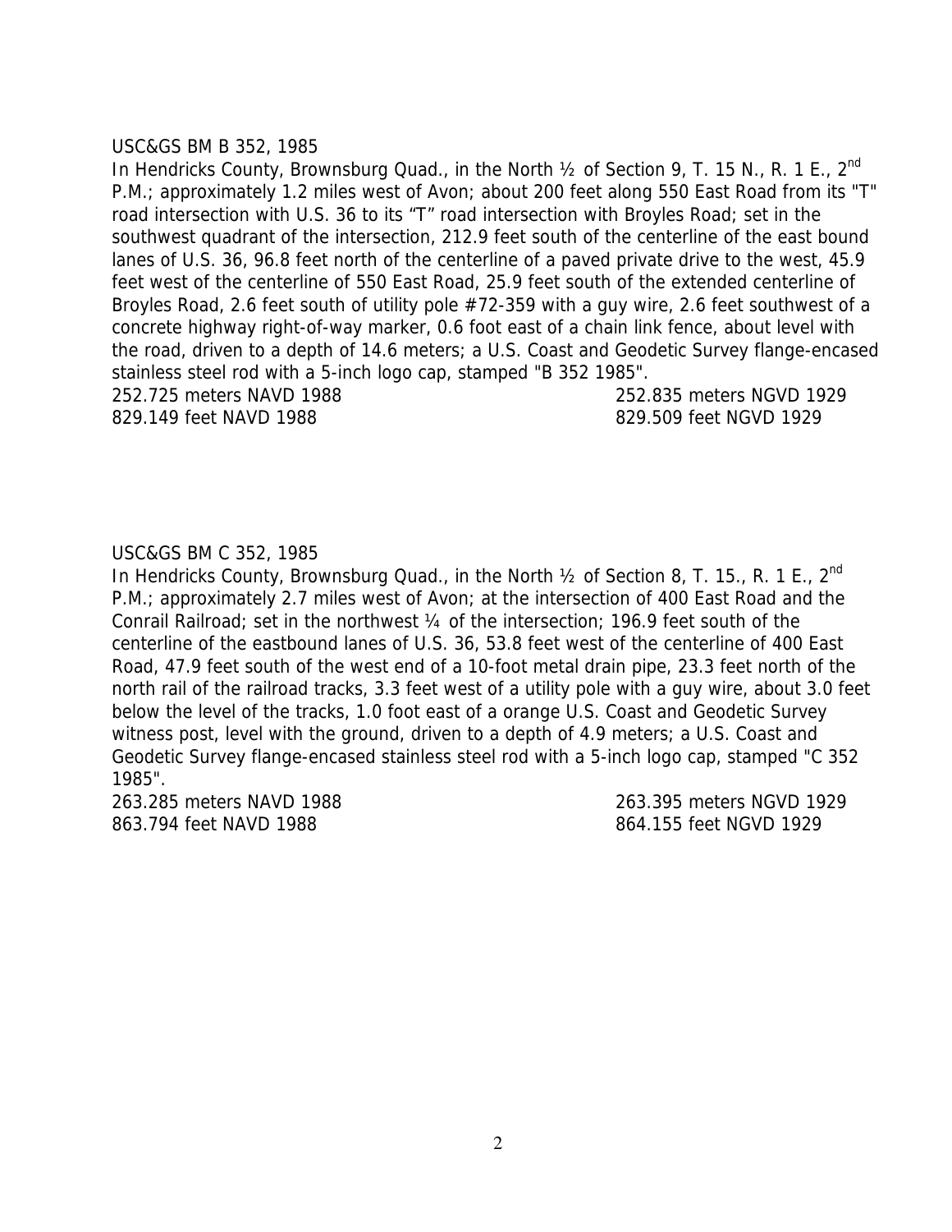USC&GS BM B 352, 1985

In Hendricks County, Brownsburg Quad., in the North ½ of Section 9, T. 15 N., R. 1 E., 2nd P.M.; approximately 1.2 miles west of Avon; about 200 feet along 550 East Road from its "T" road intersection with U.S. 36 to its "T" road intersection with Broyles Road; set in the southwest quadrant of the intersection, 212.9 feet south of the centerline of the east bound lanes of U.S. 36, 96.8 feet north of the centerline of a paved private drive to the west, 45.9 feet west of the centerline of 550 East Road, 25.9 feet south of the extended centerline of Broyles Road, 2.6 feet south of utility pole #72-359 with a guy wire, 2.6 feet southwest of a concrete highway right-of-way marker, 0.6 foot east of a chain link fence, about level with the road, driven to a depth of 14.6 meters; a U.S. Coast and Geodetic Survey flange-encased stainless steel rod with a 5-inch logo cap, stamped "B 352 1985".

252.725 meters NAVD 1988 | 252.835 meters NGVD 1929
829.149 feet NAVD 1988 | 829.509 feet NGVD 1929

USC&GS BM C 352, 1985

In Hendricks County, Brownsburg Quad., in the North ½ of Section 8, T. 15., R. 1 E., 2nd P.M.; approximately 2.7 miles west of Avon; at the intersection of 400 East Road and the Conrail Railroad; set in the northwest ¼ of the intersection; 196.9 feet south of the centerline of the eastbound lanes of U.S. 36, 53.8 feet west of the centerline of 400 East Road, 47.9 feet south of the west end of a 10-foot metal drain pipe, 23.3 feet north of the north rail of the railroad tracks, 3.3 feet west of a utility pole with a guy wire, about 3.0 feet below the level of the tracks, 1.0 foot east of a orange U.S. Coast and Geodetic Survey witness post, level with the ground, driven to a depth of 4.9 meters; a U.S. Coast and Geodetic Survey flange-encased stainless steel rod with a 5-inch logo cap, stamped "C 352 1985".

263.285 meters NAVD 1988 | 263.395 meters NGVD 1929
863.794 feet NAVD 1988 | 864.155 feet NGVD 1929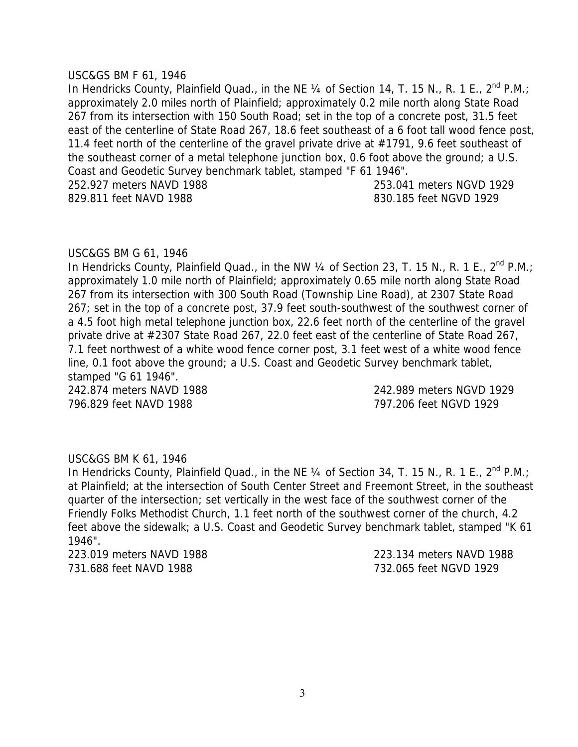USC&GS BM F 61, 1946

In Hendricks County, Plainfield Quad., in the NE ¼ of Section 14, T. 15 N., R. 1 E., 2nd P.M.; approximately 2.0 miles north of Plainfield; approximately 0.2 mile north along State Road 267 from its intersection with 150 South Road; set in the top of a concrete post, 31.5 feet east of the centerline of State Road 267, 18.6 feet southeast of a 6 foot tall wood fence post, 11.4 feet north of the centerline of the gravel private drive at #1791, 9.6 feet southeast of the southeast corner of a metal telephone junction box, 0.6 foot above the ground; a U.S. Coast and Geodetic Survey benchmark tablet, stamped "F 61 1946".

252.927 meters NAVD 1988 253.041 meters NGVD 1929
829.811 feet NAVD 1988 830.185 feet NGVD 1929

USC&GS BM G 61, 1946

In Hendricks County, Plainfield Quad., in the NW ¼ of Section 23, T. 15 N., R. 1 E., 2nd P.M.; approximately 1.0 mile north of Plainfield; approximately 0.65 mile north along State Road 267 from its intersection with 300 South Road (Township Line Road), at 2307 State Road 267; set in the top of a concrete post, 37.9 feet south-southwest of the southwest corner of a 4.5 foot high metal telephone junction box, 22.6 feet north of the centerline of the gravel private drive at #2307 State Road 267, 22.0 feet east of the centerline of State Road 267, 7.1 feet northwest of a white wood fence corner post, 3.1 feet west of a white wood fence line, 0.1 foot above the ground; a U.S. Coast and Geodetic Survey benchmark tablet, stamped "G 61 1946".

242.874 meters NAVD 1988 242.989 meters NGVD 1929
796.829 feet NAVD 1988 797.206 feet NGVD 1929

USC&GS BM K 61, 1946

In Hendricks County, Plainfield Quad., in the NE ¼ of Section 34, T. 15 N., R. 1 E., 2nd P.M.; at Plainfield; at the intersection of South Center Street and Freemont Street, in the southeast quarter of the intersection; set vertically in the west face of the southwest corner of the Friendly Folks Methodist Church, 1.1 feet north of the southwest corner of the church, 4.2 feet above the sidewalk; a U.S. Coast and Geodetic Survey benchmark tablet, stamped "K 61 1946".

223.019 meters NAVD 1988 223.134 meters NAVD 1988
731.688 feet NAVD 1988 732.065 feet NGVD 1929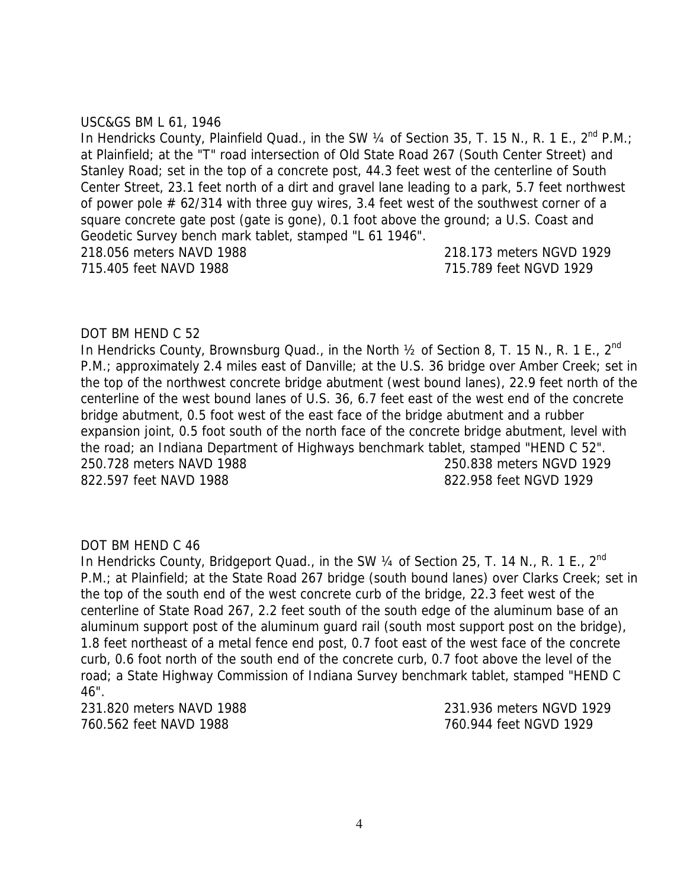USC&GS BM L 61, 1946

In Hendricks County, Plainfield Quad., in the SW ¼ of Section 35, T. 15 N., R. 1 E., 2nd P.M.; at Plainfield; at the "T" road intersection of Old State Road 267 (South Center Street) and Stanley Road; set in the top of a concrete post, 44.3 feet west of the centerline of South Center Street, 23.1 feet north of a dirt and gravel lane leading to a park, 5.7 feet northwest of power pole # 62/314 with three guy wires, 3.4 feet west of the southwest corner of a square concrete gate post (gate is gone), 0.1 foot above the ground; a U.S. Coast and Geodetic Survey bench mark tablet, stamped "L 61 1946".

218.056 meters NAVD 1988 218.173 meters NGVD 1929
715.405 feet NAVD 1988 715.789 feet NGVD 1929

DOT BM HEND C 52

In Hendricks County, Brownsburg Quad., in the North ½ of Section 8, T. 15 N., R. 1 E., 2nd P.M.; approximately 2.4 miles east of Danville; at the U.S. 36 bridge over Amber Creek; set in the top of the northwest concrete bridge abutment (west bound lanes), 22.9 feet north of the centerline of the west bound lanes of U.S. 36, 6.7 feet east of the west end of the concrete bridge abutment, 0.5 foot west of the east face of the bridge abutment and a rubber expansion joint, 0.5 foot south of the north face of the concrete bridge abutment, level with the road; an Indiana Department of Highways benchmark tablet, stamped "HEND C 52".

250.728 meters NAVD 1988 250.838 meters NGVD 1929
822.597 feet NAVD 1988 822.958 feet NGVD 1929

DOT BM HEND C 46

In Hendricks County, Bridgeport Quad., in the SW ¼ of Section 25, T. 14 N., R. 1 E., 2nd P.M.; at Plainfield; at the State Road 267 bridge (south bound lanes) over Clarks Creek; set in the top of the south end of the west concrete curb of the bridge, 22.3 feet west of the centerline of State Road 267, 2.2 feet south of the south edge of the aluminum base of an aluminum support post of the aluminum guard rail (south most support post on the bridge), 1.8 feet northeast of a metal fence end post, 0.7 foot east of the west face of the concrete curb, 0.6 foot north of the south end of the concrete curb, 0.7 foot above the level of the road; a State Highway Commission of Indiana Survey benchmark tablet, stamped "HEND C 46".

231.820 meters NAVD 1988 231.936 meters NGVD 1929
760.562 feet NAVD 1988 760.944 feet NGVD 1929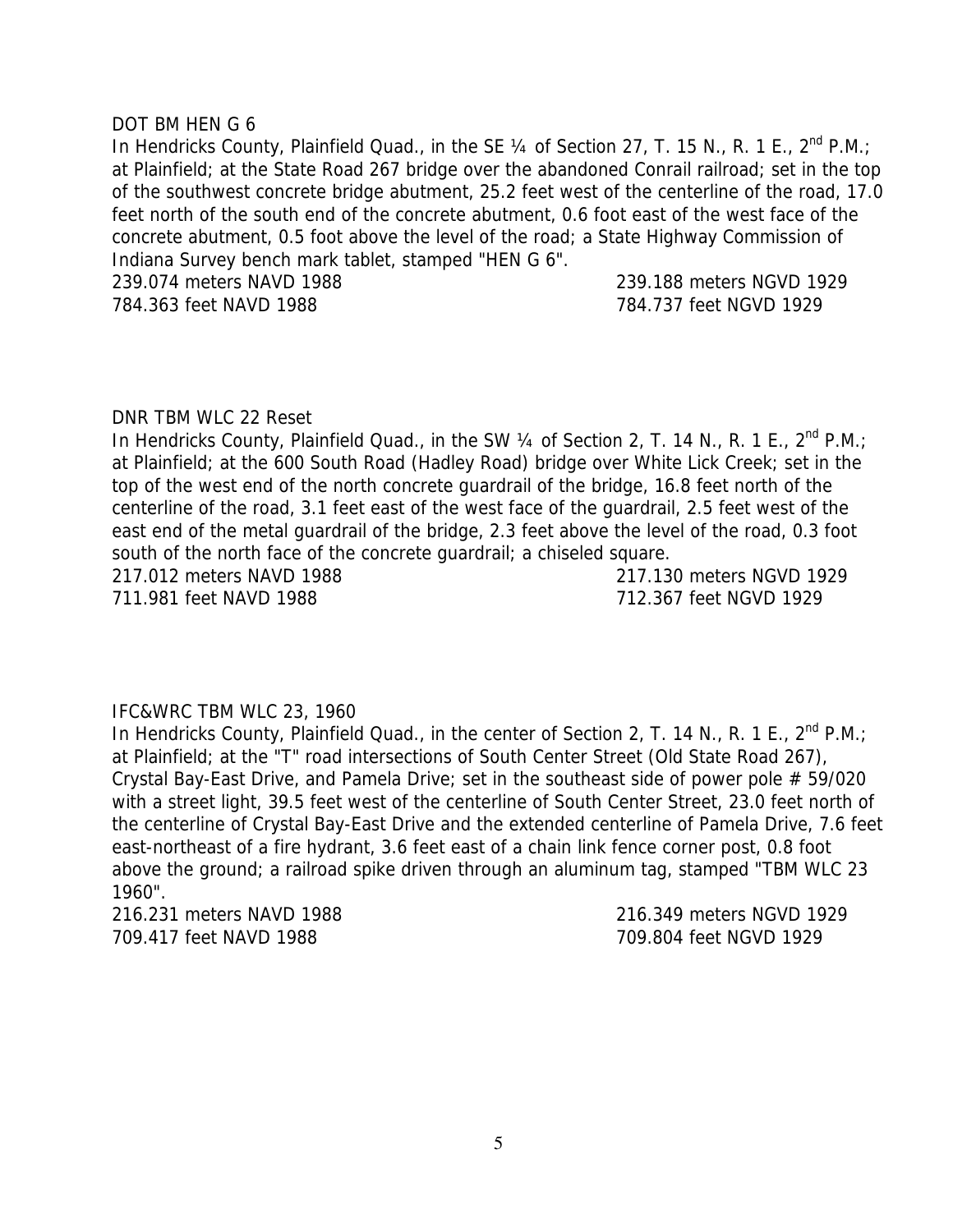DOT BM HEN G 6

In Hendricks County, Plainfield Quad., in the SE ¼ of Section 27, T. 15 N., R. 1 E., 2nd P.M.; at Plainfield; at the State Road 267 bridge over the abandoned Conrail railroad; set in the top of the southwest concrete bridge abutment, 25.2 feet west of the centerline of the road, 17.0 feet north of the south end of the concrete abutment, 0.6 foot east of the west face of the concrete abutment, 0.5 foot above the level of the road; a State Highway Commission of Indiana Survey bench mark tablet, stamped "HEN G 6".

239.074 meters NAVD 1988 — 239.188 meters NGVD 1929
784.363 feet NAVD 1988 — 784.737 feet NGVD 1929

DNR TBM WLC 22 Reset

In Hendricks County, Plainfield Quad., in the SW ¼ of Section 2, T. 14 N., R. 1 E., 2nd P.M.; at Plainfield; at the 600 South Road (Hadley Road) bridge over White Lick Creek; set in the top of the west end of the north concrete guardrail of the bridge, 16.8 feet north of the centerline of the road, 3.1 feet east of the west face of the guardrail, 2.5 feet west of the east end of the metal guardrail of the bridge, 2.3 feet above the level of the road, 0.3 foot south of the north face of the concrete guardrail; a chiseled square.

217.012 meters NAVD 1988 — 217.130 meters NGVD 1929
711.981 feet NAVD 1988 — 712.367 feet NGVD 1929

IFC&WRC TBM WLC 23, 1960

In Hendricks County, Plainfield Quad., in the center of Section 2, T. 14 N., R. 1 E., 2nd P.M.; at Plainfield; at the "T" road intersections of South Center Street (Old State Road 267), Crystal Bay-East Drive, and Pamela Drive; set in the southeast side of power pole # 59/020 with a street light, 39.5 feet west of the centerline of South Center Street, 23.0 feet north of the centerline of Crystal Bay-East Drive and the extended centerline of Pamela Drive, 7.6 feet east-northeast of a fire hydrant, 3.6 feet east of a chain link fence corner post, 0.8 foot above the ground; a railroad spike driven through an aluminum tag, stamped "TBM WLC 23 1960".

216.231 meters NAVD 1988 — 216.349 meters NGVD 1929
709.417 feet NAVD 1988 — 709.804 feet NGVD 1929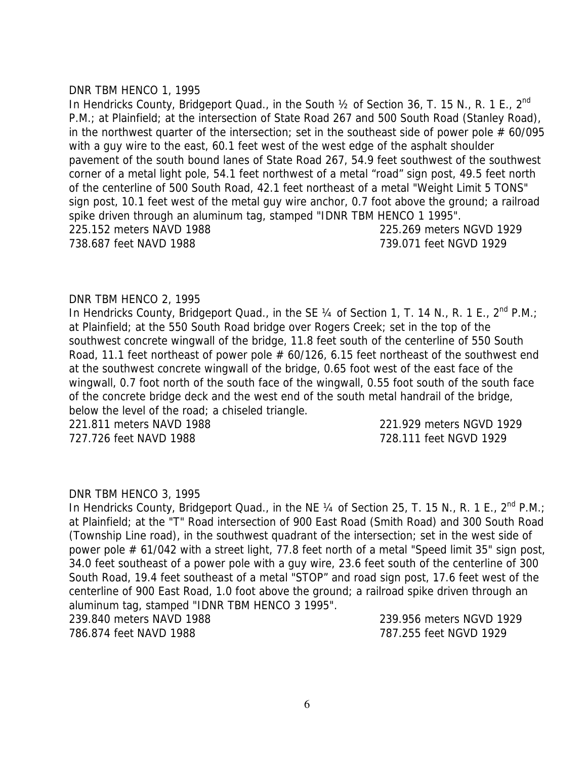DNR TBM HENCO 1, 1995

In Hendricks County, Bridgeport Quad., in the South ½ of Section 36, T. 15 N., R. 1 E., 2nd P.M.; at Plainfield; at the intersection of State Road 267 and 500 South Road (Stanley Road), in the northwest quarter of the intersection; set in the southeast side of power pole # 60/095 with a guy wire to the east, 60.1 feet west of the west edge of the asphalt shoulder pavement of the south bound lanes of State Road 267, 54.9 feet southwest of the southwest corner of a metal light pole, 54.1 feet northwest of a metal "road" sign post, 49.5 feet north of the centerline of 500 South Road, 42.1 feet northeast of a metal "Weight Limit 5 TONS" sign post, 10.1 feet west of the metal guy wire anchor, 0.7 foot above the ground; a railroad spike driven through an aluminum tag, stamped "IDNR TBM HENCO 1 1995".

225.152 meters NAVD 1988 225.269 meters NGVD 1929
738.687 feet NAVD 1988 739.071 feet NGVD 1929

DNR TBM HENCO 2, 1995

In Hendricks County, Bridgeport Quad., in the SE ¼ of Section 1, T. 14 N., R. 1 E., 2nd P.M.; at Plainfield; at the 550 South Road bridge over Rogers Creek; set in the top of the southwest concrete wingwall of the bridge, 11.8 feet south of the centerline of 550 South Road, 11.1 feet northeast of power pole # 60/126, 6.15 feet northeast of the southwest end at the southwest concrete wingwall of the bridge, 0.65 foot west of the east face of the wingwall, 0.7 foot north of the south face of the wingwall, 0.55 foot south of the south face of the concrete bridge deck and the west end of the south metal handrail of the bridge, below the level of the road; a chiseled triangle.

221.811 meters NAVD 1988 221.929 meters NGVD 1929
727.726 feet NAVD 1988 728.111 feet NGVD 1929

DNR TBM HENCO 3, 1995

In Hendricks County, Bridgeport Quad., in the NE ¼ of Section 25, T. 15 N., R. 1 E., 2nd P.M.; at Plainfield; at the "T" Road intersection of 900 East Road (Smith Road) and 300 South Road (Township Line road), in the southwest quadrant of the intersection; set in the west side of power pole # 61/042 with a street light, 77.8 feet north of a metal "Speed limit 35" sign post, 34.0 feet southeast of a power pole with a guy wire, 23.6 feet south of the centerline of 300 South Road, 19.4 feet southeast of a metal "STOP" and road sign post, 17.6 feet west of the centerline of 900 East Road, 1.0 foot above the ground; a railroad spike driven through an aluminum tag, stamped "IDNR TBM HENCO 3 1995".

239.840 meters NAVD 1988 239.956 meters NGVD 1929
786.874 feet NAVD 1988 787.255 feet NGVD 1929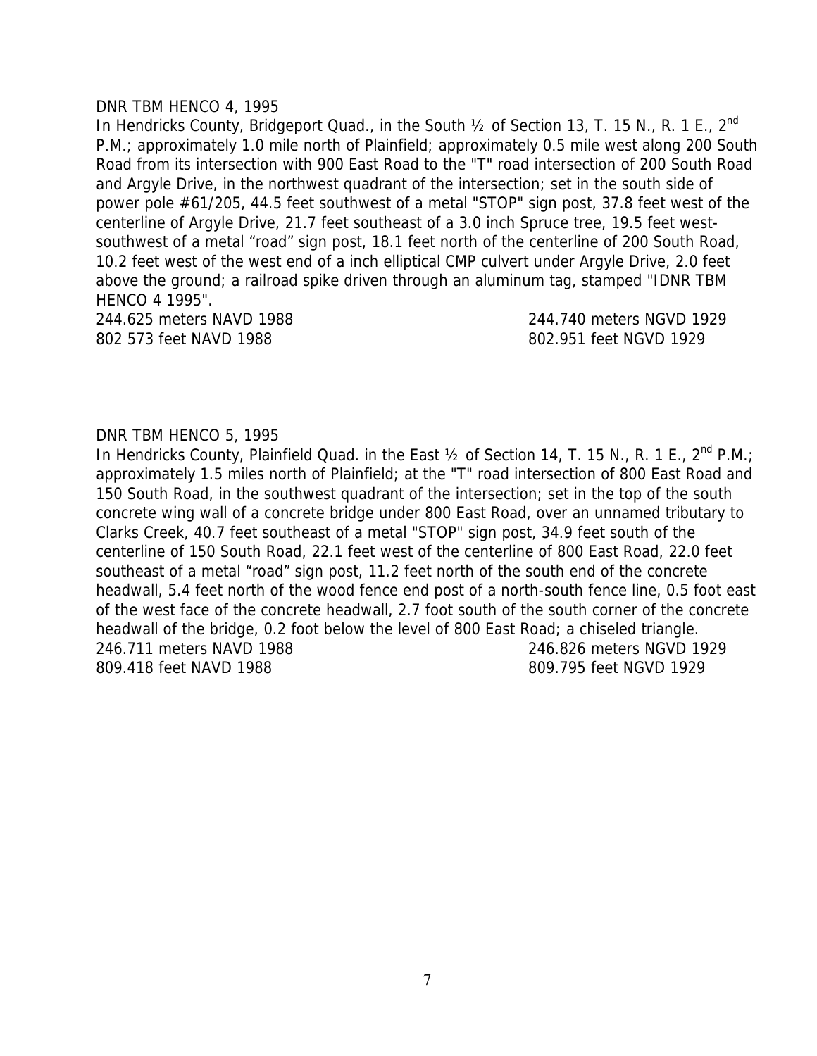DNR TBM HENCO 4, 1995

In Hendricks County, Bridgeport Quad., in the South ½ of Section 13, T. 15 N., R. 1 E., 2nd P.M.; approximately 1.0 mile north of Plainfield; approximately 0.5 mile west along 200 South Road from its intersection with 900 East Road to the "T" road intersection of 200 South Road and Argyle Drive, in the northwest quadrant of the intersection; set in the south side of power pole #61/205, 44.5 feet southwest of a metal "STOP" sign post, 37.8 feet west of the centerline of Argyle Drive, 21.7 feet southeast of a 3.0 inch Spruce tree, 19.5 feet west-southwest of a metal “road” sign post, 18.1 feet north of the centerline of 200 South Road, 10.2 feet west of the west end of a inch elliptical CMP culvert under Argyle Drive, 2.0 feet above the ground; a railroad spike driven through an aluminum tag, stamped "IDNR TBM HENCO 4 1995".

244.625 meters NAVD 1988 244.740 meters NGVD 1929
802 573 feet NAVD 1988 802.951 feet NGVD 1929

DNR TBM HENCO 5, 1995

In Hendricks County, Plainfield Quad. in the East ½ of Section 14, T. 15 N., R. 1 E., 2nd P.M.; approximately 1.5 miles north of Plainfield; at the "T" road intersection of 800 East Road and 150 South Road, in the southwest quadrant of the intersection; set in the top of the south concrete wing wall of a concrete bridge under 800 East Road, over an unnamed tributary to Clarks Creek, 40.7 feet southeast of a metal "STOP" sign post, 34.9 feet south of the centerline of 150 South Road, 22.1 feet west of the centerline of 800 East Road, 22.0 feet southeast of a metal “road” sign post, 11.2 feet north of the south end of the concrete headwall, 5.4 feet north of the wood fence end post of a north-south fence line, 0.5 foot east of the west face of the concrete headwall, 2.7 foot south of the south corner of the concrete headwall of the bridge, 0.2 foot below the level of 800 East Road; a chiseled triangle.

246.711 meters NAVD 1988 246.826 meters NGVD 1929
809.418 feet NAVD 1988 809.795 feet NGVD 1929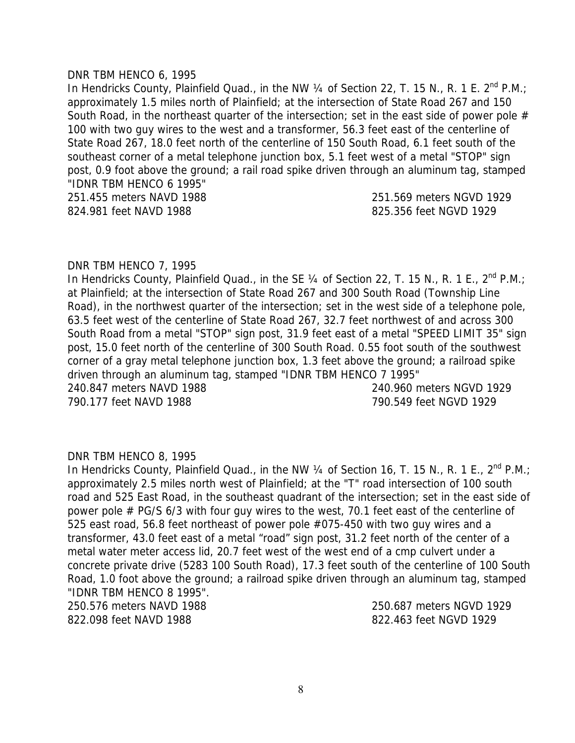DNR TBM HENCO 6, 1995

In Hendricks County, Plainfield Quad., in the NW ¼ of Section 22, T. 15 N., R. 1 E. 2nd P.M.; approximately 1.5 miles north of Plainfield; at the intersection of State Road 267 and 150 South Road, in the northeast quarter of the intersection; set in the east side of power pole # 100 with two guy wires to the west and a transformer, 56.3 feet east of the centerline of State Road 267, 18.0 feet north of the centerline of 150 South Road, 6.1 feet south of the southeast corner of a metal telephone junction box, 5.1 feet west of a metal "STOP" sign post, 0.9 foot above the ground; a rail road spike driven through an aluminum tag, stamped "IDNR TBM HENCO 6 1995"

251.455 meters NAVD 1988 251.569 meters NGVD 1929
824.981 feet NAVD 1988 825.356 feet NGVD 1929

DNR TBM HENCO 7, 1995

In Hendricks County, Plainfield Quad., in the SE ¼ of Section 22, T. 15 N., R. 1 E., 2nd P.M.; at Plainfield; at the intersection of State Road 267 and 300 South Road (Township Line Road), in the northwest quarter of the intersection; set in the west side of a telephone pole, 63.5 feet west of the centerline of State Road 267, 32.7 feet northwest of and across 300 South Road from a metal "STOP" sign post, 31.9 feet east of a metal "SPEED LIMIT 35" sign post, 15.0 feet north of the centerline of 300 South Road. 0.55 foot south of the southwest corner of a gray metal telephone junction box, 1.3 feet above the ground; a railroad spike driven through an aluminum tag, stamped "IDNR TBM HENCO 7 1995"

240.847 meters NAVD 1988 240.960 meters NGVD 1929
790.177 feet NAVD 1988 790.549 feet NGVD 1929

DNR TBM HENCO 8, 1995

In Hendricks County, Plainfield Quad., in the NW ¼ of Section 16, T. 15 N., R. 1 E., 2nd P.M.; approximately 2.5 miles north west of Plainfield; at the "T" road intersection of 100 south road and 525 East Road, in the southeast quadrant of the intersection; set in the east side of power pole # PG/S 6/3 with four guy wires to the west, 70.1 feet east of the centerline of 525 east road, 56.8 feet northeast of power pole #075-450 with two guy wires and a transformer, 43.0 feet east of a metal "road" sign post, 31.2 feet north of the center of a metal water meter access lid, 20.7 feet west of the west end of a cmp culvert under a concrete private drive (5283 100 South Road), 17.3 feet south of the centerline of 100 South Road, 1.0 foot above the ground; a railroad spike driven through an aluminum tag, stamped "IDNR TBM HENCO 8 1995".

250.576 meters NAVD 1988 250.687 meters NGVD 1929
822.098 feet NAVD 1988 822.463 feet NGVD 1929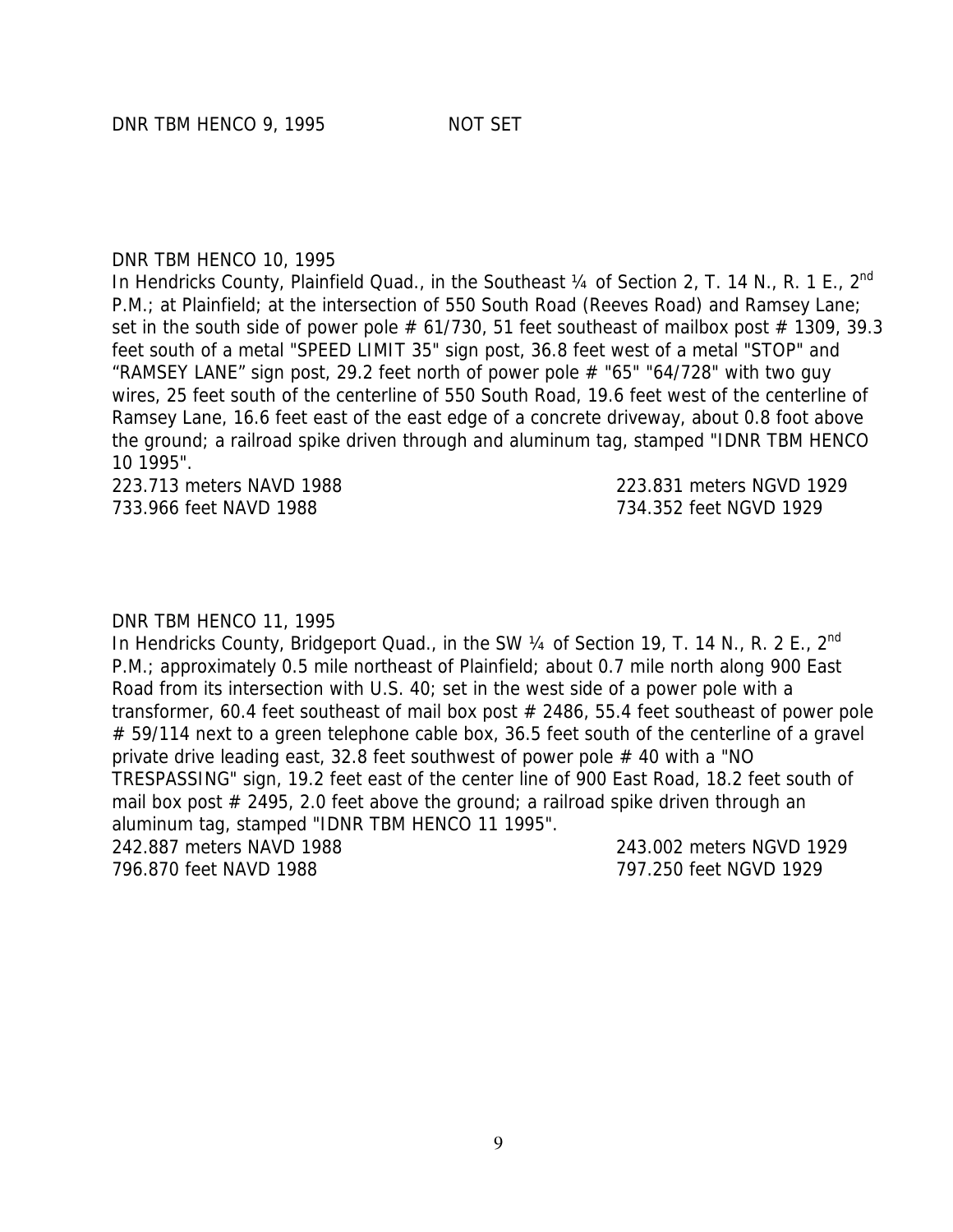DNR TBM HENCO 9, 1995 NOT SET

DNR TBM HENCO 10, 1995

In Hendricks County, Plainfield Quad., in the Southeast ¼ of Section 2, T. 14 N., R. 1 E., 2nd P.M.; at Plainfield; at the intersection of 550 South Road (Reeves Road) and Ramsey Lane; set in the south side of power pole # 61/730, 51 feet southeast of mailbox post # 1309, 39.3 feet south of a metal "SPEED LIMIT 35" sign post, 36.8 feet west of a metal "STOP" and "RAMSEY LANE" sign post, 29.2 feet north of power pole # "65" "64/728" with two guy wires, 25 feet south of the centerline of 550 South Road, 19.6 feet west of the centerline of Ramsey Lane, 16.6 feet east of the east edge of a concrete driveway, about 0.8 foot above the ground; a railroad spike driven through and aluminum tag, stamped "IDNR TBM HENCO 10 1995".

223.713 meters NAVD 1988 223.831 meters NGVD 1929
733.966 feet NAVD 1988 734.352 feet NGVD 1929

DNR TBM HENCO 11, 1995

In Hendricks County, Bridgeport Quad., in the SW ¼ of Section 19, T. 14 N., R. 2 E., 2nd P.M.; approximately 0.5 mile northeast of Plainfield; about 0.7 mile north along 900 East Road from its intersection with U.S. 40; set in the west side of a power pole with a transformer, 60.4 feet southeast of mail box post # 2486, 55.4 feet southeast of power pole # 59/114 next to a green telephone cable box, 36.5 feet south of the centerline of a gravel private drive leading east, 32.8 feet southwest of power pole # 40 with a "NO TRESPASSING" sign, 19.2 feet east of the center line of 900 East Road, 18.2 feet south of mail box post # 2495, 2.0 feet above the ground; a railroad spike driven through an aluminum tag, stamped "IDNR TBM HENCO 11 1995".

242.887 meters NAVD 1988 243.002 meters NGVD 1929
796.870 feet NAVD 1988 797.250 feet NGVD 1929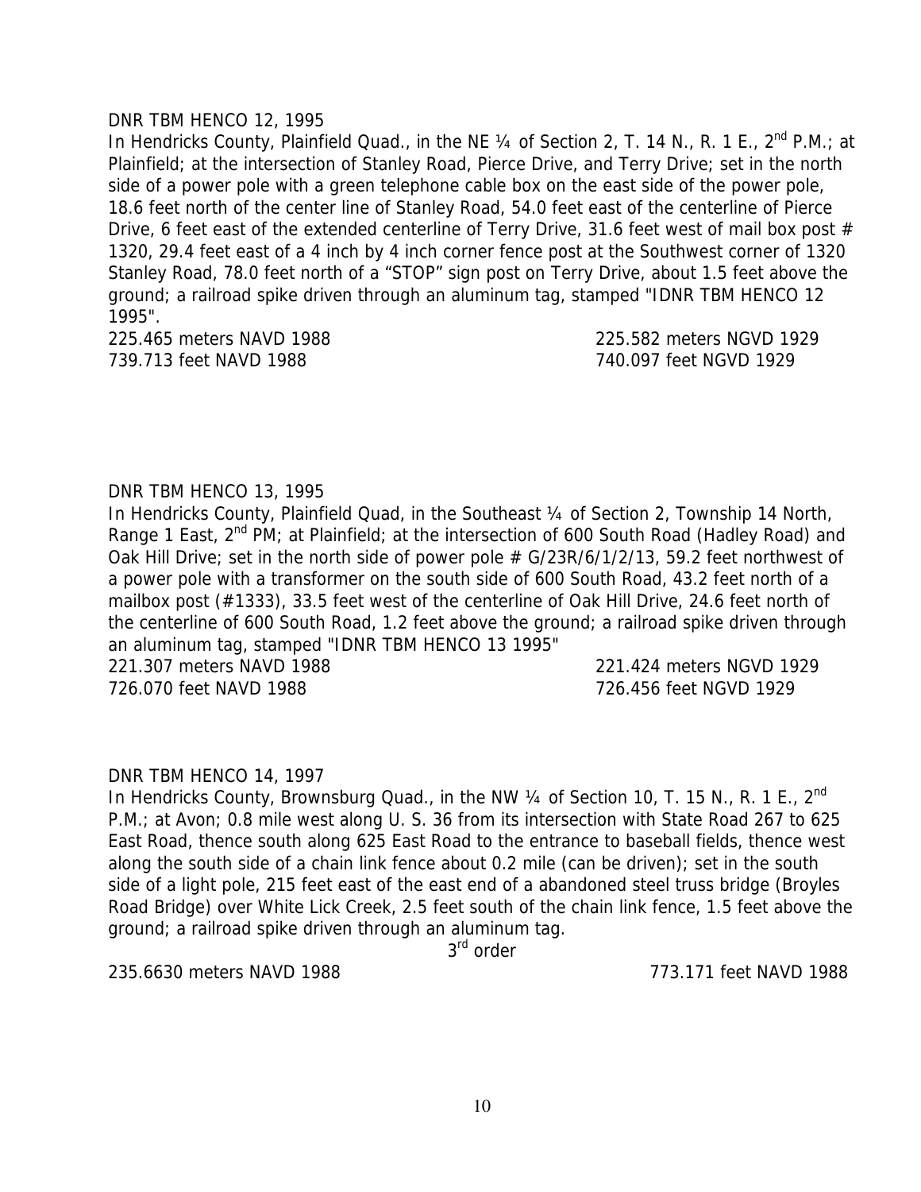DNR TBM HENCO 12, 1995

In Hendricks County, Plainfield Quad., in the NE ¼ of Section 2, T. 14 N., R. 1 E., 2nd P.M.; at Plainfield; at the intersection of Stanley Road, Pierce Drive, and Terry Drive; set in the north side of a power pole with a green telephone cable box on the east side of the power pole, 18.6 feet north of the center line of Stanley Road, 54.0 feet east of the centerline of Pierce Drive, 6 feet east of the extended centerline of Terry Drive, 31.6 feet west of mail box post # 1320, 29.4 feet east of a 4 inch by 4 inch corner fence post at the Southwest corner of 1320 Stanley Road, 78.0 feet north of a “STOP” sign post on Terry Drive, about 1.5 feet above the ground; a railroad spike driven through an aluminum tag, stamped "IDNR TBM HENCO 12 1995".

225.465 meters NAVD 1988 225.582 meters NGVD 1929
739.713 feet NAVD 1988 740.097 feet NGVD 1929

DNR TBM HENCO 13, 1995

In Hendricks County, Plainfield Quad, in the Southeast ¼ of Section 2, Township 14 North, Range 1 East, 2nd PM; at Plainfield; at the intersection of 600 South Road (Hadley Road) and Oak Hill Drive; set in the north side of power pole # G/23R/6/1/2/13, 59.2 feet northwest of a power pole with a transformer on the south side of 600 South Road, 43.2 feet north of a mailbox post (#1333), 33.5 feet west of the centerline of Oak Hill Drive, 24.6 feet north of the centerline of 600 South Road, 1.2 feet above the ground; a railroad spike driven through an aluminum tag, stamped "IDNR TBM HENCO 13 1995"

221.307 meters NAVD 1988 221.424 meters NGVD 1929
726.070 feet NAVD 1988 726.456 feet NGVD 1929

DNR TBM HENCO 14, 1997

In Hendricks County, Brownsburg Quad., in the NW ¼ of Section 10, T. 15 N., R. 1 E., 2nd P.M.; at Avon; 0.8 mile west along U. S. 36 from its intersection with State Road 267 to 625 East Road, thence south along 625 East Road to the entrance to baseball fields, thence west along the south side of a chain link fence about 0.2 mile (can be driven); set in the south side of a light pole, 215 feet east of the east end of a abandoned steel truss bridge (Broyles Road Bridge) over White Lick Creek, 2.5 feet south of the chain link fence, 1.5 feet above the ground; a railroad spike driven through an aluminum tag.

3rd order

235.6630 meters NAVD 1988 773.171 feet NAVD 1988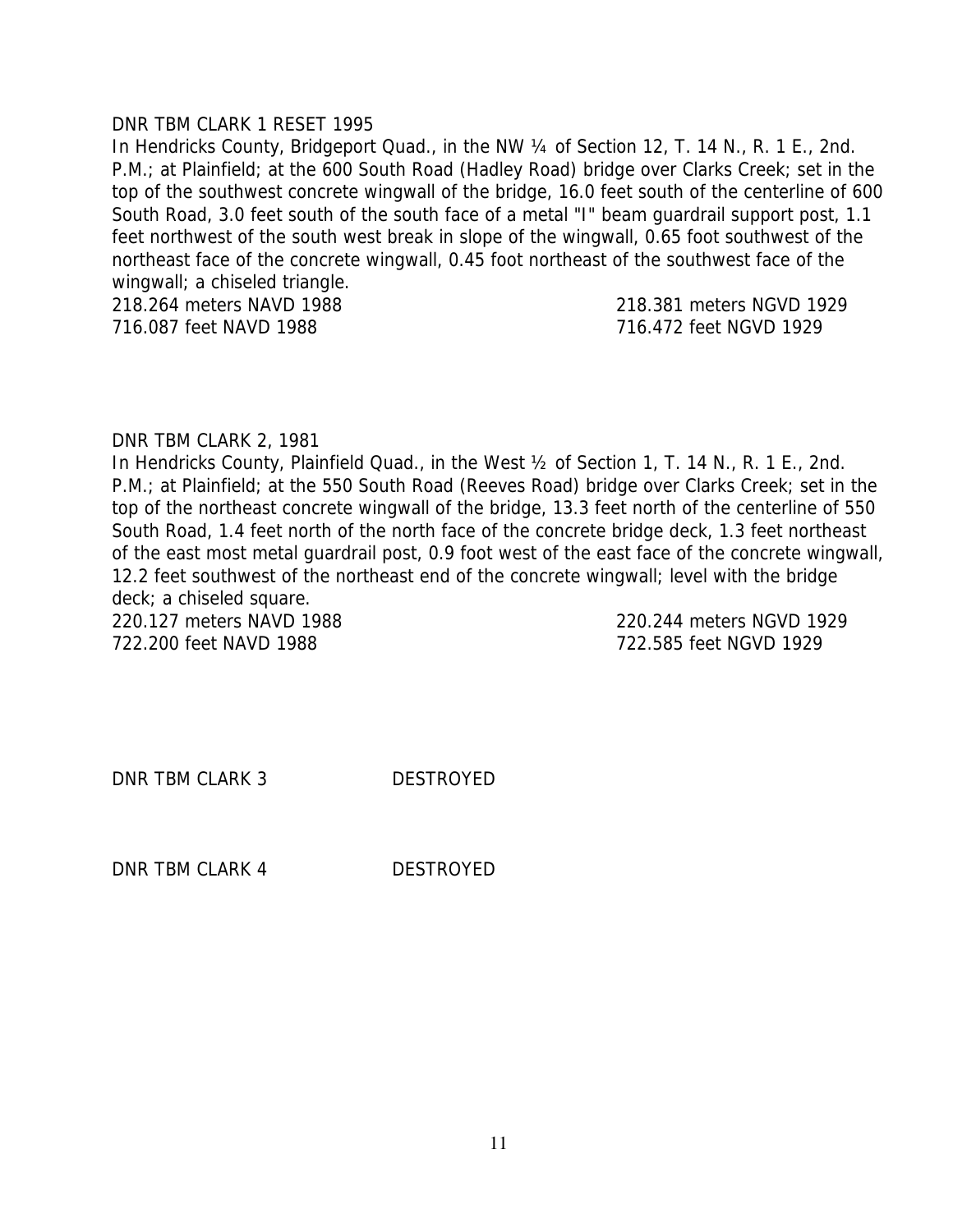DNR TBM CLARK 1 RESET 1995

In Hendricks County, Bridgeport Quad., in the NW ¼ of Section 12, T. 14 N., R. 1 E., 2nd. P.M.; at Plainfield; at the 600 South Road (Hadley Road) bridge over Clarks Creek; set in the top of the southwest concrete wingwall of the bridge, 16.0 feet south of the centerline of 600 South Road, 3.0 feet south of the south face of a metal "I" beam guardrail support post, 1.1 feet northwest of the south west break in slope of the wingwall, 0.65 foot southwest of the northeast face of the concrete wingwall, 0.45 foot northeast of the southwest face of the wingwall; a chiseled triangle.

| | |
|---|---|
| 218.264 meters NAVD 1988 | 218.381 meters NGVD 1929 |
| 716.087 feet NAVD 1988 | 716.472 feet NGVD 1929 |

DNR TBM CLARK 2, 1981

In Hendricks County, Plainfield Quad., in the West ½ of Section 1, T. 14 N., R. 1 E., 2nd. P.M.; at Plainfield; at the 550 South Road (Reeves Road) bridge over Clarks Creek; set in the top of the northeast concrete wingwall of the bridge, 13.3 feet north of the centerline of 550 South Road, 1.4 feet north of the north face of the concrete bridge deck, 1.3 feet northeast of the east most metal guardrail post, 0.9 foot west of the east face of the concrete wingwall, 12.2 feet southwest of the northeast end of the concrete wingwall; level with the bridge deck; a chiseled square.

| | |
|---|---|
| 220.127 meters NAVD 1988 | 220.244 meters NGVD 1929 |
| 722.200 feet NAVD 1988 | 722.585 feet NGVD 1929 |

DNR TBM CLARK 3 DESTROYED

DNR TBM CLARK 4 DESTROYED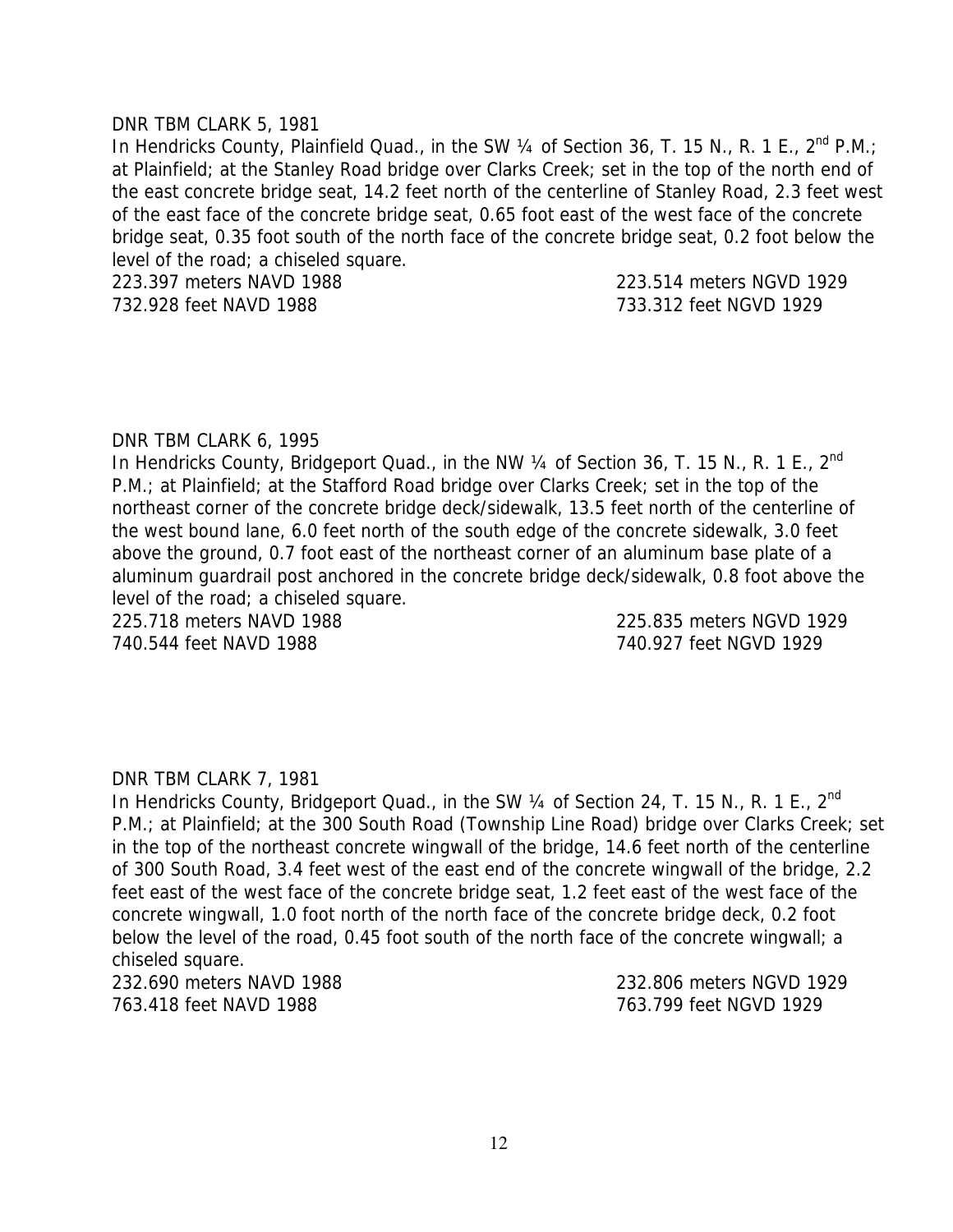DNR TBM CLARK 5, 1981

In Hendricks County, Plainfield Quad., in the SW ¼ of Section 36, T. 15 N., R. 1 E., 2nd P.M.; at Plainfield; at the Stanley Road bridge over Clarks Creek; set in the top of the north end of the east concrete bridge seat, 14.2 feet north of the centerline of Stanley Road, 2.3 feet west of the east face of the concrete bridge seat, 0.65 foot east of the west face of the concrete bridge seat, 0.35 foot south of the north face of the concrete bridge seat, 0.2 foot below the level of the road; a chiseled square.

223.397 meters NAVD 1988 223.514 meters NGVD 1929
732.928 feet NAVD 1988 733.312 feet NGVD 1929

DNR TBM CLARK 6, 1995

In Hendricks County, Bridgeport Quad., in the NW ¼ of Section 36, T. 15 N., R. 1 E., 2nd P.M.; at Plainfield; at the Stafford Road bridge over Clarks Creek; set in the top of the northeast corner of the concrete bridge deck/sidewalk, 13.5 feet north of the centerline of the west bound lane, 6.0 feet north of the south edge of the concrete sidewalk, 3.0 feet above the ground, 0.7 foot east of the northeast corner of an aluminum base plate of a aluminum guardrail post anchored in the concrete bridge deck/sidewalk, 0.8 foot above the level of the road; a chiseled square.

225.718 meters NAVD 1988 225.835 meters NGVD 1929
740.544 feet NAVD 1988 740.927 feet NGVD 1929

DNR TBM CLARK 7, 1981

In Hendricks County, Bridgeport Quad., in the SW ¼ of Section 24, T. 15 N., R. 1 E., 2nd P.M.; at Plainfield; at the 300 South Road (Township Line Road) bridge over Clarks Creek; set in the top of the northeast concrete wingwall of the bridge, 14.6 feet north of the centerline of 300 South Road, 3.4 feet west of the east end of the concrete wingwall of the bridge, 2.2 feet east of the west face of the concrete bridge seat, 1.2 feet east of the west face of the concrete wingwall, 1.0 foot north of the north face of the concrete bridge deck, 0.2 foot below the level of the road, 0.45 foot south of the north face of the concrete wingwall; a chiseled square.

232.690 meters NAVD 1988 232.806 meters NGVD 1929
763.418 feet NAVD 1988 763.799 feet NGVD 1929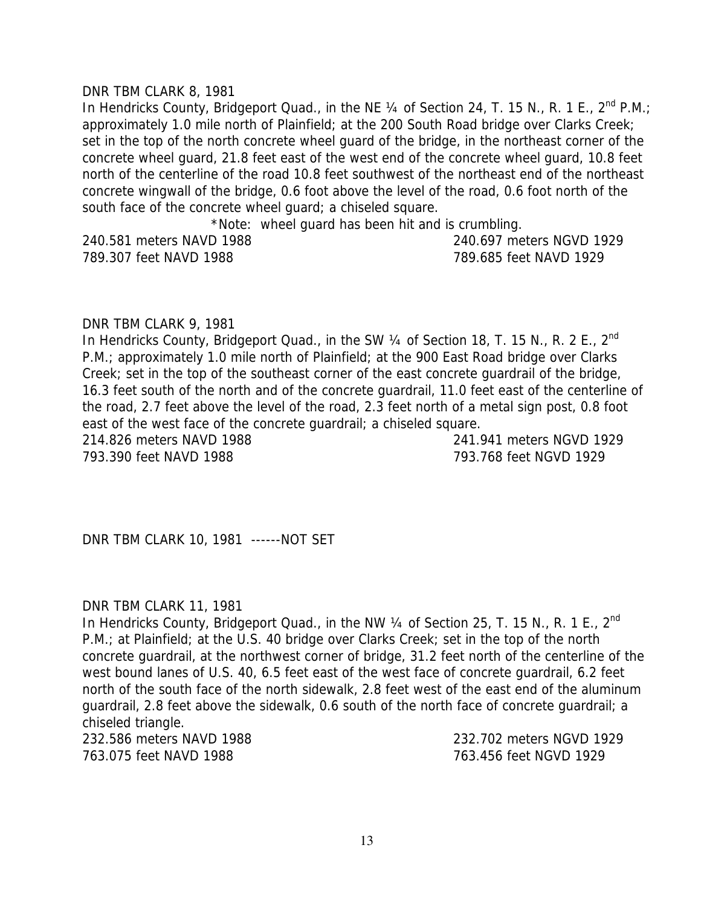DNR TBM CLARK 8, 1981

In Hendricks County, Bridgeport Quad., in the NE ¼ of Section 24, T. 15 N., R. 1 E., 2nd P.M.; approximately 1.0 mile north of Plainfield; at the 200 South Road bridge over Clarks Creek; set in the top of the north concrete wheel guard of the bridge, in the northeast corner of the concrete wheel guard, 21.8 feet east of the west end of the concrete wheel guard, 10.8 feet north of the centerline of the road 10.8 feet southwest of the northeast end of the northeast concrete wingwall of the bridge, 0.6 foot above the level of the road, 0.6 foot north of the south face of the concrete wheel guard; a chiseled square.

*Note: wheel guard has been hit and is crumbling.

240.581 meters NAVD 1988 — 240.697 meters NGVD 1929

789.307 feet NAVD 1988 — 789.685 feet NAVD 1929

DNR TBM CLARK 9, 1981

In Hendricks County, Bridgeport Quad., in the SW ¼ of Section 18, T. 15 N., R. 2 E., 2nd P.M.; approximately 1.0 mile north of Plainfield; at the 900 East Road bridge over Clarks Creek; set in the top of the southeast corner of the east concrete guardrail of the bridge, 16.3 feet south of the north and of the concrete guardrail, 11.0 feet east of the centerline of the road, 2.7 feet above the level of the road, 2.3 feet north of a metal sign post, 0.8 foot east of the west face of the concrete guardrail; a chiseled square.

214.826 meters NAVD 1988 — 241.941 meters NGVD 1929

793.390 feet NAVD 1988 — 793.768 feet NGVD 1929

DNR TBM CLARK 10, 1981 ------NOT SET

DNR TBM CLARK 11, 1981

In Hendricks County, Bridgeport Quad., in the NW ¼ of Section 25, T. 15 N., R. 1 E., 2nd P.M.; at Plainfield; at the U.S. 40 bridge over Clarks Creek; set in the top of the north concrete guardrail, at the northwest corner of bridge, 31.2 feet north of the centerline of the west bound lanes of U.S. 40, 6.5 feet east of the west face of concrete guardrail, 6.2 feet north of the south face of the north sidewalk, 2.8 feet west of the east end of the aluminum guardrail, 2.8 feet above the sidewalk, 0.6 south of the north face of concrete guardrail; a chiseled triangle.

232.586 meters NAVD 1988 — 232.702 meters NGVD 1929

763.075 feet NAVD 1988 — 763.456 feet NGVD 1929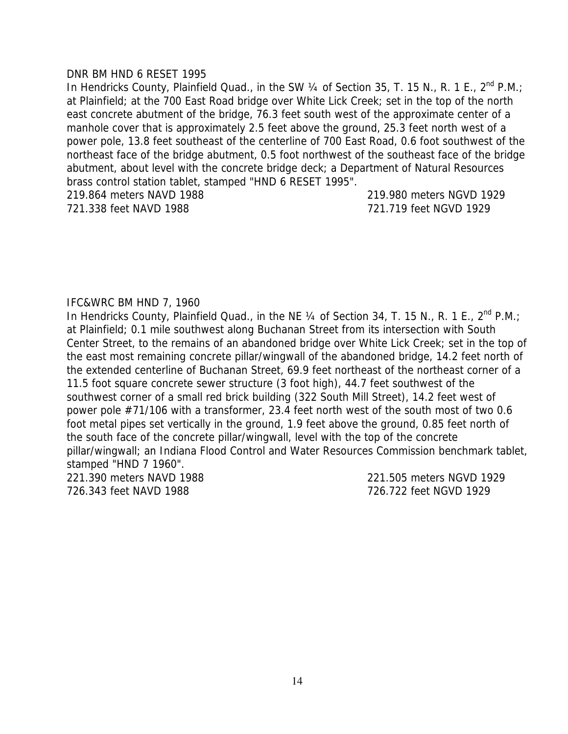DNR BM HND 6 RESET 1995

In Hendricks County, Plainfield Quad., in the SW ¼ of Section 35, T. 15 N., R. 1 E., 2nd P.M.; at Plainfield; at the 700 East Road bridge over White Lick Creek; set in the top of the north east concrete abutment of the bridge, 76.3 feet south west of the approximate center of a manhole cover that is approximately 2.5 feet above the ground, 25.3 feet north west of a power pole, 13.8 feet southeast of the centerline of 700 East Road, 0.6 foot southwest of the northeast face of the bridge abutment, 0.5 foot northwest of the southeast face of the bridge abutment, about level with the concrete bridge deck; a Department of Natural Resources brass control station tablet, stamped "HND 6 RESET 1995".

219.864 meters NAVD 1988 219.980 meters NGVD 1929
721.338 feet NAVD 1988 721.719 feet NGVD 1929

IFC&WRC BM HND 7, 1960

In Hendricks County, Plainfield Quad., in the NE ¼ of Section 34, T. 15 N., R. 1 E., 2nd P.M.; at Plainfield; 0.1 mile southwest along Buchanan Street from its intersection with South Center Street, to the remains of an abandoned bridge over White Lick Creek; set in the top of the east most remaining concrete pillar/wingwall of the abandoned bridge, 14.2 feet north of the extended centerline of Buchanan Street, 69.9 feet northeast of the northeast corner of a 11.5 foot square concrete sewer structure (3 foot high), 44.7 feet southwest of the southwest corner of a small red brick building (322 South Mill Street), 14.2 feet west of power pole #71/106 with a transformer, 23.4 feet north west of the south most of two 0.6 foot metal pipes set vertically in the ground, 1.9 feet above the ground, 0.85 feet north of the south face of the concrete pillar/wingwall, level with the top of the concrete pillar/wingwall; an Indiana Flood Control and Water Resources Commission benchmark tablet, stamped "HND 7 1960".

221.390 meters NAVD 1988 221.505 meters NGVD 1929
726.343 feet NAVD 1988 726.722 feet NGVD 1929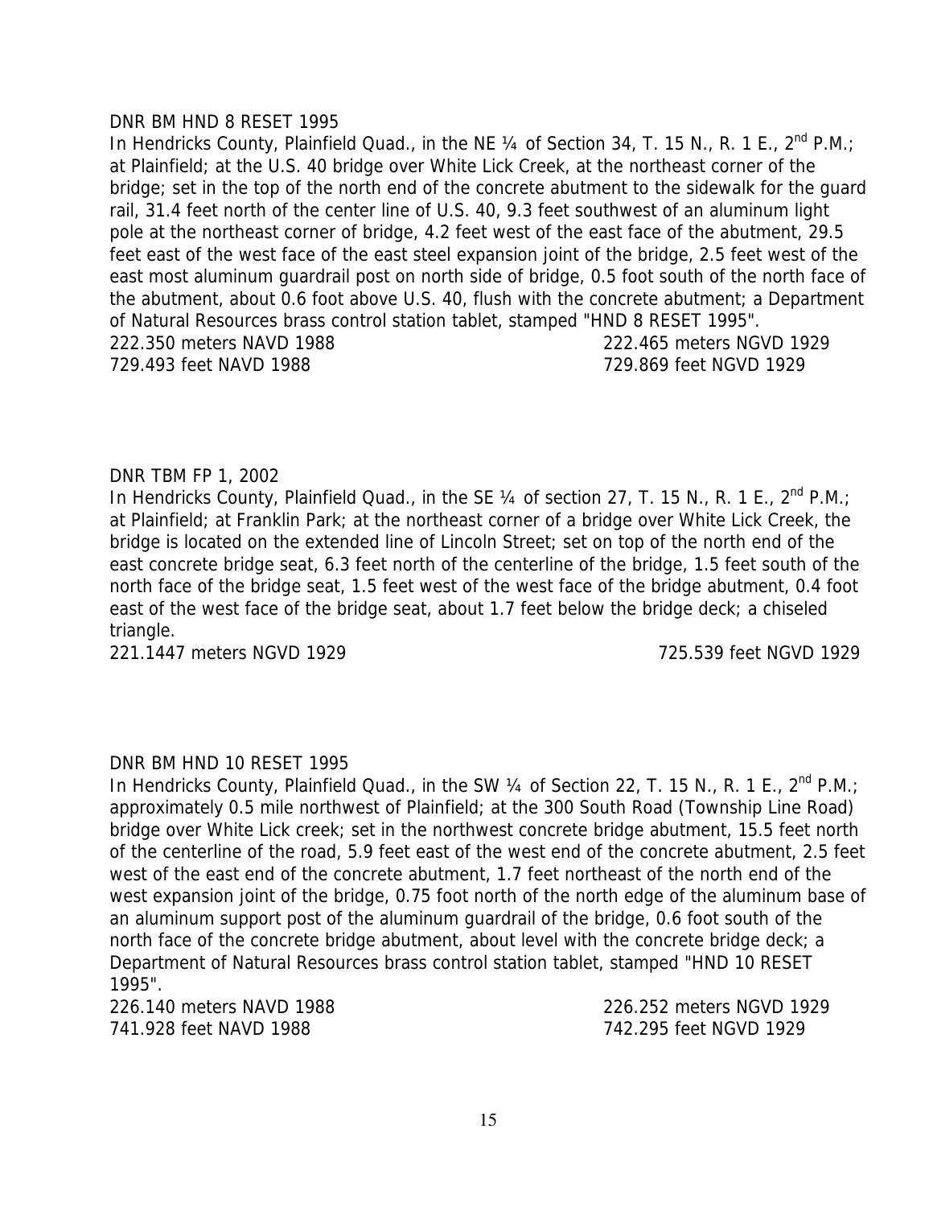DNR BM HND 8 RESET 1995

In Hendricks County, Plainfield Quad., in the NE ¼ of Section 34, T. 15 N., R. 1 E., 2nd P.M.; at Plainfield; at the U.S. 40 bridge over White Lick Creek, at the northeast corner of the bridge; set in the top of the north end of the concrete abutment to the sidewalk for the guard rail, 31.4 feet north of the center line of U.S. 40, 9.3 feet southwest of an aluminum light pole at the northeast corner of bridge, 4.2 feet west of the east face of the abutment, 29.5 feet east of the west face of the east steel expansion joint of the bridge, 2.5 feet west of the east most aluminum guardrail post on north side of bridge, 0.5 foot south of the north face of the abutment, about 0.6 foot above U.S. 40, flush with the concrete abutment; a Department of Natural Resources brass control station tablet, stamped "HND 8 RESET 1995".

222.350 meters NAVD 1988 222.465 meters NGVD 1929
729.493 feet NAVD 1988 729.869 feet NGVD 1929

DNR TBM FP 1, 2002

In Hendricks County, Plainfield Quad., in the SE ¼ of section 27, T. 15 N., R. 1 E., 2nd P.M.; at Plainfield; at Franklin Park; at the northeast corner of a bridge over White Lick Creek, the bridge is located on the extended line of Lincoln Street; set on top of the north end of the east concrete bridge seat, 6.3 feet north of the centerline of the bridge, 1.5 feet south of the north face of the bridge seat, 1.5 feet west of the west face of the bridge abutment, 0.4 foot east of the west face of the bridge seat, about 1.7 feet below the bridge deck; a chiseled triangle.

221.1447 meters NGVD 1929 725.539 feet NGVD 1929

DNR BM HND 10 RESET 1995

In Hendricks County, Plainfield Quad., in the SW ¼ of Section 22, T. 15 N., R. 1 E., 2nd P.M.; approximately 0.5 mile northwest of Plainfield; at the 300 South Road (Township Line Road) bridge over White Lick creek; set in the northwest concrete bridge abutment, 15.5 feet north of the centerline of the road, 5.9 feet east of the west end of the concrete abutment, 2.5 feet west of the east end of the concrete abutment, 1.7 feet northeast of the north end of the west expansion joint of the bridge, 0.75 foot north of the north edge of the aluminum base of an aluminum support post of the aluminum guardrail of the bridge, 0.6 foot south of the north face of the concrete bridge abutment, about level with the concrete bridge deck; a Department of Natural Resources brass control station tablet, stamped "HND 10 RESET 1995".

226.140 meters NAVD 1988 226.252 meters NGVD 1929
741.928 feet NAVD 1988 742.295 feet NGVD 1929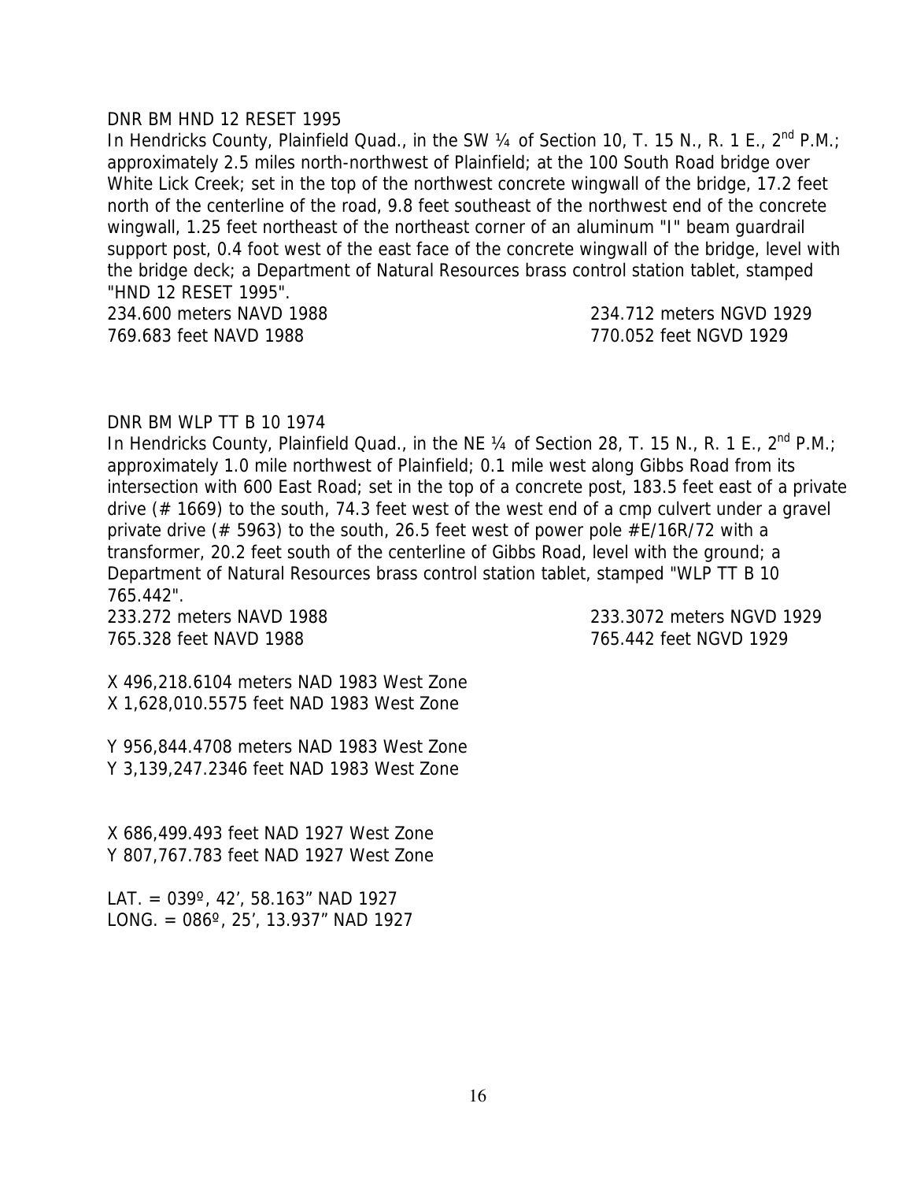DNR BM HND 12 RESET 1995

In Hendricks County, Plainfield Quad., in the SW ¼ of Section 10, T. 15 N., R. 1 E., 2nd P.M.; approximately 2.5 miles north-northwest of Plainfield; at the 100 South Road bridge over White Lick Creek; set in the top of the northwest concrete wingwall of the bridge, 17.2 feet north of the centerline of the road, 9.8 feet southeast of the northwest end of the concrete wingwall, 1.25 feet northeast of the northeast corner of an aluminum "I" beam guardrail support post, 0.4 foot west of the east face of the concrete wingwall of the bridge, level with the bridge deck; a Department of Natural Resources brass control station tablet, stamped "HND 12 RESET 1995".

234.600 meters NAVD 1988 &nbsp;&nbsp;&nbsp;&nbsp;&nbsp;&nbsp;&nbsp;&nbsp; 234.712 meters NGVD 1929
769.683 feet NAVD 1988 &nbsp;&nbsp;&nbsp;&nbsp;&nbsp;&nbsp;&nbsp;&nbsp; 770.052 feet NGVD 1929

DNR BM WLP TT B 10 1974

In Hendricks County, Plainfield Quad., in the NE ¼ of Section 28, T. 15 N., R. 1 E., 2nd P.M.; approximately 1.0 mile northwest of Plainfield; 0.1 mile west along Gibbs Road from its intersection with 600 East Road; set in the top of a concrete post, 183.5 feet east of a private drive (# 1669) to the south, 74.3 feet west of the west end of a cmp culvert under a gravel private drive (# 5963) to the south, 26.5 feet west of power pole #E/16R/72 with a transformer, 20.2 feet south of the centerline of Gibbs Road, level with the ground; a Department of Natural Resources brass control station tablet, stamped "WLP TT B 10 765.442".

233.272 meters NAVD 1988 &nbsp;&nbsp;&nbsp;&nbsp;&nbsp;&nbsp;&nbsp;&nbsp; 233.3072 meters NGVD 1929
765.328 feet NAVD 1988 &nbsp;&nbsp;&nbsp;&nbsp;&nbsp;&nbsp;&nbsp;&nbsp; 765.442 feet NGVD 1929

X 496,218.6104 meters NAD 1983 West Zone
X 1,628,010.5575 feet NAD 1983 West Zone

Y 956,844.4708 meters NAD 1983 West Zone
Y 3,139,247.2346 feet NAD 1983 West Zone

X 686,499.493 feet NAD 1927 West Zone
Y 807,767.783 feet NAD 1927 West Zone

LAT. = 039º, 42’, 58.163” NAD 1927
LONG. = 086º, 25’, 13.937” NAD 1927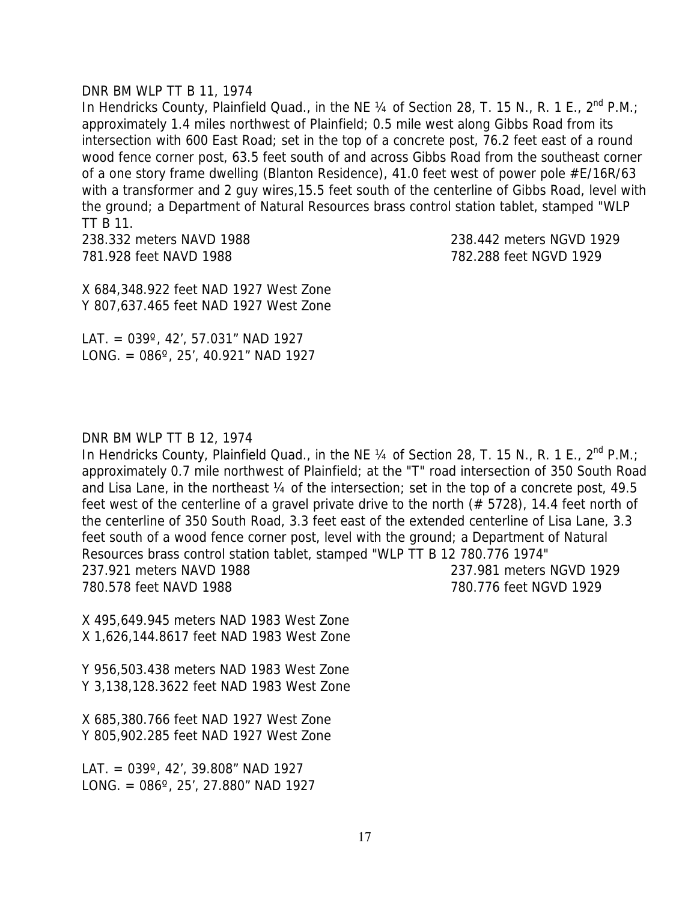DNR BM WLP TT B 11, 1974

In Hendricks County, Plainfield Quad., in the NE ¼ of Section 28, T. 15 N., R. 1 E., 2nd P.M.; approximately 1.4 miles northwest of Plainfield; 0.5 mile west along Gibbs Road from its intersection with 600 East Road; set in the top of a concrete post, 76.2 feet east of a round wood fence corner post, 63.5 feet south of and across Gibbs Road from the southeast corner of a one story frame dwelling (Blanton Residence), 41.0 feet west of power pole #E/16R/63 with a transformer and 2 guy wires,15.5 feet south of the centerline of Gibbs Road, level with the ground; a Department of Natural Resources brass control station tablet, stamped "WLP TT B 11.

238.332 meters NAVD 1988 238.442 meters NGVD 1929
781.928 feet NAVD 1988 782.288 feet NGVD 1929

X 684,348.922 feet NAD 1927 West Zone
Y 807,637.465 feet NAD 1927 West Zone

LAT. = 039º, 42', 57.031" NAD 1927
LONG. = 086º, 25', 40.921" NAD 1927

DNR BM WLP TT B 12, 1974

In Hendricks County, Plainfield Quad., in the NE ¼ of Section 28, T. 15 N., R. 1 E., 2nd P.M.; approximately 0.7 mile northwest of Plainfield; at the "T" road intersection of 350 South Road and Lisa Lane, in the northeast ¼ of the intersection; set in the top of a concrete post, 49.5 feet west of the centerline of a gravel private drive to the north (# 5728), 14.4 feet north of the centerline of 350 South Road, 3.3 feet east of the extended centerline of Lisa Lane, 3.3 feet south of a wood fence corner post, level with the ground; a Department of Natural Resources brass control station tablet, stamped "WLP TT B 12 780.776 1974"

237.921 meters NAVD 1988 237.981 meters NGVD 1929
780.578 feet NAVD 1988 780.776 feet NGVD 1929

X 495,649.945 meters NAD 1983 West Zone
X 1,626,144.8617 feet NAD 1983 West Zone

Y 956,503.438 meters NAD 1983 West Zone
Y 3,138,128.3622 feet NAD 1983 West Zone

X 685,380.766 feet NAD 1927 West Zone
Y 805,902.285 feet NAD 1927 West Zone

LAT. = 039º, 42', 39.808" NAD 1927
LONG. = 086º, 25', 27.880" NAD 1927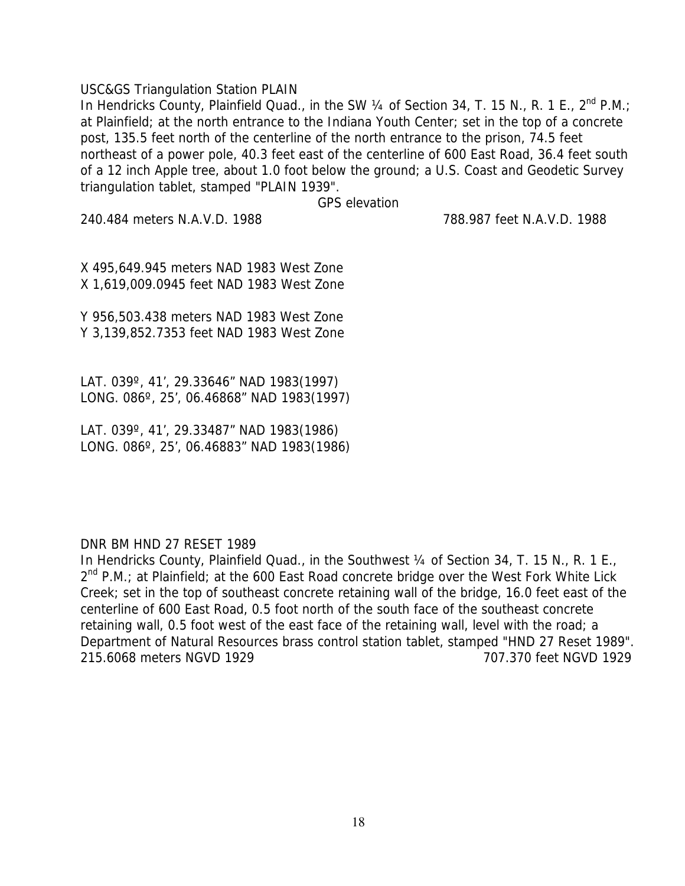USC&GS Triangulation Station PLAIN

In Hendricks County, Plainfield Quad., in the SW ¼ of Section 34, T. 15 N., R. 1 E., 2nd P.M.; at Plainfield; at the north entrance to the Indiana Youth Center; set in the top of a concrete post, 135.5 feet north of the centerline of the north entrance to the prison, 74.5 feet northeast of a power pole, 40.3 feet east of the centerline of 600 East Road, 36.4 feet south of a 12 inch Apple tree, about 1.0 foot below the ground; a U.S. Coast and Geodetic Survey triangulation tablet, stamped "PLAIN 1939".

GPS elevation

240.484 meters N.A.V.D. 1988 788.987 feet N.A.V.D. 1988

X 495,649.945 meters NAD 1983 West Zone
X 1,619,009.0945 feet NAD 1983 West Zone

Y 956,503.438 meters NAD 1983 West Zone
Y 3,139,852.7353 feet NAD 1983 West Zone

LAT. 039º, 41', 29.33646" NAD 1983(1997)
LONG. 086º, 25', 06.46868" NAD 1983(1997)

LAT. 039º, 41', 29.33487" NAD 1983(1986)
LONG. 086º, 25', 06.46883" NAD 1983(1986)

DNR BM HND 27 RESET 1989

In Hendricks County, Plainfield Quad., in the Southwest ¼ of Section 34, T. 15 N., R. 1 E., 2nd P.M.; at Plainfield; at the 600 East Road concrete bridge over the West Fork White Lick Creek; set in the top of southeast concrete retaining wall of the bridge, 16.0 feet east of the centerline of 600 East Road, 0.5 foot north of the south face of the southeast concrete retaining wall, 0.5 foot west of the east face of the retaining wall, level with the road; a Department of Natural Resources brass control station tablet, stamped "HND 27 Reset 1989".

215.6068 meters NGVD 1929 707.370 feet NGVD 1929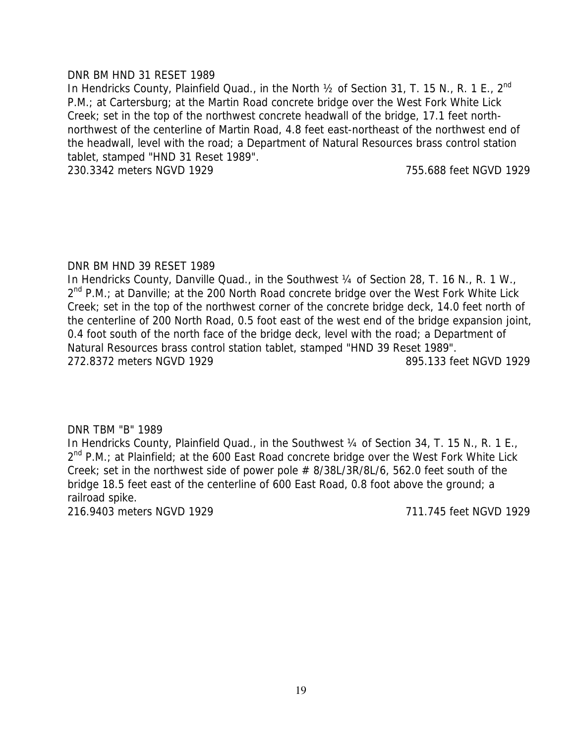DNR BM HND 31 RESET 1989

In Hendricks County, Plainfield Quad., in the North ½ of Section 31, T. 15 N., R. 1 E., 2nd P.M.; at Cartersburg; at the Martin Road concrete bridge over the West Fork White Lick Creek; set in the top of the northwest concrete headwall of the bridge, 17.1 feet north-northwest of the centerline of Martin Road, 4.8 feet east-northeast of the northwest end of the headwall, level with the road; a Department of Natural Resources brass control station tablet, stamped "HND 31 Reset 1989".

230.3342 meters NGVD 1929 755.688 feet NGVD 1929

DNR BM HND 39 RESET 1989

In Hendricks County, Danville Quad., in the Southwest ¼ of Section 28, T. 16 N., R. 1 W., 2nd P.M.; at Danville; at the 200 North Road concrete bridge over the West Fork White Lick Creek; set in the top of the northwest corner of the concrete bridge deck, 14.0 feet north of the centerline of 200 North Road, 0.5 foot east of the west end of the bridge expansion joint, 0.4 foot south of the north face of the bridge deck, level with the road; a Department of Natural Resources brass control station tablet, stamped "HND 39 Reset 1989".

272.8372 meters NGVD 1929 895.133 feet NGVD 1929

DNR TBM "B" 1989

In Hendricks County, Plainfield Quad., in the Southwest ¼ of Section 34, T. 15 N., R. 1 E., 2nd P.M.; at Plainfield; at the 600 East Road concrete bridge over the West Fork White Lick Creek; set in the northwest side of power pole # 8/38L/3R/8L/6, 562.0 feet south of the bridge 18.5 feet east of the centerline of 600 East Road, 0.8 foot above the ground; a railroad spike.

216.9403 meters NGVD 1929 711.745 feet NGVD 1929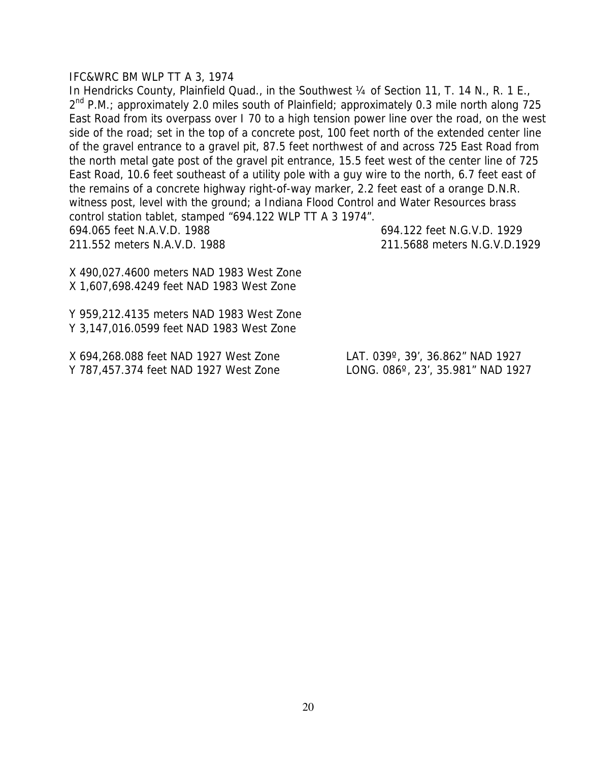IFC&WRC BM WLP TT A 3, 1974

In Hendricks County, Plainfield Quad., in the Southwest ¼ of Section 11, T. 14 N., R. 1 E., 2nd P.M.; approximately 2.0 miles south of Plainfield; approximately 0.3 mile north along 725 East Road from its overpass over I 70 to a high tension power line over the road, on the west side of the road; set in the top of a concrete post, 100 feet north of the extended center line of the gravel entrance to a gravel pit, 87.5 feet northwest of and across 725 East Road from the north metal gate post of the gravel pit entrance, 15.5 feet west of the center line of 725 East Road, 10.6 feet southeast of a utility pole with a guy wire to the north, 6.7 feet east of the remains of a concrete highway right-of-way marker, 2.2 feet east of a orange D.N.R. witness post, level with the ground; a Indiana Flood Control and Water Resources brass control station tablet, stamped "694.122 WLP TT A 3 1974".

694.065 feet N.A.V.D. 1988 — 694.122 feet N.G.V.D. 1929
211.552 meters N.A.V.D. 1988 — 211.5688 meters N.G.V.D.1929

X 490,027.4600 meters NAD 1983 West Zone
X 1,607,698.4249 feet NAD 1983 West Zone

Y 959,212.4135 meters NAD 1983 West Zone
Y 3,147,016.0599 feet NAD 1983 West Zone

X 694,268.088 feet NAD 1927 West Zone — LAT. 039º, 39', 36.862" NAD 1927
Y 787,457.374 feet NAD 1927 West Zone — LONG. 086º, 23', 35.981" NAD 1927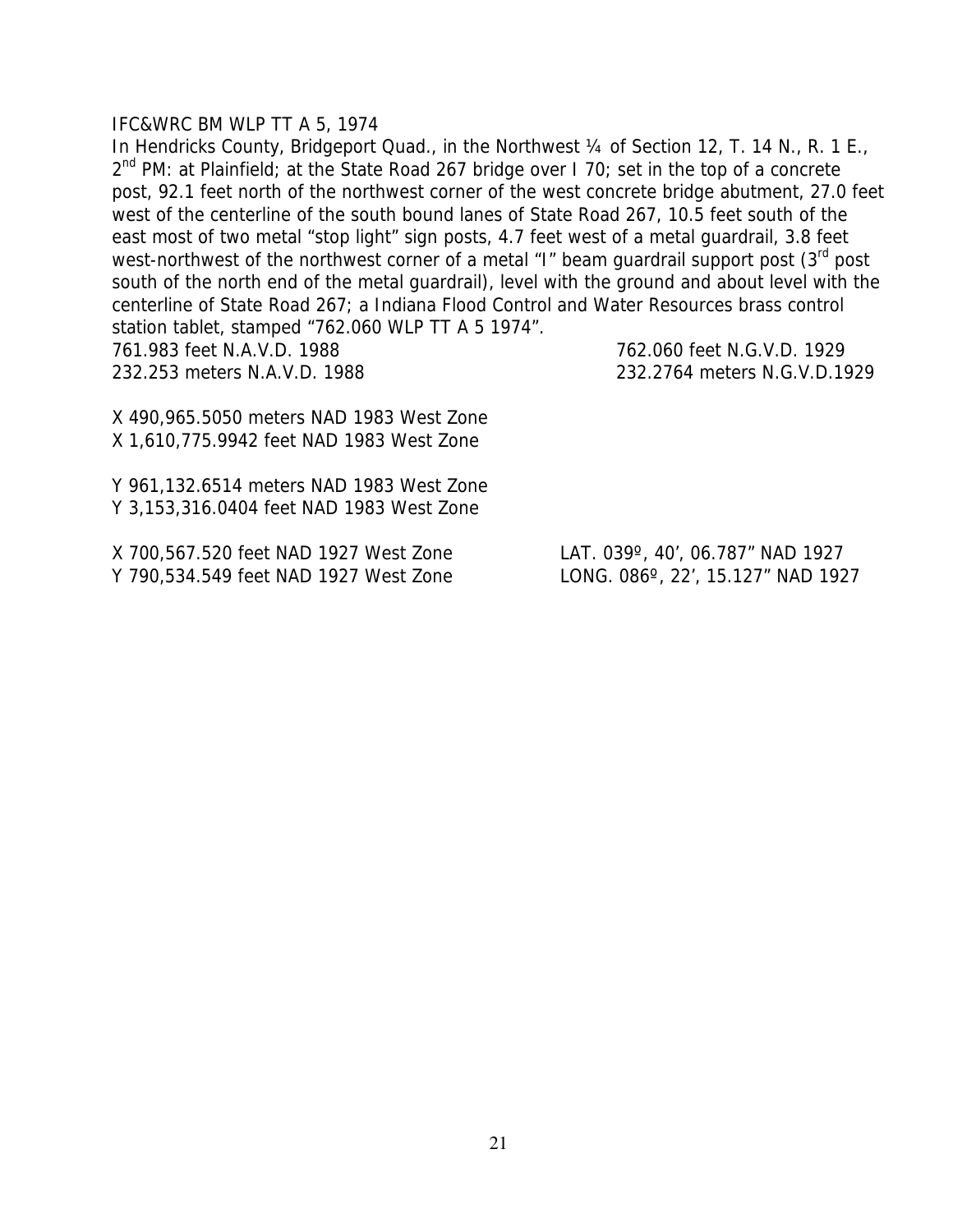IFC&WRC BM WLP TT A 5, 1974

In Hendricks County, Bridgeport Quad., in the Northwest ¼ of Section 12, T. 14 N., R. 1 E., 2nd PM: at Plainfield; at the State Road 267 bridge over I 70; set in the top of a concrete post, 92.1 feet north of the northwest corner of the west concrete bridge abutment, 27.0 feet west of the centerline of the south bound lanes of State Road 267, 10.5 feet south of the east most of two metal "stop light" sign posts, 4.7 feet west of a metal guardrail, 3.8 feet west-northwest of the northwest corner of a metal "I" beam guardrail support post (3rd post south of the north end of the metal guardrail), level with the ground and about level with the centerline of State Road 267; a Indiana Flood Control and Water Resources brass control station tablet, stamped "762.060 WLP TT A 5 1974".

761.983 feet N.A.V.D. 1988 — 762.060 feet N.G.V.D. 1929
232.253 meters N.A.V.D. 1988 — 232.2764 meters N.G.V.D.1929

X 490,965.5050 meters NAD 1983 West Zone
X 1,610,775.9942 feet NAD 1983 West Zone

Y 961,132.6514 meters NAD 1983 West Zone
Y 3,153,316.0404 feet NAD 1983 West Zone

X 700,567.520 feet NAD 1927 West Zone — LAT. 039º, 40', 06.787" NAD 1927
Y 790,534.549 feet NAD 1927 West Zone — LONG. 086º, 22', 15.127" NAD 1927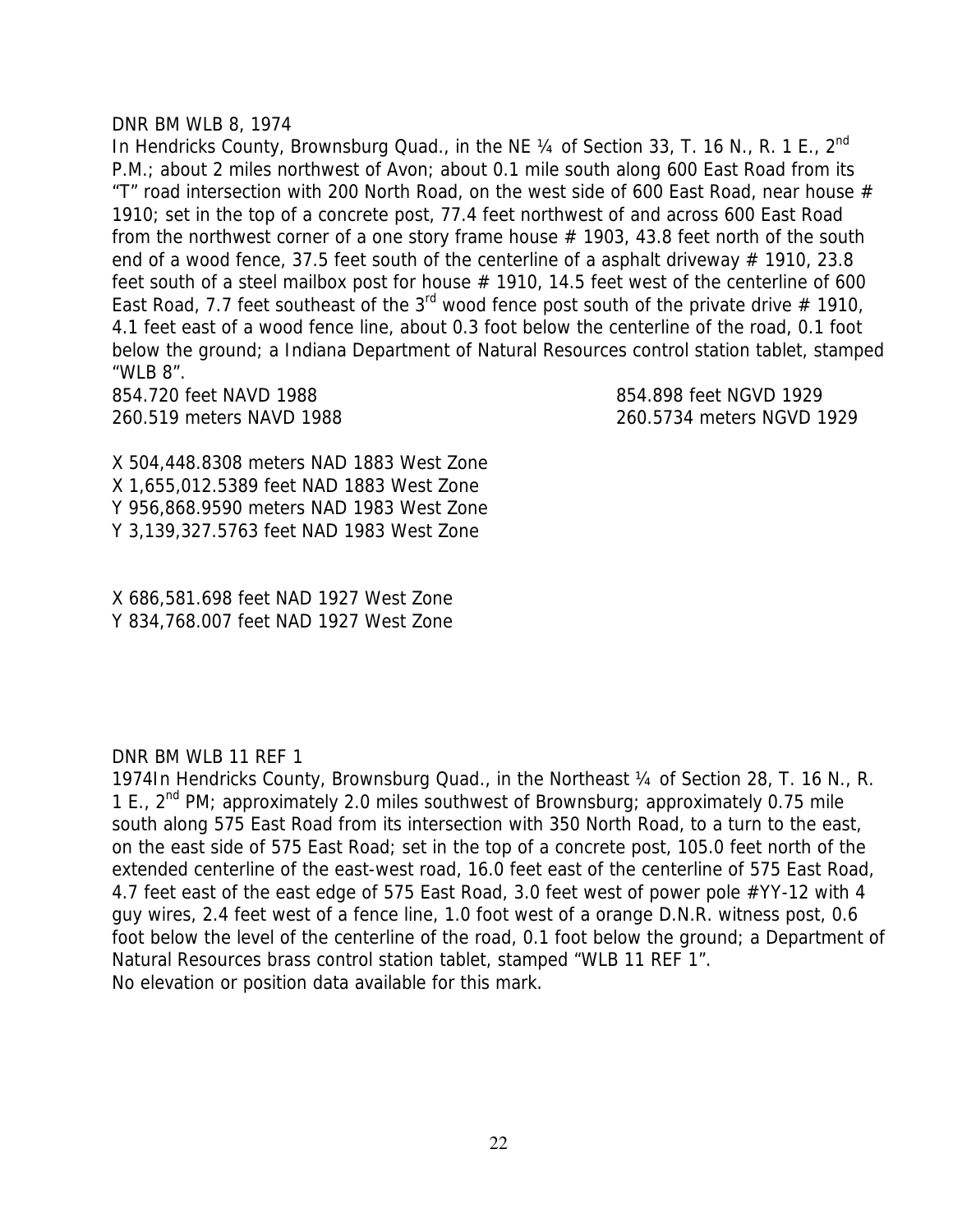DNR BM WLB 8, 1974

In Hendricks County, Brownsburg Quad., in the NE ¼ of Section 33, T. 16 N., R. 1 E., 2nd P.M.; about 2 miles northwest of Avon; about 0.1 mile south along 600 East Road from its "T" road intersection with 200 North Road, on the west side of 600 East Road, near house # 1910; set in the top of a concrete post, 77.4 feet northwest of and across 600 East Road from the northwest corner of a one story frame house # 1903, 43.8 feet north of the south end of a wood fence, 37.5 feet south of the centerline of a asphalt driveway # 1910, 23.8 feet south of a steel mailbox post for house # 1910, 14.5 feet west of the centerline of 600 East Road, 7.7 feet southeast of the 3rd wood fence post south of the private drive # 1910, 4.1 feet east of a wood fence line, about 0.3 foot below the centerline of the road, 0.1 foot below the ground; a Indiana Department of Natural Resources control station tablet, stamped "WLB 8".

854.720 feet NAVD 1988 — 854.898 feet NGVD 1929

260.519 meters NAVD 1988 — 260.5734 meters NGVD 1929

X 504,448.8308 meters NAD 1883 West Zone
X 1,655,012.5389 feet NAD 1883 West Zone
Y 956,868.9590 meters NAD 1983 West Zone
Y 3,139,327.5763 feet NAD 1983 West Zone

X 686,581.698 feet NAD 1927 West Zone
Y 834,768.007 feet NAD 1927 West Zone

DNR BM WLB 11 REF 1

1974In Hendricks County, Brownsburg Quad., in the Northeast ¼ of Section 28, T. 16 N., R. 1 E., 2nd PM; approximately 2.0 miles southwest of Brownsburg; approximately 0.75 mile south along 575 East Road from its intersection with 350 North Road, to a turn to the east, on the east side of 575 East Road; set in the top of a concrete post, 105.0 feet north of the extended centerline of the east-west road, 16.0 feet east of the centerline of 575 East Road, 4.7 feet east of the east edge of 575 East Road, 3.0 feet west of power pole #YY-12 with 4 guy wires, 2.4 feet west of a fence line, 1.0 foot west of a orange D.N.R. witness post, 0.6 foot below the level of the centerline of the road, 0.1 foot below the ground; a Department of Natural Resources brass control station tablet, stamped "WLB 11 REF 1".
No elevation or position data available for this mark.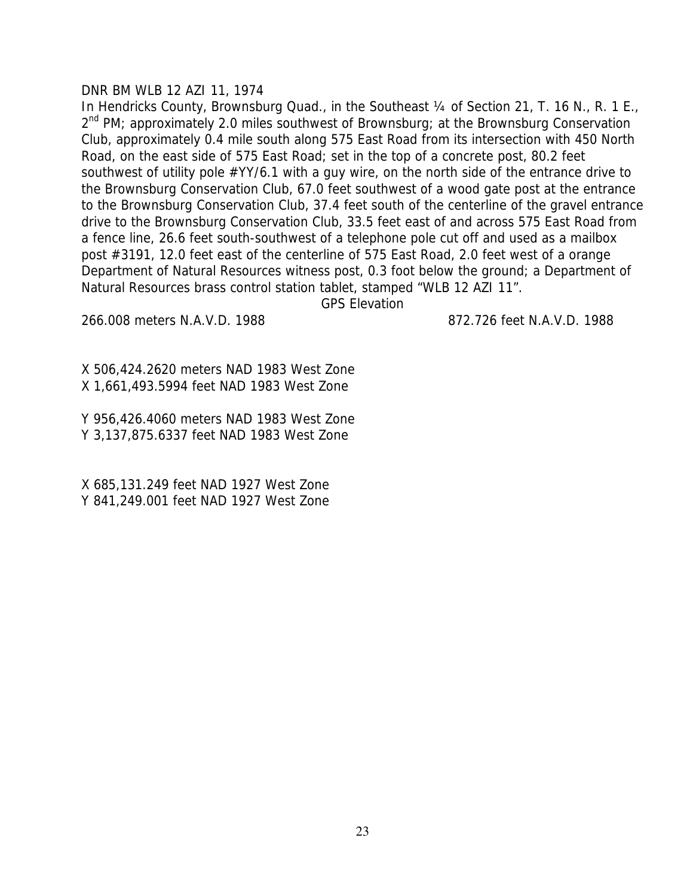DNR BM WLB 12 AZI 11, 1974

In Hendricks County, Brownsburg Quad., in the Southeast ¼ of Section 21, T. 16 N., R. 1 E., 2nd PM; approximately 2.0 miles southwest of Brownsburg; at the Brownsburg Conservation Club, approximately 0.4 mile south along 575 East Road from its intersection with 450 North Road, on the east side of 575 East Road; set in the top of a concrete post, 80.2 feet southwest of utility pole #YY/6.1 with a guy wire, on the north side of the entrance drive to the Brownsburg Conservation Club, 67.0 feet southwest of a wood gate post at the entrance to the Brownsburg Conservation Club, 37.4 feet south of the centerline of the gravel entrance drive to the Brownsburg Conservation Club, 33.5 feet east of and across 575 East Road from a fence line, 26.6 feet south-southwest of a telephone pole cut off and used as a mailbox post #3191, 12.0 feet east of the centerline of 575 East Road, 2.0 feet west of a orange Department of Natural Resources witness post, 0.3 foot below the ground; a Department of Natural Resources brass control station tablet, stamped "WLB 12 AZI 11".

GPS Elevation

266.008 meters N.A.V.D. 1988 872.726 feet N.A.V.D. 1988

X 506,424.2620 meters NAD 1983 West Zone
X 1,661,493.5994 feet NAD 1983 West Zone

Y 956,426.4060 meters NAD 1983 West Zone
Y 3,137,875.6337 feet NAD 1983 West Zone

X 685,131.249 feet NAD 1927 West Zone
Y 841,249.001 feet NAD 1927 West Zone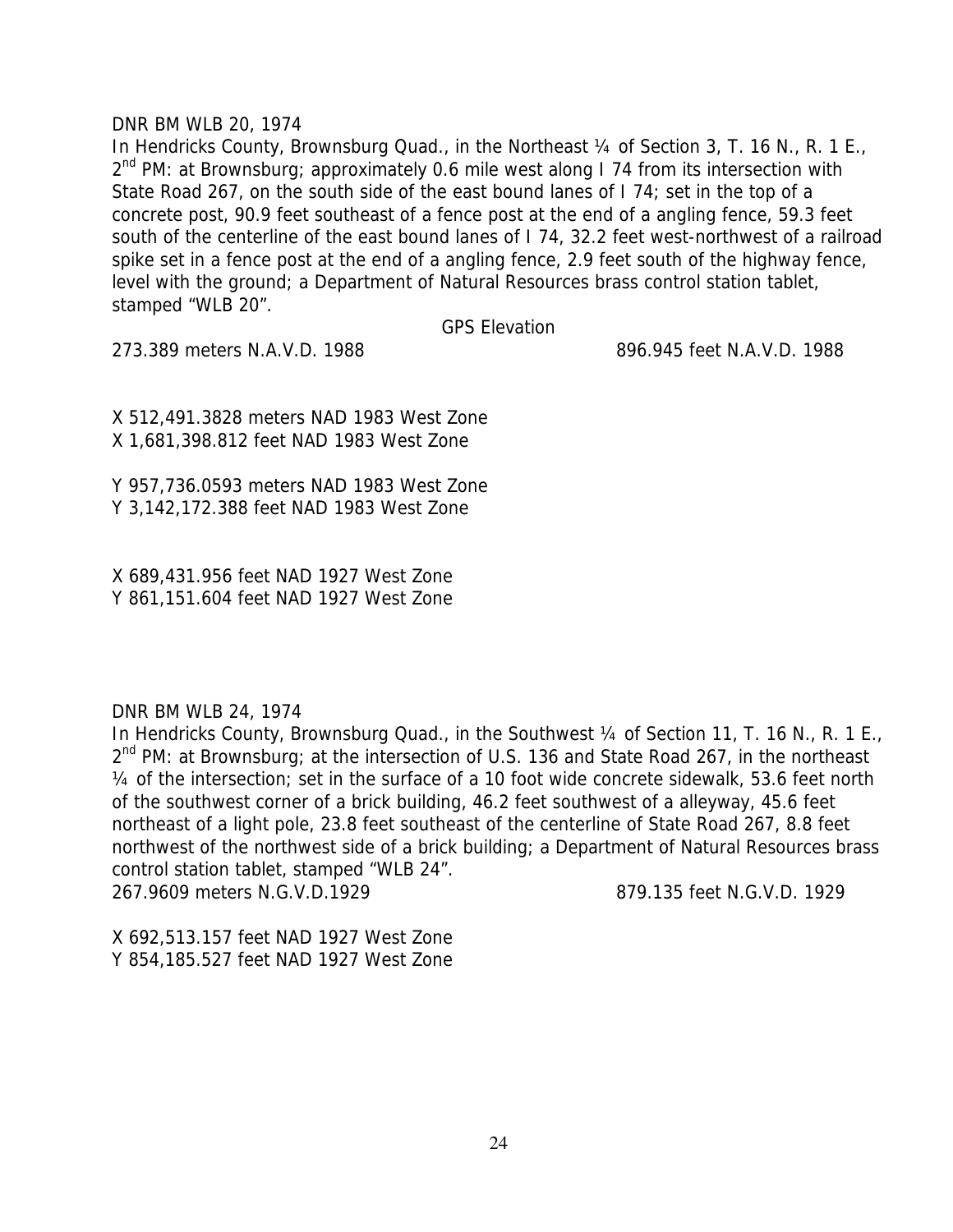DNR BM WLB 20, 1974

In Hendricks County, Brownsburg Quad., in the Northeast ¼ of Section 3, T. 16 N., R. 1 E., 2nd PM: at Brownsburg; approximately 0.6 mile west along I 74 from its intersection with State Road 267, on the south side of the east bound lanes of I 74; set in the top of a concrete post, 90.9 feet southeast of a fence post at the end of a angling fence, 59.3 feet south of the centerline of the east bound lanes of I 74, 32.2 feet west-northwest of a railroad spike set in a fence post at the end of a angling fence, 2.9 feet south of the highway fence, level with the ground; a Department of Natural Resources brass control station tablet, stamped "WLB 20".

GPS Elevation

273.389 meters N.A.V.D. 1988 896.945 feet N.A.V.D. 1988

X 512,491.3828 meters NAD 1983 West Zone
X 1,681,398.812 feet NAD 1983 West Zone

Y 957,736.0593 meters NAD 1983 West Zone
Y 3,142,172.388 feet NAD 1983 West Zone

X 689,431.956 feet NAD 1927 West Zone
Y 861,151.604 feet NAD 1927 West Zone

DNR BM WLB 24, 1974

In Hendricks County, Brownsburg Quad., in the Southwest ¼ of Section 11, T. 16 N., R. 1 E., 2nd PM: at Brownsburg; at the intersection of U.S. 136 and State Road 267, in the northeast ¼ of the intersection; set in the surface of a 10 foot wide concrete sidewalk, 53.6 feet north of the southwest corner of a brick building, 46.2 feet southwest of a alleyway, 45.6 feet northeast of a light pole, 23.8 feet southeast of the centerline of State Road 267, 8.8 feet northwest of the northwest side of a brick building; a Department of Natural Resources brass control station tablet, stamped "WLB 24".

267.9609 meters N.G.V.D.1929 879.135 feet N.G.V.D. 1929

X 692,513.157 feet NAD 1927 West Zone
Y 854,185.527 feet NAD 1927 West Zone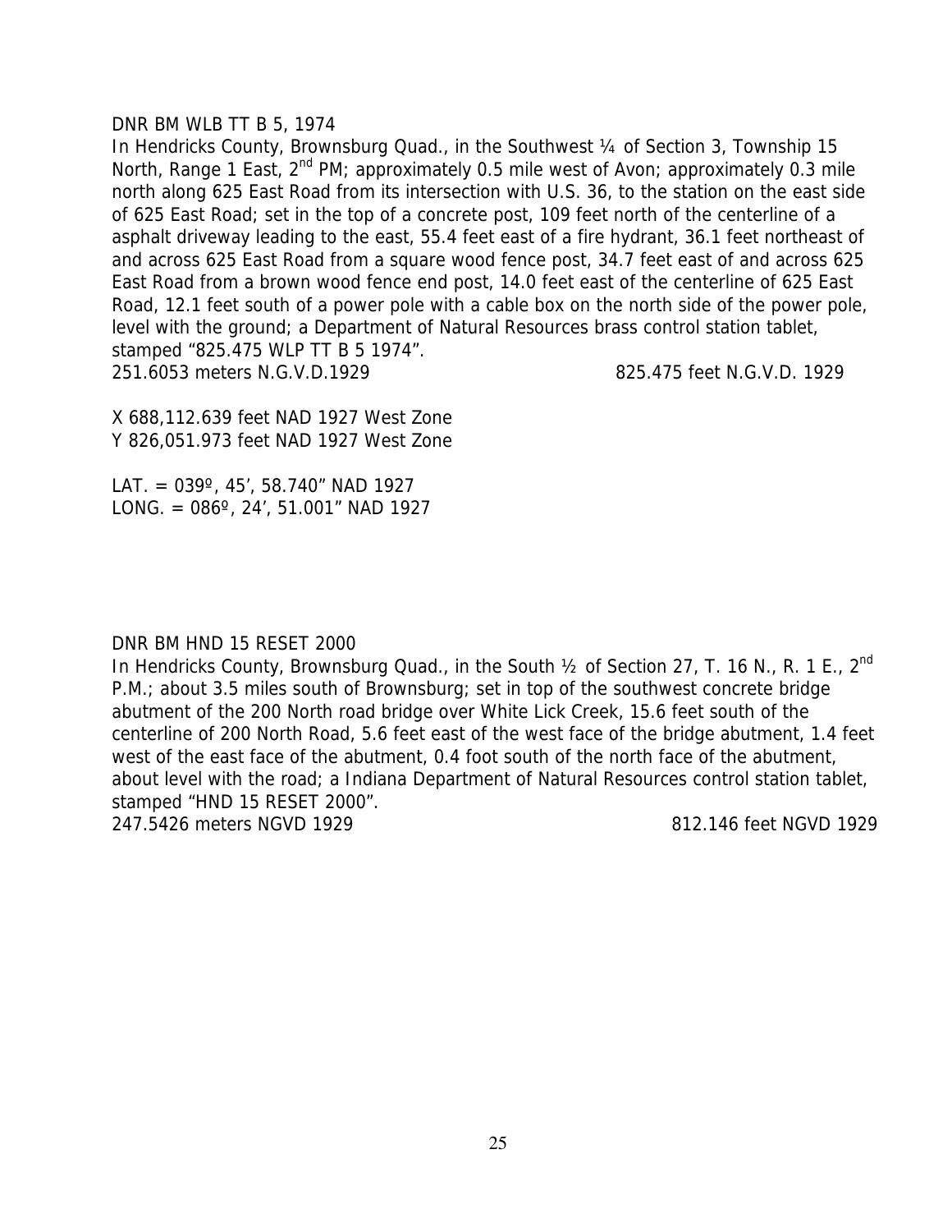DNR BM WLB TT B 5, 1974

In Hendricks County, Brownsburg Quad., in the Southwest ¼ of Section 3, Township 15 North, Range 1 East, 2nd PM; approximately 0.5 mile west of Avon; approximately 0.3 mile north along 625 East Road from its intersection with U.S. 36, to the station on the east side of 625 East Road; set in the top of a concrete post, 109 feet north of the centerline of a asphalt driveway leading to the east, 55.4 feet east of a fire hydrant, 36.1 feet northeast of and across 625 East Road from a square wood fence post, 34.7 feet east of and across 625 East Road from a brown wood fence end post, 14.0 feet east of the centerline of 625 East Road, 12.1 feet south of a power pole with a cable box on the north side of the power pole, level with the ground; a Department of Natural Resources brass control station tablet, stamped "825.475 WLP TT B 5 1974".

251.6053 meters N.G.V.D.1929 825.475 feet N.G.V.D. 1929

X 688,112.639 feet NAD 1927 West Zone
Y 826,051.973 feet NAD 1927 West Zone

LAT. = 039º, 45', 58.740" NAD 1927
LONG. = 086º, 24', 51.001" NAD 1927

DNR BM HND 15 RESET 2000

In Hendricks County, Brownsburg Quad., in the South ½ of Section 27, T. 16 N., R. 1 E., 2nd P.M.; about 3.5 miles south of Brownsburg; set in top of the southwest concrete bridge abutment of the 200 North road bridge over White Lick Creek, 15.6 feet south of the centerline of 200 North Road, 5.6 feet east of the west face of the bridge abutment, 1.4 feet west of the east face of the abutment, 0.4 foot south of the north face of the abutment, about level with the road; a Indiana Department of Natural Resources control station tablet, stamped "HND 15 RESET 2000".

247.5426 meters NGVD 1929 812.146 feet NGVD 1929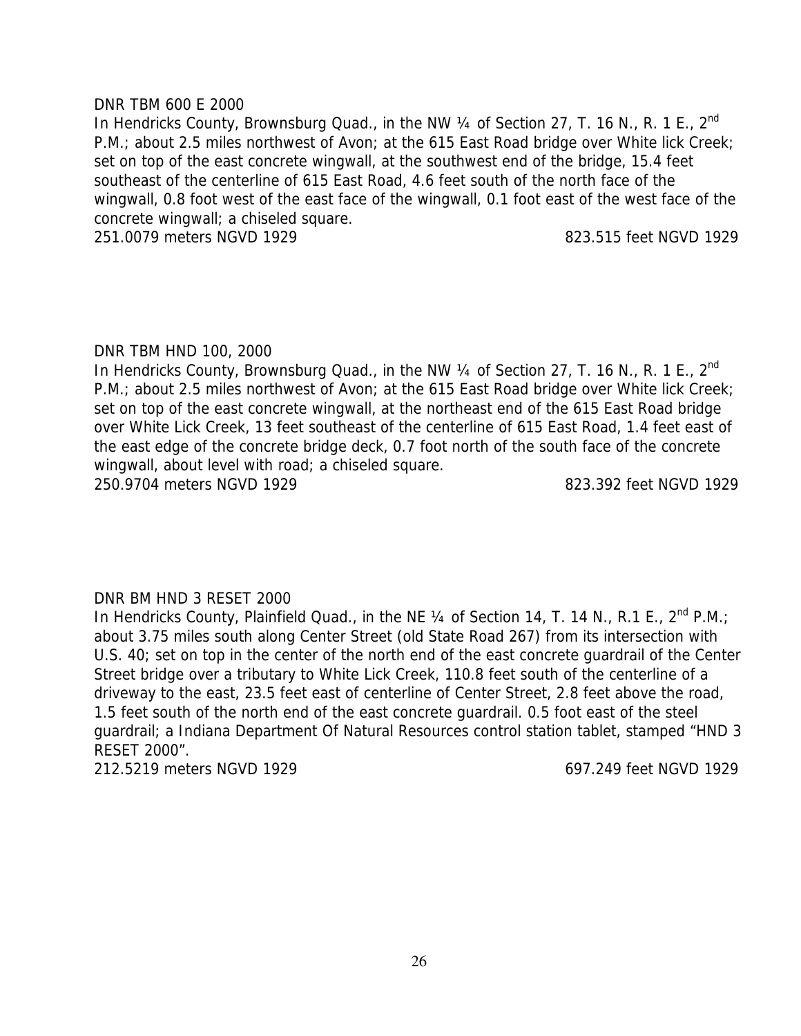DNR TBM 600 E 2000

In Hendricks County, Brownsburg Quad., in the NW ¼ of Section 27, T. 16 N., R. 1 E., 2nd P.M.; about 2.5 miles northwest of Avon; at the 615 East Road bridge over White lick Creek; set on top of the east concrete wingwall, at the southwest end of the bridge, 15.4 feet southeast of the centerline of 615 East Road, 4.6 feet south of the north face of the wingwall, 0.8 foot west of the east face of the wingwall, 0.1 foot east of the west face of the concrete wingwall; a chiseled square.

251.0079 meters NGVD 1929 823.515 feet NGVD 1929

DNR TBM HND 100, 2000

In Hendricks County, Brownsburg Quad., in the NW ¼ of Section 27, T. 16 N., R. 1 E., 2nd P.M.; about 2.5 miles northwest of Avon; at the 615 East Road bridge over White lick Creek; set on top of the east concrete wingwall, at the northeast end of the 615 East Road bridge over White Lick Creek, 13 feet southeast of the centerline of 615 East Road, 1.4 feet east of the east edge of the concrete bridge deck, 0.7 foot north of the south face of the concrete wingwall, about level with road; a chiseled square.

250.9704 meters NGVD 1929 823.392 feet NGVD 1929

DNR BM HND 3 RESET 2000

In Hendricks County, Plainfield Quad., in the NE ¼ of Section 14, T. 14 N., R.1 E., 2nd P.M.; about 3.75 miles south along Center Street (old State Road 267) from its intersection with U.S. 40; set on top in the center of the north end of the east concrete guardrail of the Center Street bridge over a tributary to White Lick Creek, 110.8 feet south of the centerline of a driveway to the east, 23.5 feet east of centerline of Center Street, 2.8 feet above the road, 1.5 feet south of the north end of the east concrete guardrail. 0.5 foot east of the steel guardrail; a Indiana Department Of Natural Resources control station tablet, stamped "HND 3 RESET 2000".

212.5219 meters NGVD 1929 697.249 feet NGVD 1929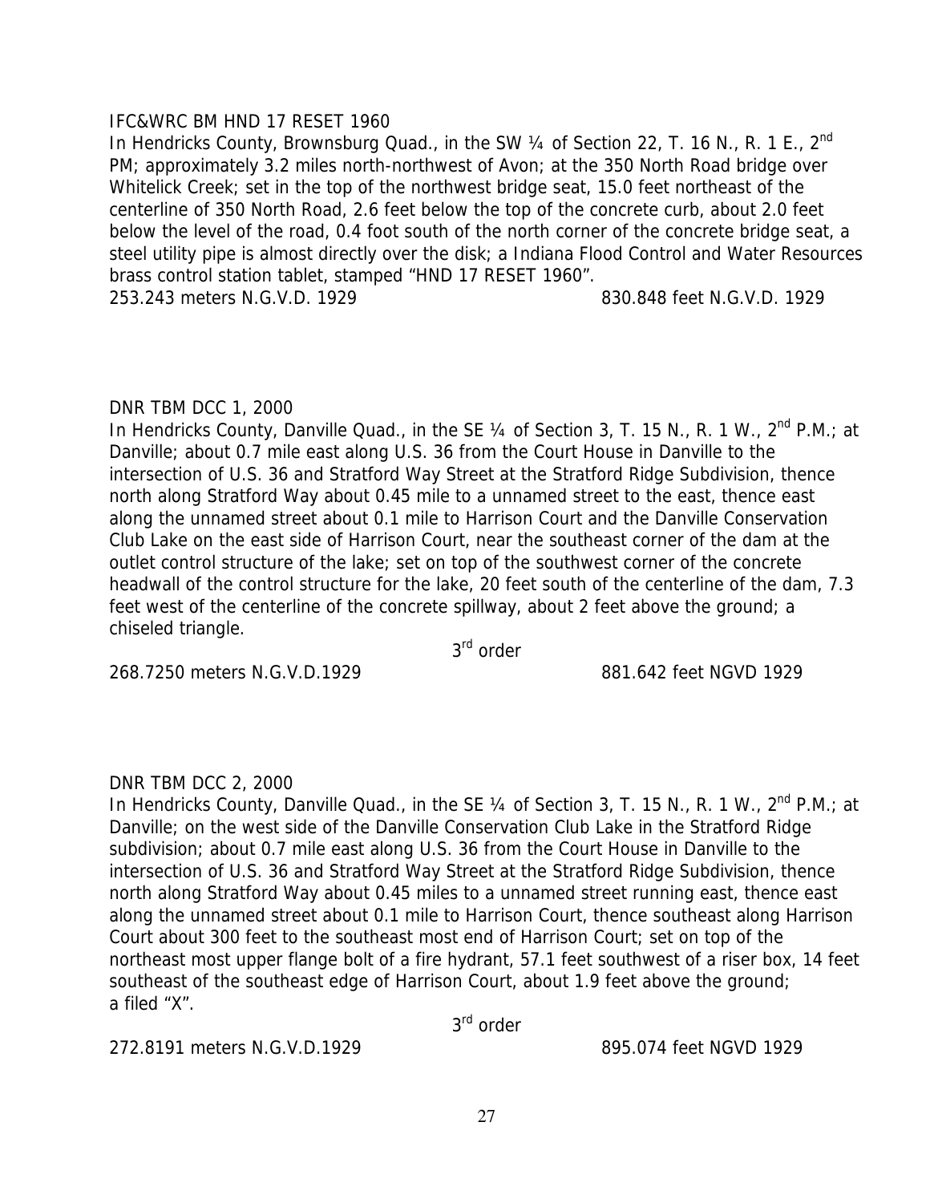IFC&WRC BM HND 17 RESET 1960

In Hendricks County, Brownsburg Quad., in the SW ¼ of Section 22, T. 16 N., R. 1 E., 2nd PM; approximately 3.2 miles north-northwest of Avon; at the 350 North Road bridge over Whitelick Creek; set in the top of the northwest bridge seat, 15.0 feet northeast of the centerline of 350 North Road, 2.6 feet below the top of the concrete curb, about 2.0 feet below the level of the road, 0.4 foot south of the north corner of the concrete bridge seat, a steel utility pipe is almost directly over the disk; a Indiana Flood Control and Water Resources brass control station tablet, stamped "HND 17 RESET 1960".

253.243 meters N.G.V.D. 1929 830.848 feet N.G.V.D. 1929

DNR TBM DCC 1, 2000

In Hendricks County, Danville Quad., in the SE ¼ of Section 3, T. 15 N., R. 1 W., 2nd P.M.; at Danville; about 0.7 mile east along U.S. 36 from the Court House in Danville to the intersection of U.S. 36 and Stratford Way Street at the Stratford Ridge Subdivision, thence north along Stratford Way about 0.45 mile to a unnamed street to the east, thence east along the unnamed street about 0.1 mile to Harrison Court and the Danville Conservation Club Lake on the east side of Harrison Court, near the southeast corner of the dam at the outlet control structure of the lake; set on top of the southwest corner of the concrete headwall of the control structure for the lake, 20 feet south of the centerline of the dam, 7.3 feet west of the centerline of the concrete spillway, about 2 feet above the ground; a chiseled triangle.

3rd order

268.7250 meters N.G.V.D.1929 881.642 feet NGVD 1929

DNR TBM DCC 2, 2000

In Hendricks County, Danville Quad., in the SE ¼ of Section 3, T. 15 N., R. 1 W., 2nd P.M.; at Danville; on the west side of the Danville Conservation Club Lake in the Stratford Ridge subdivision; about 0.7 mile east along U.S. 36 from the Court House in Danville to the intersection of U.S. 36 and Stratford Way Street at the Stratford Ridge Subdivision, thence north along Stratford Way about 0.45 miles to a unnamed street running east, thence east along the unnamed street about 0.1 mile to Harrison Court, thence southeast along Harrison Court about 300 feet to the southeast most end of Harrison Court; set on top of the northeast most upper flange bolt of a fire hydrant, 57.1 feet southwest of a riser box, 14 feet southeast of the southeast edge of Harrison Court, about 1.9 feet above the ground; a filed "X".

3rd order

272.8191 meters N.G.V.D.1929 895.074 feet NGVD 1929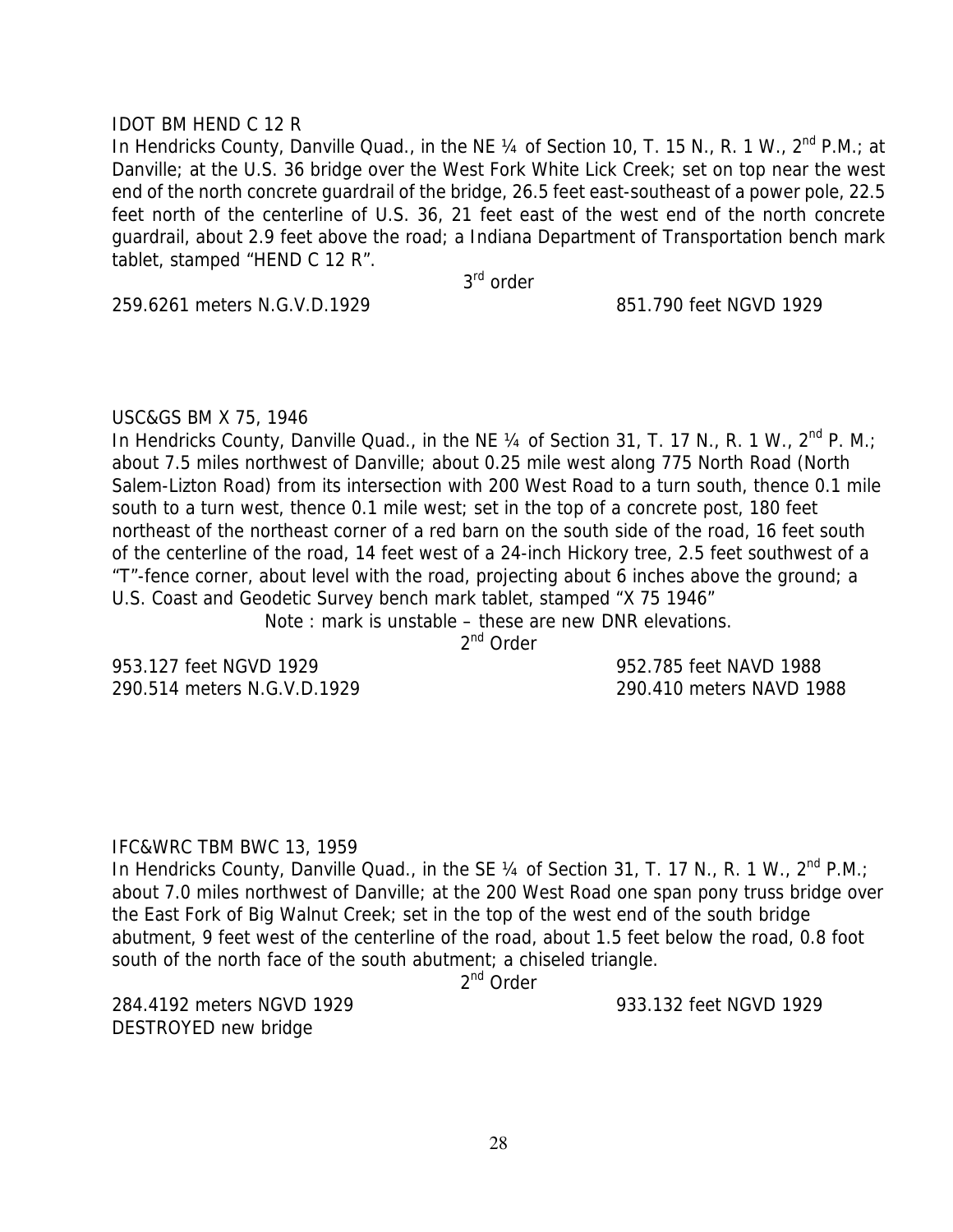IDOT BM HEND C 12 R

In Hendricks County, Danville Quad., in the NE ¼ of Section 10, T. 15 N., R. 1 W., 2nd P.M.; at Danville; at the U.S. 36 bridge over the West Fork White Lick Creek; set on top near the west end of the north concrete guardrail of the bridge, 26.5 feet east-southeast of a power pole, 22.5 feet north of the centerline of U.S. 36, 21 feet east of the west end of the north concrete guardrail, about 2.9 feet above the road; a Indiana Department of Transportation bench mark tablet, stamped "HEND C 12 R".

3rd order

259.6261 meters N.G.V.D.1929 851.790 feet NGVD 1929

USC&GS BM X 75, 1946

In Hendricks County, Danville Quad., in the NE ¼ of Section 31, T. 17 N., R. 1 W., 2nd P. M.; about 7.5 miles northwest of Danville; about 0.25 mile west along 775 North Road (North Salem-Lizton Road) from its intersection with 200 West Road to a turn south, thence 0.1 mile south to a turn west, thence 0.1 mile west; set in the top of a concrete post, 180 feet northeast of the northeast corner of a red barn on the south side of the road, 16 feet south of the centerline of the road, 14 feet west of a 24-inch Hickory tree, 2.5 feet southwest of a "T"-fence corner, about level with the road, projecting about 6 inches above the ground; a U.S. Coast and Geodetic Survey bench mark tablet, stamped "X 75 1946"

Note : mark is unstable – these are new DNR elevations.

2nd Order

953.127 feet NGVD 1929 952.785 feet NAVD 1988
290.514 meters N.G.V.D.1929 290.410 meters NAVD 1988

IFC&WRC TBM BWC 13, 1959

In Hendricks County, Danville Quad., in the SE ¼ of Section 31, T. 17 N., R. 1 W., 2nd P.M.; about 7.0 miles northwest of Danville; at the 200 West Road one span pony truss bridge over the East Fork of Big Walnut Creek; set in the top of the west end of the south bridge abutment, 9 feet west of the centerline of the road, about 1.5 feet below the road, 0.8 foot south of the north face of the south abutment; a chiseled triangle.

2nd Order

284.4192 meters NGVD 1929 933.132 feet NGVD 1929
DESTROYED new bridge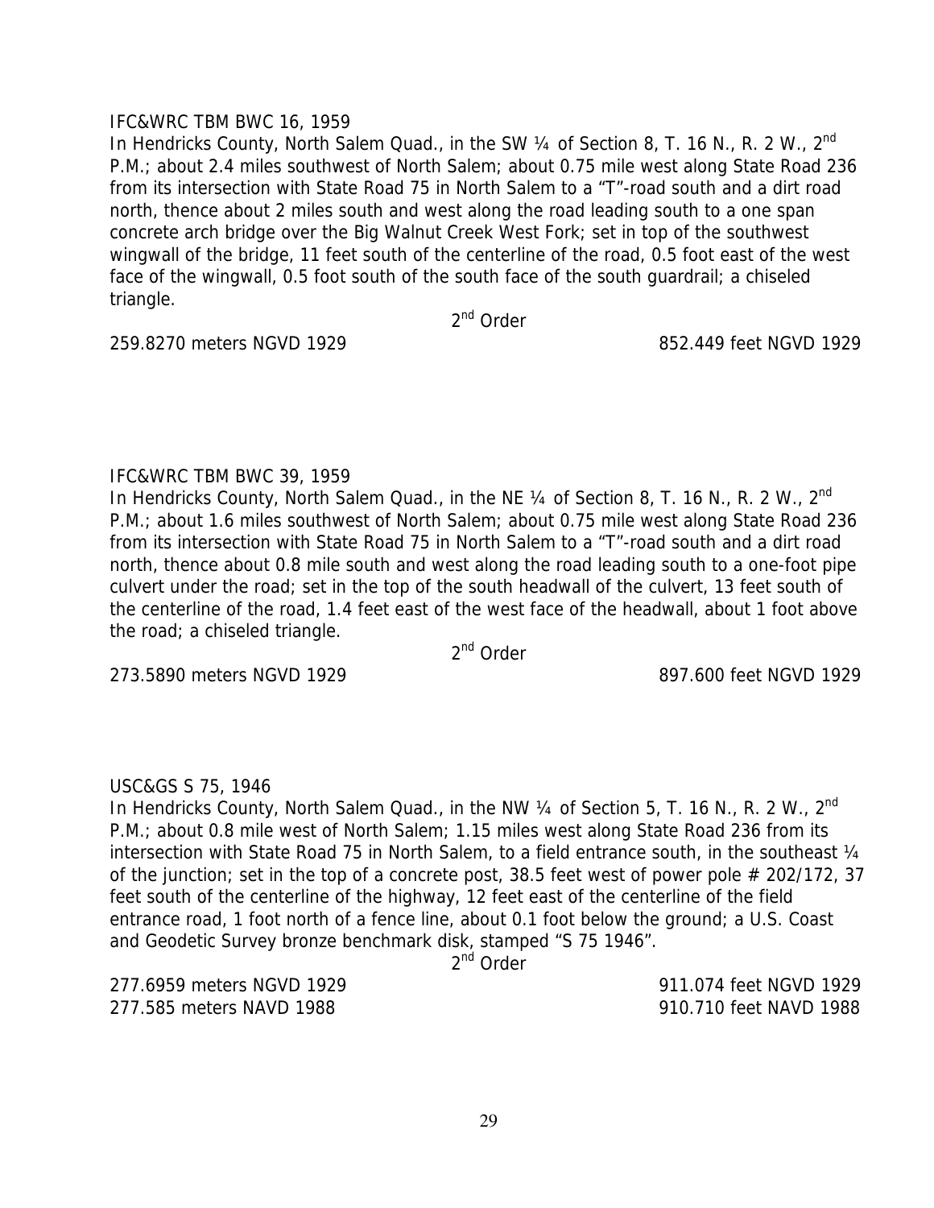IFC&WRC TBM BWC 16, 1959

In Hendricks County, North Salem Quad., in the SW ¼ of Section 8, T. 16 N., R. 2 W., 2nd P.M.; about 2.4 miles southwest of North Salem; about 0.75 mile west along State Road 236 from its intersection with State Road 75 in North Salem to a "T"-road south and a dirt road north, thence about 2 miles south and west along the road leading south to a one span concrete arch bridge over the Big Walnut Creek West Fork; set in top of the southwest wingwall of the bridge, 11 feet south of the centerline of the road, 0.5 foot east of the west face of the wingwall, 0.5 foot south of the south face of the south guardrail; a chiseled triangle.

2nd Order

259.8270 meters NGVD 1929 | 852.449 feet NGVD 1929

IFC&WRC TBM BWC 39, 1959

In Hendricks County, North Salem Quad., in the NE ¼ of Section 8, T. 16 N., R. 2 W., 2nd P.M.; about 1.6 miles southwest of North Salem; about 0.75 mile west along State Road 236 from its intersection with State Road 75 in North Salem to a "T"-road south and a dirt road north, thence about 0.8 mile south and west along the road leading south to a one-foot pipe culvert under the road; set in the top of the south headwall of the culvert, 13 feet south of the centerline of the road, 1.4 feet east of the west face of the headwall, about 1 foot above the road; a chiseled triangle.

2nd Order

273.5890 meters NGVD 1929 | 897.600 feet NGVD 1929

USC&GS S 75, 1946

In Hendricks County, North Salem Quad., in the NW ¼ of Section 5, T. 16 N., R. 2 W., 2nd P.M.; about 0.8 mile west of North Salem; 1.15 miles west along State Road 236 from its intersection with State Road 75 in North Salem, to a field entrance south, in the southeast ¼ of the junction; set in the top of a concrete post, 38.5 feet west of power pole # 202/172, 37 feet south of the centerline of the highway, 12 feet east of the centerline of the field entrance road, 1 foot north of a fence line, about 0.1 foot below the ground; a U.S. Coast and Geodetic Survey bronze benchmark disk, stamped "S 75 1946".

2nd Order

277.6959 meters NGVD 1929 | 911.074 feet NGVD 1929
277.585 meters NAVD 1988 | 910.710 feet NAVD 1988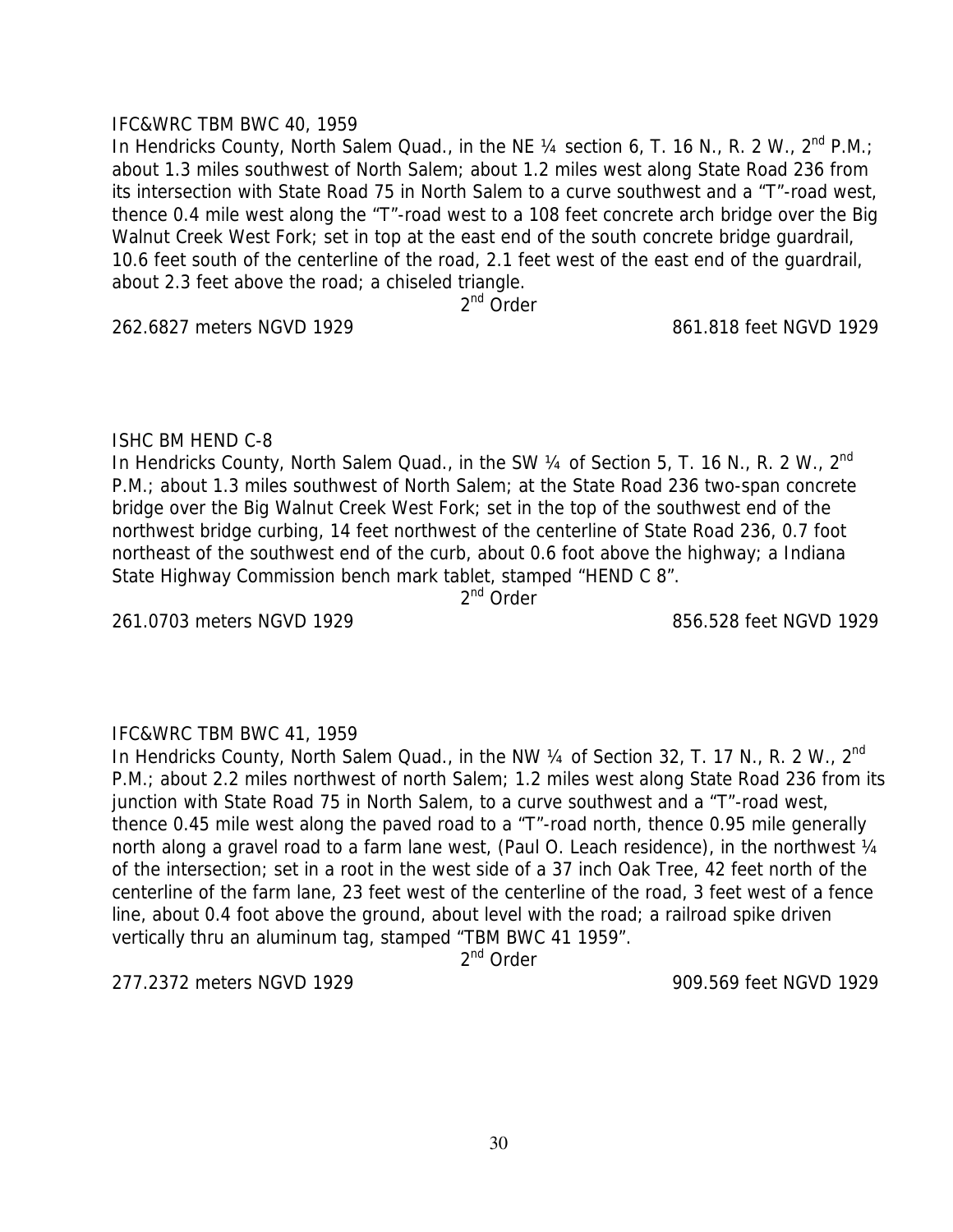IFC&WRC TBM BWC 40, 1959

In Hendricks County, North Salem Quad., in the NE ¼ section 6, T. 16 N., R. 2 W., 2nd P.M.; about 1.3 miles southwest of North Salem; about 1.2 miles west along State Road 236 from its intersection with State Road 75 in North Salem to a curve southwest and a "T"-road west, thence 0.4 mile west along the "T"-road west to a 108 feet concrete arch bridge over the Big Walnut Creek West Fork; set in top at the east end of the south concrete bridge guardrail, 10.6 feet south of the centerline of the road, 2.1 feet west of the east end of the guardrail, about 2.3 feet above the road; a chiseled triangle.

2nd Order

262.6827 meters NGVD 1929 861.818 feet NGVD 1929

ISHC BM HEND C-8

In Hendricks County, North Salem Quad., in the SW ¼ of Section 5, T. 16 N., R. 2 W., 2nd P.M.; about 1.3 miles southwest of North Salem; at the State Road 236 two-span concrete bridge over the Big Walnut Creek West Fork; set in the top of the southwest end of the northwest bridge curbing, 14 feet northwest of the centerline of State Road 236, 0.7 foot northeast of the southwest end of the curb, about 0.6 foot above the highway; a Indiana State Highway Commission bench mark tablet, stamped "HEND C 8".

2nd Order

261.0703 meters NGVD 1929 856.528 feet NGVD 1929

IFC&WRC TBM BWC 41, 1959

In Hendricks County, North Salem Quad., in the NW ¼ of Section 32, T. 17 N., R. 2 W., 2nd P.M.; about 2.2 miles northwest of north Salem; 1.2 miles west along State Road 236 from its junction with State Road 75 in North Salem, to a curve southwest and a "T"-road west, thence 0.45 mile west along the paved road to a "T"-road north, thence 0.95 mile generally north along a gravel road to a farm lane west, (Paul O. Leach residence), in the northwest ¼ of the intersection; set in a root in the west side of a 37 inch Oak Tree, 42 feet north of the centerline of the farm lane, 23 feet west of the centerline of the road, 3 feet west of a fence line, about 0.4 foot above the ground, about level with the road; a railroad spike driven vertically thru an aluminum tag, stamped "TBM BWC 41 1959".

2nd Order

277.2372 meters NGVD 1929 909.569 feet NGVD 1929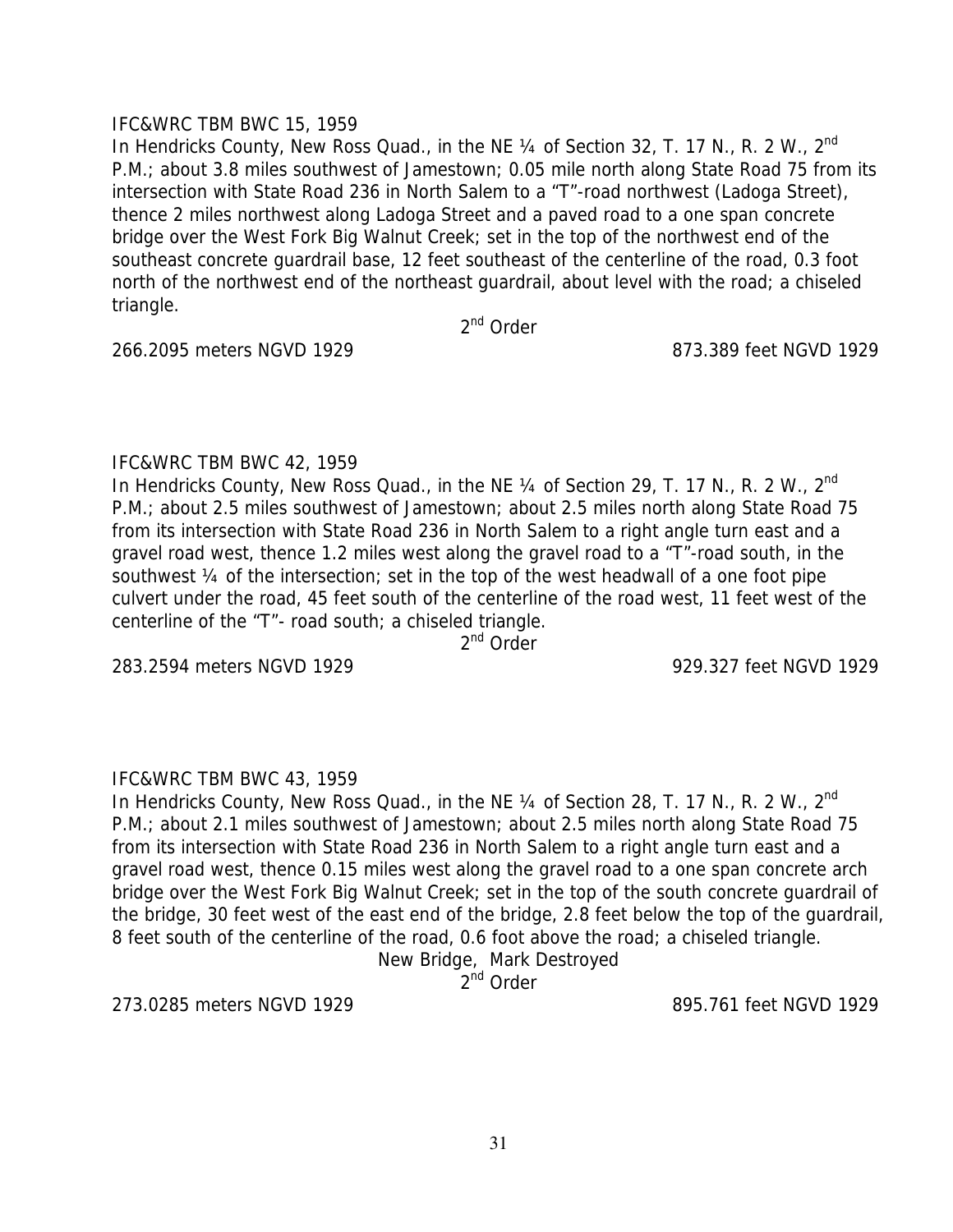IFC&WRC TBM BWC 15, 1959

In Hendricks County, New Ross Quad., in the NE ¼ of Section 32, T. 17 N., R. 2 W., 2nd P.M.; about 3.8 miles southwest of Jamestown; 0.05 mile north along State Road 75 from its intersection with State Road 236 in North Salem to a "T"-road northwest (Ladoga Street), thence 2 miles northwest along Ladoga Street and a paved road to a one span concrete bridge over the West Fork Big Walnut Creek; set in the top of the northwest end of the southeast concrete guardrail base, 12 feet southeast of the centerline of the road, 0.3 foot north of the northwest end of the northeast guardrail, about level with the road; a chiseled triangle.

2nd Order

266.2095 meters NGVD 1929 873.389 feet NGVD 1929

IFC&WRC TBM BWC 42, 1959

In Hendricks County, New Ross Quad., in the NE ¼ of Section 29, T. 17 N., R. 2 W., 2nd P.M.; about 2.5 miles southwest of Jamestown; about 2.5 miles north along State Road 75 from its intersection with State Road 236 in North Salem to a right angle turn east and a gravel road west, thence 1.2 miles west along the gravel road to a "T"-road south, in the southwest ¼ of the intersection; set in the top of the west headwall of a one foot pipe culvert under the road, 45 feet south of the centerline of the road west, 11 feet west of the centerline of the "T"- road south; a chiseled triangle.

2nd Order

283.2594 meters NGVD 1929 929.327 feet NGVD 1929

IFC&WRC TBM BWC 43, 1959

In Hendricks County, New Ross Quad., in the NE ¼ of Section 28, T. 17 N., R. 2 W., 2nd P.M.; about 2.1 miles southwest of Jamestown; about 2.5 miles north along State Road 75 from its intersection with State Road 236 in North Salem to a right angle turn east and a gravel road west, thence 0.15 miles west along the gravel road to a one span concrete arch bridge over the West Fork Big Walnut Creek; set in the top of the south concrete guardrail of the bridge, 30 feet west of the east end of the bridge, 2.8 feet below the top of the guardrail, 8 feet south of the centerline of the road, 0.6 foot above the road; a chiseled triangle.

New Bridge, Mark Destroyed

2nd Order

273.0285 meters NGVD 1929 895.761 feet NGVD 1929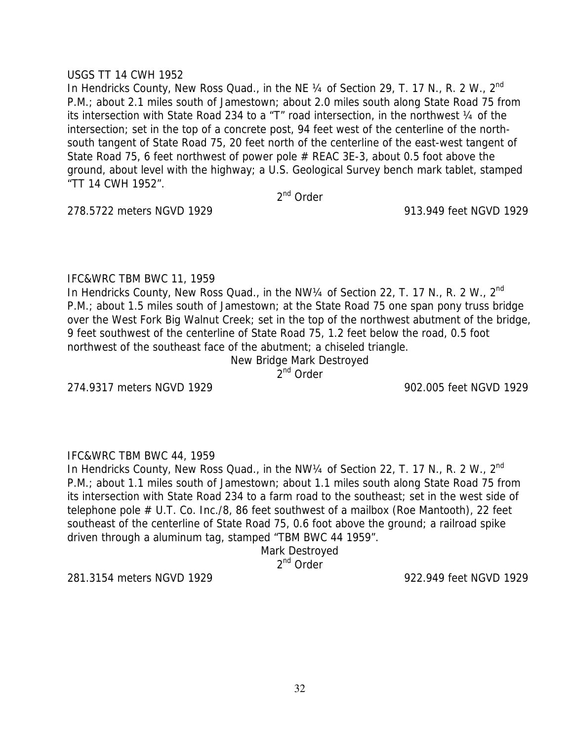USGS TT 14 CWH 1952

In Hendricks County, New Ross Quad., in the NE ¼ of Section 29, T. 17 N., R. 2 W., 2nd P.M.; about 2.1 miles south of Jamestown; about 2.0 miles south along State Road 75 from its intersection with State Road 234 to a "T" road intersection, in the northwest ¼ of the intersection; set in the top of a concrete post, 94 feet west of the centerline of the north-south tangent of State Road 75, 20 feet north of the centerline of the east-west tangent of State Road 75, 6 feet northwest of power pole # REAC 3E-3, about 0.5 foot above the ground, about level with the highway; a U.S. Geological Survey bench mark tablet, stamped "TT 14 CWH 1952".

2nd Order

278.5722 meters NGVD 1929 913.949 feet NGVD 1929

IFC&WRC TBM BWC 11, 1959

In Hendricks County, New Ross Quad., in the NW¼ of Section 22, T. 17 N., R. 2 W., 2nd P.M.; about 1.5 miles south of Jamestown; at the State Road 75 one span pony truss bridge over the West Fork Big Walnut Creek; set in the top of the northwest abutment of the bridge, 9 feet southwest of the centerline of State Road 75, 1.2 feet below the road, 0.5 foot northwest of the southeast face of the abutment; a chiseled triangle.

New Bridge Mark Destroyed

2nd Order

274.9317 meters NGVD 1929 902.005 feet NGVD 1929

IFC&WRC TBM BWC 44, 1959

In Hendricks County, New Ross Quad., in the NW¼ of Section 22, T. 17 N., R. 2 W., 2nd P.M.; about 1.1 miles south of Jamestown; about 1.1 miles south along State Road 75 from its intersection with State Road 234 to a farm road to the southeast; set in the west side of telephone pole # U.T. Co. Inc./8, 86 feet southwest of a mailbox (Roe Mantooth), 22 feet southeast of the centerline of State Road 75, 0.6 foot above the ground; a railroad spike driven through a aluminum tag, stamped "TBM BWC 44 1959".

Mark Destroyed

2nd Order

281.3154 meters NGVD 1929 922.949 feet NGVD 1929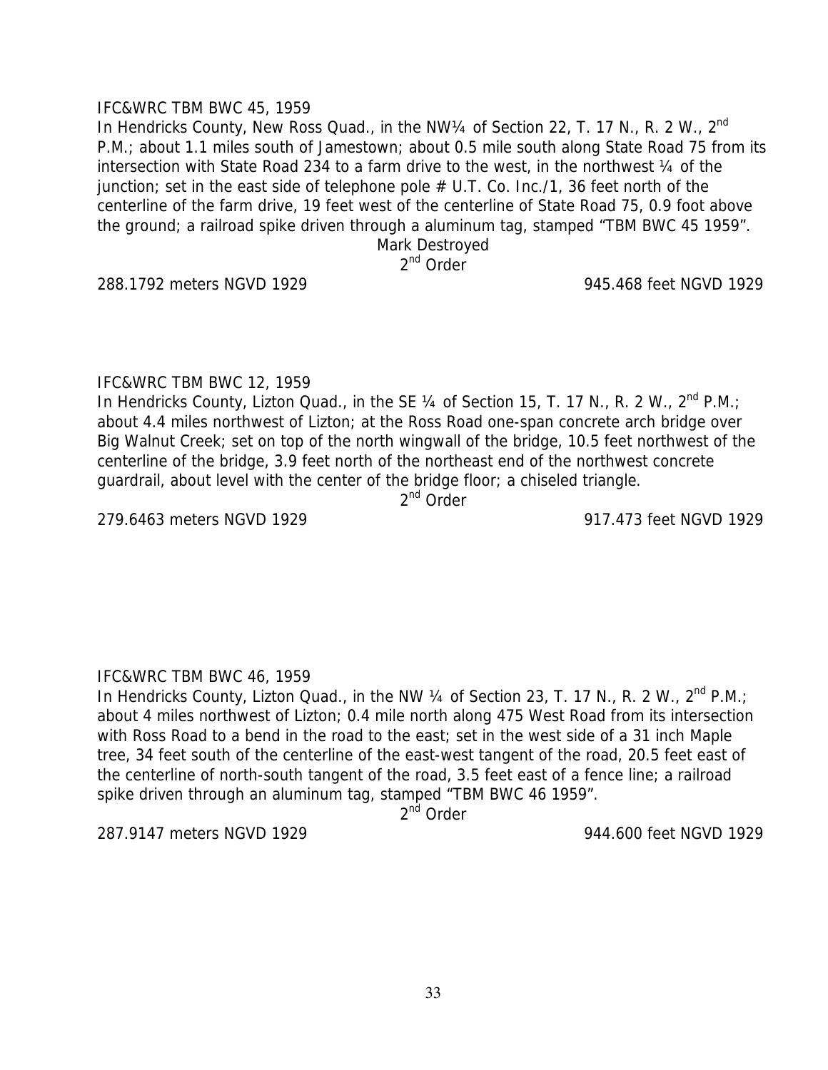IFC&WRC TBM BWC 45, 1959

In Hendricks County, New Ross Quad., in the NW¼ of Section 22, T. 17 N., R. 2 W., 2nd P.M.; about 1.1 miles south of Jamestown; about 0.5 mile south along State Road 75 from its intersection with State Road 234 to a farm drive to the west, in the northwest ¼ of the junction; set in the east side of telephone pole # U.T. Co. Inc./1, 36 feet north of the centerline of the farm drive, 19 feet west of the centerline of State Road 75, 0.9 foot above the ground; a railroad spike driven through a aluminum tag, stamped "TBM BWC 45 1959".

Mark Destroyed

2nd Order

288.1792 meters NGVD 1929 945.468 feet NGVD 1929

IFC&WRC TBM BWC 12, 1959

In Hendricks County, Lizton Quad., in the SE ¼ of Section 15, T. 17 N., R. 2 W., 2nd P.M.; about 4.4 miles northwest of Lizton; at the Ross Road one-span concrete arch bridge over Big Walnut Creek; set on top of the north wingwall of the bridge, 10.5 feet northwest of the centerline of the bridge, 3.9 feet north of the northeast end of the northwest concrete guardrail, about level with the center of the bridge floor; a chiseled triangle.

2nd Order

279.6463 meters NGVD 1929 917.473 feet NGVD 1929

IFC&WRC TBM BWC 46, 1959

In Hendricks County, Lizton Quad., in the NW ¼ of Section 23, T. 17 N., R. 2 W., 2nd P.M.; about 4 miles northwest of Lizton; 0.4 mile north along 475 West Road from its intersection with Ross Road to a bend in the road to the east; set in the west side of a 31 inch Maple tree, 34 feet south of the centerline of the east-west tangent of the road, 20.5 feet east of the centerline of north-south tangent of the road, 3.5 feet east of a fence line; a railroad spike driven through an aluminum tag, stamped "TBM BWC 46 1959".

2nd Order

287.9147 meters NGVD 1929 944.600 feet NGVD 1929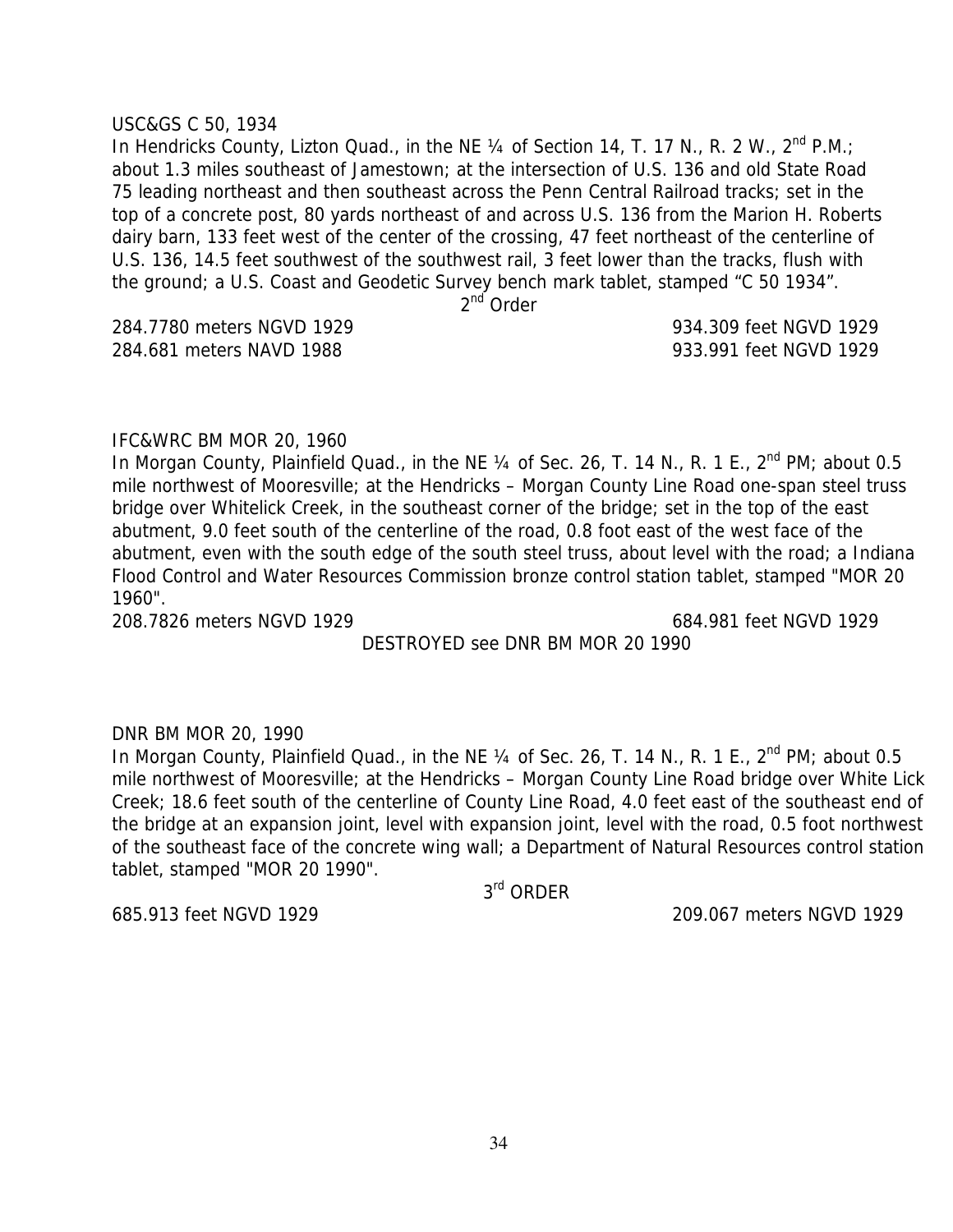USC&GS C 50, 1934

In Hendricks County, Lizton Quad., in the NE ¼ of Section 14, T. 17 N., R. 2 W., 2nd P.M.; about 1.3 miles southeast of Jamestown; at the intersection of U.S. 136 and old State Road 75 leading northeast and then southeast across the Penn Central Railroad tracks; set in the top of a concrete post, 80 yards northeast of and across U.S. 136 from the Marion H. Roberts dairy barn, 133 feet west of the center of the crossing, 47 feet northeast of the centerline of U.S. 136, 14.5 feet southwest of the southwest rail, 3 feet lower than the tracks, flush with the ground; a U.S. Coast and Geodetic Survey bench mark tablet, stamped "C 50 1934".

2nd Order

284.7780 meters NGVD 1929 934.309 feet NGVD 1929

284.681 meters NAVD 1988 933.991 feet NGVD 1929

IFC&WRC BM MOR 20, 1960

In Morgan County, Plainfield Quad., in the NE ¼ of Sec. 26, T. 14 N., R. 1 E., 2nd PM; about 0.5 mile northwest of Mooresville; at the Hendricks – Morgan County Line Road one-span steel truss bridge over Whitelick Creek, in the southeast corner of the bridge; set in the top of the east abutment, 9.0 feet south of the centerline of the road, 0.8 foot east of the west face of the abutment, even with the south edge of the south steel truss, about level with the road; a Indiana Flood Control and Water Resources Commission bronze control station tablet, stamped "MOR 20 1960".

208.7826 meters NGVD 1929 684.981 feet NGVD 1929

DESTROYED see DNR BM MOR 20 1990

DNR BM MOR 20, 1990

In Morgan County, Plainfield Quad., in the NE ¼ of Sec. 26, T. 14 N., R. 1 E., 2nd PM; about 0.5 mile northwest of Mooresville; at the Hendricks – Morgan County Line Road bridge over White Lick Creek; 18.6 feet south of the centerline of County Line Road, 4.0 feet east of the southeast end of the bridge at an expansion joint, level with expansion joint, level with the road, 0.5 foot northwest of the southeast face of the concrete wing wall; a Department of Natural Resources control station tablet, stamped "MOR 20 1990".

3rd ORDER

685.913 feet NGVD 1929 209.067 meters NGVD 1929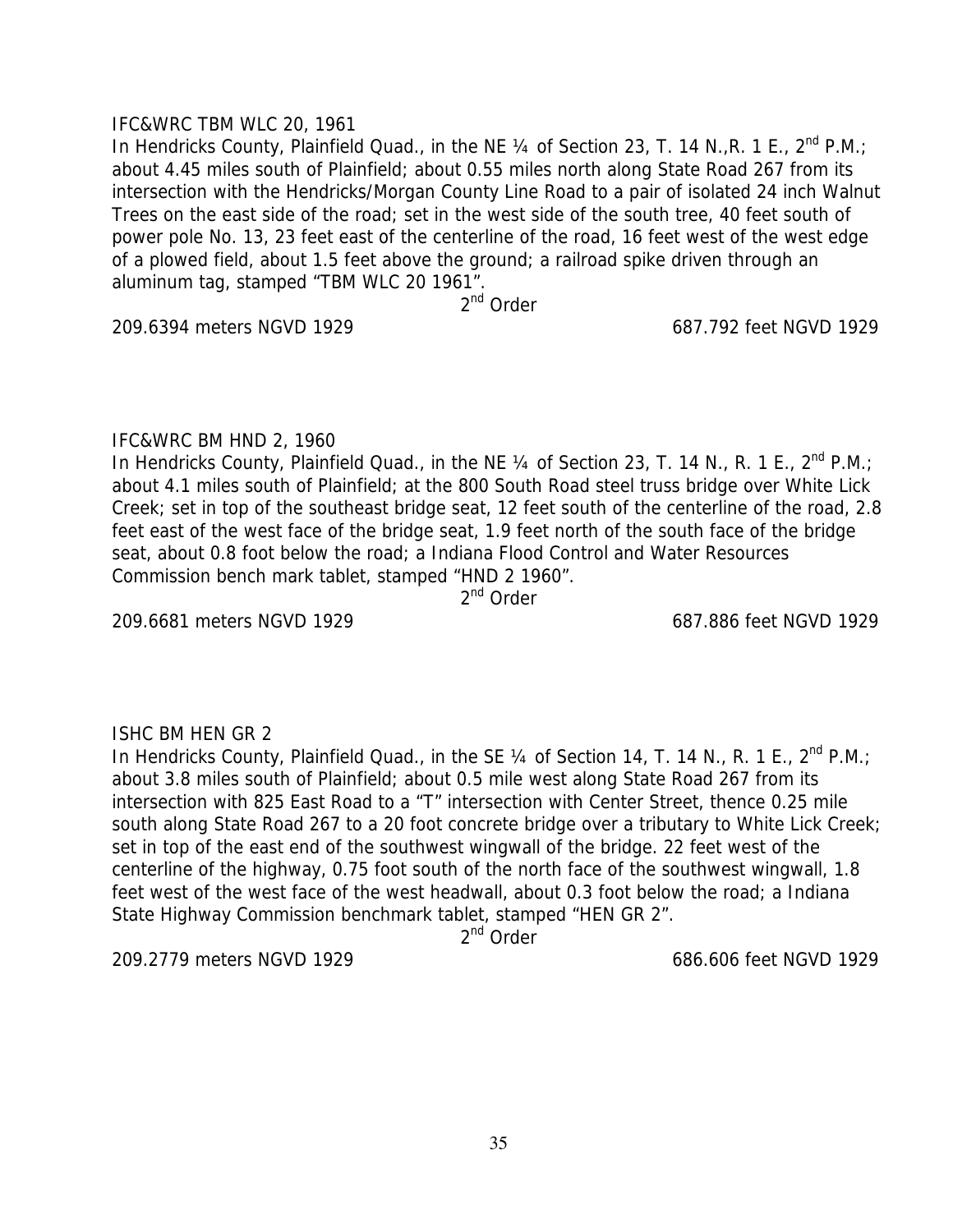IFC&WRC TBM WLC 20, 1961

In Hendricks County, Plainfield Quad., in the NE ¼ of Section 23, T. 14 N.,R. 1 E., 2nd P.M.; about 4.45 miles south of Plainfield; about 0.55 miles north along State Road 267 from its intersection with the Hendricks/Morgan County Line Road to a pair of isolated 24 inch Walnut Trees on the east side of the road; set in the west side of the south tree, 40 feet south of power pole No. 13, 23 feet east of the centerline of the road, 16 feet west of the west edge of a plowed field, about 1.5 feet above the ground; a railroad spike driven through an aluminum tag, stamped "TBM WLC 20 1961".

2nd Order

209.6394 meters NGVD 1929 — 687.792 feet NGVD 1929

IFC&WRC BM HND 2, 1960

In Hendricks County, Plainfield Quad., in the NE ¼ of Section 23, T. 14 N., R. 1 E., 2nd P.M.; about 4.1 miles south of Plainfield; at the 800 South Road steel truss bridge over White Lick Creek; set in top of the southeast bridge seat, 12 feet south of the centerline of the road, 2.8 feet east of the west face of the bridge seat, 1.9 feet north of the south face of the bridge seat, about 0.8 foot below the road; a Indiana Flood Control and Water Resources Commission bench mark tablet, stamped "HND 2 1960".

2nd Order

209.6681 meters NGVD 1929 — 687.886 feet NGVD 1929

ISHC BM HEN GR 2

In Hendricks County, Plainfield Quad., in the SE ¼ of Section 14, T. 14 N., R. 1 E., 2nd P.M.; about 3.8 miles south of Plainfield; about 0.5 mile west along State Road 267 from its intersection with 825 East Road to a "T" intersection with Center Street, thence 0.25 mile south along State Road 267 to a 20 foot concrete bridge over a tributary to White Lick Creek; set in top of the east end of the southwest wingwall of the bridge. 22 feet west of the centerline of the highway, 0.75 foot south of the north face of the southwest wingwall, 1.8 feet west of the west face of the west headwall, about 0.3 foot below the road; a Indiana State Highway Commission benchmark tablet, stamped "HEN GR 2".

2nd Order

209.2779 meters NGVD 1929 — 686.606 feet NGVD 1929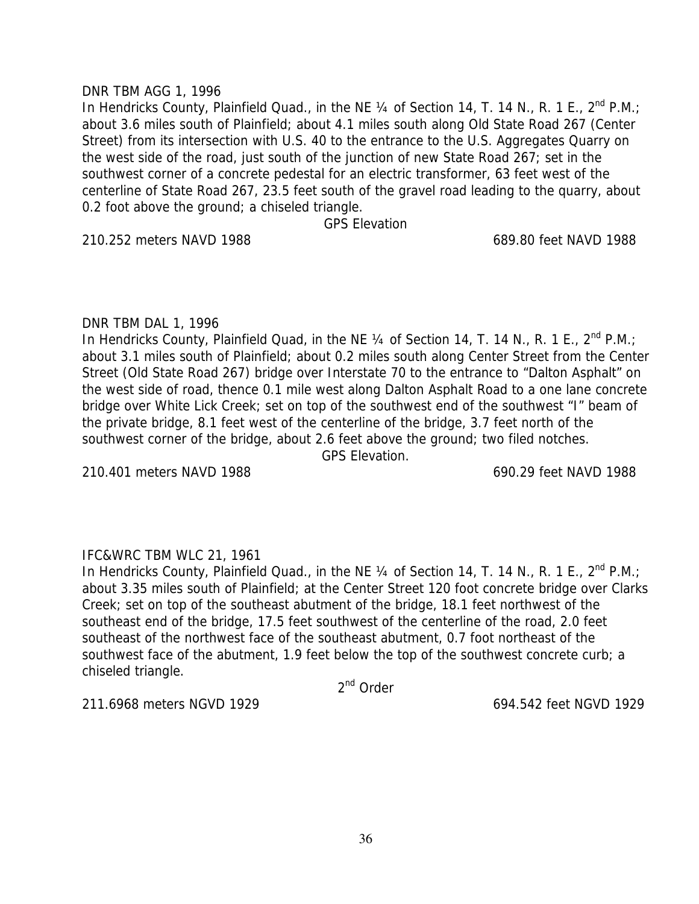DNR TBM AGG 1, 1996

In Hendricks County, Plainfield Quad., in the NE ¼ of Section 14, T. 14 N., R. 1 E., 2nd P.M.; about 3.6 miles south of Plainfield; about 4.1 miles south along Old State Road 267 (Center Street) from its intersection with U.S. 40 to the entrance to the U.S. Aggregates Quarry on the west side of the road, just south of the junction of new State Road 267; set in the southwest corner of a concrete pedestal for an electric transformer, 63 feet west of the centerline of State Road 267, 23.5 feet south of the gravel road leading to the quarry, about 0.2 foot above the ground; a chiseled triangle.

GPS Elevation

210.252 meters NAVD 1988 689.80 feet NAVD 1988

DNR TBM DAL 1, 1996

In Hendricks County, Plainfield Quad, in the NE ¼ of Section 14, T. 14 N., R. 1 E., 2nd P.M.; about 3.1 miles south of Plainfield; about 0.2 miles south along Center Street from the Center Street (Old State Road 267) bridge over Interstate 70 to the entrance to "Dalton Asphalt" on the west side of road, thence 0.1 mile west along Dalton Asphalt Road to a one lane concrete bridge over White Lick Creek; set on top of the southwest end of the southwest "I" beam of the private bridge, 8.1 feet west of the centerline of the bridge, 3.7 feet north of the southwest corner of the bridge, about 2.6 feet above the ground; two filed notches.

GPS Elevation.

210.401 meters NAVD 1988 690.29 feet NAVD 1988

IFC&WRC TBM WLC 21, 1961

In Hendricks County, Plainfield Quad., in the NE ¼ of Section 14, T. 14 N., R. 1 E., 2nd P.M.; about 3.35 miles south of Plainfield; at the Center Street 120 foot concrete bridge over Clarks Creek; set on top of the southeast abutment of the bridge, 18.1 feet northwest of the southeast end of the bridge, 17.5 feet southwest of the centerline of the road, 2.0 feet southeast of the northwest face of the southeast abutment, 0.7 foot northeast of the southwest face of the abutment, 1.9 feet below the top of the southwest concrete curb; a chiseled triangle.

2nd Order

211.6968 meters NGVD 1929 694.542 feet NGVD 1929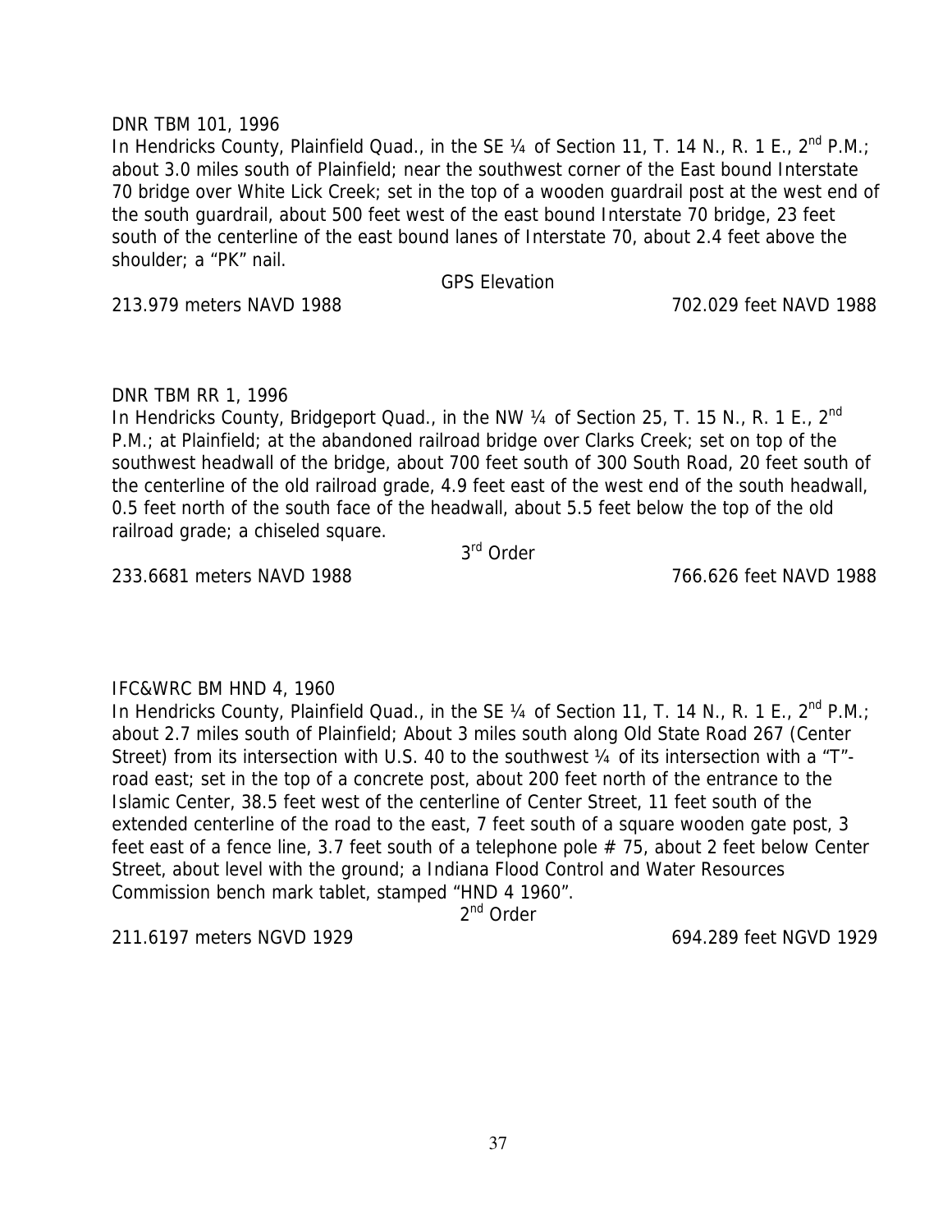DNR TBM 101, 1996

In Hendricks County, Plainfield Quad., in the SE ¼ of Section 11, T. 14 N., R. 1 E., 2nd P.M.; about 3.0 miles south of Plainfield; near the southwest corner of the East bound Interstate 70 bridge over White Lick Creek; set in the top of a wooden guardrail post at the west end of the south guardrail, about 500 feet west of the east bound Interstate 70 bridge, 23 feet south of the centerline of the east bound lanes of Interstate 70, about 2.4 feet above the shoulder; a "PK" nail.

GPS Elevation

213.979 meters NAVD 1988 702.029 feet NAVD 1988

DNR TBM RR 1, 1996

In Hendricks County, Bridgeport Quad., in the NW ¼ of Section 25, T. 15 N., R. 1 E., 2nd P.M.; at Plainfield; at the abandoned railroad bridge over Clarks Creek; set on top of the southwest headwall of the bridge, about 700 feet south of 300 South Road, 20 feet south of the centerline of the old railroad grade, 4.9 feet east of the west end of the south headwall, 0.5 feet north of the south face of the headwall, about 5.5 feet below the top of the old railroad grade; a chiseled square.

3rd Order

233.6681 meters NAVD 1988 766.626 feet NAVD 1988

IFC&WRC BM HND 4, 1960

In Hendricks County, Plainfield Quad., in the SE ¼ of Section 11, T. 14 N., R. 1 E., 2nd P.M.; about 2.7 miles south of Plainfield; About 3 miles south along Old State Road 267 (Center Street) from its intersection with U.S. 40 to the southwest ¼ of its intersection with a "T"-road east; set in the top of a concrete post, about 200 feet north of the entrance to the Islamic Center, 38.5 feet west of the centerline of Center Street, 11 feet south of the extended centerline of the road to the east, 7 feet south of a square wooden gate post, 3 feet east of a fence line, 3.7 feet south of a telephone pole # 75, about 2 feet below Center Street, about level with the ground; a Indiana Flood Control and Water Resources Commission bench mark tablet, stamped "HND 4 1960".

2nd Order

211.6197 meters NGVD 1929 694.289 feet NGVD 1929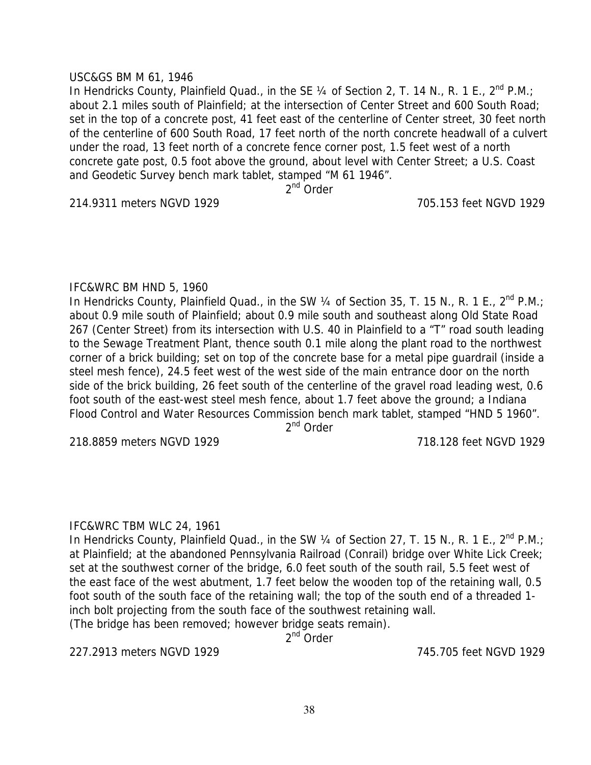USC&GS BM M 61, 1946

In Hendricks County, Plainfield Quad., in the SE ¼ of Section 2, T. 14 N., R. 1 E., 2nd P.M.; about 2.1 miles south of Plainfield; at the intersection of Center Street and 600 South Road; set in the top of a concrete post, 41 feet east of the centerline of Center street, 30 feet north of the centerline of 600 South Road, 17 feet north of the north concrete headwall of a culvert under the road, 13 feet north of a concrete fence corner post, 1.5 feet west of a north concrete gate post, 0.5 foot above the ground, about level with Center Street; a U.S. Coast and Geodetic Survey bench mark tablet, stamped "M 61 1946".

2nd Order

214.9311 meters NGVD 1929 705.153 feet NGVD 1929

IFC&WRC BM HND 5, 1960

In Hendricks County, Plainfield Quad., in the SW ¼ of Section 35, T. 15 N., R. 1 E., 2nd P.M.; about 0.9 mile south of Plainfield; about 0.9 mile south and southeast along Old State Road 267 (Center Street) from its intersection with U.S. 40 in Plainfield to a "T" road south leading to the Sewage Treatment Plant, thence south 0.1 mile along the plant road to the northwest corner of a brick building; set on top of the concrete base for a metal pipe guardrail (inside a steel mesh fence), 24.5 feet west of the west side of the main entrance door on the north side of the brick building, 26 feet south of the centerline of the gravel road leading west, 0.6 foot south of the east-west steel mesh fence, about 1.7 feet above the ground; a Indiana Flood Control and Water Resources Commission bench mark tablet, stamped "HND 5 1960".

2nd Order

218.8859 meters NGVD 1929 718.128 feet NGVD 1929

IFC&WRC TBM WLC 24, 1961

In Hendricks County, Plainfield Quad., in the SW ¼ of Section 27, T. 15 N., R. 1 E., 2nd P.M.; at Plainfield; at the abandoned Pennsylvania Railroad (Conrail) bridge over White Lick Creek; set at the southwest corner of the bridge, 6.0 feet south of the south rail, 5.5 feet west of the east face of the west abutment, 1.7 feet below the wooden top of the retaining wall, 0.5 foot south of the south face of the retaining wall; the top of the south end of a threaded 1-inch bolt projecting from the south face of the southwest retaining wall.
(The bridge has been removed; however bridge seats remain).

2nd Order

227.2913 meters NGVD 1929 745.705 feet NGVD 1929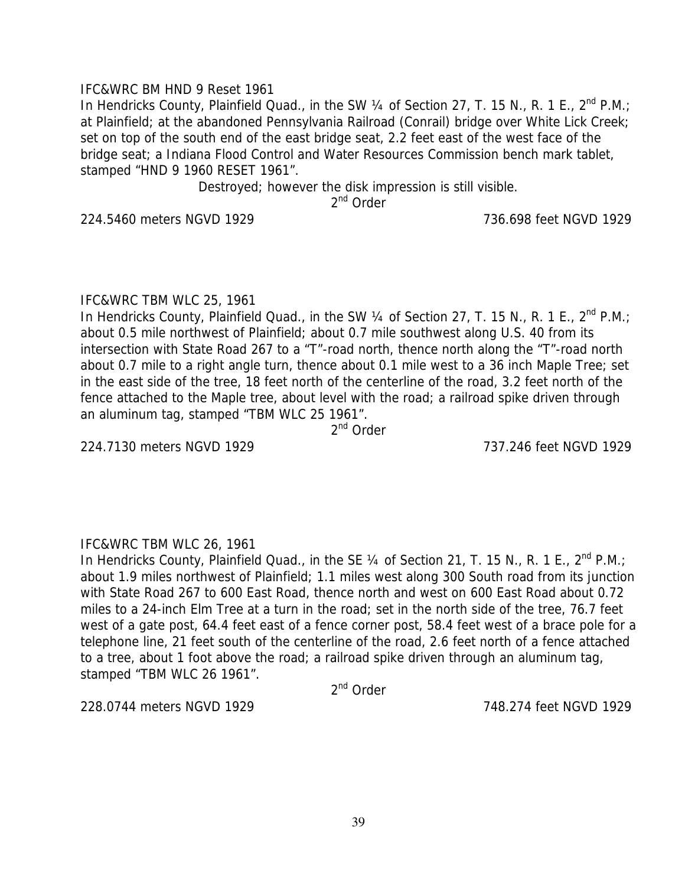IFC&WRC BM HND 9 Reset 1961

In Hendricks County, Plainfield Quad., in the SW ¼ of Section 27, T. 15 N., R. 1 E., 2nd P.M.; at Plainfield; at the abandoned Pennsylvania Railroad (Conrail) bridge over White Lick Creek; set on top of the south end of the east bridge seat, 2.2 feet east of the west face of the bridge seat; a Indiana Flood Control and Water Resources Commission bench mark tablet, stamped "HND 9 1960 RESET 1961".

Destroyed; however the disk impression is still visible.

2nd Order

224.5460 meters NGVD 1929 736.698 feet NGVD 1929

IFC&WRC TBM WLC 25, 1961

In Hendricks County, Plainfield Quad., in the SW ¼ of Section 27, T. 15 N., R. 1 E., 2nd P.M.; about 0.5 mile northwest of Plainfield; about 0.7 mile southwest along U.S. 40 from its intersection with State Road 267 to a "T"-road north, thence north along the "T"-road north about 0.7 mile to a right angle turn, thence about 0.1 mile west to a 36 inch Maple Tree; set in the east side of the tree, 18 feet north of the centerline of the road, 3.2 feet north of the fence attached to the Maple tree, about level with the road; a railroad spike driven through an aluminum tag, stamped "TBM WLC 25 1961".

2nd Order

224.7130 meters NGVD 1929 737.246 feet NGVD 1929

IFC&WRC TBM WLC 26, 1961

In Hendricks County, Plainfield Quad., in the SE ¼ of Section 21, T. 15 N., R. 1 E., 2nd P.M.; about 1.9 miles northwest of Plainfield; 1.1 miles west along 300 South road from its junction with State Road 267 to 600 East Road, thence north and west on 600 East Road about 0.72 miles to a 24-inch Elm Tree at a turn in the road; set in the north side of the tree, 76.7 feet west of a gate post, 64.4 feet east of a fence corner post, 58.4 feet west of a brace pole for a telephone line, 21 feet south of the centerline of the road, 2.6 feet north of a fence attached to a tree, about 1 foot above the road; a railroad spike driven through an aluminum tag, stamped "TBM WLC 26 1961".

2nd Order

228.0744 meters NGVD 1929 748.274 feet NGVD 1929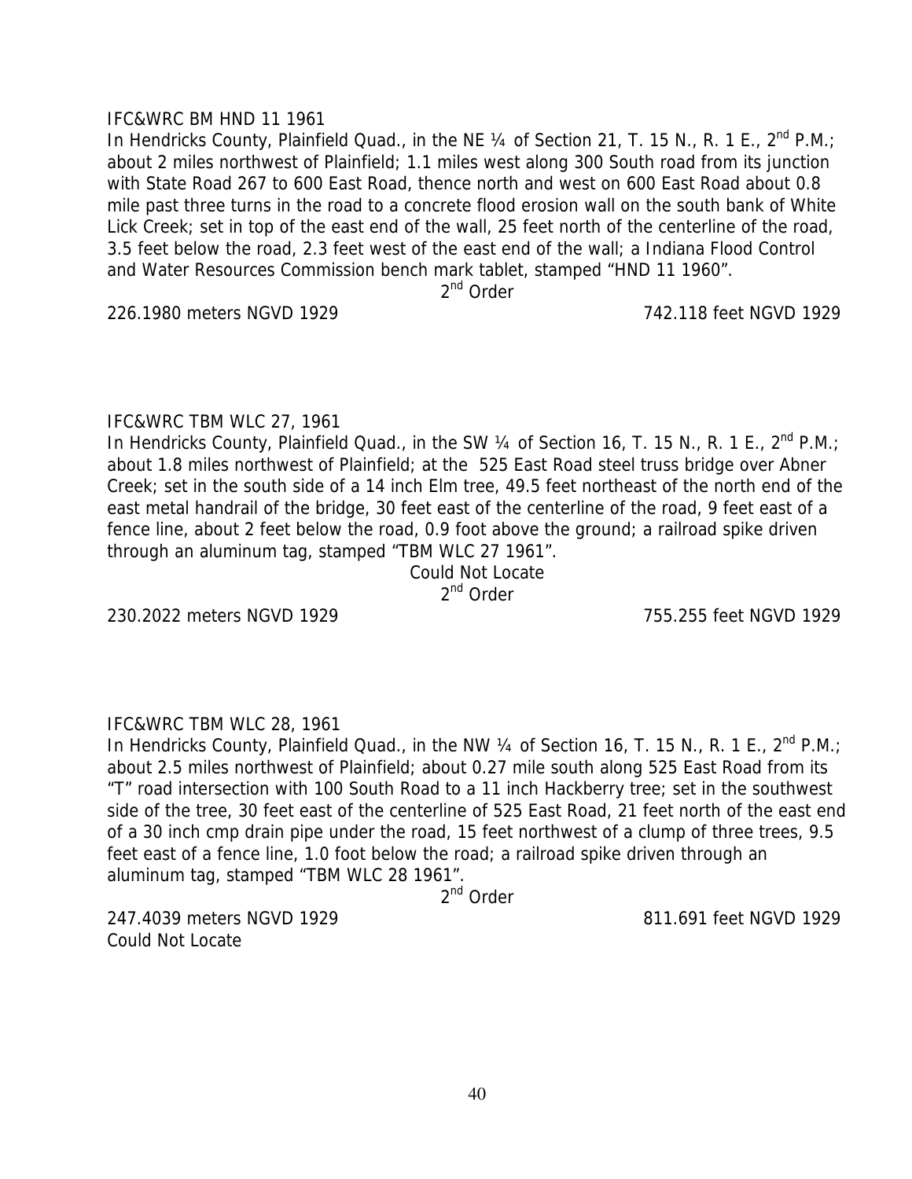IFC&WRC BM HND 11 1961

In Hendricks County, Plainfield Quad., in the NE ¼ of Section 21, T. 15 N., R. 1 E., 2nd P.M.; about 2 miles northwest of Plainfield; 1.1 miles west along 300 South road from its junction with State Road 267 to 600 East Road, thence north and west on 600 East Road about 0.8 mile past three turns in the road to a concrete flood erosion wall on the south bank of White Lick Creek; set in top of the east end of the wall, 25 feet north of the centerline of the road, 3.5 feet below the road, 2.3 feet west of the east end of the wall; a Indiana Flood Control and Water Resources Commission bench mark tablet, stamped "HND 11 1960".

2nd Order

226.1980 meters NGVD 1929 742.118 feet NGVD 1929

IFC&WRC TBM WLC 27, 1961

In Hendricks County, Plainfield Quad., in the SW ¼ of Section 16, T. 15 N., R. 1 E., 2nd P.M.; about 1.8 miles northwest of Plainfield; at the 525 East Road steel truss bridge over Abner Creek; set in the south side of a 14 inch Elm tree, 49.5 feet northeast of the north end of the east metal handrail of the bridge, 30 feet east of the centerline of the road, 9 feet east of a fence line, about 2 feet below the road, 0.9 foot above the ground; a railroad spike driven through an aluminum tag, stamped "TBM WLC 27 1961".

Could Not Locate

2nd Order

230.2022 meters NGVD 1929 755.255 feet NGVD 1929

IFC&WRC TBM WLC 28, 1961

In Hendricks County, Plainfield Quad., in the NW ¼ of Section 16, T. 15 N., R. 1 E., 2nd P.M.; about 2.5 miles northwest of Plainfield; about 0.27 mile south along 525 East Road from its "T" road intersection with 100 South Road to a 11 inch Hackberry tree; set in the southwest side of the tree, 30 feet east of the centerline of 525 East Road, 21 feet north of the east end of a 30 inch cmp drain pipe under the road, 15 feet northwest of a clump of three trees, 9.5 feet east of a fence line, 1.0 foot below the road; a railroad spike driven through an aluminum tag, stamped "TBM WLC 28 1961".

2nd Order

247.4039 meters NGVD 1929 811.691 feet NGVD 1929

Could Not Locate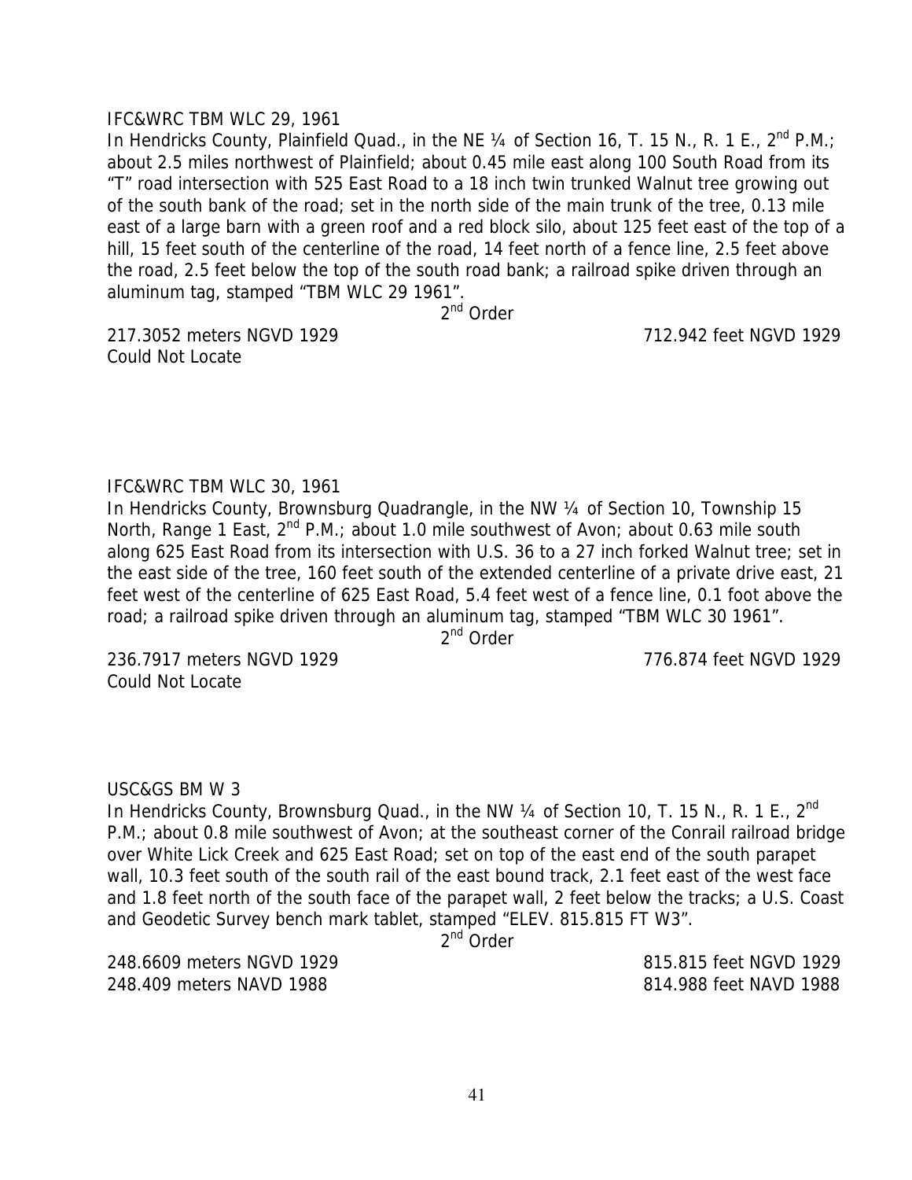IFC&WRC TBM WLC 29, 1961

In Hendricks County, Plainfield Quad., in the NE ¼ of Section 16, T. 15 N., R. 1 E., 2nd P.M.; about 2.5 miles northwest of Plainfield; about 0.45 mile east along 100 South Road from its "T" road intersection with 525 East Road to a 18 inch twin trunked Walnut tree growing out of the south bank of the road; set in the north side of the main trunk of the tree, 0.13 mile east of a large barn with a green roof and a red block silo, about 125 feet east of the top of a hill, 15 feet south of the centerline of the road, 14 feet north of a fence line, 2.5 feet above the road, 2.5 feet below the top of the south road bank; a railroad spike driven through an aluminum tag, stamped "TBM WLC 29 1961".

2nd Order

217.3052 meters NGVD 1929 | 712.942 feet NGVD 1929

Could Not Locate

IFC&WRC TBM WLC 30, 1961

In Hendricks County, Brownsburg Quadrangle, in the NW ¼ of Section 10, Township 15 North, Range 1 East, 2nd P.M.; about 1.0 mile southwest of Avon; about 0.63 mile south along 625 East Road from its intersection with U.S. 36 to a 27 inch forked Walnut tree; set in the east side of the tree, 160 feet south of the extended centerline of a private drive east, 21 feet west of the centerline of 625 East Road, 5.4 feet west of a fence line, 0.1 foot above the road; a railroad spike driven through an aluminum tag, stamped "TBM WLC 30 1961".

2nd Order

236.7917 meters NGVD 1929 | 776.874 feet NGVD 1929

Could Not Locate

USC&GS BM W 3

In Hendricks County, Brownsburg Quad., in the NW ¼ of Section 10, T. 15 N., R. 1 E., 2nd P.M.; about 0.8 mile southwest of Avon; at the southeast corner of the Conrail railroad bridge over White Lick Creek and 625 East Road; set on top of the east end of the south parapet wall, 10.3 feet south of the south rail of the east bound track, 2.1 feet east of the west face and 1.8 feet north of the south face of the parapet wall, 2 feet below the tracks; a U.S. Coast and Geodetic Survey bench mark tablet, stamped "ELEV. 815.815 FT W3".

2nd Order

248.6609 meters NGVD 1929 | 815.815 feet NGVD 1929

248.409 meters NAVD 1988 | 814.988 feet NAVD 1988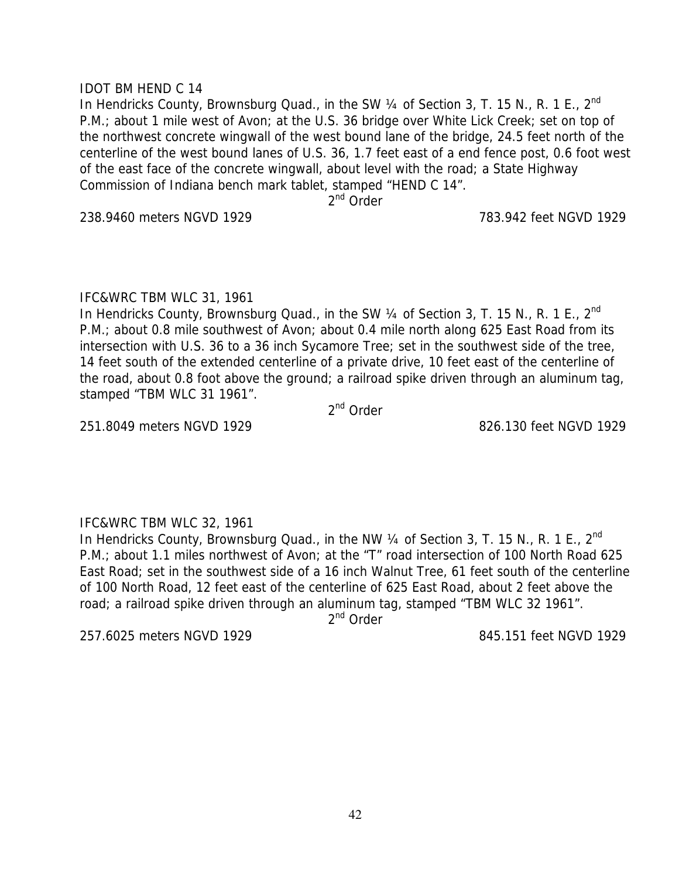IDOT BM HEND C 14

In Hendricks County, Brownsburg Quad., in the SW ¼ of Section 3, T. 15 N., R. 1 E., 2nd P.M.; about 1 mile west of Avon; at the U.S. 36 bridge over White Lick Creek; set on top of the northwest concrete wingwall of the west bound lane of the bridge, 24.5 feet north of the centerline of the west bound lanes of U.S. 36, 1.7 feet east of a end fence post, 0.6 foot west of the east face of the concrete wingwall, about level with the road; a State Highway Commission of Indiana bench mark tablet, stamped "HEND C 14".

2nd Order

238.9460 meters NGVD 1929 783.942 feet NGVD 1929

IFC&WRC TBM WLC 31, 1961

In Hendricks County, Brownsburg Quad., in the SW ¼ of Section 3, T. 15 N., R. 1 E., 2nd P.M.; about 0.8 mile southwest of Avon; about 0.4 mile north along 625 East Road from its intersection with U.S. 36 to a 36 inch Sycamore Tree; set in the southwest side of the tree, 14 feet south of the extended centerline of a private drive, 10 feet east of the centerline of the road, about 0.8 foot above the ground; a railroad spike driven through an aluminum tag, stamped "TBM WLC 31 1961".

2nd Order

251.8049 meters NGVD 1929 826.130 feet NGVD 1929

IFC&WRC TBM WLC 32, 1961

In Hendricks County, Brownsburg Quad., in the NW ¼ of Section 3, T. 15 N., R. 1 E., 2nd P.M.; about 1.1 miles northwest of Avon; at the "T" road intersection of 100 North Road 625 East Road; set in the southwest side of a 16 inch Walnut Tree, 61 feet south of the centerline of 100 North Road, 12 feet east of the centerline of 625 East Road, about 2 feet above the road; a railroad spike driven through an aluminum tag, stamped "TBM WLC 32 1961".

2nd Order

257.6025 meters NGVD 1929 845.151 feet NGVD 1929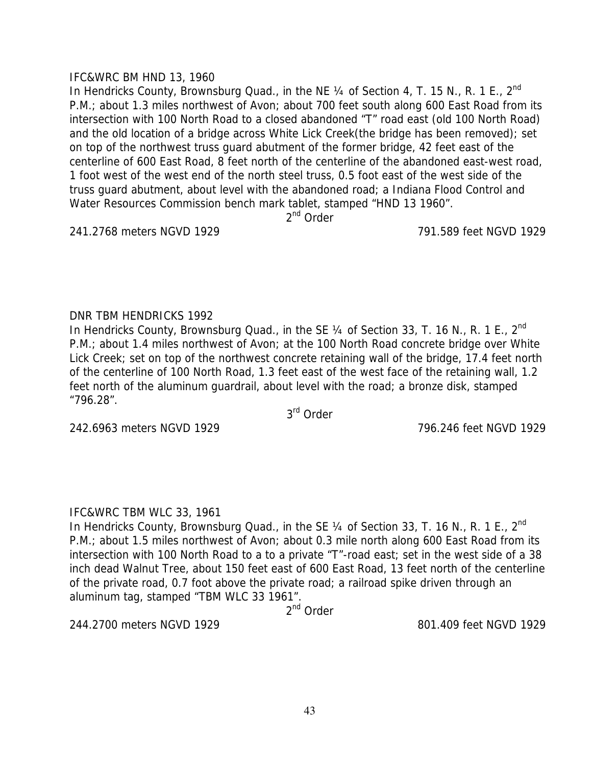IFC&WRC BM HND 13, 1960

In Hendricks County, Brownsburg Quad., in the NE ¼ of Section 4, T. 15 N., R. 1 E., 2nd P.M.; about 1.3 miles northwest of Avon; about 700 feet south along 600 East Road from its intersection with 100 North Road to a closed abandoned "T" road east (old 100 North Road) and the old location of a bridge across White Lick Creek(the bridge has been removed); set on top of the northwest truss guard abutment of the former bridge, 42 feet east of the centerline of 600 East Road, 8 feet north of the centerline of the abandoned east-west road, 1 foot west of the west end of the north steel truss, 0.5 foot east of the west side of the truss guard abutment, about level with the abandoned road; a Indiana Flood Control and Water Resources Commission bench mark tablet, stamped "HND 13 1960".

2nd Order

241.2768 meters NGVD 1929 791.589 feet NGVD 1929

DNR TBM HENDRICKS 1992

In Hendricks County, Brownsburg Quad., in the SE ¼ of Section 33, T. 16 N., R. 1 E., 2nd P.M.; about 1.4 miles northwest of Avon; at the 100 North Road concrete bridge over White Lick Creek; set on top of the northwest concrete retaining wall of the bridge, 17.4 feet north of the centerline of 100 North Road, 1.3 feet east of the west face of the retaining wall, 1.2 feet north of the aluminum guardrail, about level with the road; a bronze disk, stamped "796.28".

3rd Order

242.6963 meters NGVD 1929 796.246 feet NGVD 1929

IFC&WRC TBM WLC 33, 1961

In Hendricks County, Brownsburg Quad., in the SE ¼ of Section 33, T. 16 N., R. 1 E., 2nd P.M.; about 1.5 miles northwest of Avon; about 0.3 mile north along 600 East Road from its intersection with 100 North Road to a to a private "T"-road east; set in the west side of a 38 inch dead Walnut Tree, about 150 feet east of 600 East Road, 13 feet north of the centerline of the private road, 0.7 foot above the private road; a railroad spike driven through an aluminum tag, stamped "TBM WLC 33 1961".

2nd Order

244.2700 meters NGVD 1929 801.409 feet NGVD 1929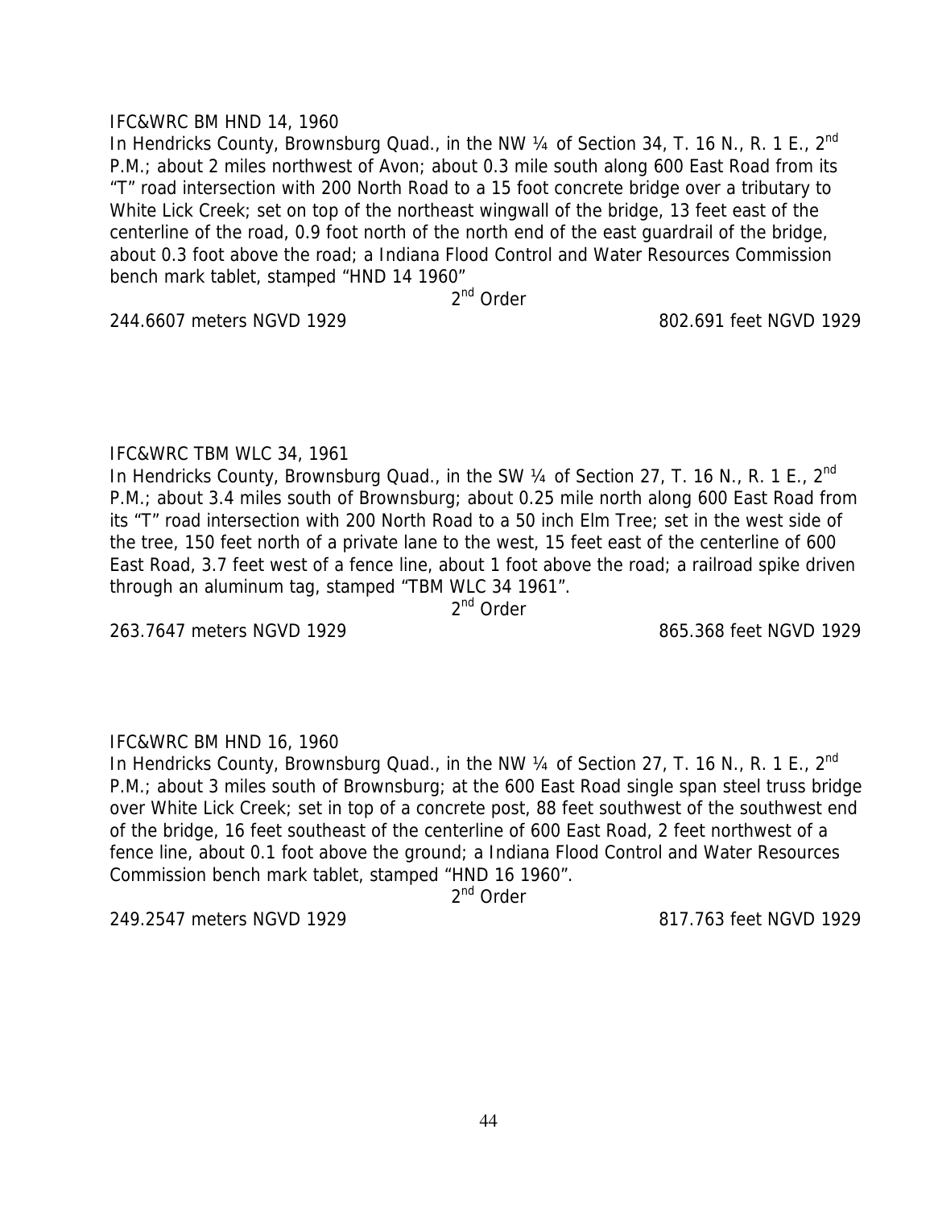IFC&WRC BM HND 14, 1960

In Hendricks County, Brownsburg Quad., in the NW ¼ of Section 34, T. 16 N., R. 1 E., 2nd P.M.; about 2 miles northwest of Avon; about 0.3 mile south along 600 East Road from its "T" road intersection with 200 North Road to a 15 foot concrete bridge over a tributary to White Lick Creek; set on top of the northeast wingwall of the bridge, 13 feet east of the centerline of the road, 0.9 foot north of the north end of the east guardrail of the bridge, about 0.3 foot above the road; a Indiana Flood Control and Water Resources Commission bench mark tablet, stamped "HND 14 1960"

2nd Order

244.6607 meters NGVD 1929 — 802.691 feet NGVD 1929

IFC&WRC TBM WLC 34, 1961

In Hendricks County, Brownsburg Quad., in the SW ¼ of Section 27, T. 16 N., R. 1 E., 2nd P.M.; about 3.4 miles south of Brownsburg; about 0.25 mile north along 600 East Road from its "T" road intersection with 200 North Road to a 50 inch Elm Tree; set in the west side of the tree, 150 feet north of a private lane to the west, 15 feet east of the centerline of 600 East Road, 3.7 feet west of a fence line, about 1 foot above the road; a railroad spike driven through an aluminum tag, stamped "TBM WLC 34 1961".

2nd Order

263.7647 meters NGVD 1929 — 865.368 feet NGVD 1929

IFC&WRC BM HND 16, 1960

In Hendricks County, Brownsburg Quad., in the NW ¼ of Section 27, T. 16 N., R. 1 E., 2nd P.M.; about 3 miles south of Brownsburg; at the 600 East Road single span steel truss bridge over White Lick Creek; set in top of a concrete post, 88 feet southwest of the southwest end of the bridge, 16 feet southeast of the centerline of 600 East Road, 2 feet northwest of a fence line, about 0.1 foot above the ground; a Indiana Flood Control and Water Resources Commission bench mark tablet, stamped "HND 16 1960".

2nd Order

249.2547 meters NGVD 1929 — 817.763 feet NGVD 1929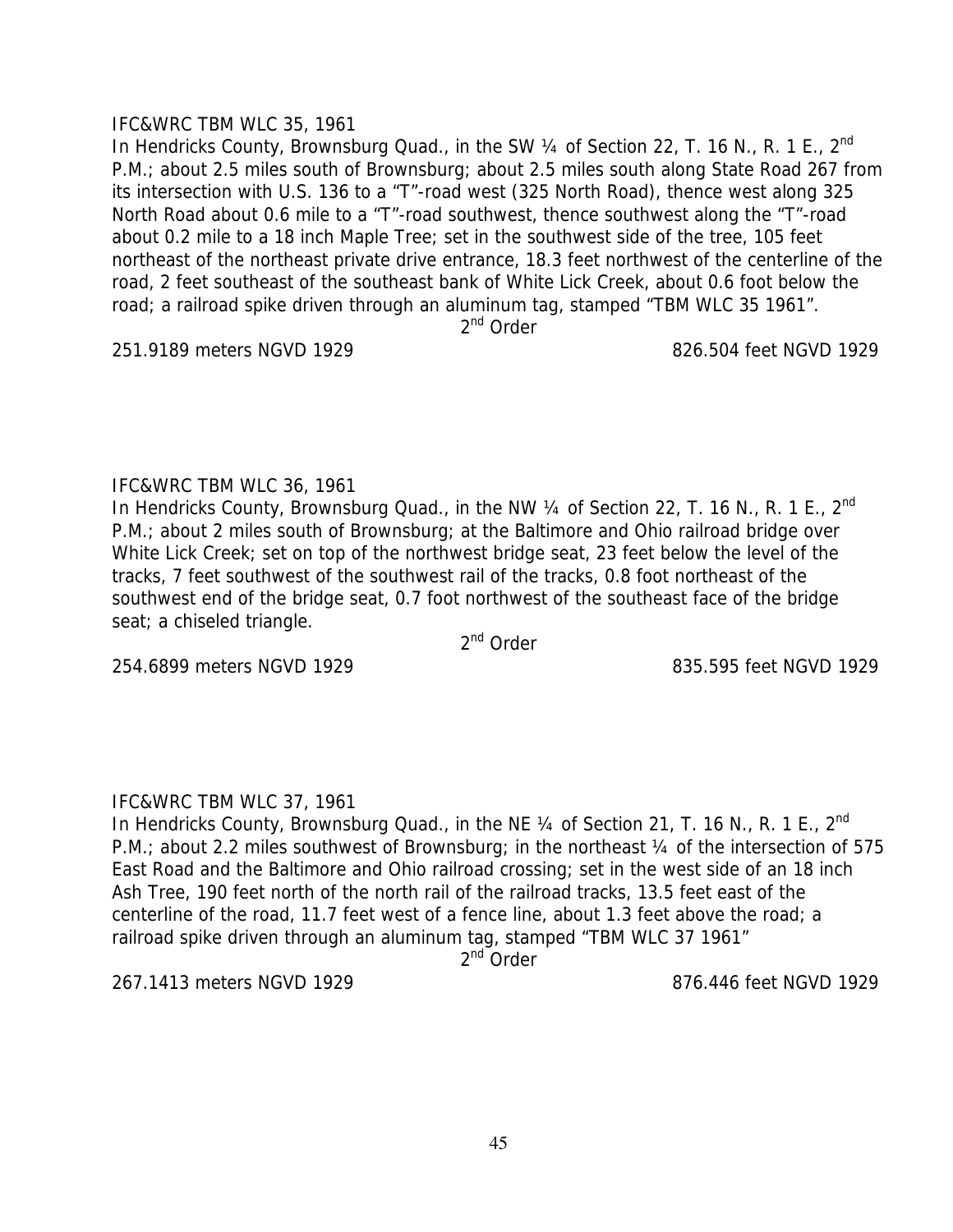IFC&WRC TBM WLC 35, 1961

In Hendricks County, Brownsburg Quad., in the SW ¼ of Section 22, T. 16 N., R. 1 E., 2nd P.M.; about 2.5 miles south of Brownsburg; about 2.5 miles south along State Road 267 from its intersection with U.S. 136 to a "T"-road west (325 North Road), thence west along 325 North Road about 0.6 mile to a "T"-road southwest, thence southwest along the "T"-road about 0.2 mile to a 18 inch Maple Tree; set in the southwest side of the tree, 105 feet northeast of the northeast private drive entrance, 18.3 feet northwest of the centerline of the road, 2 feet southeast of the southeast bank of White Lick Creek, about 0.6 foot below the road; a railroad spike driven through an aluminum tag, stamped "TBM WLC 35 1961".

2nd Order

251.9189 meters NGVD 1929 826.504 feet NGVD 1929

IFC&WRC TBM WLC 36, 1961

In Hendricks County, Brownsburg Quad., in the NW ¼ of Section 22, T. 16 N., R. 1 E., 2nd P.M.; about 2 miles south of Brownsburg; at the Baltimore and Ohio railroad bridge over White Lick Creek; set on top of the northwest bridge seat, 23 feet below the level of the tracks, 7 feet southwest of the southwest rail of the tracks, 0.8 foot northeast of the southwest end of the bridge seat, 0.7 foot northwest of the southeast face of the bridge seat; a chiseled triangle.

2nd Order

254.6899 meters NGVD 1929 835.595 feet NGVD 1929

IFC&WRC TBM WLC 37, 1961

In Hendricks County, Brownsburg Quad., in the NE ¼ of Section 21, T. 16 N., R. 1 E., 2nd P.M.; about 2.2 miles southwest of Brownsburg; in the northeast ¼ of the intersection of 575 East Road and the Baltimore and Ohio railroad crossing; set in the west side of an 18 inch Ash Tree, 190 feet north of the north rail of the railroad tracks, 13.5 feet east of the centerline of the road, 11.7 feet west of a fence line, about 1.3 feet above the road; a railroad spike driven through an aluminum tag, stamped "TBM WLC 37 1961"

2nd Order

267.1413 meters NGVD 1929 876.446 feet NGVD 1929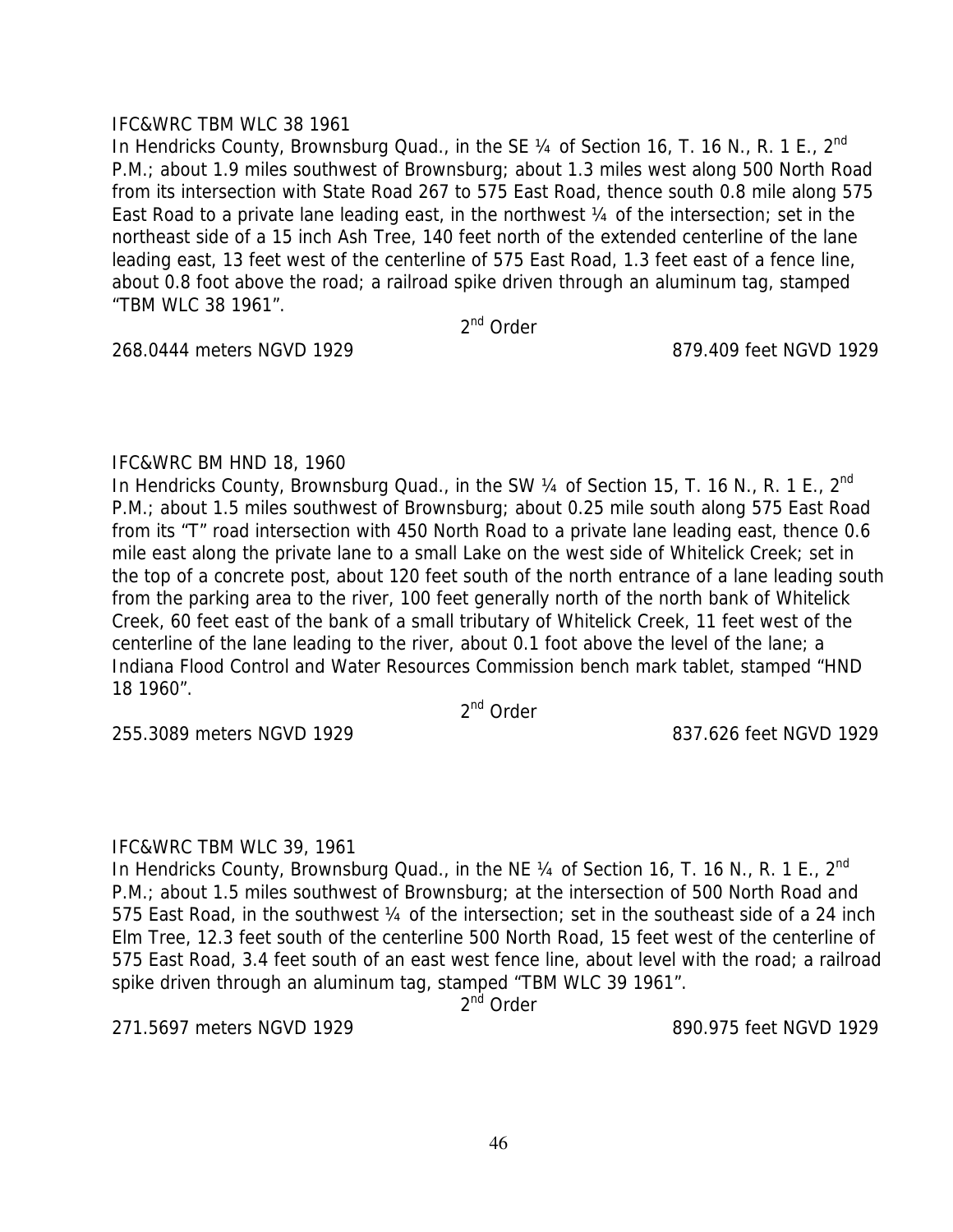IFC&WRC TBM WLC 38 1961

In Hendricks County, Brownsburg Quad., in the SE ¼ of Section 16, T. 16 N., R. 1 E., 2nd P.M.; about 1.9 miles southwest of Brownsburg; about 1.3 miles west along 500 North Road from its intersection with State Road 267 to 575 East Road, thence south 0.8 mile along 575 East Road to a private lane leading east, in the northwest ¼ of the intersection; set in the northeast side of a 15 inch Ash Tree, 140 feet north of the extended centerline of the lane leading east, 13 feet west of the centerline of 575 East Road, 1.3 feet east of a fence line, about 0.8 foot above the road; a railroad spike driven through an aluminum tag, stamped "TBM WLC 38 1961".

2nd Order

268.0444 meters NGVD 1929 879.409 feet NGVD 1929

IFC&WRC BM HND 18, 1960

In Hendricks County, Brownsburg Quad., in the SW ¼ of Section 15, T. 16 N., R. 1 E., 2nd P.M.; about 1.5 miles southwest of Brownsburg; about 0.25 mile south along 575 East Road from its "T" road intersection with 450 North Road to a private lane leading east, thence 0.6 mile east along the private lane to a small Lake on the west side of Whitelick Creek; set in the top of a concrete post, about 120 feet south of the north entrance of a lane leading south from the parking area to the river, 100 feet generally north of the north bank of Whitelick Creek, 60 feet east of the bank of a small tributary of Whitelick Creek, 11 feet west of the centerline of the lane leading to the river, about 0.1 foot above the level of the lane; a Indiana Flood Control and Water Resources Commission bench mark tablet, stamped "HND 18 1960".

2nd Order

255.3089 meters NGVD 1929 837.626 feet NGVD 1929

IFC&WRC TBM WLC 39, 1961

In Hendricks County, Brownsburg Quad., in the NE ¼ of Section 16, T. 16 N., R. 1 E., 2nd P.M.; about 1.5 miles southwest of Brownsburg; at the intersection of 500 North Road and 575 East Road, in the southwest ¼ of the intersection; set in the southeast side of a 24 inch Elm Tree, 12.3 feet south of the centerline 500 North Road, 15 feet west of the centerline of 575 East Road, 3.4 feet south of an east west fence line, about level with the road; a railroad spike driven through an aluminum tag, stamped "TBM WLC 39 1961".

2nd Order

271.5697 meters NGVD 1929 890.975 feet NGVD 1929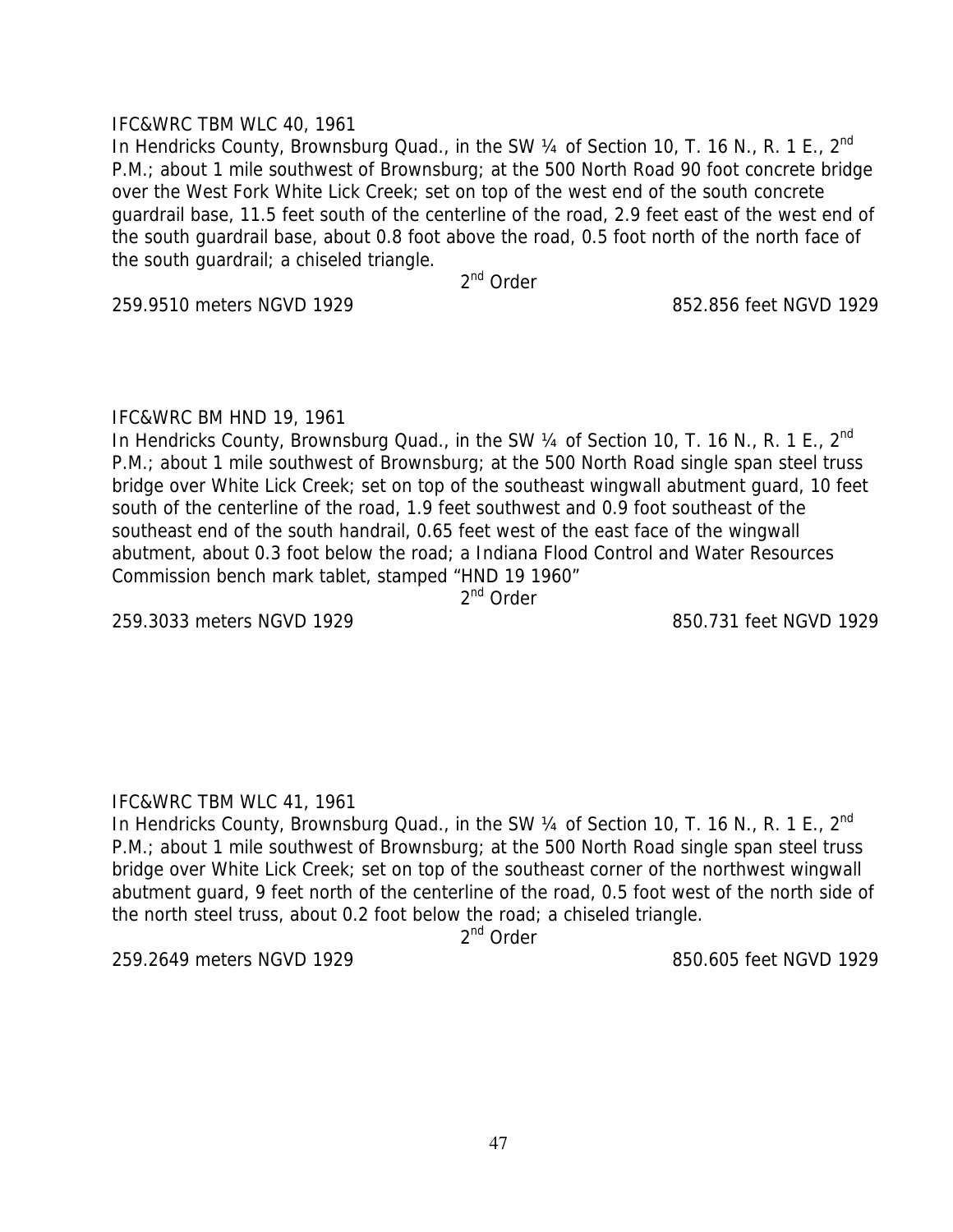IFC&WRC TBM WLC 40, 1961

In Hendricks County, Brownsburg Quad., in the SW ¼ of Section 10, T. 16 N., R. 1 E., 2nd P.M.; about 1 mile southwest of Brownsburg; at the 500 North Road 90 foot concrete bridge over the West Fork White Lick Creek; set on top of the west end of the south concrete guardrail base, 11.5 feet south of the centerline of the road, 2.9 feet east of the west end of the south guardrail base, about 0.8 foot above the road, 0.5 foot north of the north face of the south guardrail; a chiseled triangle.

2nd Order

259.9510 meters NGVD 1929 852.856 feet NGVD 1929

IFC&WRC BM HND 19, 1961

In Hendricks County, Brownsburg Quad., in the SW ¼ of Section 10, T. 16 N., R. 1 E., 2nd P.M.; about 1 mile southwest of Brownsburg; at the 500 North Road single span steel truss bridge over White Lick Creek; set on top of the southeast wingwall abutment guard, 10 feet south of the centerline of the road, 1.9 feet southwest and 0.9 foot southeast of the southeast end of the south handrail, 0.65 feet west of the east face of the wingwall abutment, about 0.3 foot below the road; a Indiana Flood Control and Water Resources Commission bench mark tablet, stamped "HND 19 1960"

2nd Order

259.3033 meters NGVD 1929 850.731 feet NGVD 1929

IFC&WRC TBM WLC 41, 1961

In Hendricks County, Brownsburg Quad., in the SW ¼ of Section 10, T. 16 N., R. 1 E., 2nd P.M.; about 1 mile southwest of Brownsburg; at the 500 North Road single span steel truss bridge over White Lick Creek; set on top of the southeast corner of the northwest wingwall abutment guard, 9 feet north of the centerline of the road, 0.5 foot west of the north side of the north steel truss, about 0.2 foot below the road; a chiseled triangle.

2nd Order

259.2649 meters NGVD 1929 850.605 feet NGVD 1929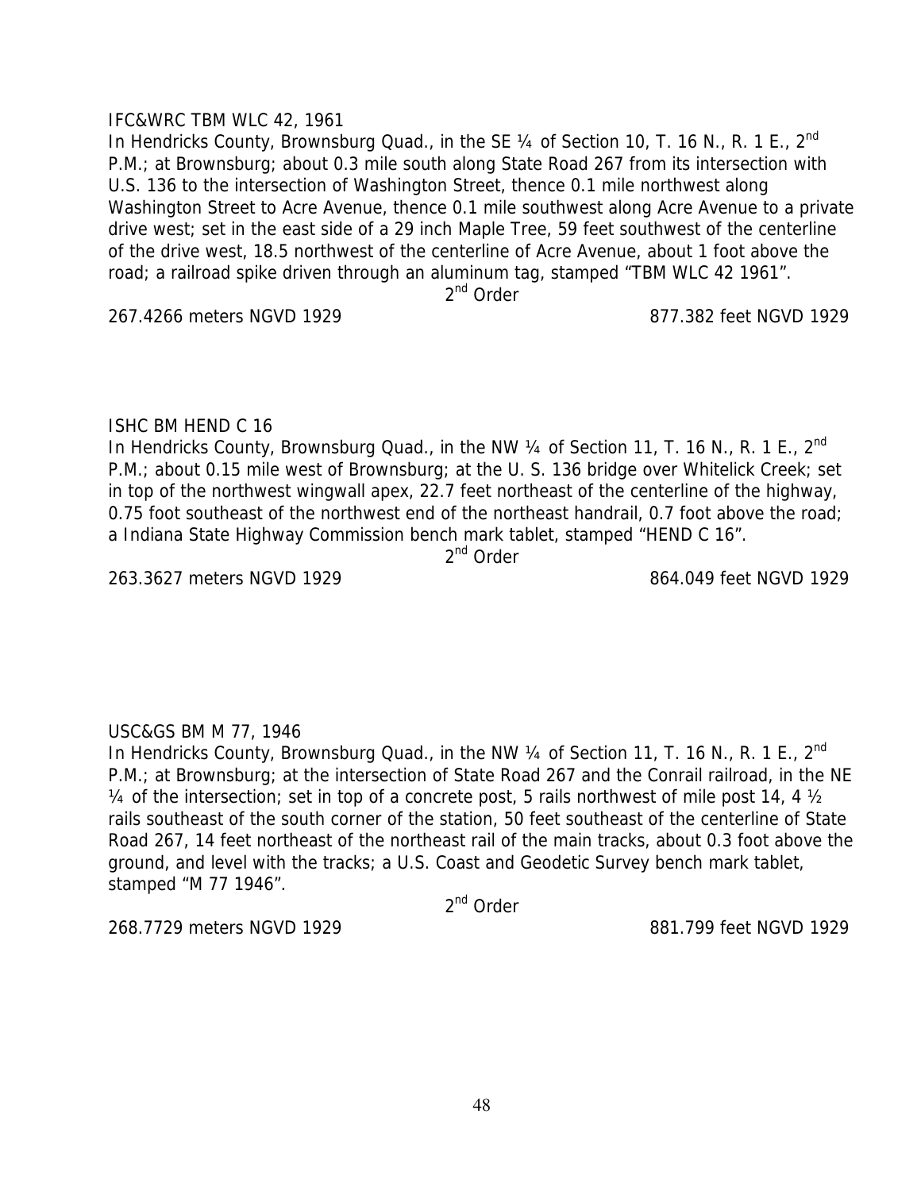IFC&WRC TBM WLC 42, 1961

In Hendricks County, Brownsburg Quad., in the SE ¼ of Section 10, T. 16 N., R. 1 E., 2nd P.M.; at Brownsburg; about 0.3 mile south along State Road 267 from its intersection with U.S. 136 to the intersection of Washington Street, thence 0.1 mile northwest along Washington Street to Acre Avenue, thence 0.1 mile southwest along Acre Avenue to a private drive west; set in the east side of a 29 inch Maple Tree, 59 feet southwest of the centerline of the drive west, 18.5 northwest of the centerline of Acre Avenue, about 1 foot above the road; a railroad spike driven through an aluminum tag, stamped "TBM WLC 42 1961".

2nd Order

267.4266 meters NGVD 1929 877.382 feet NGVD 1929

ISHC BM HEND C 16

In Hendricks County, Brownsburg Quad., in the NW ¼ of Section 11, T. 16 N., R. 1 E., 2nd P.M.; about 0.15 mile west of Brownsburg; at the U. S. 136 bridge over Whitelick Creek; set in top of the northwest wingwall apex, 22.7 feet northeast of the centerline of the highway, 0.75 foot southeast of the northwest end of the northeast handrail, 0.7 foot above the road; a Indiana State Highway Commission bench mark tablet, stamped "HEND C 16".

2nd Order

263.3627 meters NGVD 1929 864.049 feet NGVD 1929

USC&GS BM M 77, 1946

In Hendricks County, Brownsburg Quad., in the NW ¼ of Section 11, T. 16 N., R. 1 E., 2nd P.M.; at Brownsburg; at the intersection of State Road 267 and the Conrail railroad, in the NE ¼ of the intersection; set in top of a concrete post, 5 rails northwest of mile post 14, 4 ½ rails southeast of the south corner of the station, 50 feet southeast of the centerline of State Road 267, 14 feet northeast of the northeast rail of the main tracks, about 0.3 foot above the ground, and level with the tracks; a U.S. Coast and Geodetic Survey bench mark tablet, stamped "M 77 1946".

2nd Order

268.7729 meters NGVD 1929 881.799 feet NGVD 1929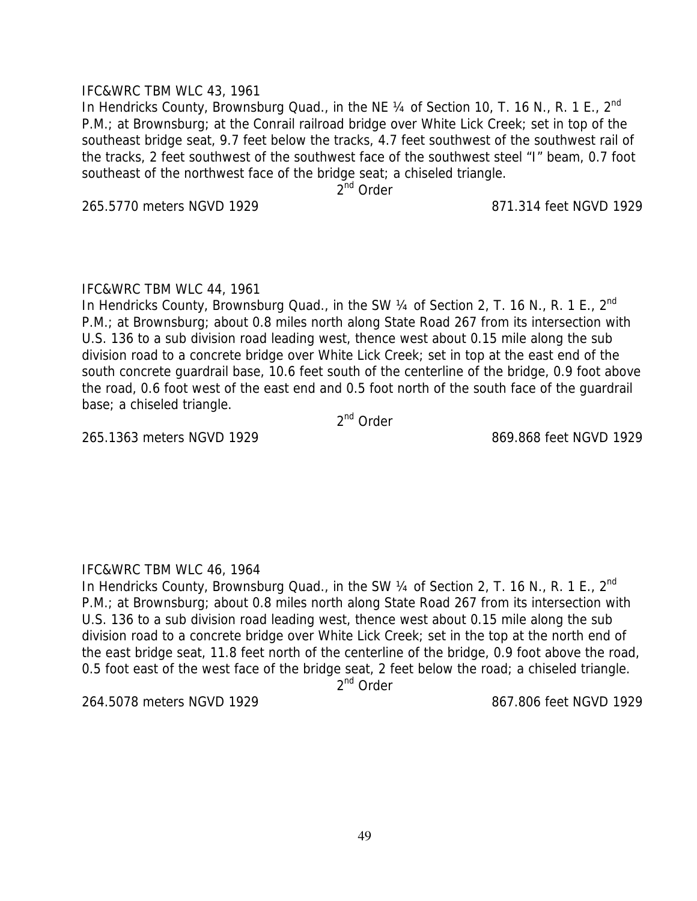IFC&WRC TBM WLC 43, 1961

In Hendricks County, Brownsburg Quad., in the NE ¼ of Section 10, T. 16 N., R. 1 E., 2nd P.M.; at Brownsburg; at the Conrail railroad bridge over White Lick Creek; set in top of the southeast bridge seat, 9.7 feet below the tracks, 4.7 feet southwest of the southwest rail of the tracks, 2 feet southwest of the southwest face of the southwest steel "I" beam, 0.7 foot southeast of the northwest face of the bridge seat; a chiseled triangle.

2nd Order

265.5770 meters NGVD 1929 871.314 feet NGVD 1929

IFC&WRC TBM WLC 44, 1961

In Hendricks County, Brownsburg Quad., in the SW ¼ of Section 2, T. 16 N., R. 1 E., 2nd P.M.; at Brownsburg; about 0.8 miles north along State Road 267 from its intersection with U.S. 136 to a sub division road leading west, thence west about 0.15 mile along the sub division road to a concrete bridge over White Lick Creek; set in top at the east end of the south concrete guardrail base, 10.6 feet south of the centerline of the bridge, 0.9 foot above the road, 0.6 foot west of the east end and 0.5 foot north of the south face of the guardrail base; a chiseled triangle.

2nd Order

265.1363 meters NGVD 1929 869.868 feet NGVD 1929

IFC&WRC TBM WLC 46, 1964

In Hendricks County, Brownsburg Quad., in the SW ¼ of Section 2, T. 16 N., R. 1 E., 2nd P.M.; at Brownsburg; about 0.8 miles north along State Road 267 from its intersection with U.S. 136 to a sub division road leading west, thence west about 0.15 mile along the sub division road to a concrete bridge over White Lick Creek; set in the top at the north end of the east bridge seat, 11.8 feet north of the centerline of the bridge, 0.9 foot above the road, 0.5 foot east of the west face of the bridge seat, 2 feet below the road; a chiseled triangle.

2nd Order

264.5078 meters NGVD 1929 867.806 feet NGVD 1929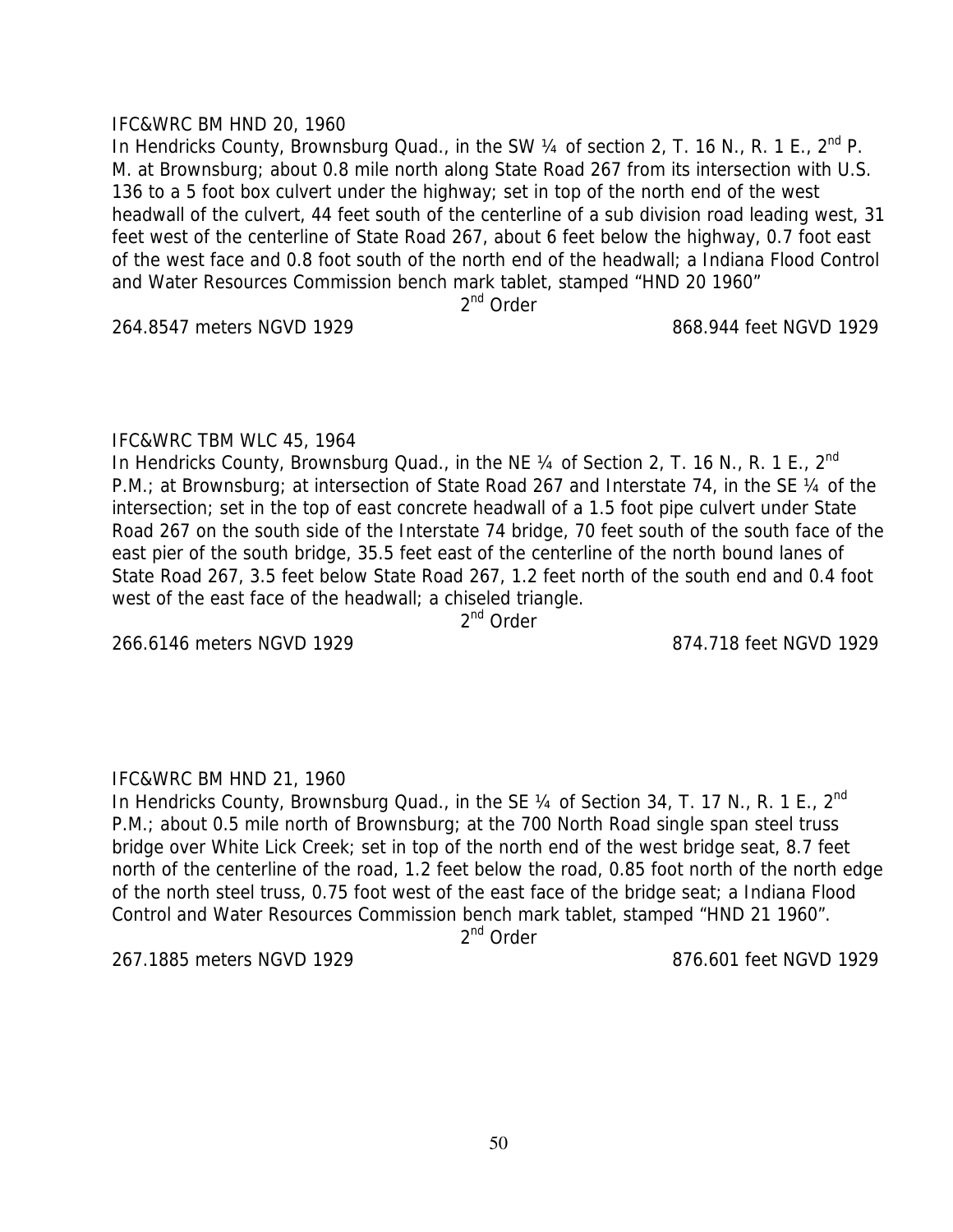IFC&WRC BM HND 20, 1960

In Hendricks County, Brownsburg Quad., in the SW ¼ of section 2, T. 16 N., R. 1 E., 2nd P. M. at Brownsburg; about 0.8 mile north along State Road 267 from its intersection with U.S. 136 to a 5 foot box culvert under the highway; set in top of the north end of the west headwall of the culvert, 44 feet south of the centerline of a sub division road leading west, 31 feet west of the centerline of State Road 267, about 6 feet below the highway, 0.7 foot east of the west face and 0.8 foot south of the north end of the headwall; a Indiana Flood Control and Water Resources Commission bench mark tablet, stamped “HND 20 1960”

2nd Order

264.8547 meters NGVD 1929 868.944 feet NGVD 1929

IFC&WRC TBM WLC 45, 1964

In Hendricks County, Brownsburg Quad., in the NE ¼ of Section 2, T. 16 N., R. 1 E., 2nd P.M.; at Brownsburg; at intersection of State Road 267 and Interstate 74, in the SE ¼ of the intersection; set in the top of east concrete headwall of a 1.5 foot pipe culvert under State Road 267 on the south side of the Interstate 74 bridge, 70 feet south of the south face of the east pier of the south bridge, 35.5 feet east of the centerline of the north bound lanes of State Road 267, 3.5 feet below State Road 267, 1.2 feet north of the south end and 0.4 foot west of the east face of the headwall; a chiseled triangle.

2nd Order

266.6146 meters NGVD 1929 874.718 feet NGVD 1929

IFC&WRC BM HND 21, 1960

In Hendricks County, Brownsburg Quad., in the SE ¼ of Section 34, T. 17 N., R. 1 E., 2nd P.M.; about 0.5 mile north of Brownsburg; at the 700 North Road single span steel truss bridge over White Lick Creek; set in top of the north end of the west bridge seat, 8.7 feet north of the centerline of the road, 1.2 feet below the road, 0.85 foot north of the north edge of the north steel truss, 0.75 foot west of the east face of the bridge seat; a Indiana Flood Control and Water Resources Commission bench mark tablet, stamped “HND 21 1960”.

2nd Order

267.1885 meters NGVD 1929 876.601 feet NGVD 1929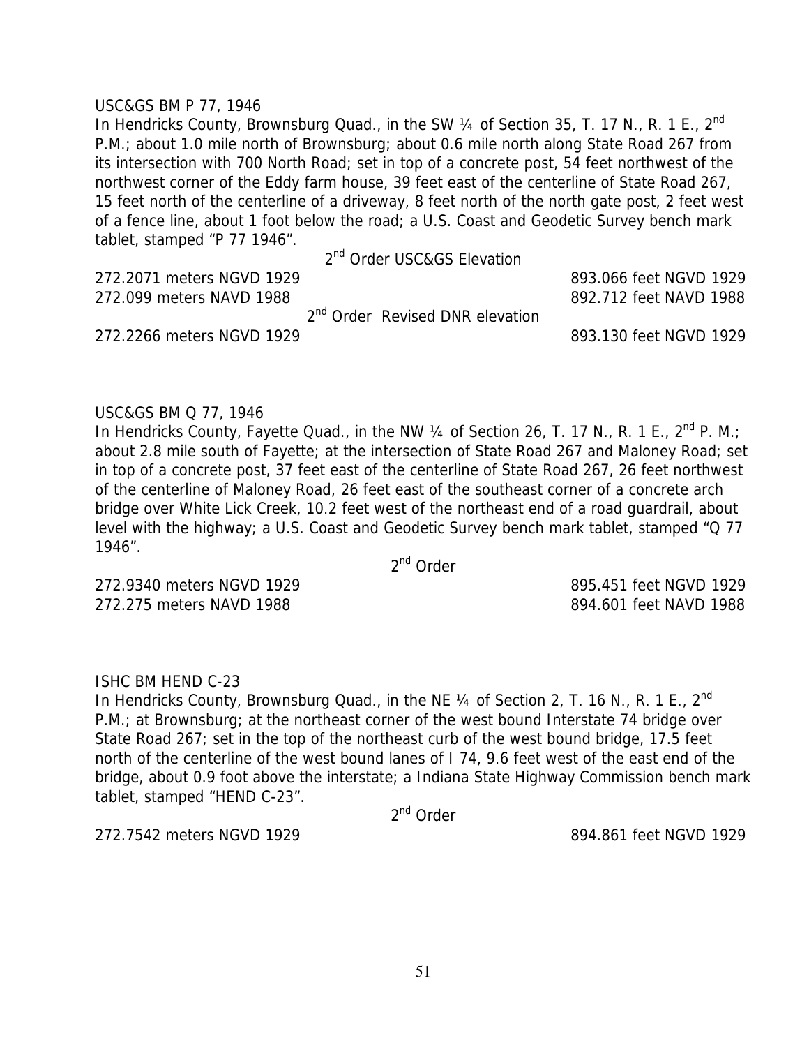USC&GS BM P 77, 1946

In Hendricks County, Brownsburg Quad., in the SW ¼ of Section 35, T. 17 N., R. 1 E., 2nd P.M.; about 1.0 mile north of Brownsburg; about 0.6 mile north along State Road 267 from its intersection with 700 North Road; set in top of a concrete post, 54 feet northwest of the northwest corner of the Eddy farm house, 39 feet east of the centerline of State Road 267, 15 feet north of the centerline of a driveway, 8 feet north of the north gate post, 2 feet west of a fence line, about 1 foot below the road; a U.S. Coast and Geodetic Survey bench mark tablet, stamped "P 77 1946".

2nd Order USC&GS Elevation

272.2071 meters NGVD 1929 — 893.066 feet NGVD 1929

272.099 meters NAVD 1988 — 892.712 feet NAVD 1988

2nd Order Revised DNR elevation

272.2266 meters NGVD 1929 — 893.130 feet NGVD 1929

USC&GS BM Q 77, 1946

In Hendricks County, Fayette Quad., in the NW ¼ of Section 26, T. 17 N., R. 1 E., 2nd P. M.; about 2.8 mile south of Fayette; at the intersection of State Road 267 and Maloney Road; set in top of a concrete post, 37 feet east of the centerline of State Road 267, 26 feet northwest of the centerline of Maloney Road, 26 feet east of the southeast corner of a concrete arch bridge over White Lick Creek, 10.2 feet west of the northeast end of a road guardrail, about level with the highway; a U.S. Coast and Geodetic Survey bench mark tablet, stamped "Q 77 1946".

2nd Order

272.9340 meters NGVD 1929 — 895.451 feet NGVD 1929

272.275 meters NAVD 1988 — 894.601 feet NAVD 1988

ISHC BM HEND C-23

In Hendricks County, Brownsburg Quad., in the NE ¼ of Section 2, T. 16 N., R. 1 E., 2nd P.M.; at Brownsburg; at the northeast corner of the west bound Interstate 74 bridge over State Road 267; set in the top of the northeast curb of the west bound bridge, 17.5 feet north of the centerline of the west bound lanes of I 74, 9.6 feet west of the east end of the bridge, about 0.9 foot above the interstate; a Indiana State Highway Commission bench mark tablet, stamped "HEND C-23".

2nd Order

272.7542 meters NGVD 1929 — 894.861 feet NGVD 1929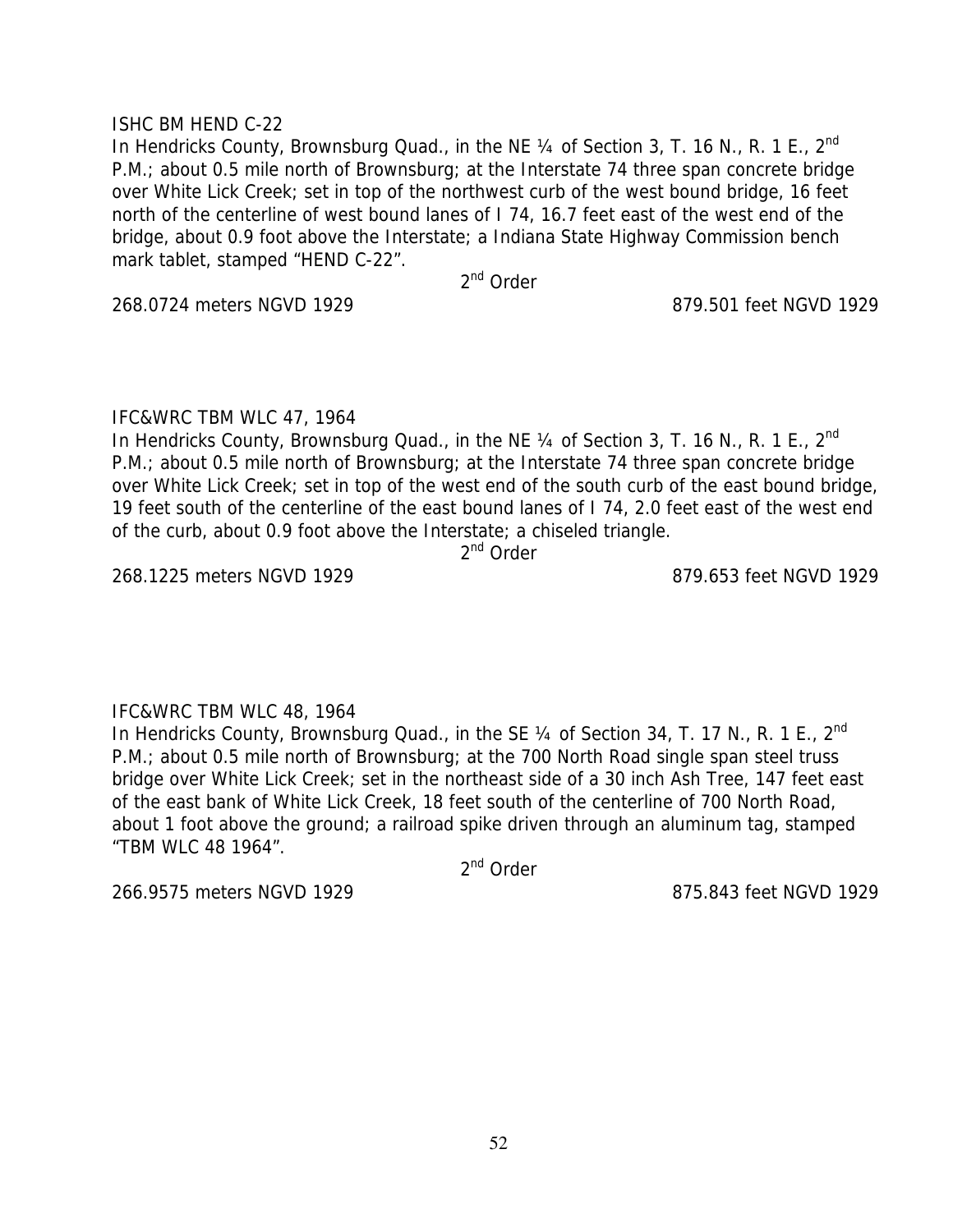ISHC BM HEND C-22

In Hendricks County, Brownsburg Quad., in the NE ¼ of Section 3, T. 16 N., R. 1 E., 2nd P.M.; about 0.5 mile north of Brownsburg; at the Interstate 74 three span concrete bridge over White Lick Creek; set in top of the northwest curb of the west bound bridge, 16 feet north of the centerline of west bound lanes of I 74, 16.7 feet east of the west end of the bridge, about 0.9 foot above the Interstate; a Indiana State Highway Commission bench mark tablet, stamped “HEND C-22”.

2nd Order

268.0724 meters NGVD 1929 879.501 feet NGVD 1929

IFC&WRC TBM WLC 47, 1964

In Hendricks County, Brownsburg Quad., in the NE ¼ of Section 3, T. 16 N., R. 1 E., 2nd P.M.; about 0.5 mile north of Brownsburg; at the Interstate 74 three span concrete bridge over White Lick Creek; set in top of the west end of the south curb of the east bound bridge, 19 feet south of the centerline of the east bound lanes of I 74, 2.0 feet east of the west end of the curb, about 0.9 foot above the Interstate; a chiseled triangle.

2nd Order

268.1225 meters NGVD 1929 879.653 feet NGVD 1929

IFC&WRC TBM WLC 48, 1964

In Hendricks County, Brownsburg Quad., in the SE ¼ of Section 34, T. 17 N., R. 1 E., 2nd P.M.; about 0.5 mile north of Brownsburg; at the 700 North Road single span steel truss bridge over White Lick Creek; set in the northeast side of a 30 inch Ash Tree, 147 feet east of the east bank of White Lick Creek, 18 feet south of the centerline of 700 North Road, about 1 foot above the ground; a railroad spike driven through an aluminum tag, stamped “TBM WLC 48 1964”.

2nd Order

266.9575 meters NGVD 1929 875.843 feet NGVD 1929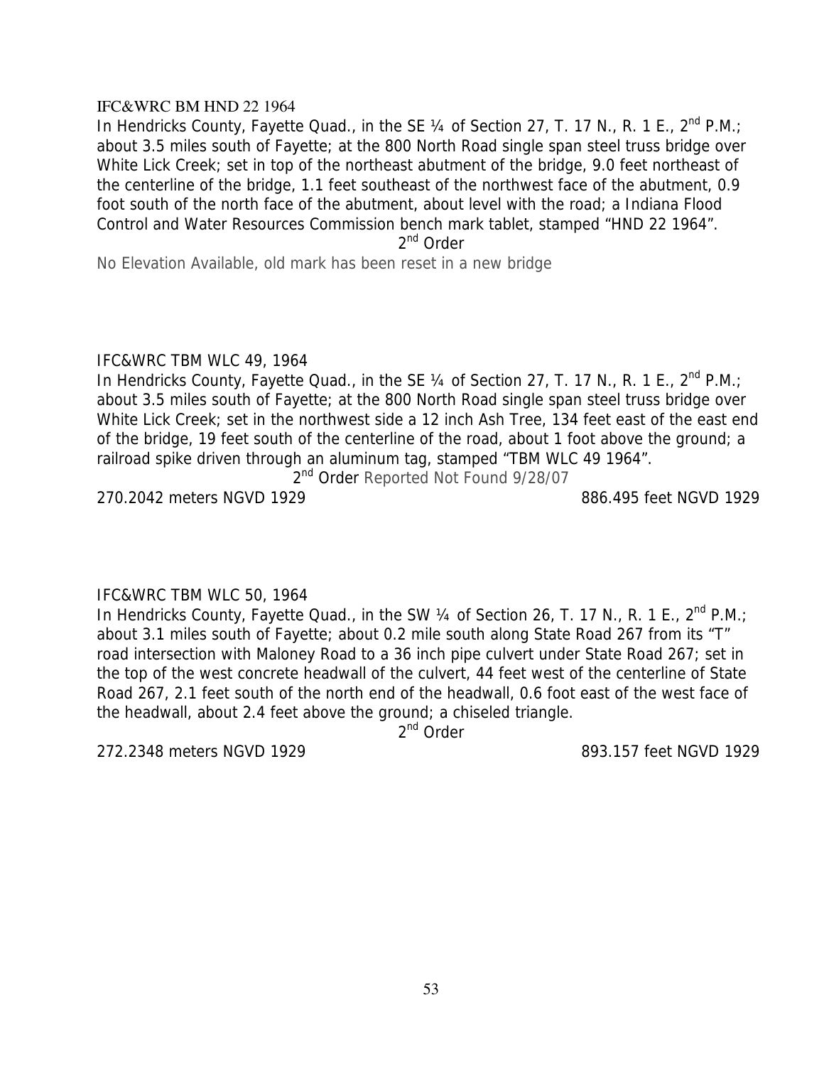IFC&WRC BM HND 22 1964

In Hendricks County, Fayette Quad., in the SE ¼ of Section 27, T. 17 N., R. 1 E., 2nd P.M.; about 3.5 miles south of Fayette; at the 800 North Road single span steel truss bridge over White Lick Creek; set in top of the northeast abutment of the bridge, 9.0 feet northeast of the centerline of the bridge, 1.1 feet southeast of the northwest face of the abutment, 0.9 foot south of the north face of the abutment, about level with the road; a Indiana Flood Control and Water Resources Commission bench mark tablet, stamped "HND 22 1964".

2nd Order

No Elevation Available, old mark has been reset in a new bridge

IFC&WRC TBM WLC 49, 1964

In Hendricks County, Fayette Quad., in the SE ¼ of Section 27, T. 17 N., R. 1 E., 2nd P.M.; about 3.5 miles south of Fayette; at the 800 North Road single span steel truss bridge over White Lick Creek; set in the northwest side a 12 inch Ash Tree, 134 feet east of the east end of the bridge, 19 feet south of the centerline of the road, about 1 foot above the ground; a railroad spike driven through an aluminum tag, stamped "TBM WLC 49 1964".

2nd Order Reported Not Found 9/28/07

270.2042 meters NGVD 1929 886.495 feet NGVD 1929

IFC&WRC TBM WLC 50, 1964

In Hendricks County, Fayette Quad., in the SW ¼ of Section 26, T. 17 N., R. 1 E., 2nd P.M.; about 3.1 miles south of Fayette; about 0.2 mile south along State Road 267 from its "T" road intersection with Maloney Road to a 36 inch pipe culvert under State Road 267; set in the top of the west concrete headwall of the culvert, 44 feet west of the centerline of State Road 267, 2.1 feet south of the north end of the headwall, 0.6 foot east of the west face of the headwall, about 2.4 feet above the ground; a chiseled triangle.

2nd Order

272.2348 meters NGVD 1929 893.157 feet NGVD 1929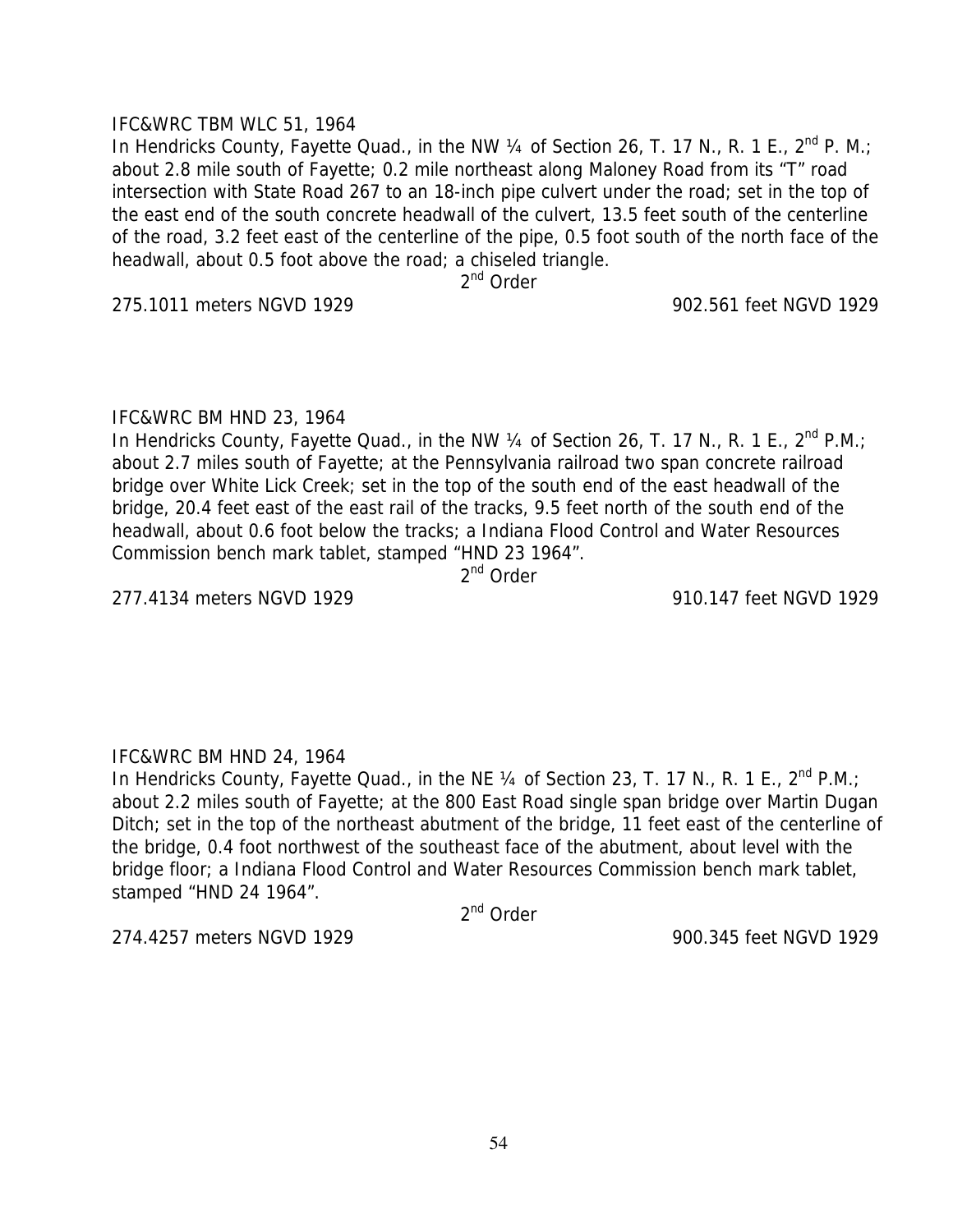IFC&WRC TBM WLC 51, 1964

In Hendricks County, Fayette Quad., in the NW ¼ of Section 26, T. 17 N., R. 1 E., 2nd P. M.; about 2.8 mile south of Fayette; 0.2 mile northeast along Maloney Road from its "T" road intersection with State Road 267 to an 18-inch pipe culvert under the road; set in the top of the east end of the south concrete headwall of the culvert, 13.5 feet south of the centerline of the road, 3.2 feet east of the centerline of the pipe, 0.5 foot south of the north face of the headwall, about 0.5 foot above the road; a chiseled triangle.

2nd Order

275.1011 meters NGVD 1929 902.561 feet NGVD 1929

IFC&WRC BM HND 23, 1964

In Hendricks County, Fayette Quad., in the NW ¼ of Section 26, T. 17 N., R. 1 E., 2nd P.M.; about 2.7 miles south of Fayette; at the Pennsylvania railroad two span concrete railroad bridge over White Lick Creek; set in the top of the south end of the east headwall of the bridge, 20.4 feet east of the east rail of the tracks, 9.5 feet north of the south end of the headwall, about 0.6 foot below the tracks; a Indiana Flood Control and Water Resources Commission bench mark tablet, stamped "HND 23 1964".

2nd Order

277.4134 meters NGVD 1929 910.147 feet NGVD 1929

IFC&WRC BM HND 24, 1964

In Hendricks County, Fayette Quad., in the NE ¼ of Section 23, T. 17 N., R. 1 E., 2nd P.M.; about 2.2 miles south of Fayette; at the 800 East Road single span bridge over Martin Dugan Ditch; set in the top of the northeast abutment of the bridge, 11 feet east of the centerline of the bridge, 0.4 foot northwest of the southeast face of the abutment, about level with the bridge floor; a Indiana Flood Control and Water Resources Commission bench mark tablet, stamped "HND 24 1964".

2nd Order

274.4257 meters NGVD 1929 900.345 feet NGVD 1929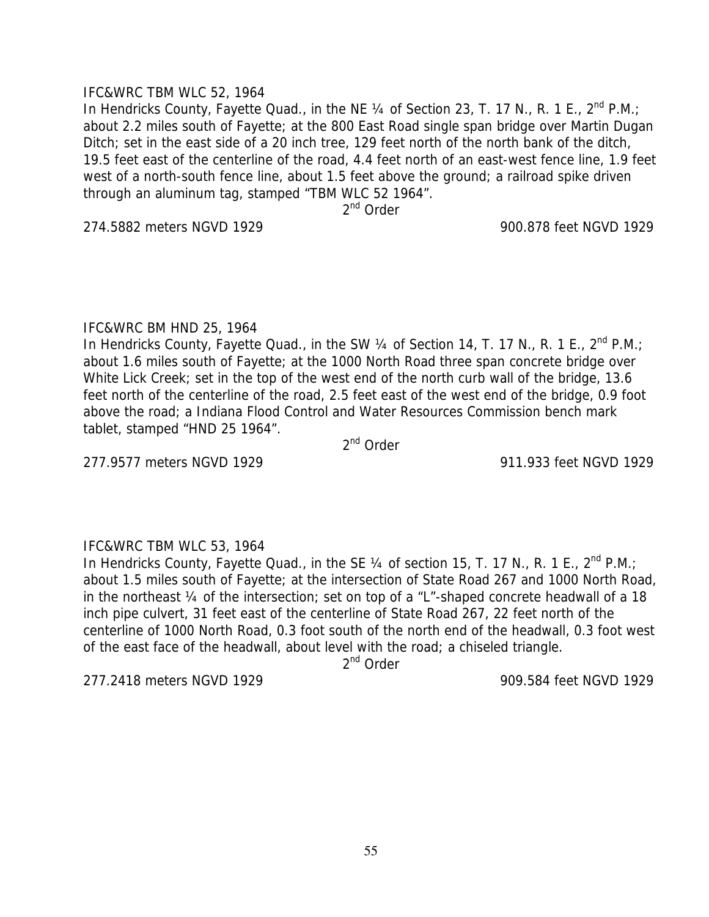IFC&WRC TBM WLC 52, 1964

In Hendricks County, Fayette Quad., in the NE ¼ of Section 23, T. 17 N., R. 1 E., 2nd P.M.; about 2.2 miles south of Fayette; at the 800 East Road single span bridge over Martin Dugan Ditch; set in the east side of a 20 inch tree, 129 feet north of the north bank of the ditch, 19.5 feet east of the centerline of the road, 4.4 feet north of an east-west fence line, 1.9 feet west of a north-south fence line, about 1.5 feet above the ground; a railroad spike driven through an aluminum tag, stamped "TBM WLC 52 1964".

2nd Order

274.5882 meters NGVD 1929 900.878 feet NGVD 1929

IFC&WRC BM HND 25, 1964

In Hendricks County, Fayette Quad., in the SW ¼ of Section 14, T. 17 N., R. 1 E., 2nd P.M.; about 1.6 miles south of Fayette; at the 1000 North Road three span concrete bridge over White Lick Creek; set in the top of the west end of the north curb wall of the bridge, 13.6 feet north of the centerline of the road, 2.5 feet east of the west end of the bridge, 0.9 foot above the road; a Indiana Flood Control and Water Resources Commission bench mark tablet, stamped "HND 25 1964".

2nd Order

277.9577 meters NGVD 1929 911.933 feet NGVD 1929

IFC&WRC TBM WLC 53, 1964

In Hendricks County, Fayette Quad., in the SE ¼ of section 15, T. 17 N., R. 1 E., 2nd P.M.; about 1.5 miles south of Fayette; at the intersection of State Road 267 and 1000 North Road, in the northeast ¼ of the intersection; set on top of a "L"-shaped concrete headwall of a 18 inch pipe culvert, 31 feet east of the centerline of State Road 267, 22 feet north of the centerline of 1000 North Road, 0.3 foot south of the north end of the headwall, 0.3 foot west of the east face of the headwall, about level with the road; a chiseled triangle.

2nd Order

277.2418 meters NGVD 1929 909.584 feet NGVD 1929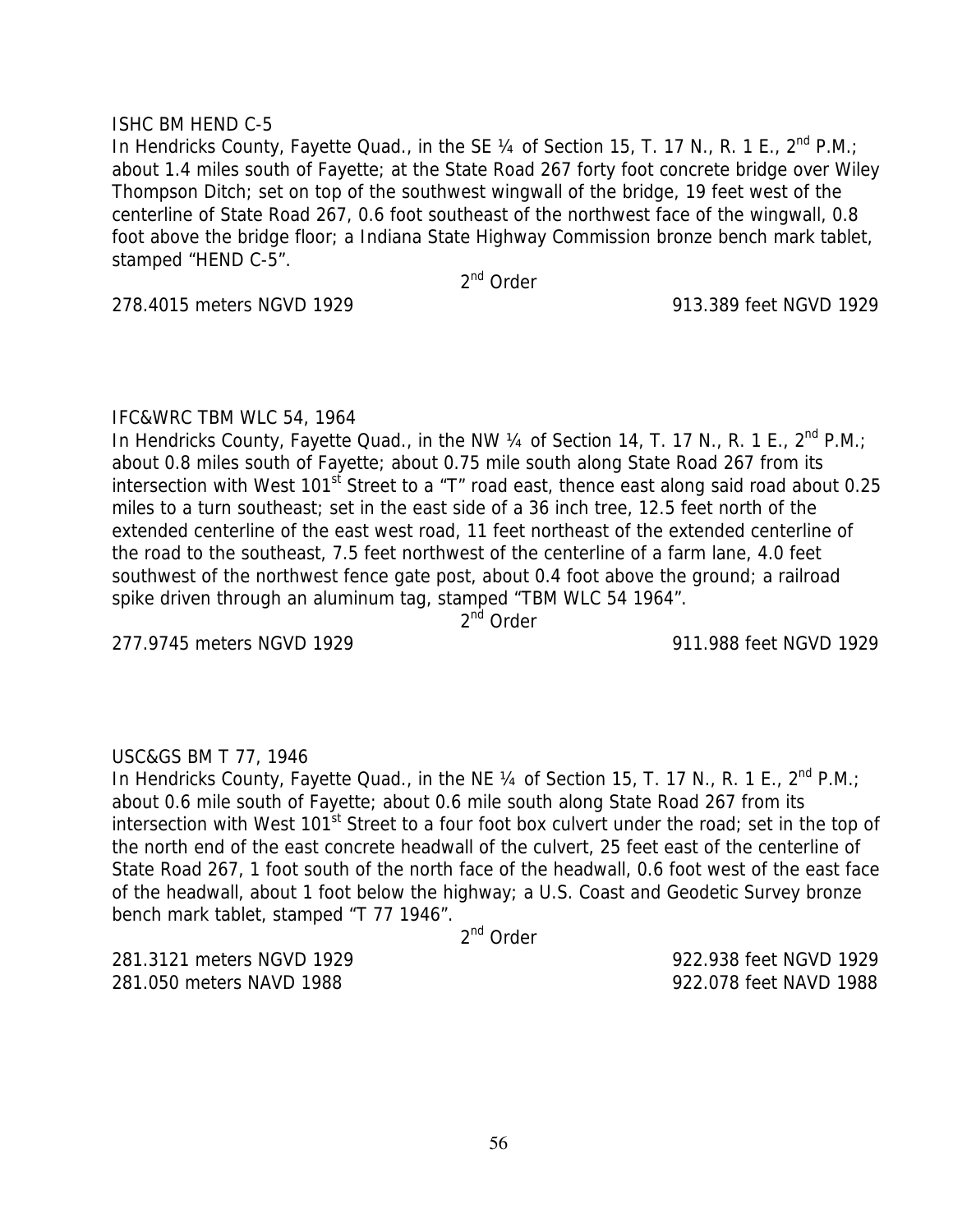ISHC BM HEND C-5

In Hendricks County, Fayette Quad., in the SE ¼ of Section 15, T. 17 N., R. 1 E., 2nd P.M.; about 1.4 miles south of Fayette; at the State Road 267 forty foot concrete bridge over Wiley Thompson Ditch; set on top of the southwest wingwall of the bridge, 19 feet west of the centerline of State Road 267, 0.6 foot southeast of the northwest face of the wingwall, 0.8 foot above the bridge floor; a Indiana State Highway Commission bronze bench mark tablet, stamped "HEND C-5".

2nd Order

278.4015 meters NGVD 1929 913.389 feet NGVD 1929

IFC&WRC TBM WLC 54, 1964

In Hendricks County, Fayette Quad., in the NW ¼ of Section 14, T. 17 N., R. 1 E., 2nd P.M.; about 0.8 miles south of Fayette; about 0.75 mile south along State Road 267 from its intersection with West 101st Street to a "T" road east, thence east along said road about 0.25 miles to a turn southeast; set in the east side of a 36 inch tree, 12.5 feet north of the extended centerline of the east west road, 11 feet northeast of the extended centerline of the road to the southeast, 7.5 feet northwest of the centerline of a farm lane, 4.0 feet southwest of the northwest fence gate post, about 0.4 foot above the ground; a railroad spike driven through an aluminum tag, stamped "TBM WLC 54 1964".

2nd Order

277.9745 meters NGVD 1929 911.988 feet NGVD 1929

USC&GS BM T 77, 1946

In Hendricks County, Fayette Quad., in the NE ¼ of Section 15, T. 17 N., R. 1 E., 2nd P.M.; about 0.6 mile south of Fayette; about 0.6 mile south along State Road 267 from its intersection with West 101st Street to a four foot box culvert under the road; set in the top of the north end of the east concrete headwall of the culvert, 25 feet east of the centerline of State Road 267, 1 foot south of the north face of the headwall, 0.6 foot west of the east face of the headwall, about 1 foot below the highway; a U.S. Coast and Geodetic Survey bronze bench mark tablet, stamped "T 77 1946".

2nd Order

281.3121 meters NGVD 1929 922.938 feet NGVD 1929

281.050 meters NAVD 1988 922.078 feet NAVD 1988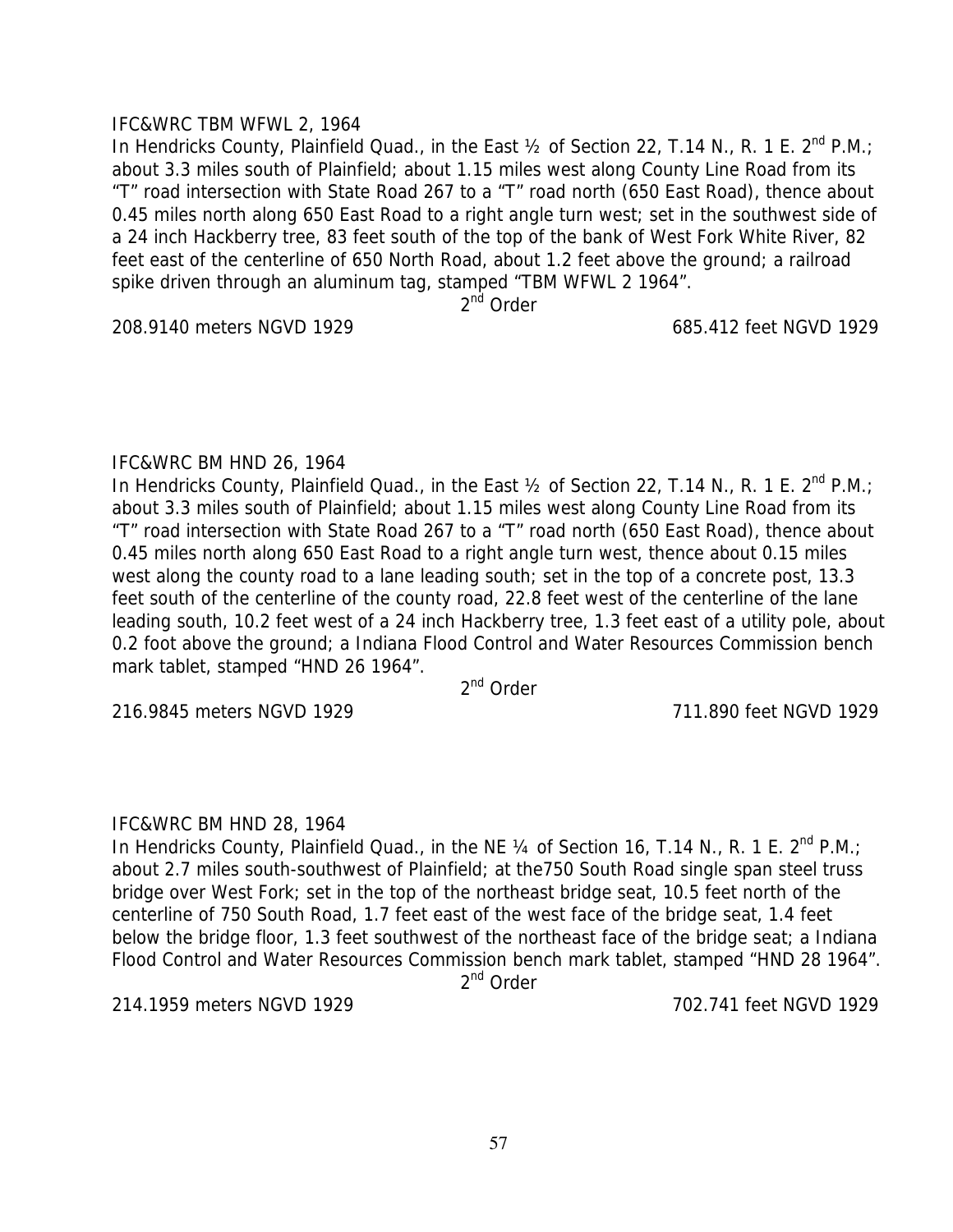IFC&WRC TBM WFWL 2, 1964

In Hendricks County, Plainfield Quad., in the East ½ of Section 22, T.14 N., R. 1 E. 2nd P.M.; about 3.3 miles south of Plainfield; about 1.15 miles west along County Line Road from its "T" road intersection with State Road 267 to a "T" road north (650 East Road), thence about 0.45 miles north along 650 East Road to a right angle turn west; set in the southwest side of a 24 inch Hackberry tree, 83 feet south of the top of the bank of West Fork White River, 82 feet east of the centerline of 650 North Road, about 1.2 feet above the ground; a railroad spike driven through an aluminum tag, stamped "TBM WFWL 2 1964".

2nd Order

208.9140 meters NGVD 1929 685.412 feet NGVD 1929

IFC&WRC BM HND 26, 1964

In Hendricks County, Plainfield Quad., in the East ½ of Section 22, T.14 N., R. 1 E. 2nd P.M.; about 3.3 miles south of Plainfield; about 1.15 miles west along County Line Road from its "T" road intersection with State Road 267 to a "T" road north (650 East Road), thence about 0.45 miles north along 650 East Road to a right angle turn west, thence about 0.15 miles west along the county road to a lane leading south; set in the top of a concrete post, 13.3 feet south of the centerline of the county road, 22.8 feet west of the centerline of the lane leading south, 10.2 feet west of a 24 inch Hackberry tree, 1.3 feet east of a utility pole, about 0.2 foot above the ground; a Indiana Flood Control and Water Resources Commission bench mark tablet, stamped "HND 26 1964".

2nd Order

216.9845 meters NGVD 1929 711.890 feet NGVD 1929

IFC&WRC BM HND 28, 1964

In Hendricks County, Plainfield Quad., in the NE ¼ of Section 16, T.14 N., R. 1 E. 2nd P.M.; about 2.7 miles south-southwest of Plainfield; at the750 South Road single span steel truss bridge over West Fork; set in the top of the northeast bridge seat, 10.5 feet north of the centerline of 750 South Road, 1.7 feet east of the west face of the bridge seat, 1.4 feet below the bridge floor, 1.3 feet southwest of the northeast face of the bridge seat; a Indiana Flood Control and Water Resources Commission bench mark tablet, stamped "HND 28 1964".

2nd Order

214.1959 meters NGVD 1929 702.741 feet NGVD 1929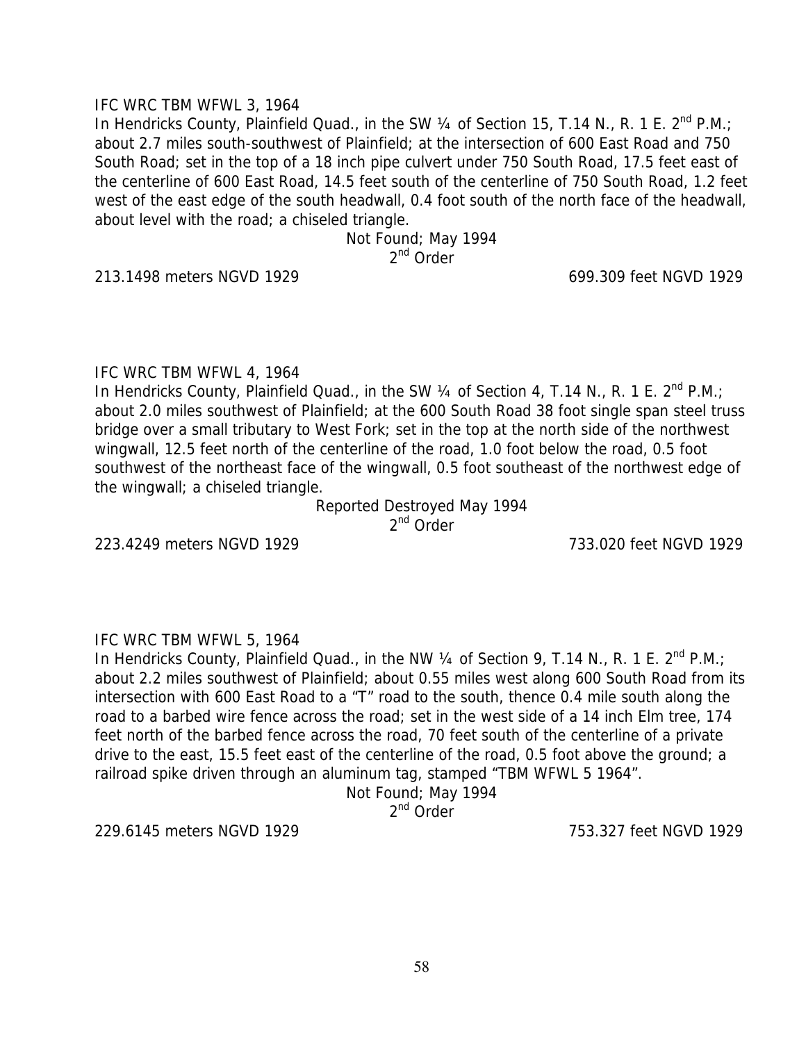IFC WRC TBM WFWL 3, 1964

In Hendricks County, Plainfield Quad., in the SW ¼ of Section 15, T.14 N., R. 1 E. 2nd P.M.; about 2.7 miles south-southwest of Plainfield; at the intersection of 600 East Road and 750 South Road; set in the top of a 18 inch pipe culvert under 750 South Road, 17.5 feet east of the centerline of 600 East Road, 14.5 feet south of the centerline of 750 South Road, 1.2 feet west of the east edge of the south headwall, 0.4 foot south of the north face of the headwall, about level with the road; a chiseled triangle.

Not Found; May 1994

2nd Order

213.1498 meters NGVD 1929 699.309 feet NGVD 1929

IFC WRC TBM WFWL 4, 1964

In Hendricks County, Plainfield Quad., in the SW ¼ of Section 4, T.14 N., R. 1 E. 2nd P.M.; about 2.0 miles southwest of Plainfield; at the 600 South Road 38 foot single span steel truss bridge over a small tributary to West Fork; set in the top at the north side of the northwest wingwall, 12.5 feet north of the centerline of the road, 1.0 foot below the road, 0.5 foot southwest of the northeast face of the wingwall, 0.5 foot southeast of the northwest edge of the wingwall; a chiseled triangle.

Reported Destroyed May 1994

2nd Order

223.4249 meters NGVD 1929 733.020 feet NGVD 1929

IFC WRC TBM WFWL 5, 1964

In Hendricks County, Plainfield Quad., in the NW ¼ of Section 9, T.14 N., R. 1 E. 2nd P.M.; about 2.2 miles southwest of Plainfield; about 0.55 miles west along 600 South Road from its intersection with 600 East Road to a "T" road to the south, thence 0.4 mile south along the road to a barbed wire fence across the road; set in the west side of a 14 inch Elm tree, 174 feet north of the barbed fence across the road, 70 feet south of the centerline of a private drive to the east, 15.5 feet east of the centerline of the road, 0.5 foot above the ground; a railroad spike driven through an aluminum tag, stamped "TBM WFWL 5 1964".

Not Found; May 1994

2nd Order

229.6145 meters NGVD 1929 753.327 feet NGVD 1929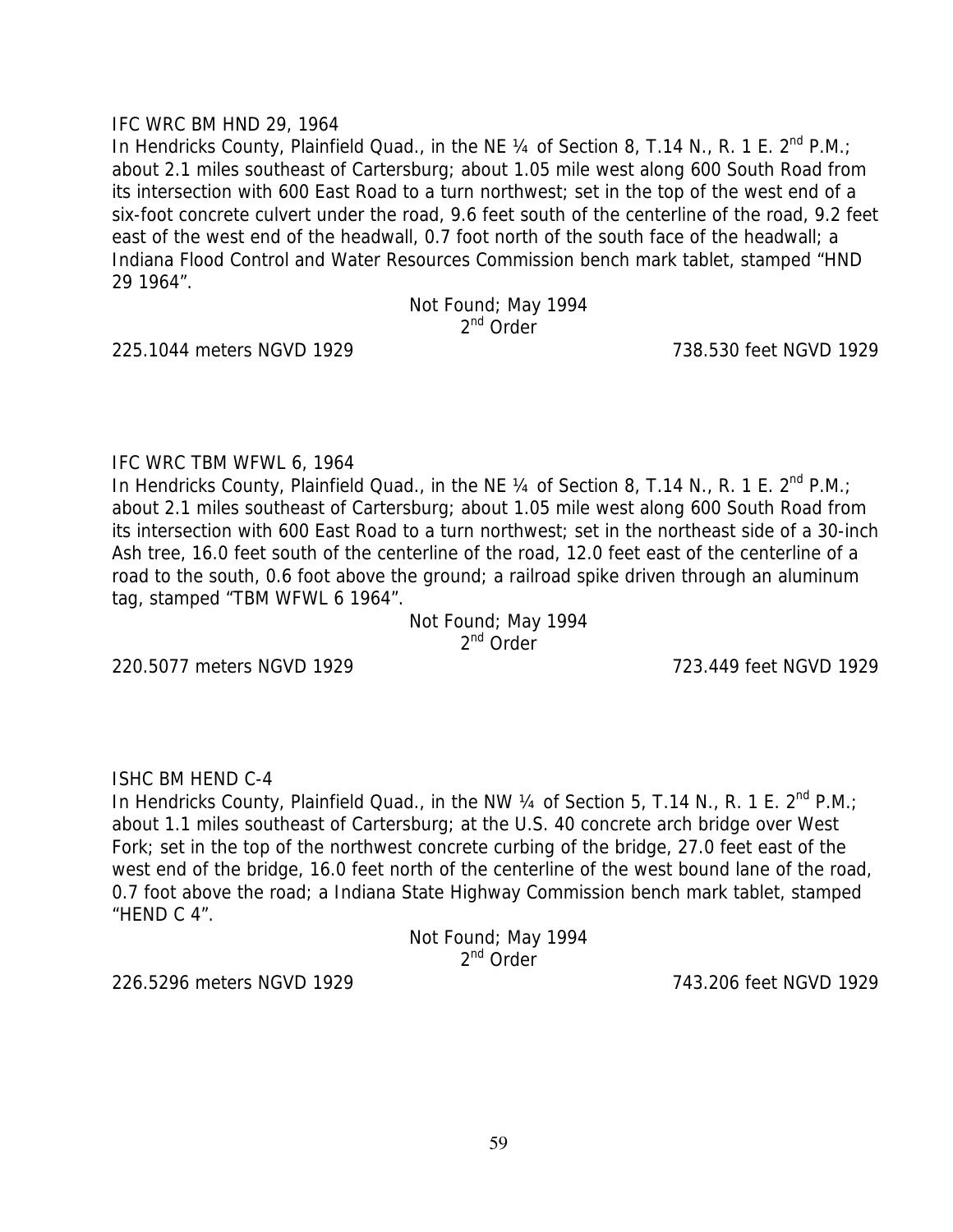IFC WRC BM HND 29, 1964

In Hendricks County, Plainfield Quad., in the NE ¼ of Section 8, T.14 N., R. 1 E. 2nd P.M.; about 2.1 miles southeast of Cartersburg; about 1.05 mile west along 600 South Road from its intersection with 600 East Road to a turn northwest; set in the top of the west end of a six-foot concrete culvert under the road, 9.6 feet south of the centerline of the road, 9.2 feet east of the west end of the headwall, 0.7 foot north of the south face of the headwall; a Indiana Flood Control and Water Resources Commission bench mark tablet, stamped "HND 29 1964".

Not Found; May 1994
2nd Order

225.1044 meters NGVD 1929 — 738.530 feet NGVD 1929

IFC WRC TBM WFWL 6, 1964

In Hendricks County, Plainfield Quad., in the NE ¼ of Section 8, T.14 N., R. 1 E. 2nd P.M.; about 2.1 miles southeast of Cartersburg; about 1.05 mile west along 600 South Road from its intersection with 600 East Road to a turn northwest; set in the northeast side of a 30-inch Ash tree, 16.0 feet south of the centerline of the road, 12.0 feet east of the centerline of a road to the south, 0.6 foot above the ground; a railroad spike driven through an aluminum tag, stamped "TBM WFWL 6 1964".

Not Found; May 1994
2nd Order

220.5077 meters NGVD 1929 — 723.449 feet NGVD 1929

ISHC BM HEND C-4

In Hendricks County, Plainfield Quad., in the NW ¼ of Section 5, T.14 N., R. 1 E. 2nd P.M.; about 1.1 miles southeast of Cartersburg; at the U.S. 40 concrete arch bridge over West Fork; set in the top of the northwest concrete curbing of the bridge, 27.0 feet east of the west end of the bridge, 16.0 feet north of the centerline of the west bound lane of the road, 0.7 foot above the road; a Indiana State Highway Commission bench mark tablet, stamped "HEND C 4".

Not Found; May 1994
2nd Order

226.5296 meters NGVD 1929 — 743.206 feet NGVD 1929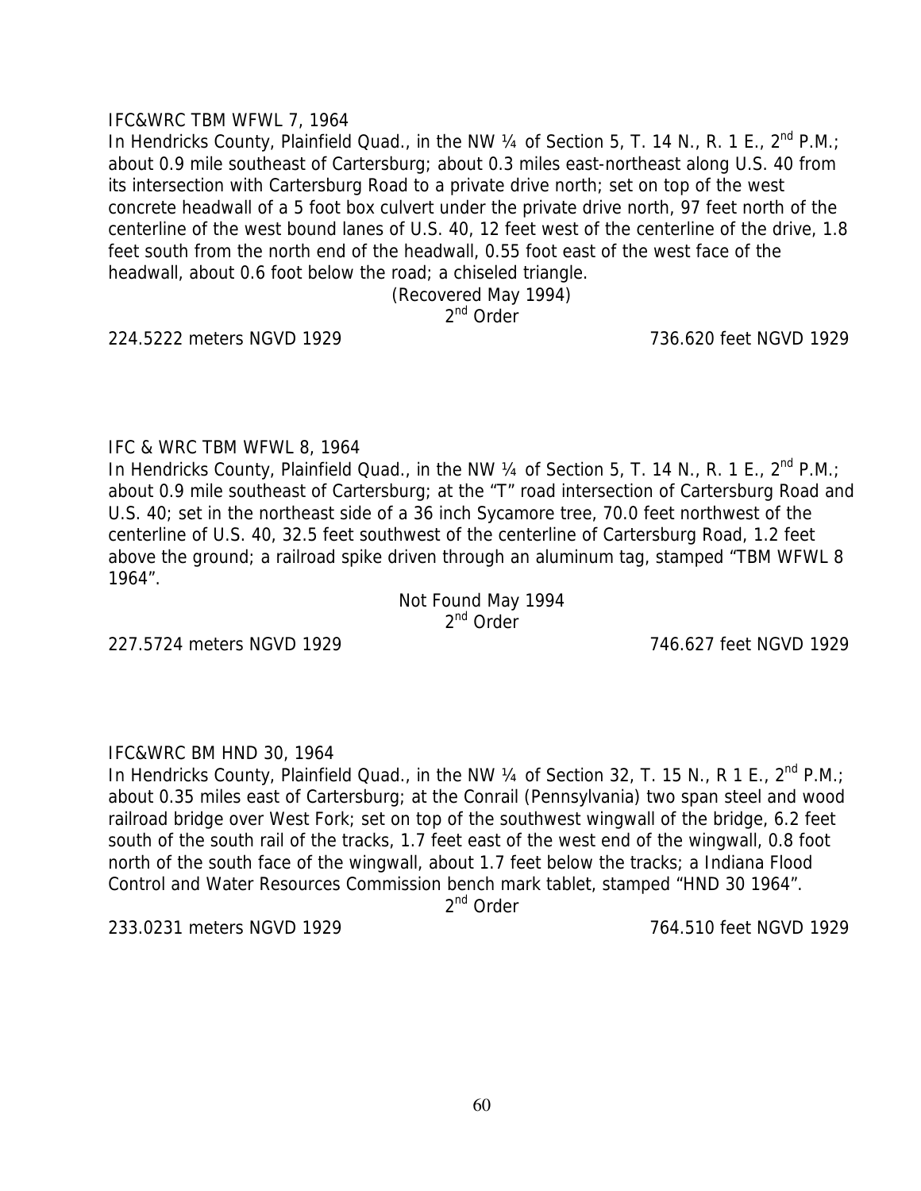IFC&WRC TBM WFWL 7, 1964

In Hendricks County, Plainfield Quad., in the NW ¼ of Section 5, T. 14 N., R. 1 E., 2nd P.M.; about 0.9 mile southeast of Cartersburg; about 0.3 miles east-northeast along U.S. 40 from its intersection with Cartersburg Road to a private drive north; set on top of the west concrete headwall of a 5 foot box culvert under the private drive north, 97 feet north of the centerline of the west bound lanes of U.S. 40, 12 feet west of the centerline of the drive, 1.8 feet south from the north end of the headwall, 0.55 foot east of the west face of the headwall, about 0.6 foot below the road; a chiseled triangle.

(Recovered May 1994)

2nd Order

224.5222 meters NGVD 1929 | 736.620 feet NGVD 1929

IFC & WRC TBM WFWL 8, 1964

In Hendricks County, Plainfield Quad., in the NW ¼ of Section 5, T. 14 N., R. 1 E., 2nd P.M.; about 0.9 mile southeast of Cartersburg; at the "T" road intersection of Cartersburg Road and U.S. 40; set in the northeast side of a 36 inch Sycamore tree, 70.0 feet northwest of the centerline of U.S. 40, 32.5 feet southwest of the centerline of Cartersburg Road, 1.2 feet above the ground; a railroad spike driven through an aluminum tag, stamped "TBM WFWL 8 1964".

Not Found May 1994

2nd Order

227.5724 meters NGVD 1929 | 746.627 feet NGVD 1929

IFC&WRC BM HND 30, 1964

In Hendricks County, Plainfield Quad., in the NW ¼ of Section 32, T. 15 N., R 1 E., 2nd P.M.; about 0.35 miles east of Cartersburg; at the Conrail (Pennsylvania) two span steel and wood railroad bridge over West Fork; set on top of the southwest wingwall of the bridge, 6.2 feet south of the south rail of the tracks, 1.7 feet east of the west end of the wingwall, 0.8 foot north of the south face of the wingwall, about 1.7 feet below the tracks; a Indiana Flood Control and Water Resources Commission bench mark tablet, stamped "HND 30 1964".

2nd Order

233.0231 meters NGVD 1929 | 764.510 feet NGVD 1929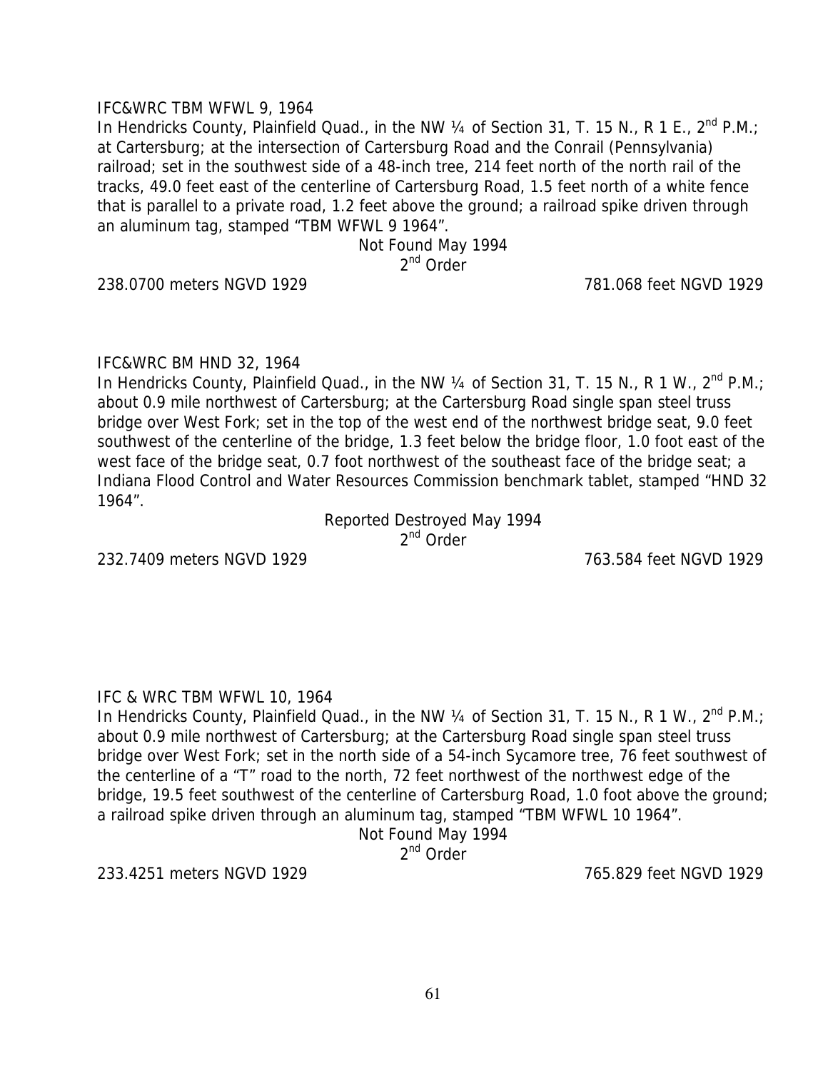IFC&WRC TBM WFWL 9, 1964

In Hendricks County, Plainfield Quad., in the NW ¼ of Section 31, T. 15 N., R 1 E., 2nd P.M.; at Cartersburg; at the intersection of Cartersburg Road and the Conrail (Pennsylvania) railroad; set in the southwest side of a 48-inch tree, 214 feet north of the north rail of the tracks, 49.0 feet east of the centerline of Cartersburg Road, 1.5 feet north of a white fence that is parallel to a private road, 1.2 feet above the ground; a railroad spike driven through an aluminum tag, stamped "TBM WFWL 9 1964".

Not Found May 1994

2nd Order

238.0700 meters NGVD 1929 781.068 feet NGVD 1929

IFC&WRC BM HND 32, 1964

In Hendricks County, Plainfield Quad., in the NW ¼ of Section 31, T. 15 N., R 1 W., 2nd P.M.; about 0.9 mile northwest of Cartersburg; at the Cartersburg Road single span steel truss bridge over West Fork; set in the top of the west end of the northwest bridge seat, 9.0 feet southwest of the centerline of the bridge, 1.3 feet below the bridge floor, 1.0 foot east of the west face of the bridge seat, 0.7 foot northwest of the southeast face of the bridge seat; a Indiana Flood Control and Water Resources Commission benchmark tablet, stamped "HND 32 1964".

Reported Destroyed May 1994

2nd Order

232.7409 meters NGVD 1929 763.584 feet NGVD 1929

IFC & WRC TBM WFWL 10, 1964

In Hendricks County, Plainfield Quad., in the NW ¼ of Section 31, T. 15 N., R 1 W., 2nd P.M.; about 0.9 mile northwest of Cartersburg; at the Cartersburg Road single span steel truss bridge over West Fork; set in the north side of a 54-inch Sycamore tree, 76 feet southwest of the centerline of a "T" road to the north, 72 feet northwest of the northwest edge of the bridge, 19.5 feet southwest of the centerline of Cartersburg Road, 1.0 foot above the ground; a railroad spike driven through an aluminum tag, stamped "TBM WFWL 10 1964".

Not Found May 1994

2nd Order

233.4251 meters NGVD 1929 765.829 feet NGVD 1929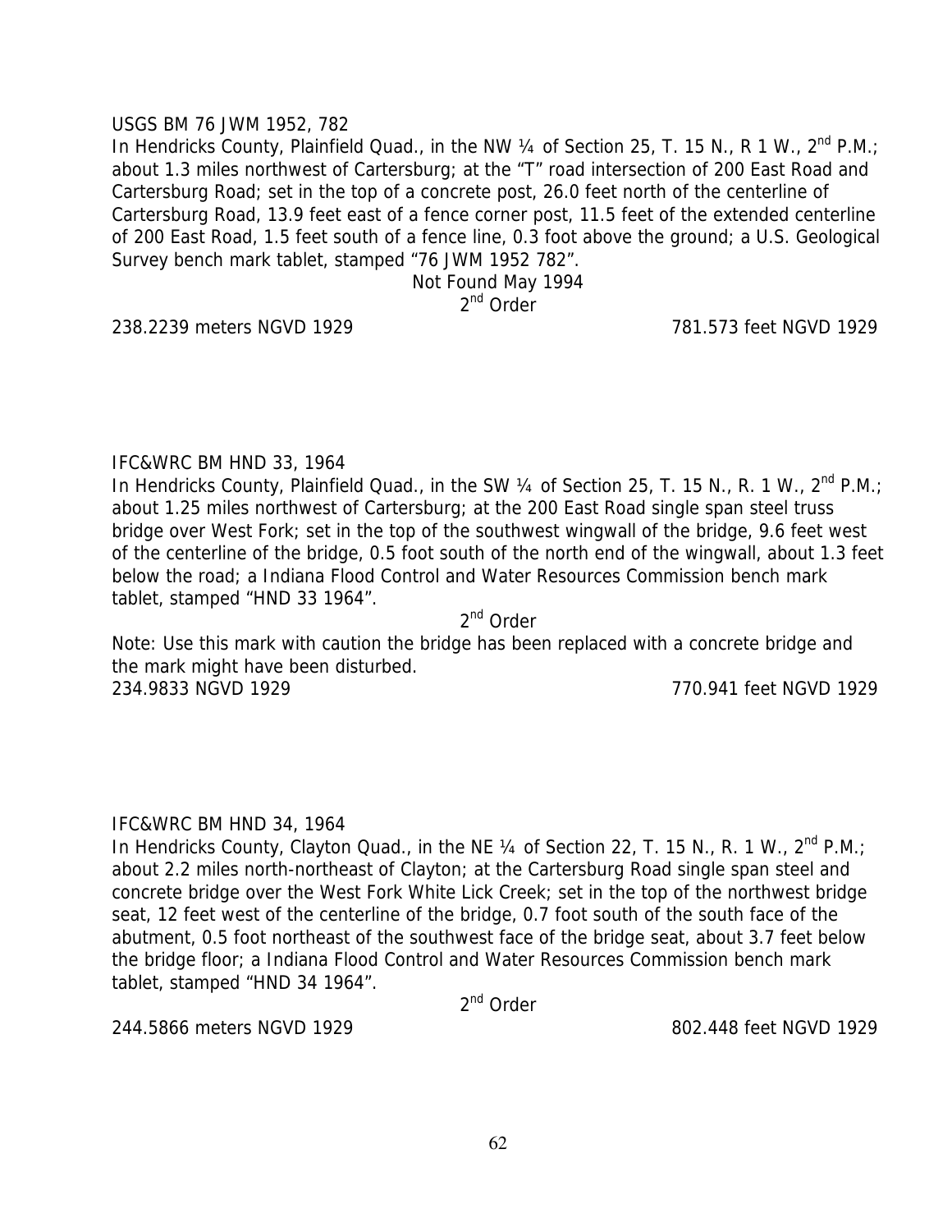USGS BM 76 JWM 1952, 782

In Hendricks County, Plainfield Quad., in the NW ¼ of Section 25, T. 15 N., R 1 W., 2nd P.M.; about 1.3 miles northwest of Cartersburg; at the "T" road intersection of 200 East Road and Cartersburg Road; set in the top of a concrete post, 26.0 feet north of the centerline of Cartersburg Road, 13.9 feet east of a fence corner post, 11.5 feet of the extended centerline of 200 East Road, 1.5 feet south of a fence line, 0.3 foot above the ground; a U.S. Geological Survey bench mark tablet, stamped "76 JWM 1952 782".

Not Found May 1994

2nd Order

238.2239 meters NGVD 1929 781.573 feet NGVD 1929

IFC&WRC BM HND 33, 1964

In Hendricks County, Plainfield Quad., in the SW ¼ of Section 25, T. 15 N., R. 1 W., 2nd P.M.; about 1.25 miles northwest of Cartersburg; at the 200 East Road single span steel truss bridge over West Fork; set in the top of the southwest wingwall of the bridge, 9.6 feet west of the centerline of the bridge, 0.5 foot south of the north end of the wingwall, about 1.3 feet below the road; a Indiana Flood Control and Water Resources Commission bench mark tablet, stamped "HND 33 1964".

2nd Order

Note: Use this mark with caution the bridge has been replaced with a concrete bridge and the mark might have been disturbed.

234.9833 NGVD 1929 770.941 feet NGVD 1929

IFC&WRC BM HND 34, 1964

In Hendricks County, Clayton Quad., in the NE ¼ of Section 22, T. 15 N., R. 1 W., 2nd P.M.; about 2.2 miles north-northeast of Clayton; at the Cartersburg Road single span steel and concrete bridge over the West Fork White Lick Creek; set in the top of the northwest bridge seat, 12 feet west of the centerline of the bridge, 0.7 foot south of the south face of the abutment, 0.5 foot northeast of the southwest face of the bridge seat, about 3.7 feet below the bridge floor; a Indiana Flood Control and Water Resources Commission bench mark tablet, stamped "HND 34 1964".

2nd Order

244.5866 meters NGVD 1929 802.448 feet NGVD 1929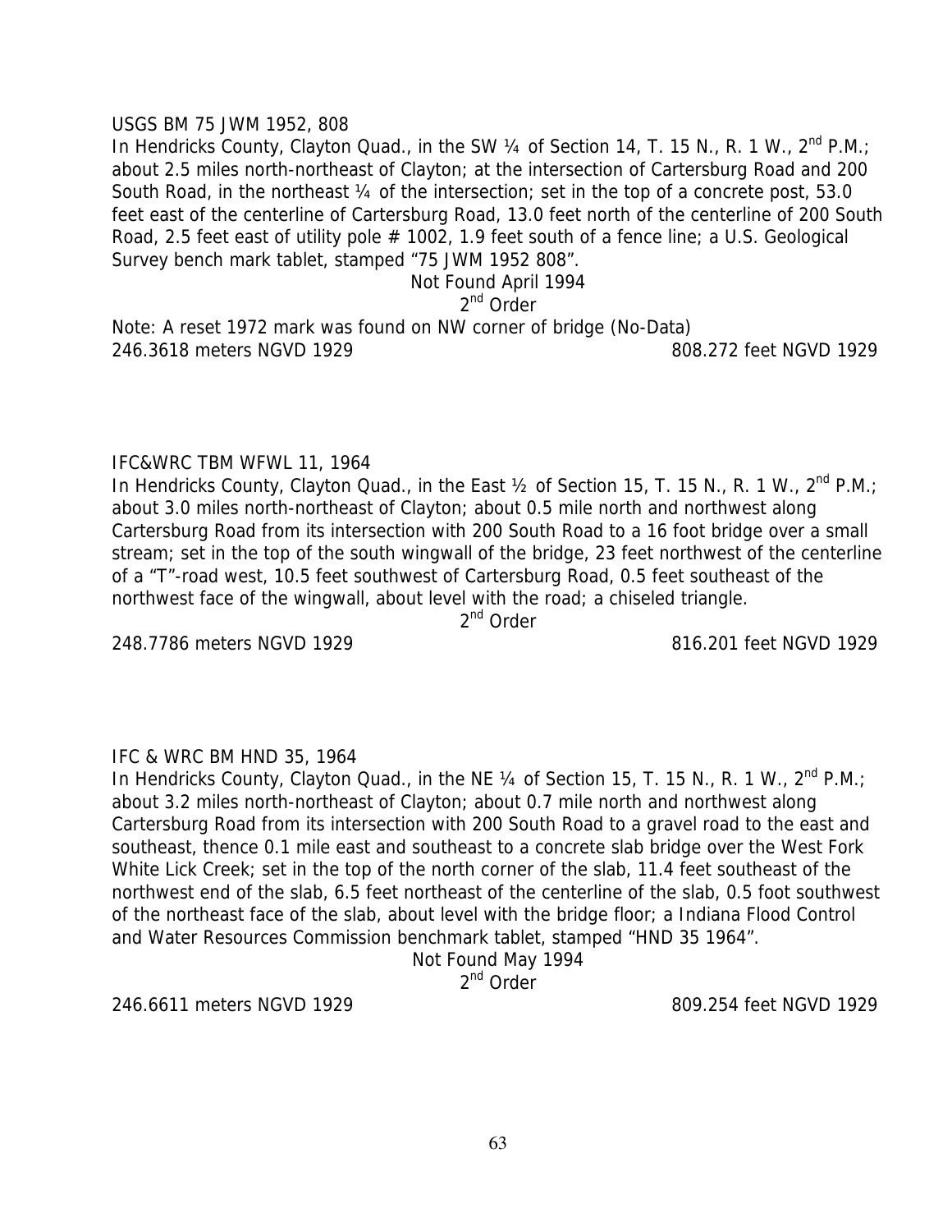USGS BM 75 JWM 1952, 808

In Hendricks County, Clayton Quad., in the SW ¼ of Section 14, T. 15 N., R. 1 W., 2nd P.M.; about 2.5 miles north-northeast of Clayton; at the intersection of Cartersburg Road and 200 South Road, in the northeast ¼ of the intersection; set in the top of a concrete post, 53.0 feet east of the centerline of Cartersburg Road, 13.0 feet north of the centerline of 200 South Road, 2.5 feet east of utility pole # 1002, 1.9 feet south of a fence line; a U.S. Geological Survey bench mark tablet, stamped "75 JWM 1952 808".

Not Found April 1994

2nd Order

Note: A reset 1972 mark was found on NW corner of bridge (No-Data)

246.3618 meters NGVD 1929 808.272 feet NGVD 1929

IFC&WRC TBM WFWL 11, 1964

In Hendricks County, Clayton Quad., in the East ½ of Section 15, T. 15 N., R. 1 W., 2nd P.M.; about 3.0 miles north-northeast of Clayton; about 0.5 mile north and northwest along Cartersburg Road from its intersection with 200 South Road to a 16 foot bridge over a small stream; set in the top of the south wingwall of the bridge, 23 feet northwest of the centerline of a "T"-road west, 10.5 feet southwest of Cartersburg Road, 0.5 feet southeast of the northwest face of the wingwall, about level with the road; a chiseled triangle.

2nd Order

248.7786 meters NGVD 1929 816.201 feet NGVD 1929

IFC & WRC BM HND 35, 1964

In Hendricks County, Clayton Quad., in the NE ¼ of Section 15, T. 15 N., R. 1 W., 2nd P.M.; about 3.2 miles north-northeast of Clayton; about 0.7 mile north and northwest along Cartersburg Road from its intersection with 200 South Road to a gravel road to the east and southeast, thence 0.1 mile east and southeast to a concrete slab bridge over the West Fork White Lick Creek; set in the top of the north corner of the slab, 11.4 feet southeast of the northwest end of the slab, 6.5 feet northeast of the centerline of the slab, 0.5 foot southwest of the northeast face of the slab, about level with the bridge floor; a Indiana Flood Control and Water Resources Commission benchmark tablet, stamped "HND 35 1964".

Not Found May 1994

2nd Order

246.6611 meters NGVD 1929 809.254 feet NGVD 1929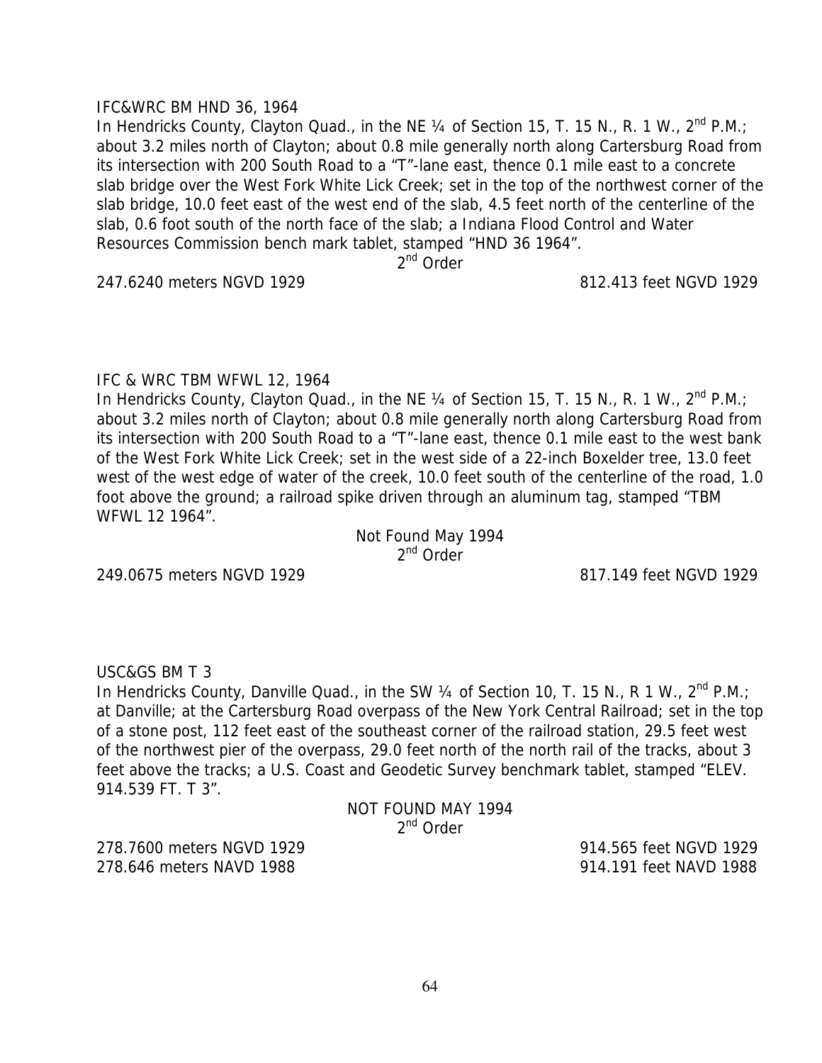IFC&WRC BM HND 36, 1964

In Hendricks County, Clayton Quad., in the NE ¼ of Section 15, T. 15 N., R. 1 W., 2nd P.M.; about 3.2 miles north of Clayton; about 0.8 mile generally north along Cartersburg Road from its intersection with 200 South Road to a "T"-lane east, thence 0.1 mile east to a concrete slab bridge over the West Fork White Lick Creek; set in the top of the northwest corner of the slab bridge, 10.0 feet east of the west end of the slab, 4.5 feet north of the centerline of the slab, 0.6 foot south of the north face of the slab; a Indiana Flood Control and Water Resources Commission bench mark tablet, stamped "HND 36 1964".

2nd Order

247.6240 meters NGVD 1929 812.413 feet NGVD 1929

IFC & WRC TBM WFWL 12, 1964

In Hendricks County, Clayton Quad., in the NE ¼ of Section 15, T. 15 N., R. 1 W., 2nd P.M.; about 3.2 miles north of Clayton; about 0.8 mile generally north along Cartersburg Road from its intersection with 200 South Road to a "T"-lane east, thence 0.1 mile east to the west bank of the West Fork White Lick Creek; set in the west side of a 22-inch Boxelder tree, 13.0 feet west of the west edge of water of the creek, 10.0 feet south of the centerline of the road, 1.0 foot above the ground; a railroad spike driven through an aluminum tag, stamped "TBM WFWL 12 1964".

Not Found May 1994

2nd Order

249.0675 meters NGVD 1929 817.149 feet NGVD 1929

USC&GS BM T 3

In Hendricks County, Danville Quad., in the SW ¼ of Section 10, T. 15 N., R 1 W., 2nd P.M.; at Danville; at the Cartersburg Road overpass of the New York Central Railroad; set in the top of a stone post, 112 feet east of the southeast corner of the railroad station, 29.5 feet west of the northwest pier of the overpass, 29.0 feet north of the north rail of the tracks, about 3 feet above the tracks; a U.S. Coast and Geodetic Survey benchmark tablet, stamped "ELEV. 914.539 FT. T 3".

NOT FOUND MAY 1994

2nd Order

278.7600 meters NGVD 1929 914.565 feet NGVD 1929

278.646 meters NAVD 1988 914.191 feet NAVD 1988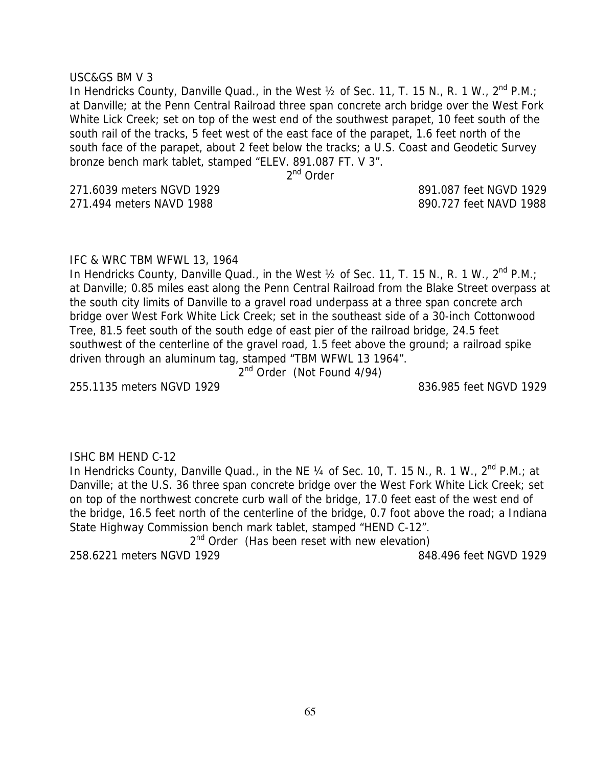USC&GS BM V 3

In Hendricks County, Danville Quad., in the West ½ of Sec. 11, T. 15 N., R. 1 W., 2nd P.M.; at Danville; at the Penn Central Railroad three span concrete arch bridge over the West Fork White Lick Creek; set on top of the west end of the southwest parapet, 10 feet south of the south rail of the tracks, 5 feet west of the east face of the parapet, 1.6 feet north of the south face of the parapet, about 2 feet below the tracks; a U.S. Coast and Geodetic Survey bronze bench mark tablet, stamped "ELEV. 891.087 FT. V 3".

2nd Order

271.6039 meters NGVD 1929 891.087 feet NGVD 1929
271.494 meters NAVD 1988 890.727 feet NAVD 1988

IFC & WRC TBM WFWL 13, 1964

In Hendricks County, Danville Quad., in the West ½ of Sec. 11, T. 15 N., R. 1 W., 2nd P.M.; at Danville; 0.85 miles east along the Penn Central Railroad from the Blake Street overpass at the south city limits of Danville to a gravel road underpass at a three span concrete arch bridge over West Fork White Lick Creek; set in the southeast side of a 30-inch Cottonwood Tree, 81.5 feet south of the south edge of east pier of the railroad bridge, 24.5 feet southwest of the centerline of the gravel road, 1.5 feet above the ground; a railroad spike driven through an aluminum tag, stamped "TBM WFWL 13 1964".

2nd Order (Not Found 4/94)

255.1135 meters NGVD 1929 836.985 feet NGVD 1929

ISHC BM HEND C-12

In Hendricks County, Danville Quad., in the NE ¼ of Sec. 10, T. 15 N., R. 1 W., 2nd P.M.; at Danville; at the U.S. 36 three span concrete bridge over the West Fork White Lick Creek; set on top of the northwest concrete curb wall of the bridge, 17.0 feet east of the west end of the bridge, 16.5 feet north of the centerline of the bridge, 0.7 foot above the road; a Indiana State Highway Commission bench mark tablet, stamped "HEND C-12".

2nd Order (Has been reset with new elevation)

258.6221 meters NGVD 1929 848.496 feet NGVD 1929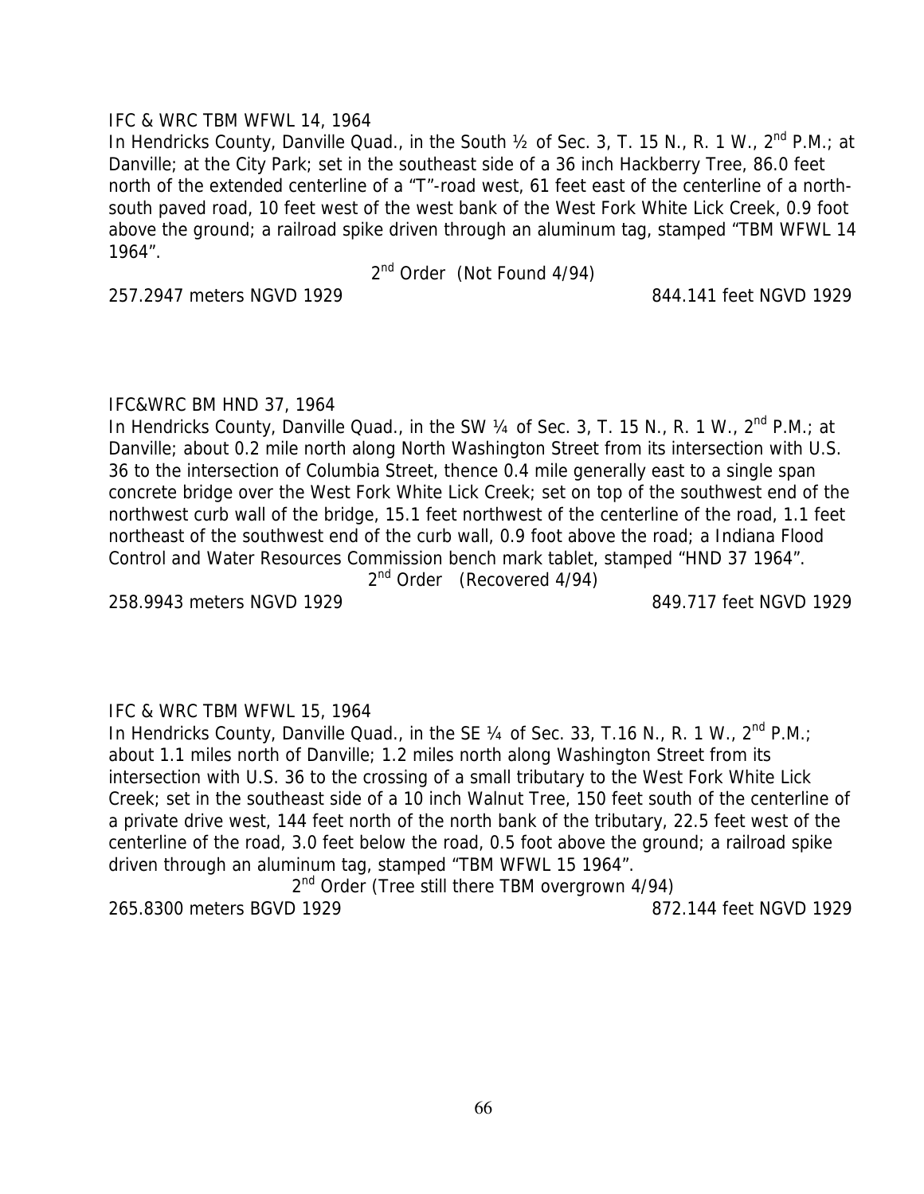IFC & WRC TBM WFWL 14, 1964

In Hendricks County, Danville Quad., in the South ½ of Sec. 3, T. 15 N., R. 1 W., 2nd P.M.; at Danville; at the City Park; set in the southeast side of a 36 inch Hackberry Tree, 86.0 feet north of the extended centerline of a "T"-road west, 61 feet east of the centerline of a north-south paved road, 10 feet west of the west bank of the West Fork White Lick Creek, 0.9 foot above the ground; a railroad spike driven through an aluminum tag, stamped "TBM WFWL 14 1964".

2nd Order (Not Found 4/94)

257.2947 meters NGVD 1929 844.141 feet NGVD 1929

IFC&WRC BM HND 37, 1964

In Hendricks County, Danville Quad., in the SW ¼ of Sec. 3, T. 15 N., R. 1 W., 2nd P.M.; at Danville; about 0.2 mile north along North Washington Street from its intersection with U.S. 36 to the intersection of Columbia Street, thence 0.4 mile generally east to a single span concrete bridge over the West Fork White Lick Creek; set on top of the southwest end of the northwest curb wall of the bridge, 15.1 feet northwest of the centerline of the road, 1.1 feet northeast of the southwest end of the curb wall, 0.9 foot above the road; a Indiana Flood Control and Water Resources Commission bench mark tablet, stamped "HND 37 1964".

2nd Order (Recovered 4/94)

258.9943 meters NGVD 1929 849.717 feet NGVD 1929

IFC & WRC TBM WFWL 15, 1964

In Hendricks County, Danville Quad., in the SE ¼ of Sec. 33, T.16 N., R. 1 W., 2nd P.M.; about 1.1 miles north of Danville; 1.2 miles north along Washington Street from its intersection with U.S. 36 to the crossing of a small tributary to the West Fork White Lick Creek; set in the southeast side of a 10 inch Walnut Tree, 150 feet south of the centerline of a private drive west, 144 feet north of the north bank of the tributary, 22.5 feet west of the centerline of the road, 3.0 feet below the road, 0.5 foot above the ground; a railroad spike driven through an aluminum tag, stamped "TBM WFWL 15 1964".

2nd Order (Tree still there TBM overgrown 4/94)

265.8300 meters BGVD 1929 872.144 feet NGVD 1929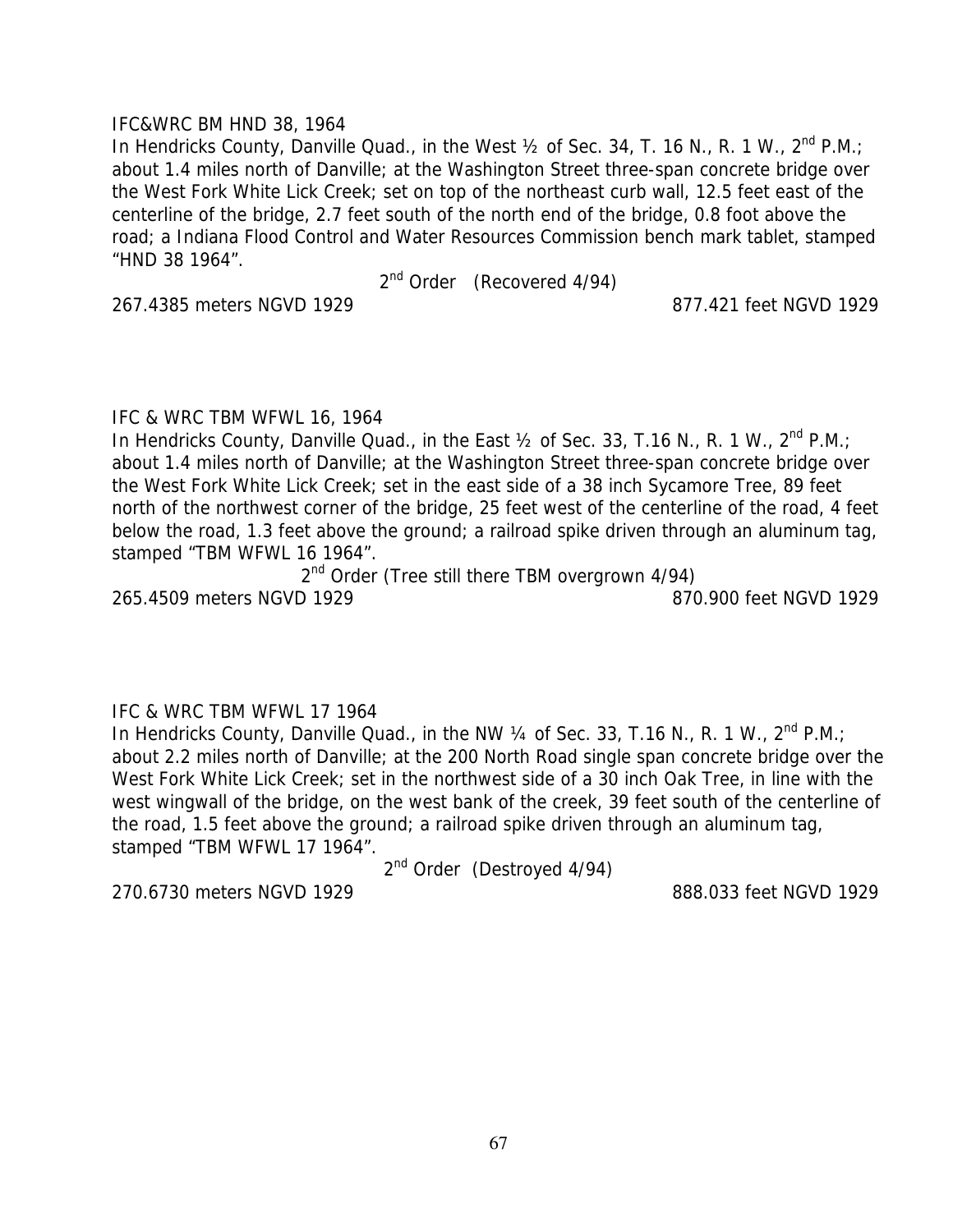IFC&WRC BM HND 38, 1964

In Hendricks County, Danville Quad., in the West ½ of Sec. 34, T. 16 N., R. 1 W., 2nd P.M.; about 1.4 miles north of Danville; at the Washington Street three-span concrete bridge over the West Fork White Lick Creek; set on top of the northeast curb wall, 12.5 feet east of the centerline of the bridge, 2.7 feet south of the north end of the bridge, 0.8 foot above the road; a Indiana Flood Control and Water Resources Commission bench mark tablet, stamped "HND 38 1964".

2nd Order (Recovered 4/94)

267.4385 meters NGVD 1929 877.421 feet NGVD 1929

IFC & WRC TBM WFWL 16, 1964

In Hendricks County, Danville Quad., in the East ½ of Sec. 33, T.16 N., R. 1 W., 2nd P.M.; about 1.4 miles north of Danville; at the Washington Street three-span concrete bridge over the West Fork White Lick Creek; set in the east side of a 38 inch Sycamore Tree, 89 feet north of the northwest corner of the bridge, 25 feet west of the centerline of the road, 4 feet below the road, 1.3 feet above the ground; a railroad spike driven through an aluminum tag, stamped "TBM WFWL 16 1964".

2nd Order (Tree still there TBM overgrown 4/94)

265.4509 meters NGVD 1929 870.900 feet NGVD 1929

IFC & WRC TBM WFWL 17 1964

In Hendricks County, Danville Quad., in the NW ¼ of Sec. 33, T.16 N., R. 1 W., 2nd P.M.; about 2.2 miles north of Danville; at the 200 North Road single span concrete bridge over the West Fork White Lick Creek; set in the northwest side of a 30 inch Oak Tree, in line with the west wingwall of the bridge, on the west bank of the creek, 39 feet south of the centerline of the road, 1.5 feet above the ground; a railroad spike driven through an aluminum tag, stamped "TBM WFWL 17 1964".

2nd Order (Destroyed 4/94)

270.6730 meters NGVD 1929 888.033 feet NGVD 1929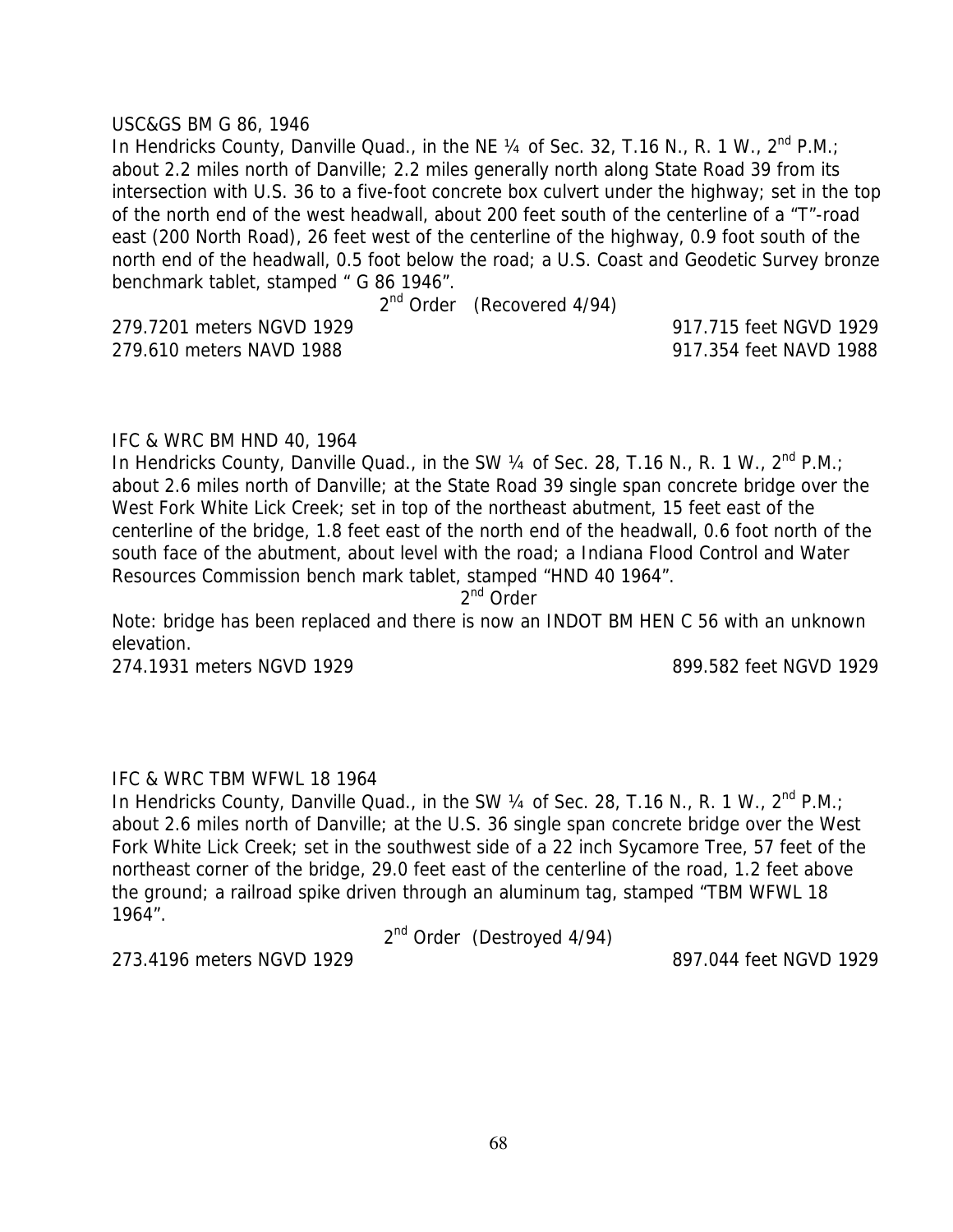USC&GS BM G 86, 1946

In Hendricks County, Danville Quad., in the NE ¼ of Sec. 32, T.16 N., R. 1 W., 2nd P.M.; about 2.2 miles north of Danville; 2.2 miles generally north along State Road 39 from its intersection with U.S. 36 to a five-foot concrete box culvert under the highway; set in the top of the north end of the west headwall, about 200 feet south of the centerline of a "T"-road east (200 North Road), 26 feet west of the centerline of the highway, 0.9 foot south of the north end of the headwall, 0.5 foot below the road; a U.S. Coast and Geodetic Survey bronze benchmark tablet, stamped " G 86 1946".

2nd Order (Recovered 4/94)

279.7201 meters NGVD 1929 — 917.715 feet NGVD 1929

279.610 meters NAVD 1988 — 917.354 feet NAVD 1988

IFC & WRC BM HND 40, 1964

In Hendricks County, Danville Quad., in the SW ¼ of Sec. 28, T.16 N., R. 1 W., 2nd P.M.; about 2.6 miles north of Danville; at the State Road 39 single span concrete bridge over the West Fork White Lick Creek; set in top of the northeast abutment, 15 feet east of the centerline of the bridge, 1.8 feet east of the north end of the headwall, 0.6 foot north of the south face of the abutment, about level with the road; a Indiana Flood Control and Water Resources Commission bench mark tablet, stamped "HND 40 1964".

2nd Order

Note: bridge has been replaced and there is now an INDOT BM HEN C 56 with an unknown elevation.

274.1931 meters NGVD 1929 — 899.582 feet NGVD 1929

IFC & WRC TBM WFWL 18 1964

In Hendricks County, Danville Quad., in the SW ¼ of Sec. 28, T.16 N., R. 1 W., 2nd P.M.; about 2.6 miles north of Danville; at the U.S. 36 single span concrete bridge over the West Fork White Lick Creek; set in the southwest side of a 22 inch Sycamore Tree, 57 feet of the northeast corner of the bridge, 29.0 feet east of the centerline of the road, 1.2 feet above the ground; a railroad spike driven through an aluminum tag, stamped "TBM WFWL 18 1964".

2nd Order (Destroyed 4/94)

273.4196 meters NGVD 1929 — 897.044 feet NGVD 1929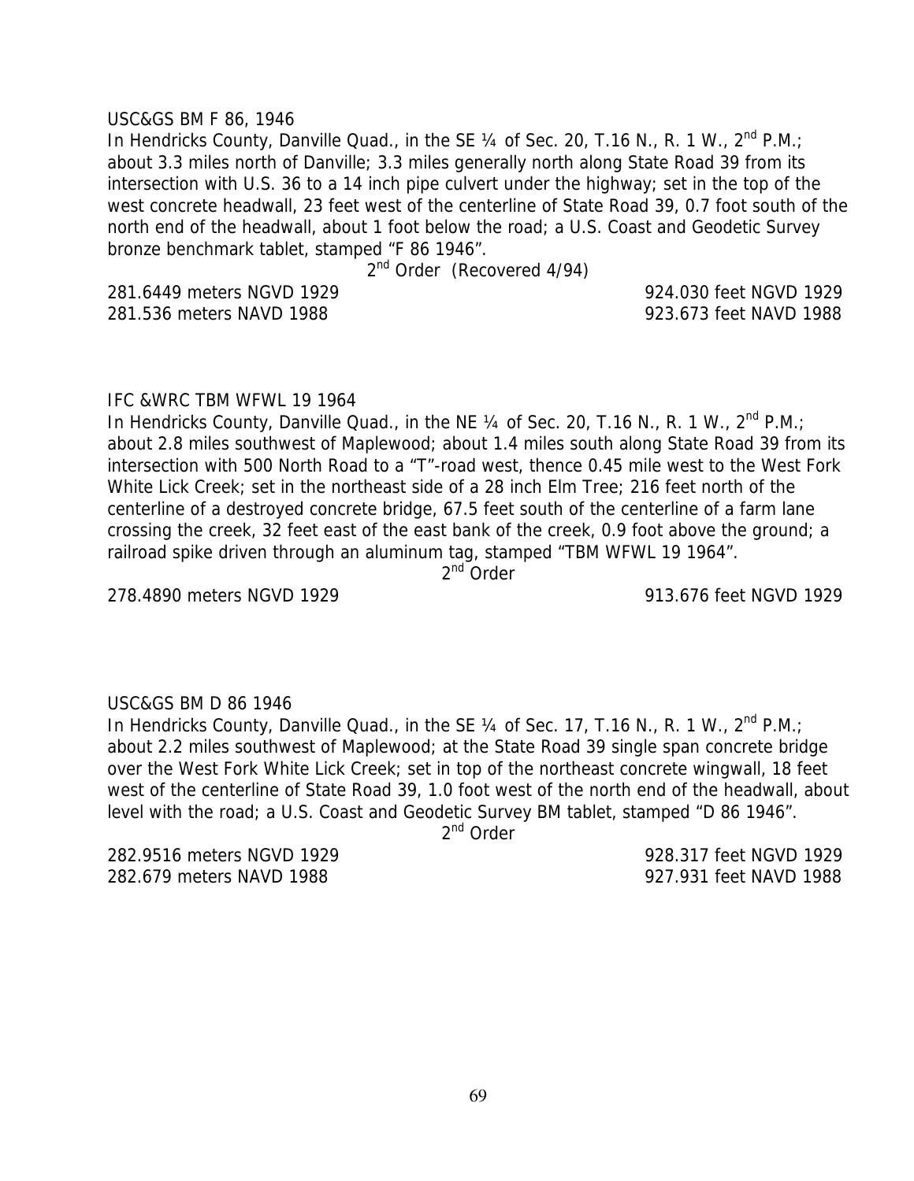USC&GS BM F 86, 1946

In Hendricks County, Danville Quad., in the SE ¼ of Sec. 20, T.16 N., R. 1 W., 2nd P.M.; about 3.3 miles north of Danville; 3.3 miles generally north along State Road 39 from its intersection with U.S. 36 to a 14 inch pipe culvert under the highway; set in the top of the west concrete headwall, 23 feet west of the centerline of State Road 39, 0.7 foot south of the north end of the headwall, about 1 foot below the road; a U.S. Coast and Geodetic Survey bronze benchmark tablet, stamped "F 86 1946".

2nd Order (Recovered 4/94)

281.6449 meters NGVD 1929 — 924.030 feet NGVD 1929

281.536 meters NAVD 1988 — 923.673 feet NAVD 1988

IFC &WRC TBM WFWL 19 1964

In Hendricks County, Danville Quad., in the NE ¼ of Sec. 20, T.16 N., R. 1 W., 2nd P.M.; about 2.8 miles southwest of Maplewood; about 1.4 miles south along State Road 39 from its intersection with 500 North Road to a "T"-road west, thence 0.45 mile west to the West Fork White Lick Creek; set in the northeast side of a 28 inch Elm Tree; 216 feet north of the centerline of a destroyed concrete bridge, 67.5 feet south of the centerline of a farm lane crossing the creek, 32 feet east of the east bank of the creek, 0.9 foot above the ground; a railroad spike driven through an aluminum tag, stamped "TBM WFWL 19 1964".

2nd Order

278.4890 meters NGVD 1929 — 913.676 feet NGVD 1929

USC&GS BM D 86 1946

In Hendricks County, Danville Quad., in the SE ¼ of Sec. 17, T.16 N., R. 1 W., 2nd P.M.; about 2.2 miles southwest of Maplewood; at the State Road 39 single span concrete bridge over the West Fork White Lick Creek; set in top of the northeast concrete wingwall, 18 feet west of the centerline of State Road 39, 1.0 foot west of the north end of the headwall, about level with the road; a U.S. Coast and Geodetic Survey BM tablet, stamped "D 86 1946".

2nd Order

282.9516 meters NGVD 1929 — 928.317 feet NGVD 1929

282.679 meters NAVD 1988 — 927.931 feet NAVD 1988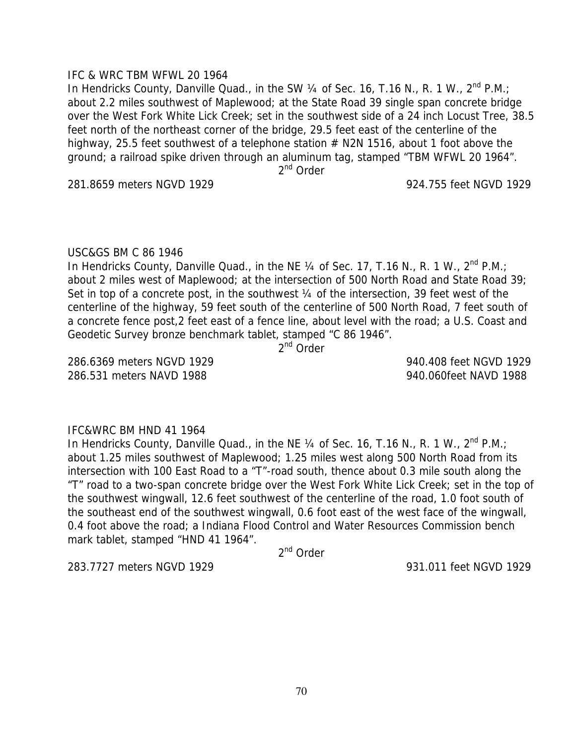IFC & WRC TBM WFWL 20 1964

In Hendricks County, Danville Quad., in the SW ¼ of Sec. 16, T.16 N., R. 1 W., 2nd P.M.; about 2.2 miles southwest of Maplewood; at the State Road 39 single span concrete bridge over the West Fork White Lick Creek; set in the southwest side of a 24 inch Locust Tree, 38.5 feet north of the northeast corner of the bridge, 29.5 feet east of the centerline of the highway, 25.5 feet southwest of a telephone station # N2N 1516, about 1 foot above the ground; a railroad spike driven through an aluminum tag, stamped "TBM WFWL 20 1964".

2nd Order

281.8659 meters NGVD 1929 | 924.755 feet NGVD 1929

USC&GS BM C 86 1946

In Hendricks County, Danville Quad., in the NE ¼ of Sec. 17, T.16 N., R. 1 W., 2nd P.M.; about 2 miles west of Maplewood; at the intersection of 500 North Road and State Road 39; Set in top of a concrete post, in the southwest ¼ of the intersection, 39 feet west of the centerline of the highway, 59 feet south of the centerline of 500 North Road, 7 feet south of a concrete fence post,2 feet east of a fence line, about level with the road; a U.S. Coast and Geodetic Survey bronze benchmark tablet, stamped "C 86 1946".

2nd Order

286.6369 meters NGVD 1929 | 940.408 feet NGVD 1929

286.531 meters NAVD 1988 | 940.060feet NAVD 1988

IFC&WRC BM HND 41 1964

In Hendricks County, Danville Quad., in the NE ¼ of Sec. 16, T.16 N., R. 1 W., 2nd P.M.; about 1.25 miles southwest of Maplewood; 1.25 miles west along 500 North Road from its intersection with 100 East Road to a "T"-road south, thence about 0.3 mile south along the "T" road to a two-span concrete bridge over the West Fork White Lick Creek; set in the top of the southwest wingwall, 12.6 feet southwest of the centerline of the road, 1.0 foot south of the southeast end of the southwest wingwall, 0.6 foot east of the west face of the wingwall, 0.4 foot above the road; a Indiana Flood Control and Water Resources Commission bench mark tablet, stamped "HND 41 1964".

2nd Order

283.7727 meters NGVD 1929 | 931.011 feet NGVD 1929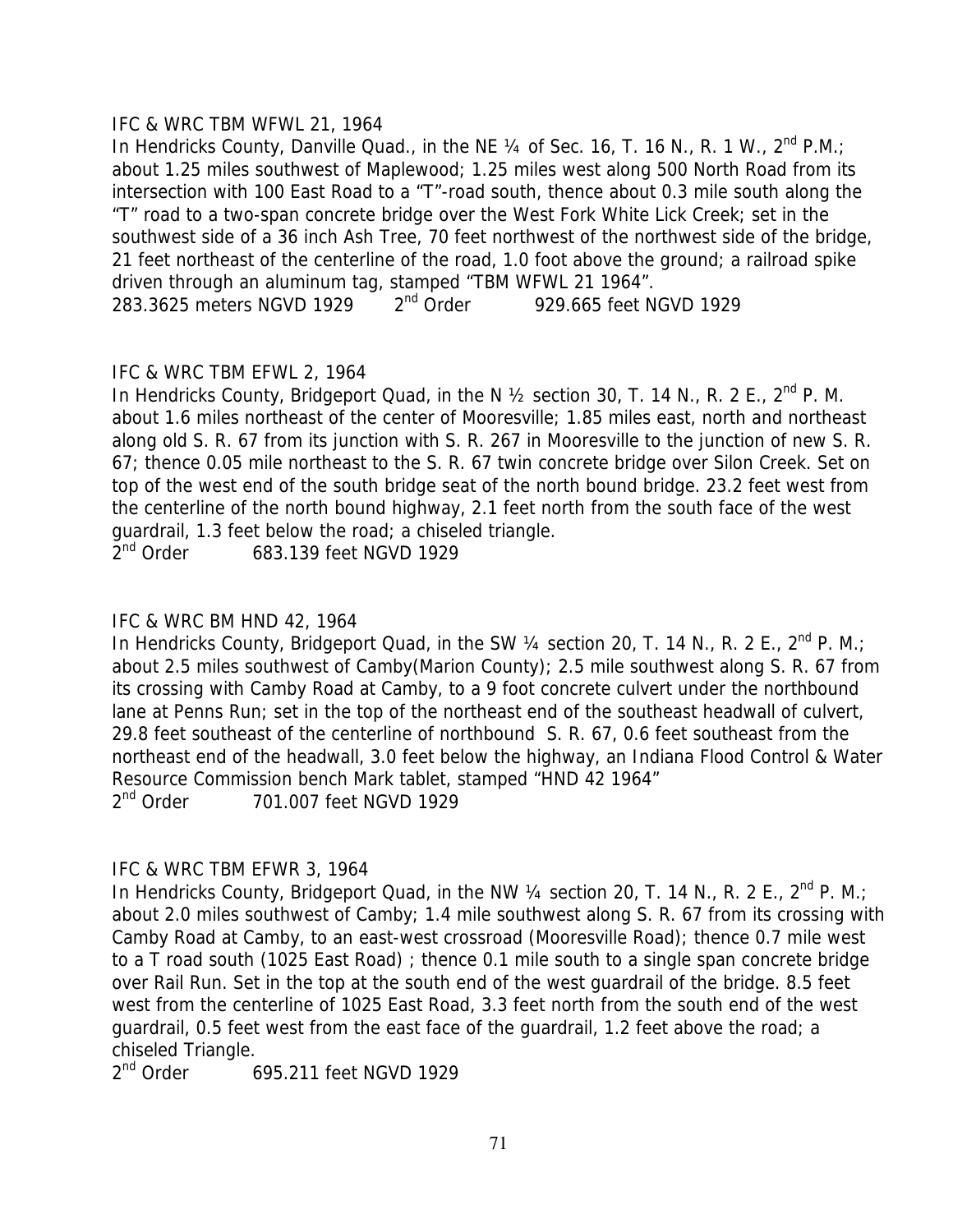IFC & WRC TBM WFWL 21, 1964

In Hendricks County, Danville Quad., in the NE ¼ of Sec. 16, T. 16 N., R. 1 W., 2nd P.M.; about 1.25 miles southwest of Maplewood; 1.25 miles west along 500 North Road from its intersection with 100 East Road to a "T"-road south, thence about 0.3 mile south along the "T" road to a two-span concrete bridge over the West Fork White Lick Creek; set in the southwest side of a 36 inch Ash Tree, 70 feet northwest of the northwest side of the bridge, 21 feet northeast of the centerline of the road, 1.0 foot above the ground; a railroad spike driven through an aluminum tag, stamped "TBM WFWL 21 1964".

283.3625 meters NGVD 1929 2nd Order 929.665 feet NGVD 1929

IFC & WRC TBM EFWL 2, 1964

In Hendricks County, Bridgeport Quad, in the N ½ section 30, T. 14 N., R. 2 E., 2nd P. M. about 1.6 miles northeast of the center of Mooresville; 1.85 miles east, north and northeast along old S. R. 67 from its junction with S. R. 267 in Mooresville to the junction of new S. R. 67; thence 0.05 mile northeast to the S. R. 67 twin concrete bridge over Silon Creek. Set on top of the west end of the south bridge seat of the north bound bridge. 23.2 feet west from the centerline of the north bound highway, 2.1 feet north from the south face of the west guardrail, 1.3 feet below the road; a chiseled triangle.

2nd Order 683.139 feet NGVD 1929

IFC & WRC BM HND 42, 1964

In Hendricks County, Bridgeport Quad, in the SW ¼ section 20, T. 14 N., R. 2 E., 2nd P. M.; about 2.5 miles southwest of Camby(Marion County); 2.5 mile southwest along S. R. 67 from its crossing with Camby Road at Camby, to a 9 foot concrete culvert under the northbound lane at Penns Run; set in the top of the northeast end of the southeast headwall of culvert, 29.8 feet southeast of the centerline of northbound S. R. 67, 0.6 feet southeast from the northeast end of the headwall, 3.0 feet below the highway, an Indiana Flood Control & Water Resource Commission bench Mark tablet, stamped "HND 42 1964"

2nd Order 701.007 feet NGVD 1929

IFC & WRC TBM EFWR 3, 1964

In Hendricks County, Bridgeport Quad, in the NW ¼ section 20, T. 14 N., R. 2 E., 2nd P. M.; about 2.0 miles southwest of Camby; 1.4 mile southwest along S. R. 67 from its crossing with Camby Road at Camby, to an east-west crossroad (Mooresville Road); thence 0.7 mile west to a T road south (1025 East Road) ; thence 0.1 mile south to a single span concrete bridge over Rail Run. Set in the top at the south end of the west guardrail of the bridge. 8.5 feet west from the centerline of 1025 East Road, 3.3 feet north from the south end of the west guardrail, 0.5 feet west from the east face of the guardrail, 1.2 feet above the road; a chiseled Triangle.

2nd Order 695.211 feet NGVD 1929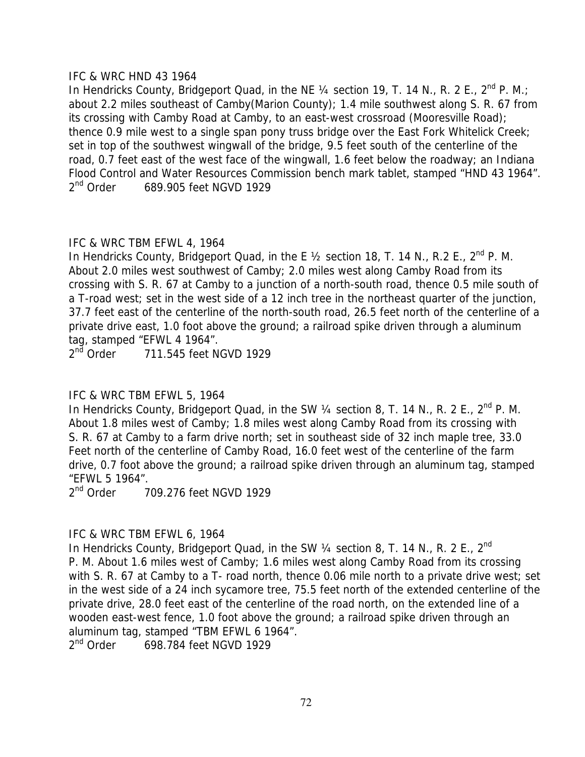IFC & WRC HND 43 1964

In Hendricks County, Bridgeport Quad, in the NE ¼ section 19, T. 14 N., R. 2 E., 2nd P. M.; about 2.2 miles southeast of Camby(Marion County); 1.4 mile southwest along S. R. 67 from its crossing with Camby Road at Camby, to an east-west crossroad (Mooresville Road); thence 0.9 mile west to a single span pony truss bridge over the East Fork Whitelick Creek; set in top of the southwest wingwall of the bridge, 9.5 feet south of the centerline of the road, 0.7 feet east of the west face of the wingwall, 1.6 feet below the roadway; an Indiana Flood Control and Water Resources Commission bench mark tablet, stamped "HND 43 1964".

2nd Order 689.905 feet NGVD 1929

IFC & WRC TBM EFWL 4, 1964

In Hendricks County, Bridgeport Quad, in the E ½ section 18, T. 14 N., R.2 E., 2nd P. M. About 2.0 miles west southwest of Camby; 2.0 miles west along Camby Road from its crossing with S. R. 67 at Camby to a junction of a north-south road, thence 0.5 mile south of a T-road west; set in the west side of a 12 inch tree in the northeast quarter of the junction, 37.7 feet east of the centerline of the north-south road, 26.5 feet north of the centerline of a private drive east, 1.0 foot above the ground; a railroad spike driven through a aluminum tag, stamped "EFWL 4 1964".

2nd Order 711.545 feet NGVD 1929

IFC & WRC TBM EFWL 5, 1964

In Hendricks County, Bridgeport Quad, in the SW ¼ section 8, T. 14 N., R. 2 E., 2nd P. M. About 1.8 miles west of Camby; 1.8 miles west along Camby Road from its crossing with S. R. 67 at Camby to a farm drive north; set in southeast side of 32 inch maple tree, 33.0 Feet north of the centerline of Camby Road, 16.0 feet west of the centerline of the farm drive, 0.7 foot above the ground; a railroad spike driven through an aluminum tag, stamped "EFWL 5 1964".

2nd Order 709.276 feet NGVD 1929

IFC & WRC TBM EFWL 6, 1964

In Hendricks County, Bridgeport Quad, in the SW ¼ section 8, T. 14 N., R. 2 E., 2nd P. M. About 1.6 miles west of Camby; 1.6 miles west along Camby Road from its crossing with S. R. 67 at Camby to a T- road north, thence 0.06 mile north to a private drive west; set in the west side of a 24 inch sycamore tree, 75.5 feet north of the extended centerline of the private drive, 28.0 feet east of the centerline of the road north, on the extended line of a wooden east-west fence, 1.0 foot above the ground; a railroad spike driven through an aluminum tag, stamped "TBM EFWL 6 1964".

2nd Order 698.784 feet NGVD 1929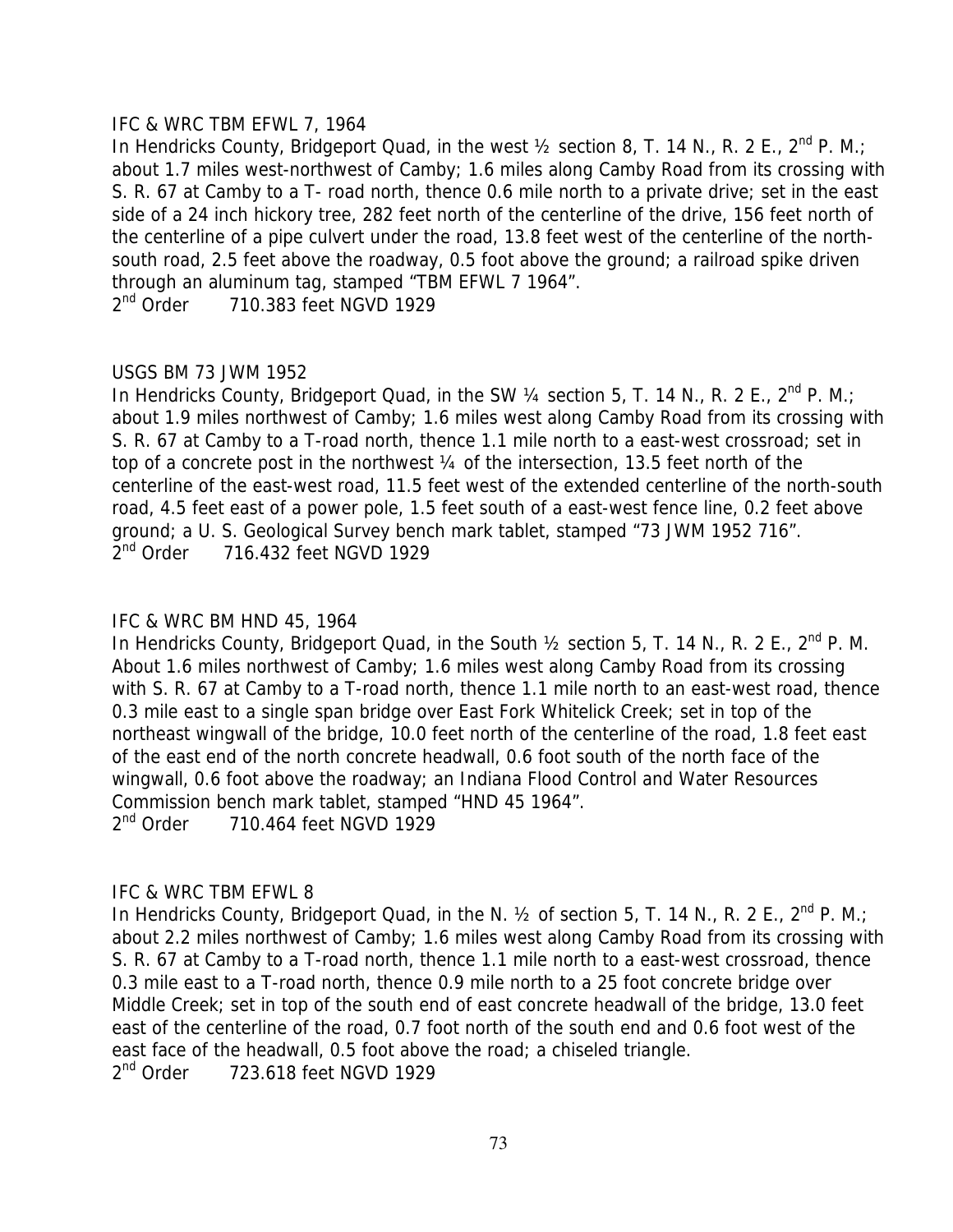IFC & WRC TBM EFWL 7, 1964

In Hendricks County, Bridgeport Quad, in the west ½ section 8, T. 14 N., R. 2 E., 2nd P. M.; about 1.7 miles west-northwest of Camby; 1.6 miles along Camby Road from its crossing with S. R. 67 at Camby to a T- road north, thence 0.6 mile north to a private drive; set in the east side of a 24 inch hickory tree, 282 feet north of the centerline of the drive, 156 feet north of the centerline of a pipe culvert under the road, 13.8 feet west of the centerline of the north-south road, 2.5 feet above the roadway, 0.5 foot above the ground; a railroad spike driven through an aluminum tag, stamped "TBM EFWL 7 1964".

2nd Order 710.383 feet NGVD 1929

USGS BM 73 JWM 1952

In Hendricks County, Bridgeport Quad, in the SW ¼ section 5, T. 14 N., R. 2 E., 2nd P. M.; about 1.9 miles northwest of Camby; 1.6 miles west along Camby Road from its crossing with S. R. 67 at Camby to a T-road north, thence 1.1 mile north to a east-west crossroad; set in top of a concrete post in the northwest ¼ of the intersection, 13.5 feet north of the centerline of the east-west road, 11.5 feet west of the extended centerline of the north-south road, 4.5 feet east of a power pole, 1.5 feet south of a east-west fence line, 0.2 feet above ground; a U. S. Geological Survey bench mark tablet, stamped "73 JWM 1952 716".

2nd Order 716.432 feet NGVD 1929

IFC & WRC BM HND 45, 1964

In Hendricks County, Bridgeport Quad, in the South ½ section 5, T. 14 N., R. 2 E., 2nd P. M. About 1.6 miles northwest of Camby; 1.6 miles west along Camby Road from its crossing with S. R. 67 at Camby to a T-road north, thence 1.1 mile north to an east-west road, thence 0.3 mile east to a single span bridge over East Fork Whitelick Creek; set in top of the northeast wingwall of the bridge, 10.0 feet north of the centerline of the road, 1.8 feet east of the east end of the north concrete headwall, 0.6 foot south of the north face of the wingwall, 0.6 foot above the roadway; an Indiana Flood Control and Water Resources Commission bench mark tablet, stamped "HND 45 1964".

2nd Order 710.464 feet NGVD 1929

IFC & WRC TBM EFWL 8

In Hendricks County, Bridgeport Quad, in the N. ½ of section 5, T. 14 N., R. 2 E., 2nd P. M.; about 2.2 miles northwest of Camby; 1.6 miles west along Camby Road from its crossing with S. R. 67 at Camby to a T-road north, thence 1.1 mile north to a east-west crossroad, thence 0.3 mile east to a T-road north, thence 0.9 mile north to a 25 foot concrete bridge over Middle Creek; set in top of the south end of east concrete headwall of the bridge, 13.0 feet east of the centerline of the road, 0.7 foot north of the south end and 0.6 foot west of the east face of the headwall, 0.5 foot above the road; a chiseled triangle.

2nd Order 723.618 feet NGVD 1929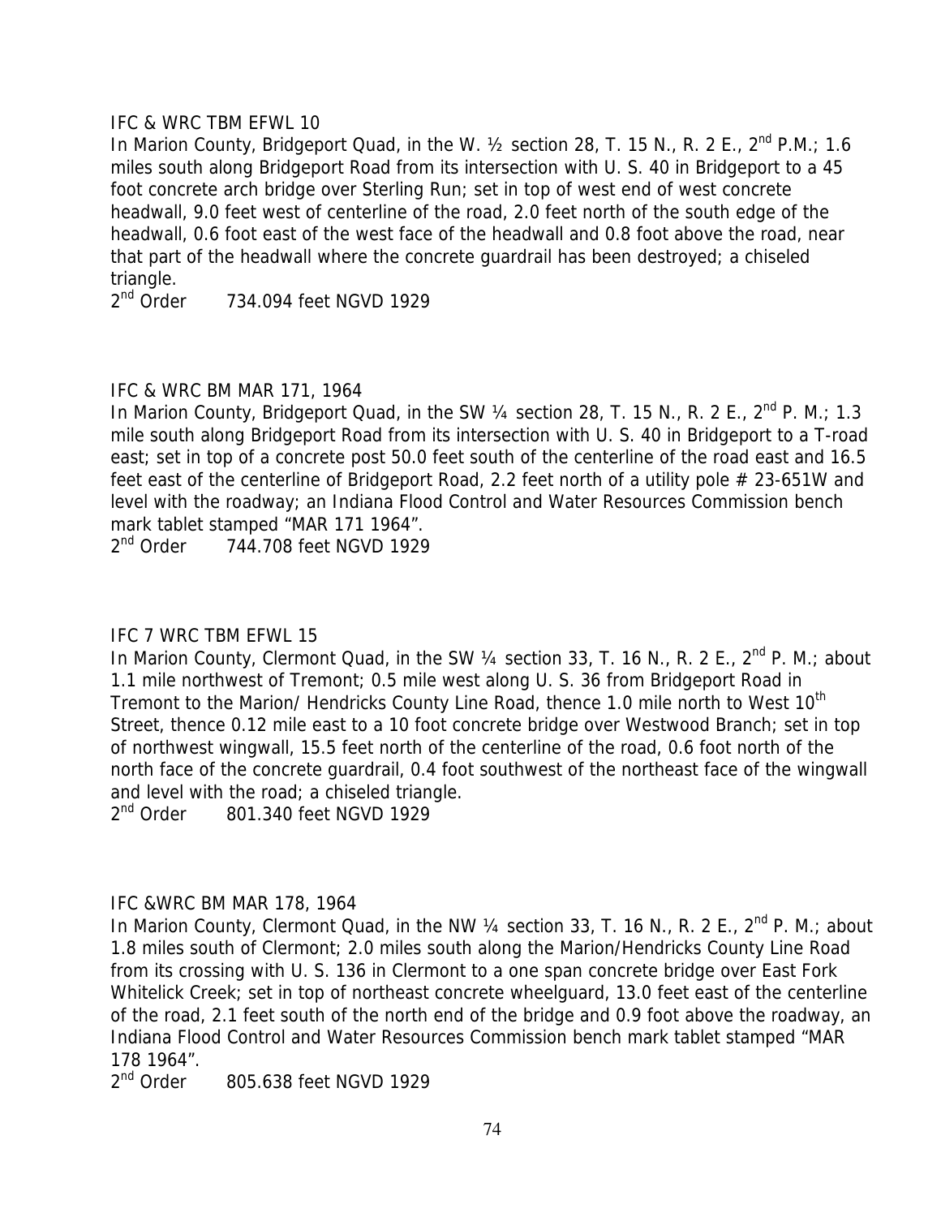IFC & WRC TBM EFWL 10

In Marion County, Bridgeport Quad, in the W. ½ section 28, T. 15 N., R. 2 E., 2nd P.M.; 1.6 miles south along Bridgeport Road from its intersection with U. S. 40 in Bridgeport to a 45 foot concrete arch bridge over Sterling Run; set in top of west end of west concrete headwall, 9.0 feet west of centerline of the road, 2.0 feet north of the south edge of the headwall, 0.6 foot east of the west face of the headwall and 0.8 foot above the road, near that part of the headwall where the concrete guardrail has been destroyed; a chiseled triangle.

2nd Order 734.094 feet NGVD 1929

IFC & WRC BM MAR 171, 1964

In Marion County, Bridgeport Quad, in the SW ¼ section 28, T. 15 N., R. 2 E., 2nd P. M.; 1.3 mile south along Bridgeport Road from its intersection with U. S. 40 in Bridgeport to a T-road east; set in top of a concrete post 50.0 feet south of the centerline of the road east and 16.5 feet east of the centerline of Bridgeport Road, 2.2 feet north of a utility pole # 23-651W and level with the roadway; an Indiana Flood Control and Water Resources Commission bench mark tablet stamped "MAR 171 1964".

2nd Order 744.708 feet NGVD 1929

IFC 7 WRC TBM EFWL 15

In Marion County, Clermont Quad, in the SW ¼ section 33, T. 16 N., R. 2 E., 2nd P. M.; about 1.1 mile northwest of Tremont; 0.5 mile west along U. S. 36 from Bridgeport Road in Tremont to the Marion/ Hendricks County Line Road, thence 1.0 mile north to West 10th Street, thence 0.12 mile east to a 10 foot concrete bridge over Westwood Branch; set in top of northwest wingwall, 15.5 feet north of the centerline of the road, 0.6 foot north of the north face of the concrete guardrail, 0.4 foot southwest of the northeast face of the wingwall and level with the road; a chiseled triangle.

2nd Order 801.340 feet NGVD 1929

IFC &WRC BM MAR 178, 1964

In Marion County, Clermont Quad, in the NW ¼ section 33, T. 16 N., R. 2 E., 2nd P. M.; about 1.8 miles south of Clermont; 2.0 miles south along the Marion/Hendricks County Line Road from its crossing with U. S. 136 in Clermont to a one span concrete bridge over East Fork Whitelick Creek; set in top of northeast concrete wheelguard, 13.0 feet east of the centerline of the road, 2.1 feet south of the north end of the bridge and 0.9 foot above the roadway, an Indiana Flood Control and Water Resources Commission bench mark tablet stamped "MAR 178 1964".

2nd Order 805.638 feet NGVD 1929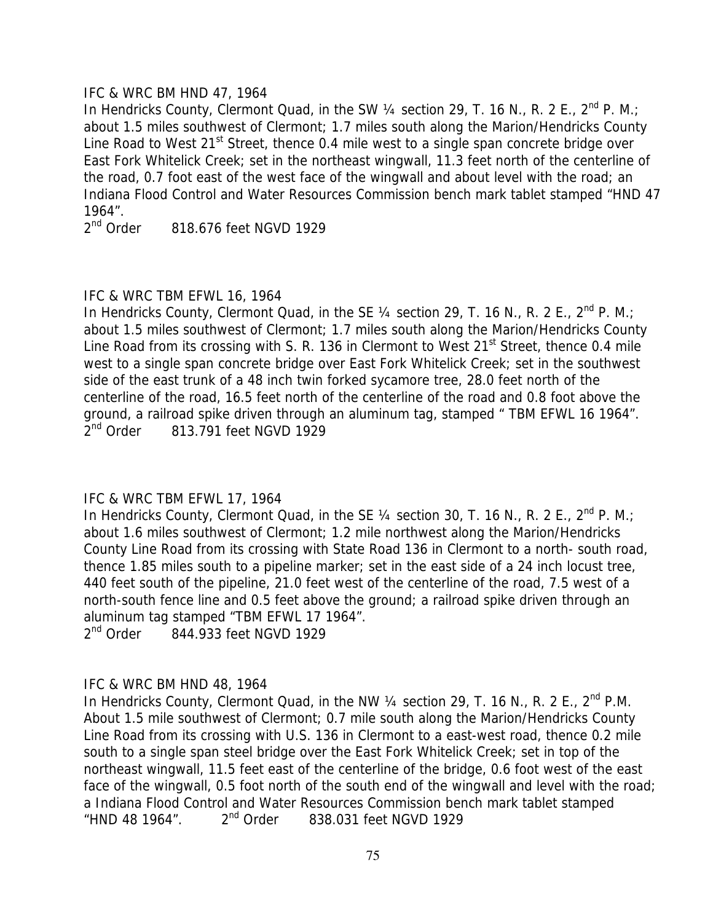IFC & WRC BM HND 47, 1964

In Hendricks County, Clermont Quad, in the SW ¼ section 29, T. 16 N., R. 2 E., 2nd P. M.; about 1.5 miles southwest of Clermont; 1.7 miles south along the Marion/Hendricks County Line Road to West 21st Street, thence 0.4 mile west to a single span concrete bridge over East Fork Whitelick Creek; set in the northeast wingwall, 11.3 feet north of the centerline of the road, 0.7 foot east of the west face of the wingwall and about level with the road; an Indiana Flood Control and Water Resources Commission bench mark tablet stamped "HND 47 1964".

2nd Order 818.676 feet NGVD 1929

IFC & WRC TBM EFWL 16, 1964

In Hendricks County, Clermont Quad, in the SE ¼ section 29, T. 16 N., R. 2 E., 2nd P. M.; about 1.5 miles southwest of Clermont; 1.7 miles south along the Marion/Hendricks County Line Road from its crossing with S. R. 136 in Clermont to West 21st Street, thence 0.4 mile west to a single span concrete bridge over East Fork Whitelick Creek; set in the southwest side of the east trunk of a 48 inch twin forked sycamore tree, 28.0 feet north of the centerline of the road, 16.5 feet north of the centerline of the road and 0.8 foot above the ground, a railroad spike driven through an aluminum tag, stamped " TBM EFWL 16 1964".

2nd Order 813.791 feet NGVD 1929

IFC & WRC TBM EFWL 17, 1964

In Hendricks County, Clermont Quad, in the SE ¼ section 30, T. 16 N., R. 2 E., 2nd P. M.; about 1.6 miles southwest of Clermont; 1.2 mile northwest along the Marion/Hendricks County Line Road from its crossing with State Road 136 in Clermont to a north- south road, thence 1.85 miles south to a pipeline marker; set in the east side of a 24 inch locust tree, 440 feet south of the pipeline, 21.0 feet west of the centerline of the road, 7.5 west of a north-south fence line and 0.5 feet above the ground; a railroad spike driven through an aluminum tag stamped "TBM EFWL 17 1964".

2nd Order 844.933 feet NGVD 1929

IFC & WRC BM HND 48, 1964

In Hendricks County, Clermont Quad, in the NW ¼ section 29, T. 16 N., R. 2 E., 2nd P.M. About 1.5 mile southwest of Clermont; 0.7 mile south along the Marion/Hendricks County Line Road from its crossing with U.S. 136 in Clermont to a east-west road, thence 0.2 mile south to a single span steel bridge over the East Fork Whitelick Creek; set in top of the northeast wingwall, 11.5 feet east of the centerline of the bridge, 0.6 foot west of the east face of the wingwall, 0.5 foot north of the south end of the wingwall and level with the road; a Indiana Flood Control and Water Resources Commission bench mark tablet stamped "HND 48 1964". 2nd Order 838.031 feet NGVD 1929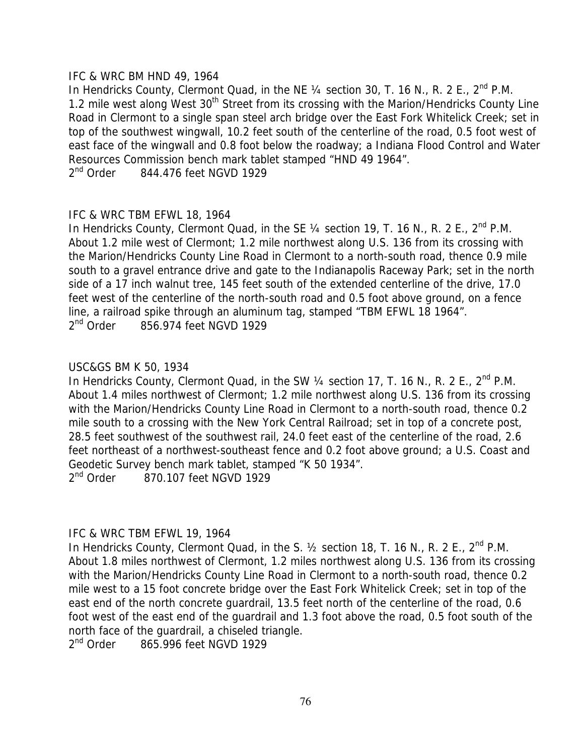IFC & WRC BM HND 49, 1964

In Hendricks County, Clermont Quad, in the NE ¼ section 30, T. 16 N., R. 2 E., 2nd P.M. 1.2 mile west along West 30th Street from its crossing with the Marion/Hendricks County Line Road in Clermont to a single span steel arch bridge over the East Fork Whitelick Creek; set in top of the southwest wingwall, 10.2 feet south of the centerline of the road, 0.5 foot west of east face of the wingwall and 0.8 foot below the roadway; a Indiana Flood Control and Water Resources Commission bench mark tablet stamped "HND 49 1964".

2nd Order 844.476 feet NGVD 1929

IFC & WRC TBM EFWL 18, 1964

In Hendricks County, Clermont Quad, in the SE ¼ section 19, T. 16 N., R. 2 E., 2nd P.M. About 1.2 mile west of Clermont; 1.2 mile northwest along U.S. 136 from its crossing with the Marion/Hendricks County Line Road in Clermont to a north-south road, thence 0.9 mile south to a gravel entrance drive and gate to the Indianapolis Raceway Park; set in the north side of a 17 inch walnut tree, 145 feet south of the extended centerline of the drive, 17.0 feet west of the centerline of the north-south road and 0.5 foot above ground, on a fence line, a railroad spike through an aluminum tag, stamped "TBM EFWL 18 1964".

2nd Order 856.974 feet NGVD 1929

USC&GS BM K 50, 1934

In Hendricks County, Clermont Quad, in the SW ¼ section 17, T. 16 N., R. 2 E., 2nd P.M. About 1.4 miles northwest of Clermont; 1.2 mile northwest along U.S. 136 from its crossing with the Marion/Hendricks County Line Road in Clermont to a north-south road, thence 0.2 mile south to a crossing with the New York Central Railroad; set in top of a concrete post, 28.5 feet southwest of the southwest rail, 24.0 feet east of the centerline of the road, 2.6 feet northeast of a northwest-southeast fence and 0.2 foot above ground; a U.S. Coast and Geodetic Survey bench mark tablet, stamped "K 50 1934".

2nd Order 870.107 feet NGVD 1929

IFC & WRC TBM EFWL 19, 1964

In Hendricks County, Clermont Quad, in the S. ½ section 18, T. 16 N., R. 2 E., 2nd P.M. About 1.8 miles northwest of Clermont, 1.2 miles northwest along U.S. 136 from its crossing with the Marion/Hendricks County Line Road in Clermont to a north-south road, thence 0.2 mile west to a 15 foot concrete bridge over the East Fork Whitelick Creek; set in top of the east end of the north concrete guardrail, 13.5 feet north of the centerline of the road, 0.6 foot west of the east end of the guardrail and 1.3 foot above the road, 0.5 foot south of the north face of the guardrail, a chiseled triangle.

2nd Order 865.996 feet NGVD 1929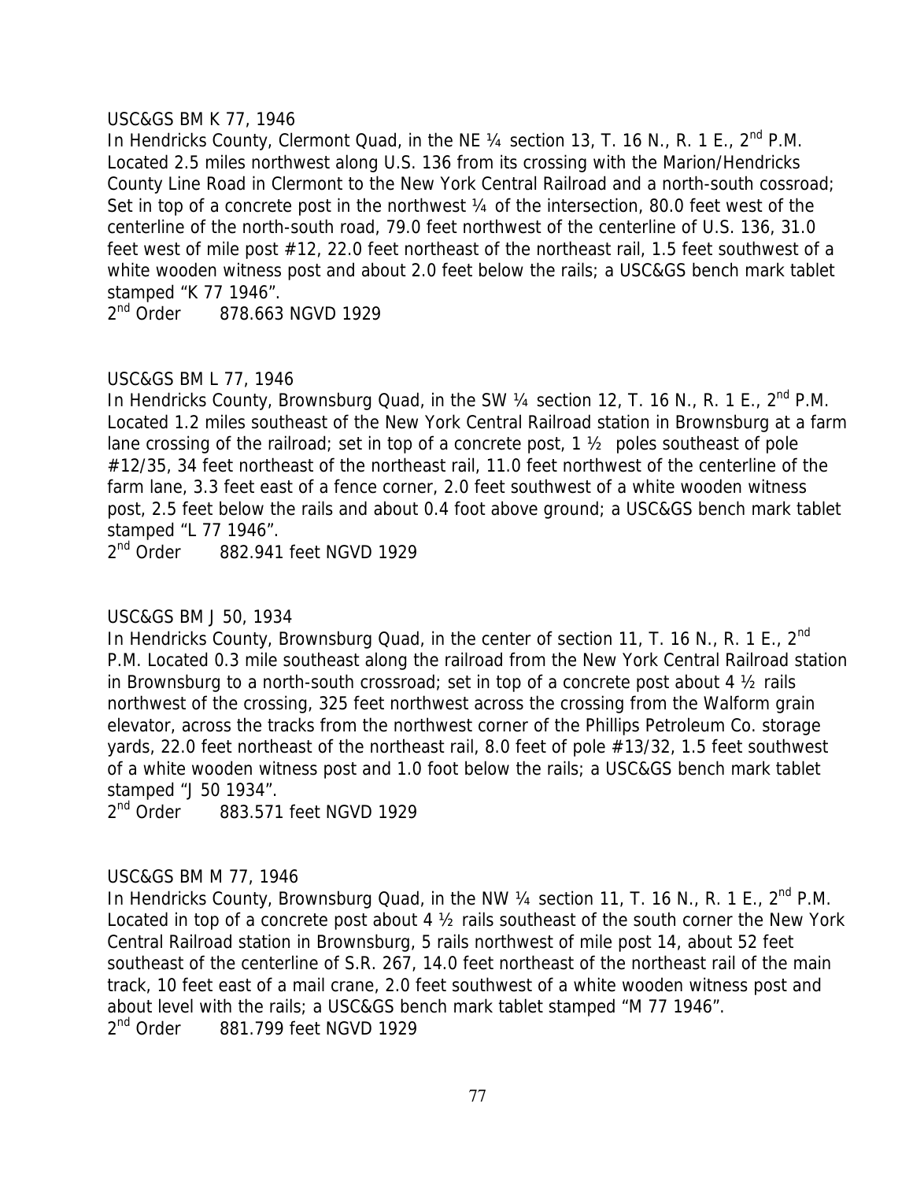USC&GS BM K 77, 1946

In Hendricks County, Clermont Quad, in the NE ¼ section 13, T. 16 N., R. 1 E., 2nd P.M. Located 2.5 miles northwest along U.S. 136 from its crossing with the Marion/Hendricks County Line Road in Clermont to the New York Central Railroad and a north-south cossroad; Set in top of a concrete post in the northwest ¼ of the intersection, 80.0 feet west of the centerline of the north-south road, 79.0 feet northwest of the centerline of U.S. 136, 31.0 feet west of mile post #12, 22.0 feet northeast of the northeast rail, 1.5 feet southwest of a white wooden witness post and about 2.0 feet below the rails; a USC&GS bench mark tablet stamped "K 77 1946".

2nd Order 878.663 NGVD 1929

USC&GS BM L 77, 1946

In Hendricks County, Brownsburg Quad, in the SW ¼ section 12, T. 16 N., R. 1 E., 2nd P.M. Located 1.2 miles southeast of the New York Central Railroad station in Brownsburg at a farm lane crossing of the railroad; set in top of a concrete post, 1 ½ poles southeast of pole #12/35, 34 feet northeast of the northeast rail, 11.0 feet northwest of the centerline of the farm lane, 3.3 feet east of a fence corner, 2.0 feet southwest of a white wooden witness post, 2.5 feet below the rails and about 0.4 foot above ground; a USC&GS bench mark tablet stamped "L 77 1946".

2nd Order 882.941 feet NGVD 1929

USC&GS BM J 50, 1934

In Hendricks County, Brownsburg Quad, in the center of section 11, T. 16 N., R. 1 E., 2nd P.M. Located 0.3 mile southeast along the railroad from the New York Central Railroad station in Brownsburg to a north-south crossroad; set in top of a concrete post about 4 ½ rails northwest of the crossing, 325 feet northwest across the crossing from the Walform grain elevator, across the tracks from the northwest corner of the Phillips Petroleum Co. storage yards, 22.0 feet northeast of the northeast rail, 8.0 feet of pole #13/32, 1.5 feet southwest of a white wooden witness post and 1.0 foot below the rails; a USC&GS bench mark tablet stamped "J 50 1934".

2nd Order 883.571 feet NGVD 1929

USC&GS BM M 77, 1946

In Hendricks County, Brownsburg Quad, in the NW ¼ section 11, T. 16 N., R. 1 E., 2nd P.M. Located in top of a concrete post about 4 ½ rails southeast of the south corner the New York Central Railroad station in Brownsburg, 5 rails northwest of mile post 14, about 52 feet southeast of the centerline of S.R. 267, 14.0 feet northeast of the northeast rail of the main track, 10 feet east of a mail crane, 2.0 feet southwest of a white wooden witness post and about level with the rails; a USC&GS bench mark tablet stamped "M 77 1946".

2nd Order 881.799 feet NGVD 1929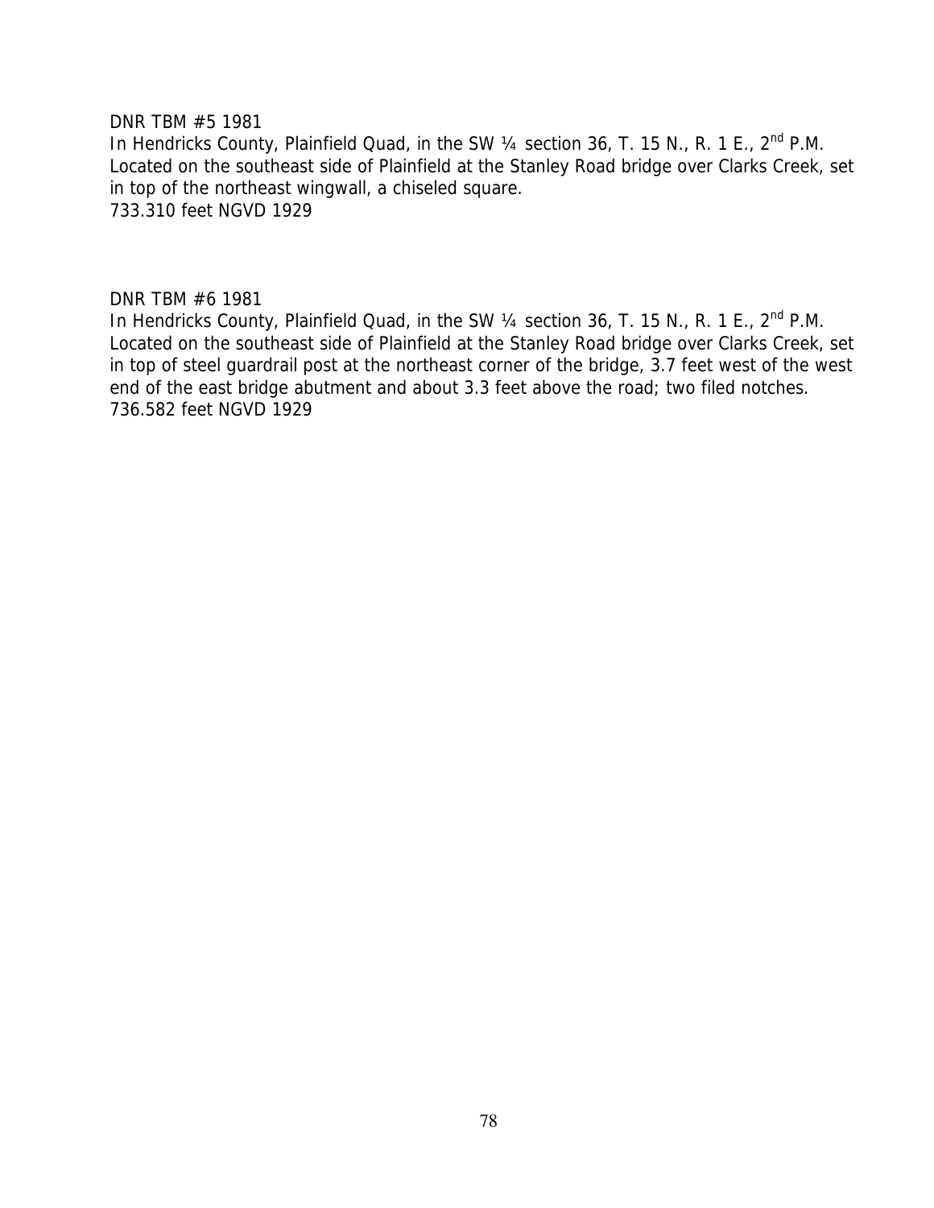DNR TBM #5 1981
In Hendricks County, Plainfield Quad, in the SW ¼ section 36, T. 15 N., R. 1 E., 2nd P.M. Located on the southeast side of Plainfield at the Stanley Road bridge over Clarks Creek, set in top of the northeast wingwall, a chiseled square.
733.310 feet NGVD 1929

DNR TBM #6 1981
In Hendricks County, Plainfield Quad, in the SW ¼ section 36, T. 15 N., R. 1 E., 2nd P.M. Located on the southeast side of Plainfield at the Stanley Road bridge over Clarks Creek, set in top of steel guardrail post at the northeast corner of the bridge, 3.7 feet west of the west end of the east bridge abutment and about 3.3 feet above the road; two filed notches.
736.582 feet NGVD 1929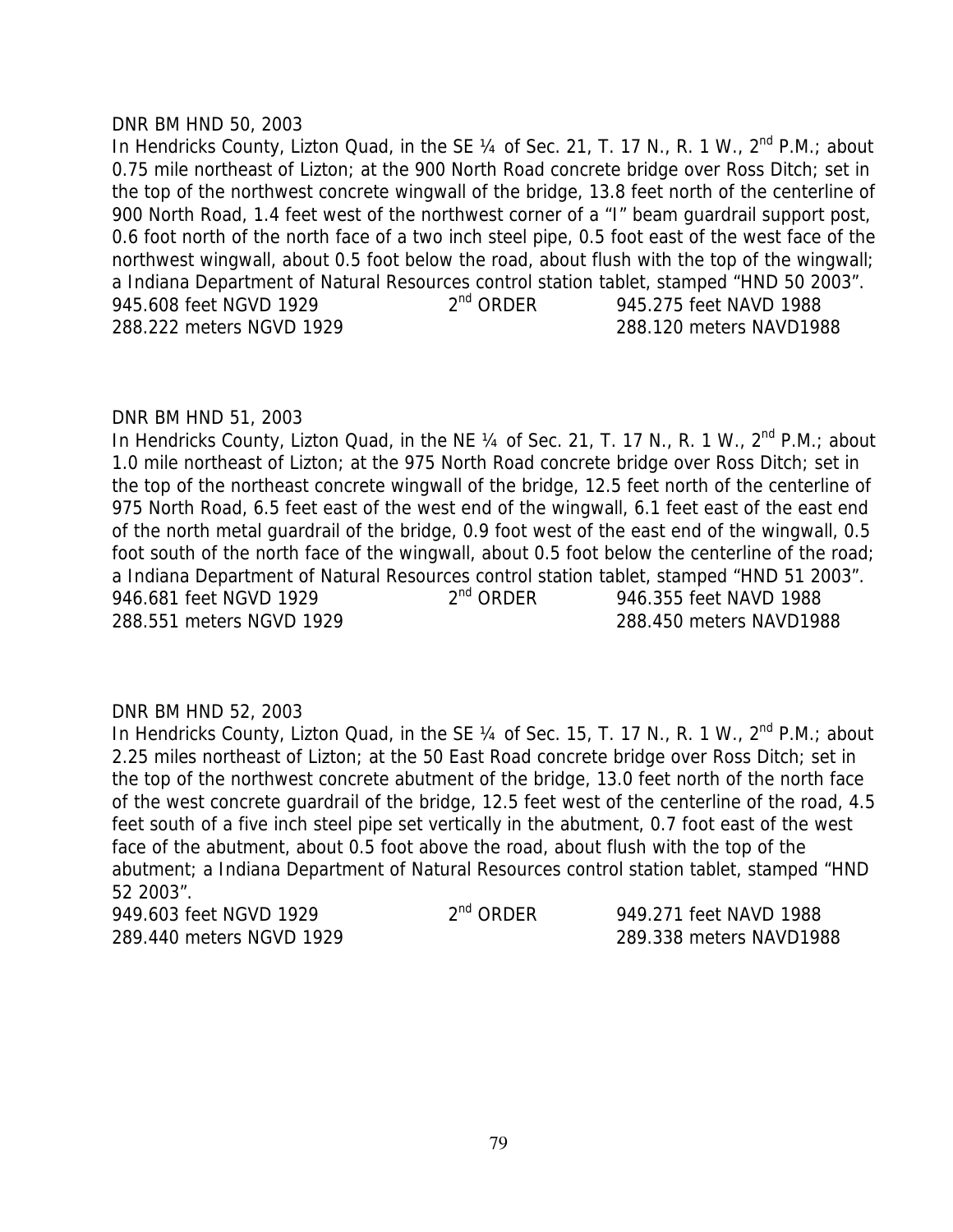DNR BM HND 50, 2003

In Hendricks County, Lizton Quad, in the SE ¼ of Sec. 21, T. 17 N., R. 1 W., 2nd P.M.; about 0.75 mile northeast of Lizton; at the 900 North Road concrete bridge over Ross Ditch; set in the top of the northwest concrete wingwall of the bridge, 13.8 feet north of the centerline of 900 North Road, 1.4 feet west of the northwest corner of a "I" beam guardrail support post, 0.6 foot north of the north face of a two inch steel pipe, 0.5 foot east of the west face of the northwest wingwall, about 0.5 foot below the road, about flush with the top of the wingwall; a Indiana Department of Natural Resources control station tablet, stamped "HND 50 2003".

945.608 feet NGVD 1929 &nbsp;&nbsp;&nbsp; 2nd ORDER &nbsp;&nbsp;&nbsp; 945.275 feet NAVD 1988
288.222 meters NGVD 1929 &nbsp;&nbsp;&nbsp; 288.120 meters NAVD1988

DNR BM HND 51, 2003

In Hendricks County, Lizton Quad, in the NE ¼ of Sec. 21, T. 17 N., R. 1 W., 2nd P.M.; about 1.0 mile northeast of Lizton; at the 975 North Road concrete bridge over Ross Ditch; set in the top of the northeast concrete wingwall of the bridge, 12.5 feet north of the centerline of 975 North Road, 6.5 feet east of the west end of the wingwall, 6.1 feet east of the east end of the north metal guardrail of the bridge, 0.9 foot west of the east end of the wingwall, 0.5 foot south of the north face of the wingwall, about 0.5 foot below the centerline of the road; a Indiana Department of Natural Resources control station tablet, stamped "HND 51 2003".

946.681 feet NGVD 1929 &nbsp;&nbsp;&nbsp; 2nd ORDER &nbsp;&nbsp;&nbsp; 946.355 feet NAVD 1988
288.551 meters NGVD 1929 &nbsp;&nbsp;&nbsp; 288.450 meters NAVD1988

DNR BM HND 52, 2003

In Hendricks County, Lizton Quad, in the SE ¼ of Sec. 15, T. 17 N., R. 1 W., 2nd P.M.; about 2.25 miles northeast of Lizton; at the 50 East Road concrete bridge over Ross Ditch; set in the top of the northwest concrete abutment of the bridge, 13.0 feet north of the north face of the west concrete guardrail of the bridge, 12.5 feet west of the centerline of the road, 4.5 feet south of a five inch steel pipe set vertically in the abutment, 0.7 foot east of the west face of the abutment, about 0.5 foot above the road, about flush with the top of the abutment; a Indiana Department of Natural Resources control station tablet, stamped "HND 52 2003".

949.603 feet NGVD 1929 &nbsp;&nbsp;&nbsp; 2nd ORDER &nbsp;&nbsp;&nbsp; 949.271 feet NAVD 1988
289.440 meters NGVD 1929 &nbsp;&nbsp;&nbsp; 289.338 meters NAVD1988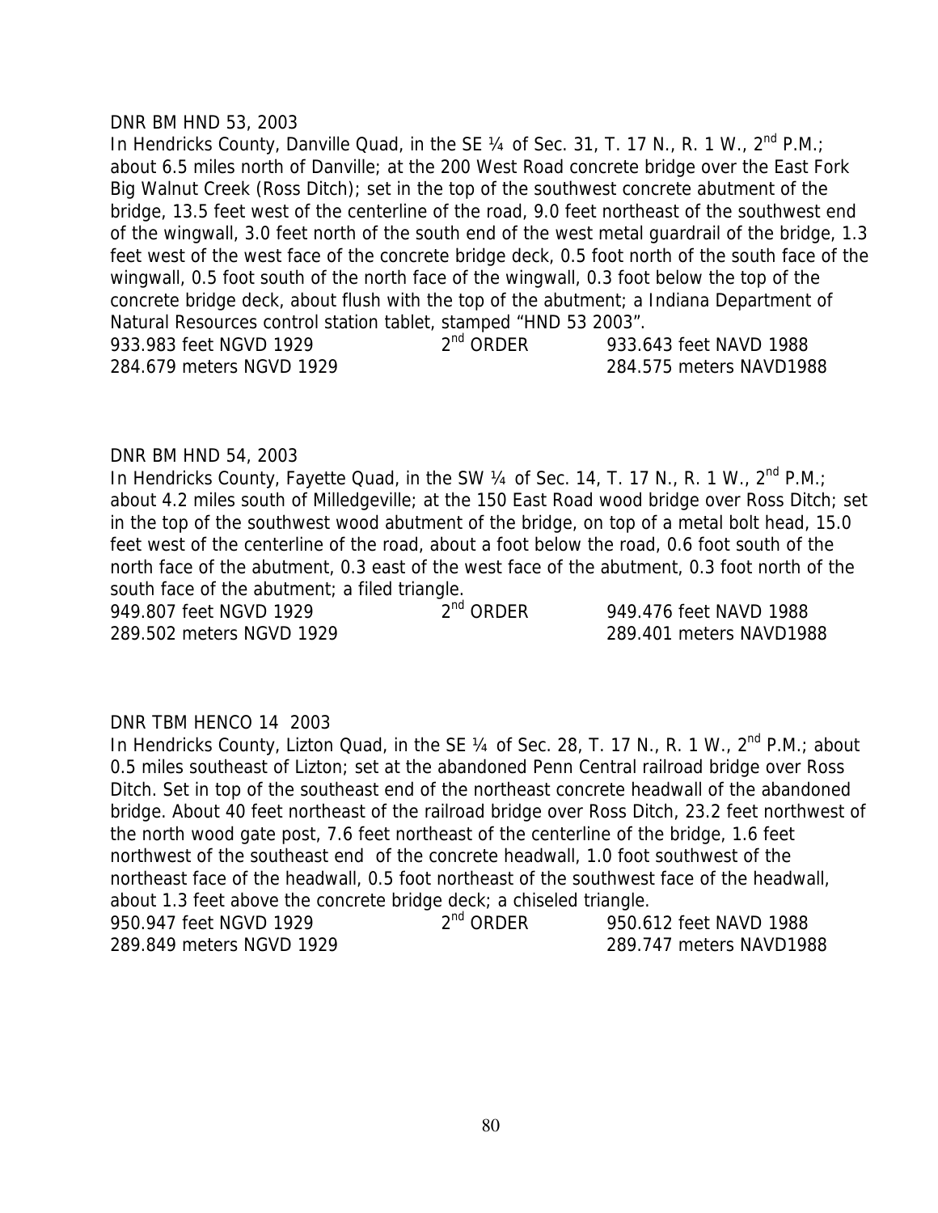DNR BM HND 53, 2003

In Hendricks County, Danville Quad, in the SE ¼ of Sec. 31, T. 17 N., R. 1 W., 2nd P.M.; about 6.5 miles north of Danville; at the 200 West Road concrete bridge over the East Fork Big Walnut Creek (Ross Ditch); set in the top of the southwest concrete abutment of the bridge, 13.5 feet west of the centerline of the road, 9.0 feet northeast of the southwest end of the wingwall, 3.0 feet north of the south end of the west metal guardrail of the bridge, 1.3 feet west of the west face of the concrete bridge deck, 0.5 foot north of the south face of the wingwall, 0.5 foot south of the north face of the wingwall, 0.3 foot below the top of the concrete bridge deck, about flush with the top of the abutment; a Indiana Department of Natural Resources control station tablet, stamped "HND 53 2003".

| | | |
|---|---|---|
| 933.983 feet NGVD 1929 | 2nd ORDER | 933.643 feet NAVD 1988 |
| 284.679 meters NGVD 1929 | | 284.575 meters NAVD1988 |

DNR BM HND 54, 2003

In Hendricks County, Fayette Quad, in the SW ¼ of Sec. 14, T. 17 N., R. 1 W., 2nd P.M.; about 4.2 miles south of Milledgeville; at the 150 East Road wood bridge over Ross Ditch; set in the top of the southwest wood abutment of the bridge, on top of a metal bolt head, 15.0 feet west of the centerline of the road, about a foot below the road, 0.6 foot south of the north face of the abutment, 0.3 east of the west face of the abutment, 0.3 foot north of the south face of the abutment; a filed triangle.

| | | |
|---|---|---|
| 949.807 feet NGVD 1929 | 2nd ORDER | 949.476 feet NAVD 1988 |
| 289.502 meters NGVD 1929 | | 289.401 meters NAVD1988 |

DNR TBM HENCO 14 2003

In Hendricks County, Lizton Quad, in the SE ¼ of Sec. 28, T. 17 N., R. 1 W., 2nd P.M.; about 0.5 miles southeast of Lizton; set at the abandoned Penn Central railroad bridge over Ross Ditch. Set in top of the southeast end of the northeast concrete headwall of the abandoned bridge. About 40 feet northeast of the railroad bridge over Ross Ditch, 23.2 feet northwest of the north wood gate post, 7.6 feet northeast of the centerline of the bridge, 1.6 feet northwest of the southeast end of the concrete headwall, 1.0 foot southwest of the northeast face of the headwall, 0.5 foot northeast of the southwest face of the headwall, about 1.3 feet above the concrete bridge deck; a chiseled triangle.

| | | |
|---|---|---|
| 950.947 feet NGVD 1929 | 2nd ORDER | 950.612 feet NAVD 1988 |
| 289.849 meters NGVD 1929 | | 289.747 meters NAVD1988 |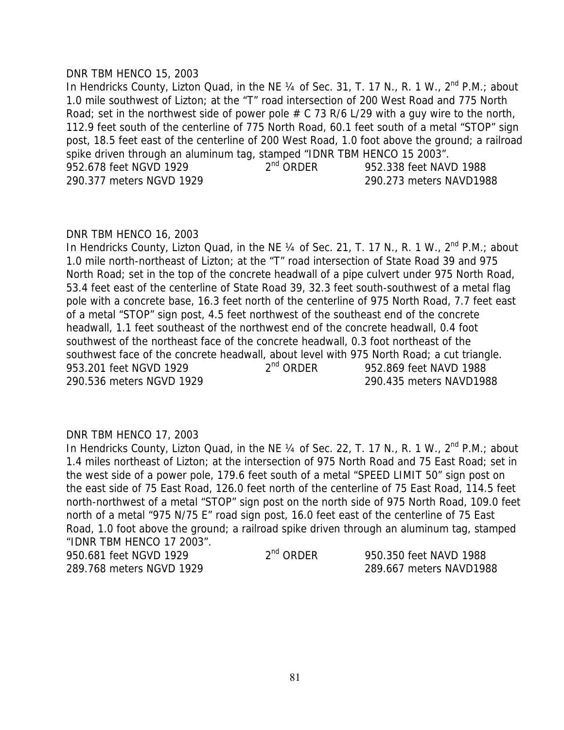DNR TBM HENCO 15, 2003

In Hendricks County, Lizton Quad, in the NE ¼ of Sec. 31, T. 17 N., R. 1 W., 2nd P.M.; about 1.0 mile southwest of Lizton; at the "T" road intersection of 200 West Road and 775 North Road; set in the northwest side of power pole # C 73 R/6 L/29 with a guy wire to the north, 112.9 feet south of the centerline of 775 North Road, 60.1 feet south of a metal "STOP" sign post, 18.5 feet east of the centerline of 200 West Road, 1.0 foot above the ground; a railroad spike driven through an aluminum tag, stamped "IDNR TBM HENCO 15 2003".

| | | |
|---|---|---|
| 952.678 feet NGVD 1929 | 2nd ORDER | 952.338 feet NAVD 1988 |
| 290.377 meters NGVD 1929 | | 290.273 meters NAVD1988 |

DNR TBM HENCO 16, 2003

In Hendricks County, Lizton Quad, in the NE ¼ of Sec. 21, T. 17 N., R. 1 W., 2nd P.M.; about 1.0 mile north-northeast of Lizton; at the "T" road intersection of State Road 39 and 975 North Road; set in the top of the concrete headwall of a pipe culvert under 975 North Road, 53.4 feet east of the centerline of State Road 39, 32.3 feet south-southwest of a metal flag pole with a concrete base, 16.3 feet north of the centerline of 975 North Road, 7.7 feet east of a metal "STOP" sign post, 4.5 feet northwest of the southeast end of the concrete headwall, 1.1 feet southeast of the northwest end of the concrete headwall, 0.4 foot southwest of the northeast face of the concrete headwall, 0.3 foot northeast of the southwest face of the concrete headwall, about level with 975 North Road; a cut triangle.

| | | |
|---|---|---|
| 953.201 feet NGVD 1929 | 2nd ORDER | 952.869 feet NAVD 1988 |
| 290.536 meters NGVD 1929 | | 290.435 meters NAVD1988 |

DNR TBM HENCO 17, 2003

In Hendricks County, Lizton Quad, in the NE ¼ of Sec. 22, T. 17 N., R. 1 W., 2nd P.M.; about 1.4 miles northeast of Lizton; at the intersection of 975 North Road and 75 East Road; set in the west side of a power pole, 179.6 feet south of a metal "SPEED LIMIT 50" sign post on the east side of 75 East Road, 126.0 feet north of the centerline of 75 East Road, 114.5 feet north-northwest of a metal "STOP" sign post on the north side of 975 North Road, 109.0 feet north of a metal "975 N/75 E" road sign post, 16.0 feet east of the centerline of 75 East Road, 1.0 foot above the ground; a railroad spike driven through an aluminum tag, stamped "IDNR TBM HENCO 17 2003".

| | | |
|---|---|---|
| 950.681 feet NGVD 1929 | 2nd ORDER | 950.350 feet NAVD 1988 |
| 289.768 meters NGVD 1929 | | 289.667 meters NAVD1988 |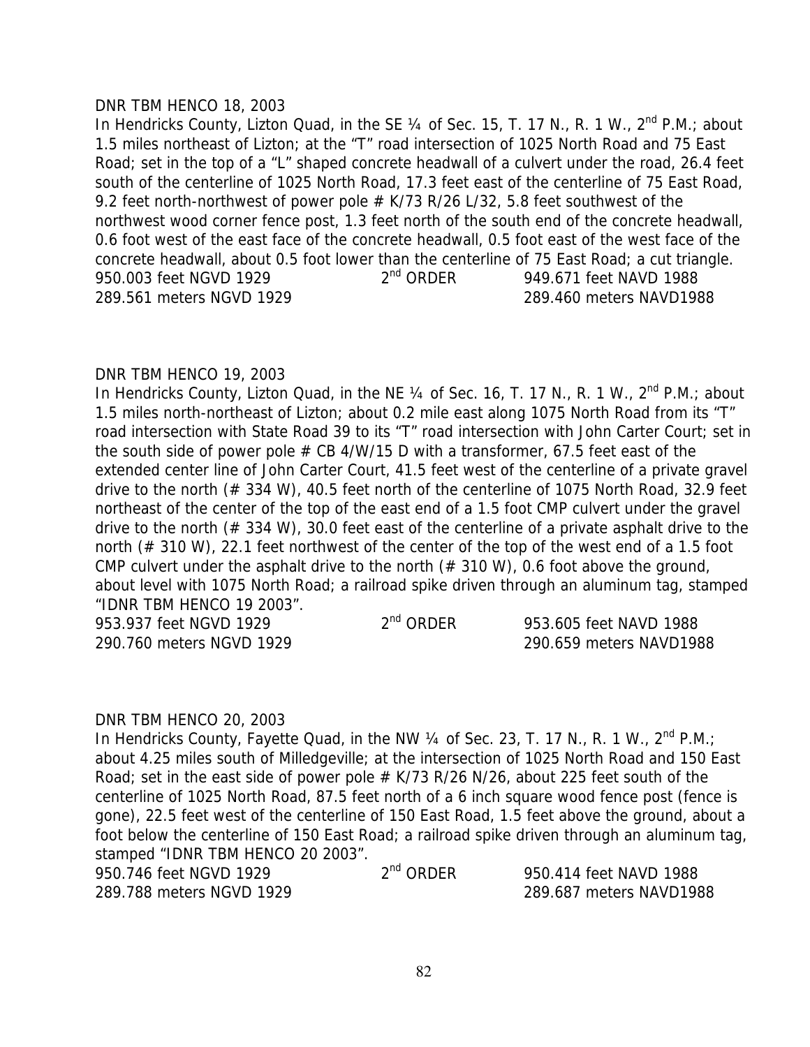DNR TBM HENCO 18, 2003

In Hendricks County, Lizton Quad, in the SE ¼ of Sec. 15, T. 17 N., R. 1 W., 2nd P.M.; about 1.5 miles northeast of Lizton; at the "T" road intersection of 1025 North Road and 75 East Road; set in the top of a "L" shaped concrete headwall of a culvert under the road, 26.4 feet south of the centerline of 1025 North Road, 17.3 feet east of the centerline of 75 East Road, 9.2 feet north-northwest of power pole # K/73 R/26 L/32, 5.8 feet southwest of the northwest wood corner fence post, 1.3 feet north of the south end of the concrete headwall, 0.6 foot west of the east face of the concrete headwall, 0.5 foot east of the west face of the concrete headwall, about 0.5 foot lower than the centerline of 75 East Road; a cut triangle.

| | | |
|---|---|---|
| 950.003 feet NGVD 1929 | 2nd ORDER | 949.671 feet NAVD 1988 |
| 289.561 meters NGVD 1929 | | 289.460 meters NAVD1988 |

DNR TBM HENCO 19, 2003

In Hendricks County, Lizton Quad, in the NE ¼ of Sec. 16, T. 17 N., R. 1 W., 2nd P.M.; about 1.5 miles north-northeast of Lizton; about 0.2 mile east along 1075 North Road from its "T" road intersection with State Road 39 to its "T" road intersection with John Carter Court; set in the south side of power pole # CB 4/W/15 D with a transformer, 67.5 feet east of the extended center line of John Carter Court, 41.5 feet west of the centerline of a private gravel drive to the north (# 334 W), 40.5 feet north of the centerline of 1075 North Road, 32.9 feet northeast of the center of the top of the east end of a 1.5 foot CMP culvert under the gravel drive to the north (# 334 W), 30.0 feet east of the centerline of a private asphalt drive to the north (# 310 W), 22.1 feet northwest of the center of the top of the west end of a 1.5 foot CMP culvert under the asphalt drive to the north (# 310 W), 0.6 foot above the ground, about level with 1075 North Road; a railroad spike driven through an aluminum tag, stamped "IDNR TBM HENCO 19 2003".

| | | |
|---|---|---|
| 953.937 feet NGVD 1929 | 2nd ORDER | 953.605 feet NAVD 1988 |
| 290.760 meters NGVD 1929 | | 290.659 meters NAVD1988 |

DNR TBM HENCO 20, 2003

In Hendricks County, Fayette Quad, in the NW ¼ of Sec. 23, T. 17 N., R. 1 W., 2nd P.M.; about 4.25 miles south of Milledgeville; at the intersection of 1025 North Road and 150 East Road; set in the east side of power pole # K/73 R/26 N/26, about 225 feet south of the centerline of 1025 North Road, 87.5 feet north of a 6 inch square wood fence post (fence is gone), 22.5 feet west of the centerline of 150 East Road, 1.5 feet above the ground, about a foot below the centerline of 150 East Road; a railroad spike driven through an aluminum tag, stamped "IDNR TBM HENCO 20 2003".

| | | |
|---|---|---|
| 950.746 feet NGVD 1929 | 2nd ORDER | 950.414 feet NAVD 1988 |
| 289.788 meters NGVD 1929 | | 289.687 meters NAVD1988 |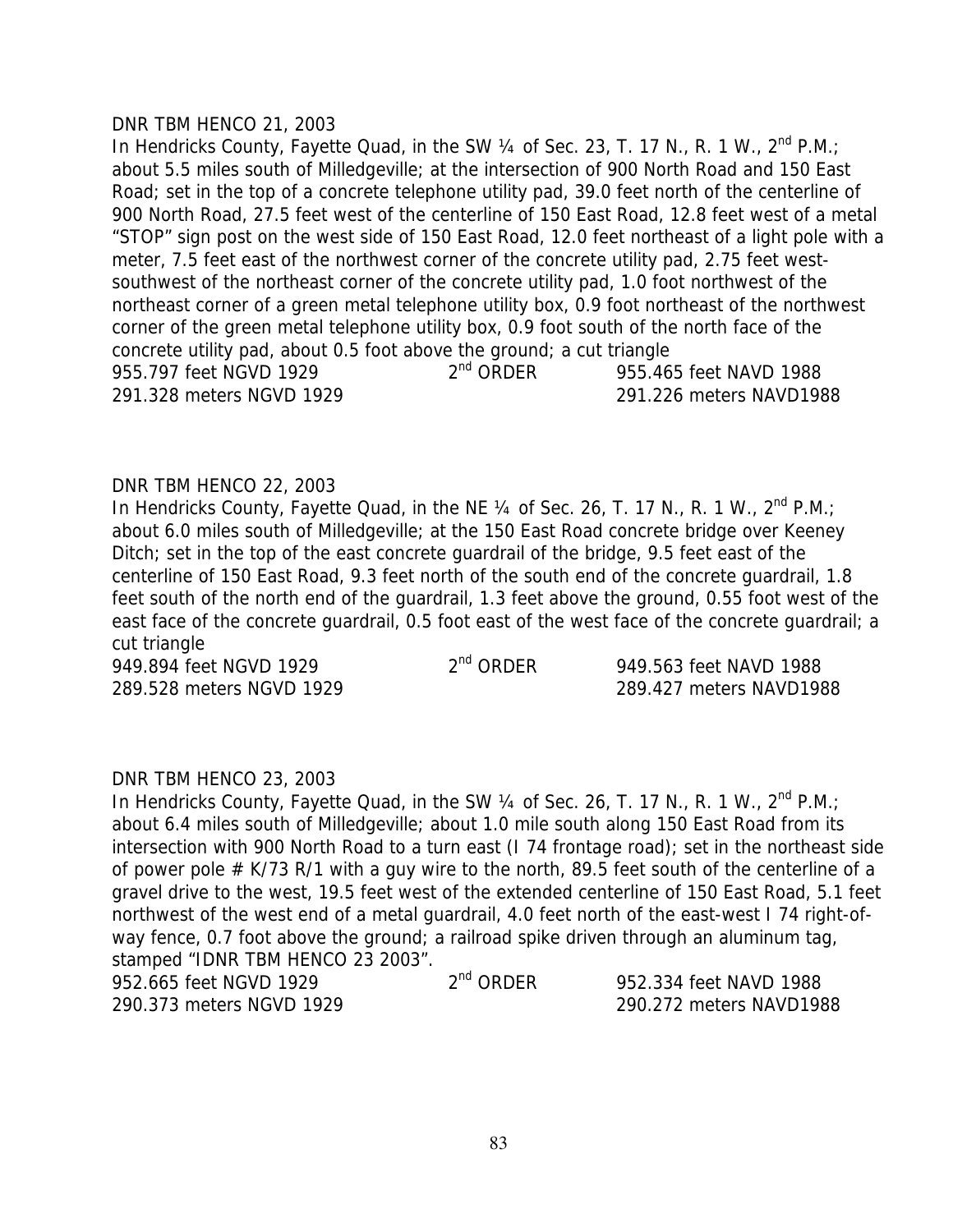DNR TBM HENCO 21, 2003

In Hendricks County, Fayette Quad, in the SW ¼ of Sec. 23, T. 17 N., R. 1 W., 2nd P.M.; about 5.5 miles south of Milledgeville; at the intersection of 900 North Road and 150 East Road; set in the top of a concrete telephone utility pad, 39.0 feet north of the centerline of 900 North Road, 27.5 feet west of the centerline of 150 East Road, 12.8 feet west of a metal "STOP" sign post on the west side of 150 East Road, 12.0 feet northeast of a light pole with a meter, 7.5 feet east of the northwest corner of the concrete utility pad, 2.75 feet west-southwest of the northeast corner of the concrete utility pad, 1.0 foot northwest of the northeast corner of a green metal telephone utility box, 0.9 foot northeast of the northwest corner of the green metal telephone utility box, 0.9 foot south of the north face of the concrete utility pad, about 0.5 foot above the ground; a cut triangle

| | | |
|---|---|---|
| 955.797 feet NGVD 1929 | 2nd ORDER | 955.465 feet NAVD 1988 |
| 291.328 meters NGVD 1929 | | 291.226 meters NAVD1988 |

DNR TBM HENCO 22, 2003

In Hendricks County, Fayette Quad, in the NE ¼ of Sec. 26, T. 17 N., R. 1 W., 2nd P.M.; about 6.0 miles south of Milledgeville; at the 150 East Road concrete bridge over Keeney Ditch; set in the top of the east concrete guardrail of the bridge, 9.5 feet east of the centerline of 150 East Road, 9.3 feet north of the south end of the concrete guardrail, 1.8 feet south of the north end of the guardrail, 1.3 feet above the ground, 0.55 foot west of the east face of the concrete guardrail, 0.5 foot east of the west face of the concrete guardrail; a cut triangle

| | | |
|---|---|---|
| 949.894 feet NGVD 1929 | 2nd ORDER | 949.563 feet NAVD 1988 |
| 289.528 meters NGVD 1929 | | 289.427 meters NAVD1988 |

DNR TBM HENCO 23, 2003

In Hendricks County, Fayette Quad, in the SW ¼ of Sec. 26, T. 17 N., R. 1 W., 2nd P.M.; about 6.4 miles south of Milledgeville; about 1.0 mile south along 150 East Road from its intersection with 900 North Road to a turn east (I 74 frontage road); set in the northeast side of power pole # K/73 R/1 with a guy wire to the north, 89.5 feet south of the centerline of a gravel drive to the west, 19.5 feet west of the extended centerline of 150 East Road, 5.1 feet northwest of the west end of a metal guardrail, 4.0 feet north of the east-west I 74 right-of-way fence, 0.7 foot above the ground; a railroad spike driven through an aluminum tag, stamped "IDNR TBM HENCO 23 2003".

| | | |
|---|---|---|
| 952.665 feet NGVD 1929 | 2nd ORDER | 952.334 feet NAVD 1988 |
| 290.373 meters NGVD 1929 | | 290.272 meters NAVD1988 |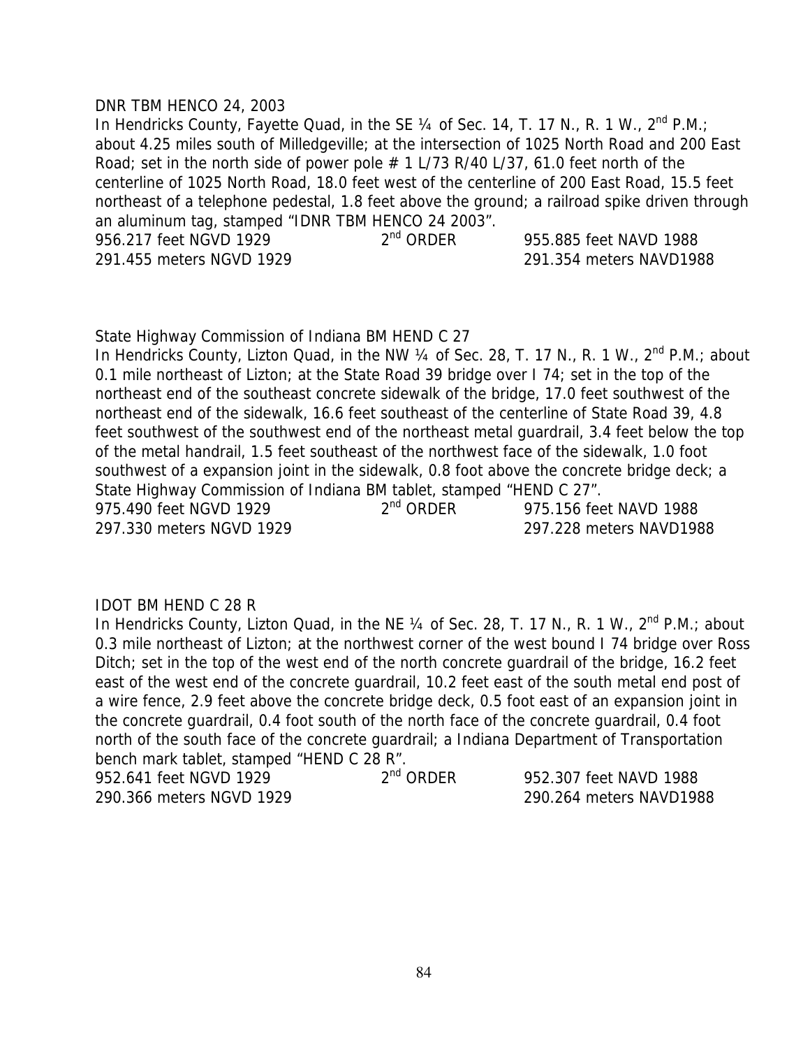DNR TBM HENCO 24, 2003

In Hendricks County, Fayette Quad, in the SE ¼ of Sec. 14, T. 17 N., R. 1 W., 2nd P.M.; about 4.25 miles south of Milledgeville; at the intersection of 1025 North Road and 200 East Road; set in the north side of power pole # 1 L/73 R/40 L/37, 61.0 feet north of the centerline of 1025 North Road, 18.0 feet west of the centerline of 200 East Road, 15.5 feet northeast of a telephone pedestal, 1.8 feet above the ground; a railroad spike driven through an aluminum tag, stamped "IDNR TBM HENCO 24 2003".

956.217 feet NGVD 1929 2nd ORDER 955.885 feet NAVD 1988
291.455 meters NGVD 1929 291.354 meters NAVD1988

State Highway Commission of Indiana BM HEND C 27

In Hendricks County, Lizton Quad, in the NW ¼ of Sec. 28, T. 17 N., R. 1 W., 2nd P.M.; about 0.1 mile northeast of Lizton; at the State Road 39 bridge over I 74; set in the top of the northeast end of the southeast concrete sidewalk of the bridge, 17.0 feet southwest of the northeast end of the sidewalk, 16.6 feet southeast of the centerline of State Road 39, 4.8 feet southwest of the southwest end of the northeast metal guardrail, 3.4 feet below the top of the metal handrail, 1.5 feet southeast of the northwest face of the sidewalk, 1.0 foot southwest of a expansion joint in the sidewalk, 0.8 foot above the concrete bridge deck; a State Highway Commission of Indiana BM tablet, stamped "HEND C 27".

975.490 feet NGVD 1929 2nd ORDER 975.156 feet NAVD 1988
297.330 meters NGVD 1929 297.228 meters NAVD1988

IDOT BM HEND C 28 R

In Hendricks County, Lizton Quad, in the NE ¼ of Sec. 28, T. 17 N., R. 1 W., 2nd P.M.; about 0.3 mile northeast of Lizton; at the northwest corner of the west bound I 74 bridge over Ross Ditch; set in the top of the west end of the north concrete guardrail of the bridge, 16.2 feet east of the west end of the concrete guardrail, 10.2 feet east of the south metal end post of a wire fence, 2.9 feet above the concrete bridge deck, 0.5 foot east of an expansion joint in the concrete guardrail, 0.4 foot south of the north face of the concrete guardrail, 0.4 foot north of the south face of the concrete guardrail; a Indiana Department of Transportation bench mark tablet, stamped "HEND C 28 R".

952.641 feet NGVD 1929 2nd ORDER 952.307 feet NAVD 1988
290.366 meters NGVD 1929 290.264 meters NAVD1988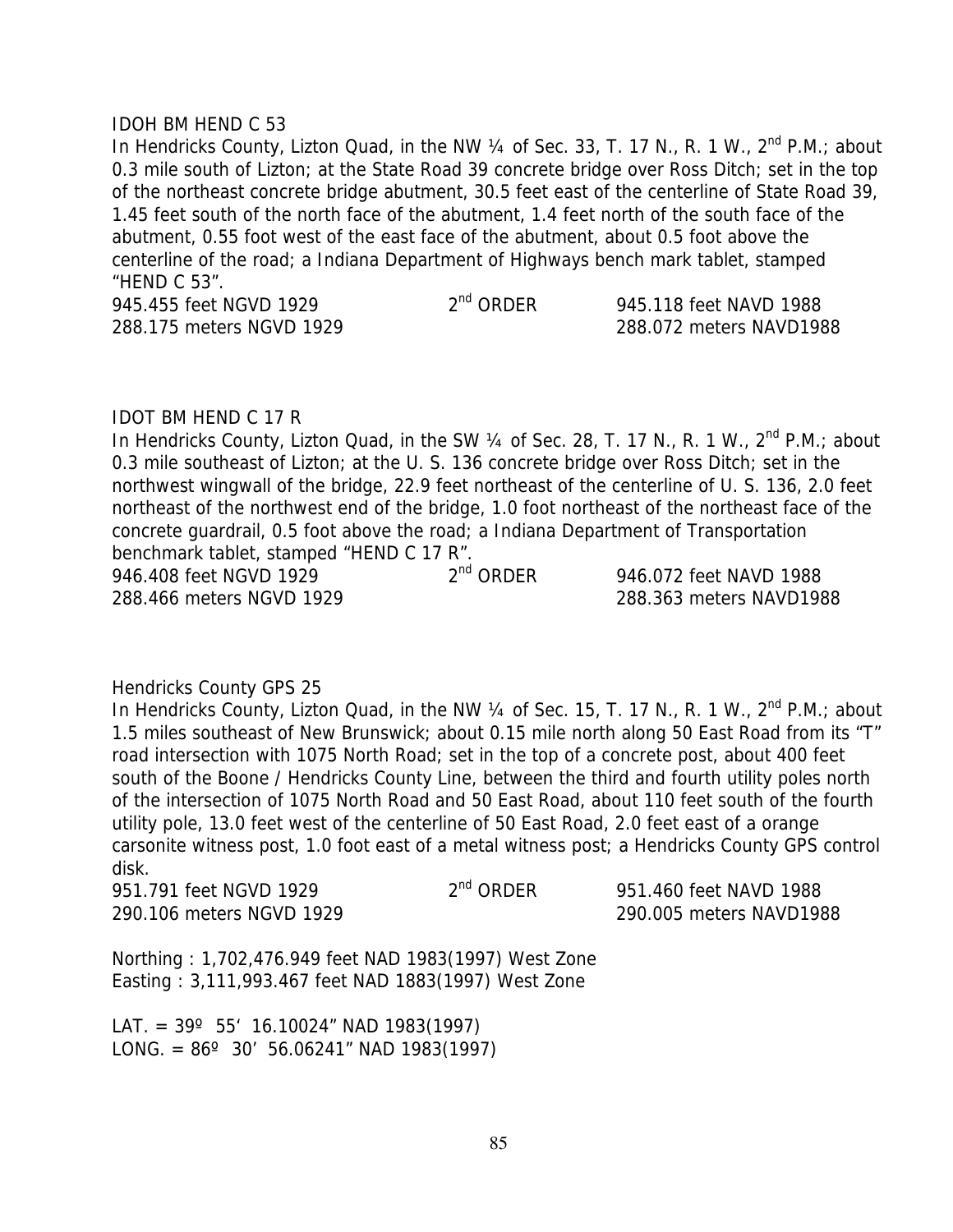IDOH BM HEND C 53

In Hendricks County, Lizton Quad, in the NW ¼ of Sec. 33, T. 17 N., R. 1 W., 2nd P.M.; about 0.3 mile south of Lizton; at the State Road 39 concrete bridge over Ross Ditch; set in the top of the northeast concrete bridge abutment, 30.5 feet east of the centerline of State Road 39, 1.45 feet south of the north face of the abutment, 1.4 feet north of the south face of the abutment, 0.55 foot west of the east face of the abutment, about 0.5 foot above the centerline of the road; a Indiana Department of Highways bench mark tablet, stamped "HEND C 53".

945.455 feet NGVD 1929 2nd ORDER 945.118 feet NAVD 1988
288.175 meters NGVD 1929 288.072 meters NAVD1988

IDOT BM HEND C 17 R

In Hendricks County, Lizton Quad, in the SW ¼ of Sec. 28, T. 17 N., R. 1 W., 2nd P.M.; about 0.3 mile southeast of Lizton; at the U. S. 136 concrete bridge over Ross Ditch; set in the northwest wingwall of the bridge, 22.9 feet northeast of the centerline of U. S. 136, 2.0 feet northeast of the northwest end of the bridge, 1.0 foot northeast of the northeast face of the concrete guardrail, 0.5 foot above the road; a Indiana Department of Transportation benchmark tablet, stamped "HEND C 17 R".

946.408 feet NGVD 1929 2nd ORDER 946.072 feet NAVD 1988
288.466 meters NGVD 1929 288.363 meters NAVD1988

Hendricks County GPS 25

In Hendricks County, Lizton Quad, in the NW ¼ of Sec. 15, T. 17 N., R. 1 W., 2nd P.M.; about 1.5 miles southeast of New Brunswick; about 0.15 mile north along 50 East Road from its "T" road intersection with 1075 North Road; set in the top of a concrete post, about 400 feet south of the Boone / Hendricks County Line, between the third and fourth utility poles north of the intersection of 1075 North Road and 50 East Road, about 110 feet south of the fourth utility pole, 13.0 feet west of the centerline of 50 East Road, 2.0 feet east of a orange carsonite witness post, 1.0 foot east of a metal witness post; a Hendricks County GPS control disk.

951.791 feet NGVD 1929 2nd ORDER 951.460 feet NAVD 1988
290.106 meters NGVD 1929 290.005 meters NAVD1988

Northing : 1,702,476.949 feet NAD 1983(1997) West Zone
Easting : 3,111,993.467 feet NAD 1883(1997) West Zone

LAT. = 39º 55' 16.10024" NAD 1983(1997)
LONG. = 86º 30' 56.06241" NAD 1983(1997)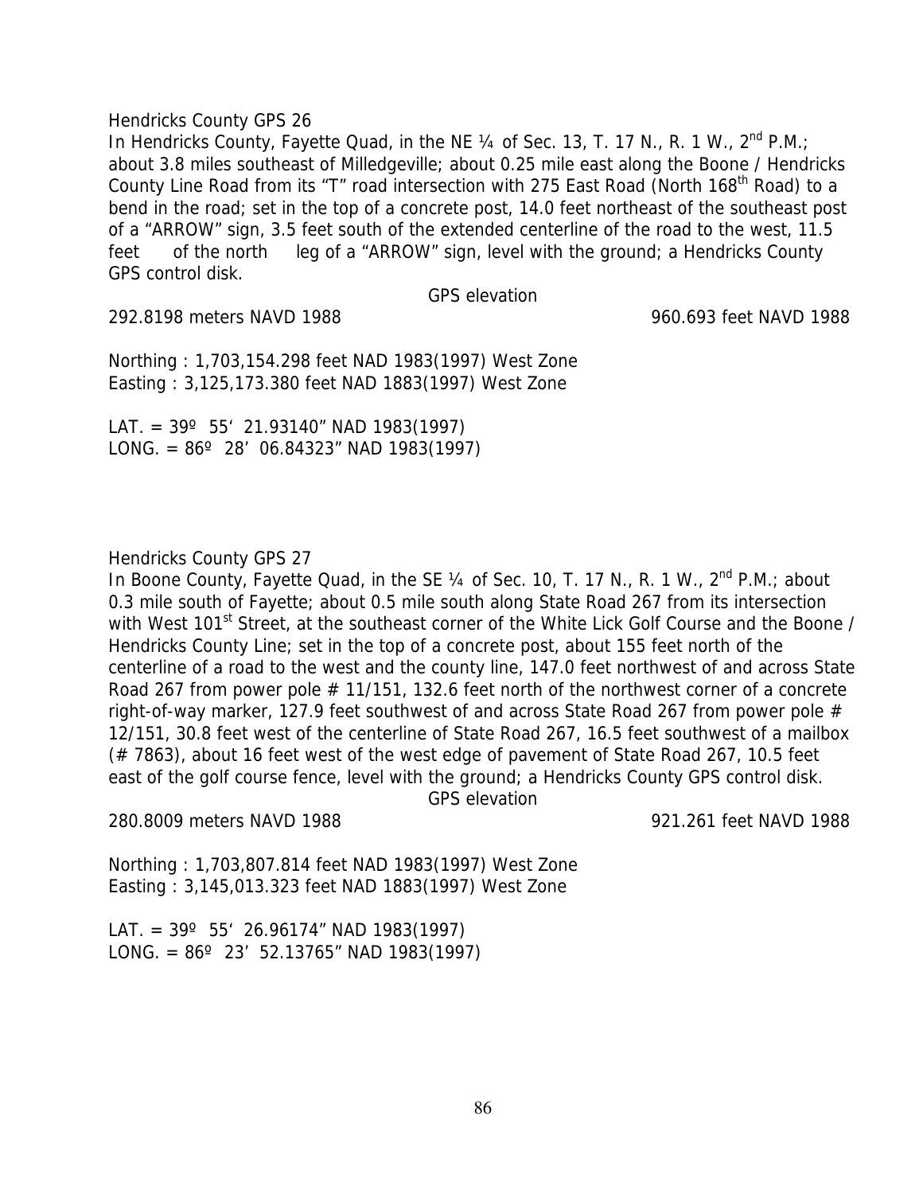Hendricks County GPS 26

In Hendricks County, Fayette Quad, in the NE ¼ of Sec. 13, T. 17 N., R. 1 W., 2nd P.M.; about 3.8 miles southeast of Milledgeville; about 0.25 mile east along the Boone / Hendricks County Line Road from its "T" road intersection with 275 East Road (North 168th Road) to a bend in the road; set in the top of a concrete post, 14.0 feet northeast of the southeast post of a "ARROW" sign, 3.5 feet south of the extended centerline of the road to the west, 11.5 feet of the north leg of a "ARROW" sign, level with the ground; a Hendricks County GPS control disk.

GPS elevation

292.8198 meters NAVD 1988 960.693 feet NAVD 1988

Northing : 1,703,154.298 feet NAD 1983(1997) West Zone
Easting : 3,125,173.380 feet NAD 1883(1997) West Zone

LAT. = 39º 55' 21.93140" NAD 1983(1997)
LONG. = 86º 28' 06.84323" NAD 1983(1997)

Hendricks County GPS 27

In Boone County, Fayette Quad, in the SE ¼ of Sec. 10, T. 17 N., R. 1 W., 2nd P.M.; about 0.3 mile south of Fayette; about 0.5 mile south along State Road 267 from its intersection with West 101st Street, at the southeast corner of the White Lick Golf Course and the Boone / Hendricks County Line; set in the top of a concrete post, about 155 feet north of the centerline of a road to the west and the county line, 147.0 feet northwest of and across State Road 267 from power pole # 11/151, 132.6 feet north of the northwest corner of a concrete right-of-way marker, 127.9 feet southwest of and across State Road 267 from power pole # 12/151, 30.8 feet west of the centerline of State Road 267, 16.5 feet southwest of a mailbox (# 7863), about 16 feet west of the west edge of pavement of State Road 267, 10.5 feet east of the golf course fence, level with the ground; a Hendricks County GPS control disk.

GPS elevation

280.8009 meters NAVD 1988 921.261 feet NAVD 1988

Northing : 1,703,807.814 feet NAD 1983(1997) West Zone
Easting : 3,145,013.323 feet NAD 1883(1997) West Zone

LAT. = 39º 55' 26.96174" NAD 1983(1997)
LONG. = 86º 23' 52.13765" NAD 1983(1997)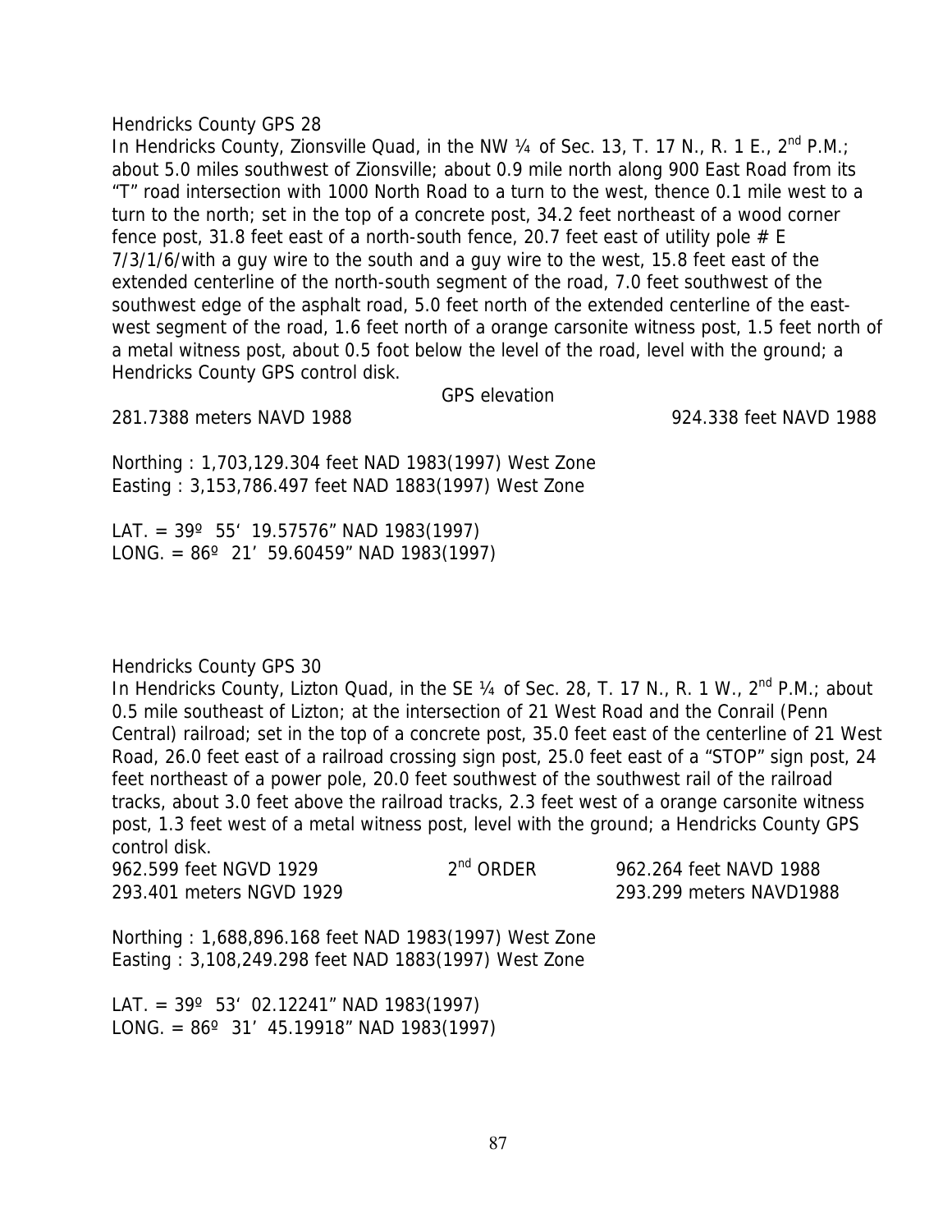Hendricks County GPS 28

In Hendricks County, Zionsville Quad, in the NW ¼ of Sec. 13, T. 17 N., R. 1 E., 2nd P.M.; about 5.0 miles southwest of Zionsville; about 0.9 mile north along 900 East Road from its "T" road intersection with 1000 North Road to a turn to the west, thence 0.1 mile west to a turn to the north; set in the top of a concrete post, 34.2 feet northeast of a wood corner fence post, 31.8 feet east of a north-south fence, 20.7 feet east of utility pole # E 7/3/1/6/with a guy wire to the south and a guy wire to the west, 15.8 feet east of the extended centerline of the north-south segment of the road, 7.0 feet southwest of the southwest edge of the asphalt road, 5.0 feet north of the extended centerline of the east-west segment of the road, 1.6 feet north of a orange carsonite witness post, 1.5 feet north of a metal witness post, about 0.5 foot below the level of the road, level with the ground; a Hendricks County GPS control disk.

GPS elevation

281.7388 meters NAVD 1988 924.338 feet NAVD 1988

Northing : 1,703,129.304 feet NAD 1983(1997) West Zone
Easting : 3,153,786.497 feet NAD 1883(1997) West Zone

LAT. = 39º 55' 19.57576" NAD 1983(1997)
LONG. = 86º 21' 59.60459" NAD 1983(1997)

Hendricks County GPS 30

In Hendricks County, Lizton Quad, in the SE ¼ of Sec. 28, T. 17 N., R. 1 W., 2nd P.M.; about 0.5 mile southeast of Lizton; at the intersection of 21 West Road and the Conrail (Penn Central) railroad; set in the top of a concrete post, 35.0 feet east of the centerline of 21 West Road, 26.0 feet east of a railroad crossing sign post, 25.0 feet east of a "STOP" sign post, 24 feet northeast of a power pole, 20.0 feet southwest of the southwest rail of the railroad tracks, about 3.0 feet above the railroad tracks, 2.3 feet west of a orange carsonite witness post, 1.3 feet west of a metal witness post, level with the ground; a Hendricks County GPS control disk.

962.599 feet NGVD 1929 2nd ORDER 962.264 feet NAVD 1988
293.401 meters NGVD 1929 293.299 meters NAVD1988

Northing : 1,688,896.168 feet NAD 1983(1997) West Zone
Easting : 3,108,249.298 feet NAD 1883(1997) West Zone

LAT. = 39º 53' 02.12241" NAD 1983(1997)
LONG. = 86º 31' 45.19918" NAD 1983(1997)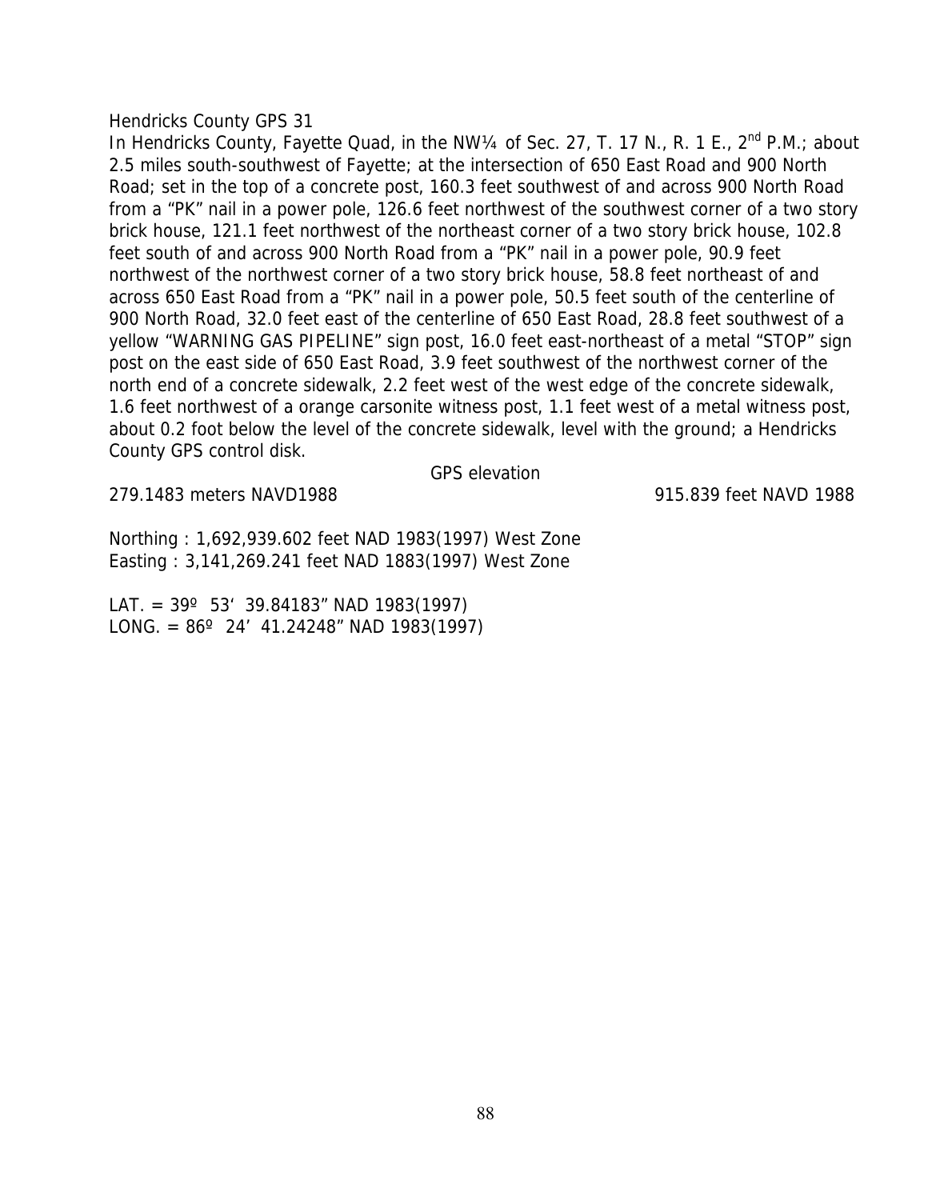Hendricks County GPS 31

In Hendricks County, Fayette Quad, in the NW¼ of Sec. 27, T. 17 N., R. 1 E., 2nd P.M.; about 2.5 miles south-southwest of Fayette; at the intersection of 650 East Road and 900 North Road; set in the top of a concrete post, 160.3 feet southwest of and across 900 North Road from a "PK" nail in a power pole, 126.6 feet northwest of the southwest corner of a two story brick house, 121.1 feet northwest of the northeast corner of a two story brick house, 102.8 feet south of and across 900 North Road from a "PK" nail in a power pole, 90.9 feet northwest of the northwest corner of a two story brick house, 58.8 feet northeast of and across 650 East Road from a "PK" nail in a power pole, 50.5 feet south of the centerline of 900 North Road, 32.0 feet east of the centerline of 650 East Road, 28.8 feet southwest of a yellow "WARNING GAS PIPELINE" sign post, 16.0 feet east-northeast of a metal "STOP" sign post on the east side of 650 East Road, 3.9 feet southwest of the northwest corner of the north end of a concrete sidewalk, 2.2 feet west of the west edge of the concrete sidewalk, 1.6 feet northwest of a orange carsonite witness post, 1.1 feet west of a metal witness post, about 0.2 foot below the level of the concrete sidewalk, level with the ground; a Hendricks County GPS control disk.

GPS elevation

279.1483 meters NAVD1988 915.839 feet NAVD 1988

Northing : 1,692,939.602 feet NAD 1983(1997) West Zone
Easting : 3,141,269.241 feet NAD 1883(1997) West Zone

LAT. = 39º 53' 39.84183" NAD 1983(1997)
LONG. = 86º 24' 41.24248" NAD 1983(1997)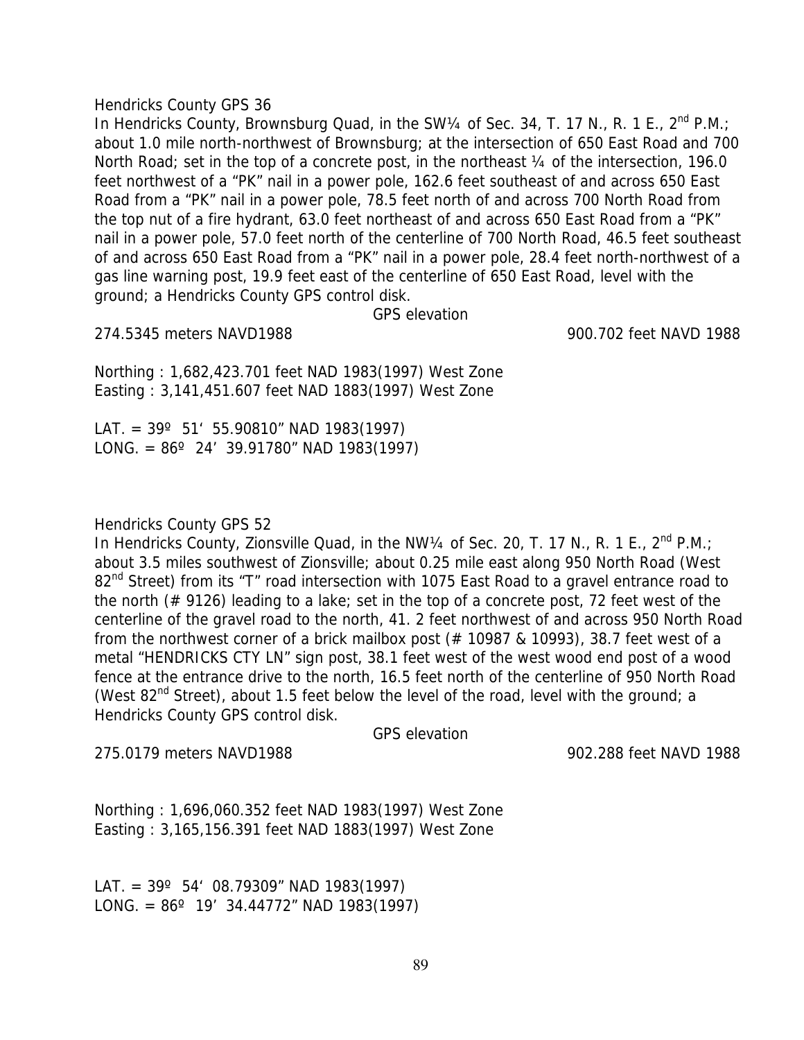Hendricks County GPS 36

In Hendricks County, Brownsburg Quad, in the SW¼ of Sec. 34, T. 17 N., R. 1 E., 2nd P.M.; about 1.0 mile north-northwest of Brownsburg; at the intersection of 650 East Road and 700 North Road; set in the top of a concrete post, in the northeast ¼ of the intersection, 196.0 feet northwest of a "PK" nail in a power pole, 162.6 feet southeast of and across 650 East Road from a "PK" nail in a power pole, 78.5 feet north of and across 700 North Road from the top nut of a fire hydrant, 63.0 feet northeast of and across 650 East Road from a "PK" nail in a power pole, 57.0 feet north of the centerline of 700 North Road, 46.5 feet southeast of and across 650 East Road from a "PK" nail in a power pole, 28.4 feet north-northwest of a gas line warning post, 19.9 feet east of the centerline of 650 East Road, level with the ground; a Hendricks County GPS control disk.

GPS elevation

274.5345 meters NAVD1988 900.702 feet NAVD 1988

Northing : 1,682,423.701 feet NAD 1983(1997) West Zone
Easting : 3,141,451.607 feet NAD 1883(1997) West Zone

LAT. = 39º 51' 55.90810" NAD 1983(1997)
LONG. = 86º 24' 39.91780" NAD 1983(1997)

Hendricks County GPS 52

In Hendricks County, Zionsville Quad, in the NW¼ of Sec. 20, T. 17 N., R. 1 E., 2nd P.M.; about 3.5 miles southwest of Zionsville; about 0.25 mile east along 950 North Road (West 82nd Street) from its "T" road intersection with 1075 East Road to a gravel entrance road to the north (# 9126) leading to a lake; set in the top of a concrete post, 72 feet west of the centerline of the gravel road to the north, 41. 2 feet northwest of and across 950 North Road from the northwest corner of a brick mailbox post (# 10987 & 10993), 38.7 feet west of a metal "HENDRICKS CTY LN" sign post, 38.1 feet west of the west wood end post of a wood fence at the entrance drive to the north, 16.5 feet north of the centerline of 950 North Road (West 82nd Street), about 1.5 feet below the level of the road, level with the ground; a Hendricks County GPS control disk.

GPS elevation

275.0179 meters NAVD1988 902.288 feet NAVD 1988

Northing : 1,696,060.352 feet NAD 1983(1997) West Zone
Easting : 3,165,156.391 feet NAD 1883(1997) West Zone

LAT. = 39º 54' 08.79309" NAD 1983(1997)
LONG. = 86º 19' 34.44772" NAD 1983(1997)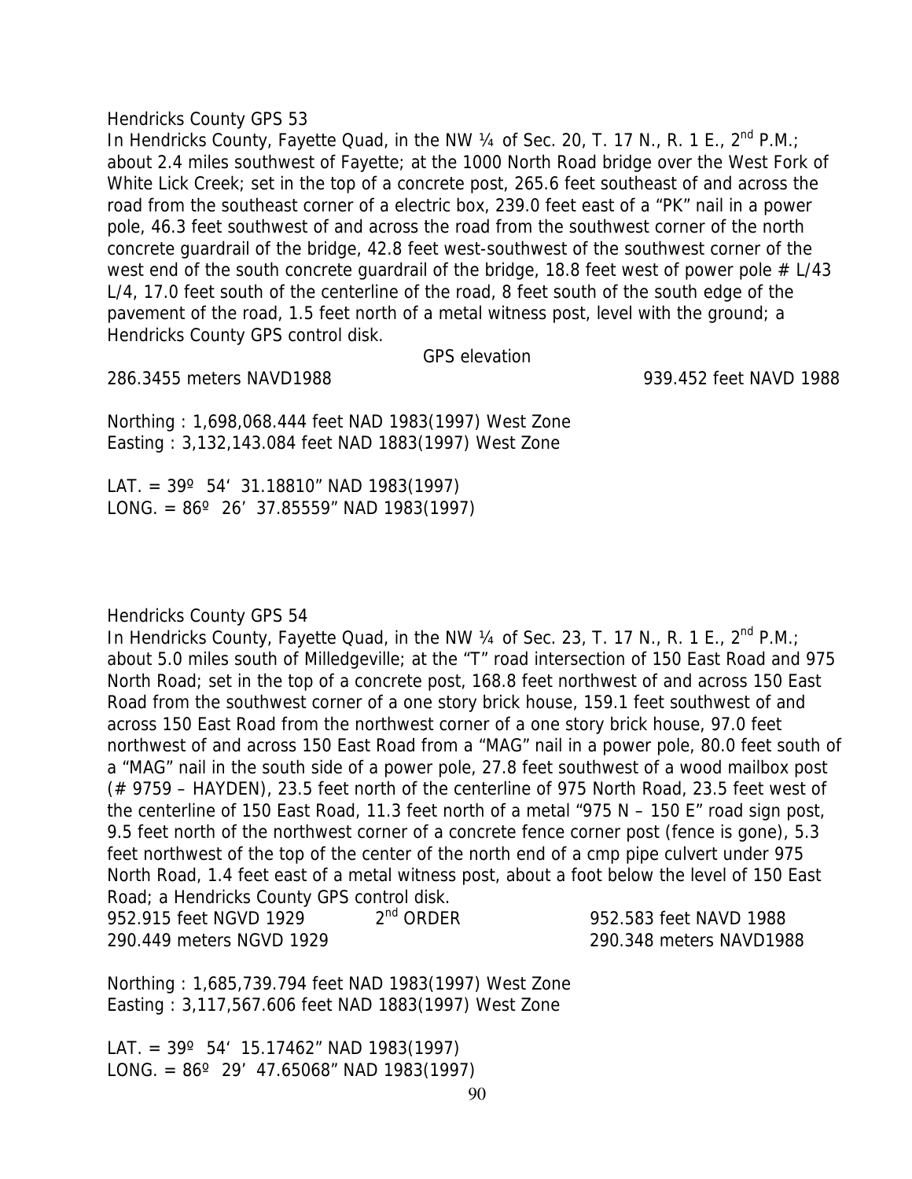Hendricks County GPS 53

In Hendricks County, Fayette Quad, in the NW ¼ of Sec. 20, T. 17 N., R. 1 E., 2nd P.M.; about 2.4 miles southwest of Fayette; at the 1000 North Road bridge over the West Fork of White Lick Creek; set in the top of a concrete post, 265.6 feet southeast of and across the road from the southeast corner of a electric box, 239.0 feet east of a "PK" nail in a power pole, 46.3 feet southwest of and across the road from the southwest corner of the north concrete guardrail of the bridge, 42.8 feet west-southwest of the southwest corner of the west end of the south concrete guardrail of the bridge, 18.8 feet west of power pole # L/43 L/4, 17.0 feet south of the centerline of the road, 8 feet south of the south edge of the pavement of the road, 1.5 feet north of a metal witness post, level with the ground; a Hendricks County GPS control disk.

GPS elevation

286.3455 meters NAVD1988 939.452 feet NAVD 1988

Northing : 1,698,068.444 feet NAD 1983(1997) West Zone
Easting : 3,132,143.084 feet NAD 1883(1997) West Zone

LAT. = 39º 54' 31.18810" NAD 1983(1997)
LONG. = 86º 26' 37.85559" NAD 1983(1997)

Hendricks County GPS 54

In Hendricks County, Fayette Quad, in the NW ¼ of Sec. 23, T. 17 N., R. 1 E., 2nd P.M.; about 5.0 miles south of Milledgeville; at the "T" road intersection of 150 East Road and 975 North Road; set in the top of a concrete post, 168.8 feet northwest of and across 150 East Road from the southwest corner of a one story brick house, 159.1 feet southwest of and across 150 East Road from the northwest corner of a one story brick house, 97.0 feet northwest of and across 150 East Road from a "MAG" nail in a power pole, 80.0 feet south of a "MAG" nail in the south side of a power pole, 27.8 feet southwest of a wood mailbox post (# 9759 – HAYDEN), 23.5 feet north of the centerline of 975 North Road, 23.5 feet west of the centerline of 150 East Road, 11.3 feet north of a metal "975 N – 150 E" road sign post, 9.5 feet north of the northwest corner of a concrete fence corner post (fence is gone), 5.3 feet northwest of the top of the center of the north end of a cmp pipe culvert under 975 North Road, 1.4 feet east of a metal witness post, about a foot below the level of 150 East Road; a Hendricks County GPS control disk.

952.915 feet NGVD 1929 2nd ORDER 952.583 feet NAVD 1988
290.449 meters NGVD 1929 290.348 meters NAVD1988

Northing : 1,685,739.794 feet NAD 1983(1997) West Zone
Easting : 3,117,567.606 feet NAD 1883(1997) West Zone

LAT. = 39º 54' 15.17462" NAD 1983(1997)
LONG. = 86º 29' 47.65068" NAD 1983(1997)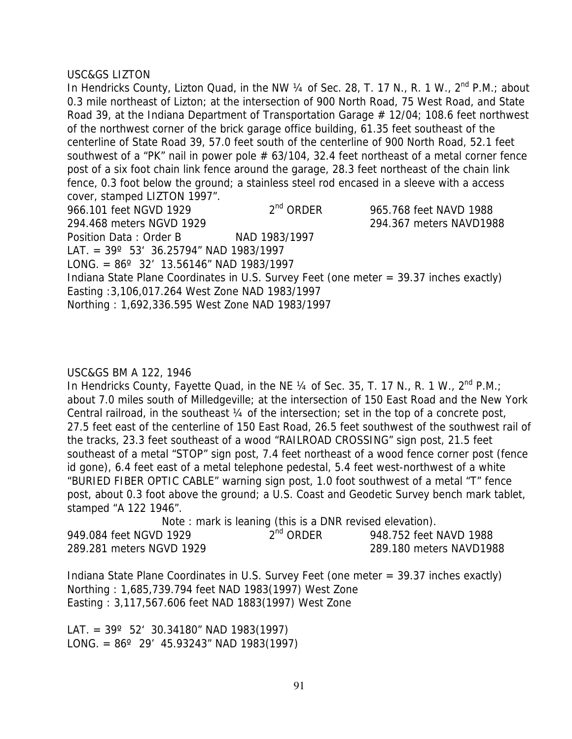USC&GS LIZTON

In Hendricks County, Lizton Quad, in the NW ¼ of Sec. 28, T. 17 N., R. 1 W., 2nd P.M.; about 0.3 mile northeast of Lizton; at the intersection of 900 North Road, 75 West Road, and State Road 39, at the Indiana Department of Transportation Garage # 12/04; 108.6 feet northwest of the northwest corner of the brick garage office building, 61.35 feet southeast of the centerline of State Road 39, 57.0 feet south of the centerline of 900 North Road, 52.1 feet southwest of a "PK" nail in power pole # 63/104, 32.4 feet northeast of a metal corner fence post of a six foot chain link fence around the garage, 28.3 feet northeast of the chain link fence, 0.3 foot below the ground; a stainless steel rod encased in a sleeve with a access cover, stamped LIZTON 1997".

| | | |
|---|---|---|
| 966.101 feet NGVD 1929 | 2nd ORDER | 965.768 feet NAVD 1988 |
| 294.468 meters NGVD 1929 | | 294.367 meters NAVD1988 |

Position Data : Order B NAD 1983/1997
LAT. = 39º 53' 36.25794" NAD 1983/1997
LONG. = 86º 32' 13.56146" NAD 1983/1997
Indiana State Plane Coordinates in U.S. Survey Feet (one meter = 39.37 inches exactly)
Easting :3,106,017.264 West Zone NAD 1983/1997
Northing : 1,692,336.595 West Zone NAD 1983/1997

USC&GS BM A 122, 1946

In Hendricks County, Fayette Quad, in the NE ¼ of Sec. 35, T. 17 N., R. 1 W., 2nd P.M.; about 7.0 miles south of Milledgeville; at the intersection of 150 East Road and the New York Central railroad, in the southeast ¼ of the intersection; set in the top of a concrete post, 27.5 feet east of the centerline of 150 East Road, 26.5 feet southwest of the southwest rail of the tracks, 23.3 feet southeast of a wood "RAILROAD CROSSING" sign post, 21.5 feet southeast of a metal "STOP" sign post, 7.4 feet northeast of a wood fence corner post (fence id gone), 6.4 feet east of a metal telephone pedestal, 5.4 feet west-northwest of a white "BURIED FIBER OPTIC CABLE" warning sign post, 1.0 foot southwest of a metal "T" fence post, about 0.3 foot above the ground; a U.S. Coast and Geodetic Survey bench mark tablet, stamped "A 122 1946".

Note : mark is leaning (this is a DNR revised elevation).

| | | |
|---|---|---|
| 949.084 feet NGVD 1929 | 2nd ORDER | 948.752 feet NAVD 1988 |
| 289.281 meters NGVD 1929 | | 289.180 meters NAVD1988 |

Indiana State Plane Coordinates in U.S. Survey Feet (one meter = 39.37 inches exactly)
Northing : 1,685,739.794 feet NAD 1983(1997) West Zone
Easting : 3,117,567.606 feet NAD 1883(1997) West Zone

LAT. = 39º 52' 30.34180" NAD 1983(1997)
LONG. = 86º 29' 45.93243" NAD 1983(1997)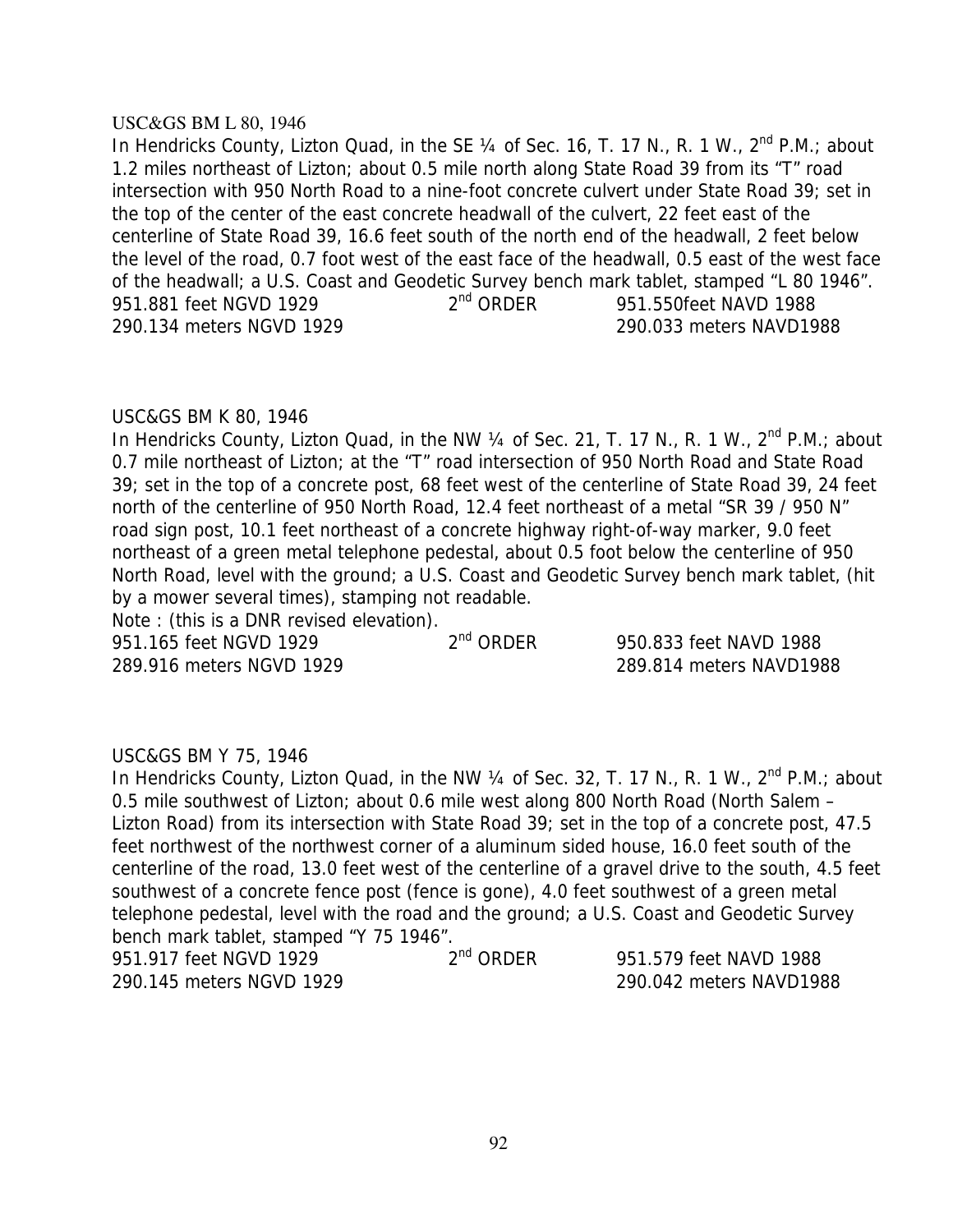USC&GS BM L 80, 1946

In Hendricks County, Lizton Quad, in the SE ¼ of Sec. 16, T. 17 N., R. 1 W., 2nd P.M.; about 1.2 miles northeast of Lizton; about 0.5 mile north along State Road 39 from its "T" road intersection with 950 North Road to a nine-foot concrete culvert under State Road 39; set in the top of the center of the east concrete headwall of the culvert, 22 feet east of the centerline of State Road 39, 16.6 feet south of the north end of the headwall, 2 feet below the level of the road, 0.7 foot west of the east face of the headwall, 0.5 east of the west face of the headwall; a U.S. Coast and Geodetic Survey bench mark tablet, stamped "L 80 1946".

| | | |
|---|---|---|
| 951.881 feet NGVD 1929 | 2nd ORDER | 951.550feet NAVD 1988 |
| 290.134 meters NGVD 1929 | | 290.033 meters NAVD1988 |

USC&GS BM K 80, 1946

In Hendricks County, Lizton Quad, in the NW ¼ of Sec. 21, T. 17 N., R. 1 W., 2nd P.M.; about 0.7 mile northeast of Lizton; at the "T" road intersection of 950 North Road and State Road 39; set in the top of a concrete post, 68 feet west of the centerline of State Road 39, 24 feet north of the centerline of 950 North Road, 12.4 feet northeast of a metal "SR 39 / 950 N" road sign post, 10.1 feet northeast of a concrete highway right-of-way marker, 9.0 feet northeast of a green metal telephone pedestal, about 0.5 foot below the centerline of 950 North Road, level with the ground; a U.S. Coast and Geodetic Survey bench mark tablet, (hit by a mower several times), stamping not readable.

Note : (this is a DNR revised elevation).

| | | |
|---|---|---|
| 951.165 feet NGVD 1929 | 2nd ORDER | 950.833 feet NAVD 1988 |
| 289.916 meters NGVD 1929 | | 289.814 meters NAVD1988 |

USC&GS BM Y 75, 1946

In Hendricks County, Lizton Quad, in the NW ¼ of Sec. 32, T. 17 N., R. 1 W., 2nd P.M.; about 0.5 mile southwest of Lizton; about 0.6 mile west along 800 North Road (North Salem – Lizton Road) from its intersection with State Road 39; set in the top of a concrete post, 47.5 feet northwest of the northwest corner of a aluminum sided house, 16.0 feet south of the centerline of the road, 13.0 feet west of the centerline of a gravel drive to the south, 4.5 feet southwest of a concrete fence post (fence is gone), 4.0 feet southwest of a green metal telephone pedestal, level with the road and the ground; a U.S. Coast and Geodetic Survey bench mark tablet, stamped "Y 75 1946".

| | | |
|---|---|---|
| 951.917 feet NGVD 1929 | 2nd ORDER | 951.579 feet NAVD 1988 |
| 290.145 meters NGVD 1929 | | 290.042 meters NAVD1988 |